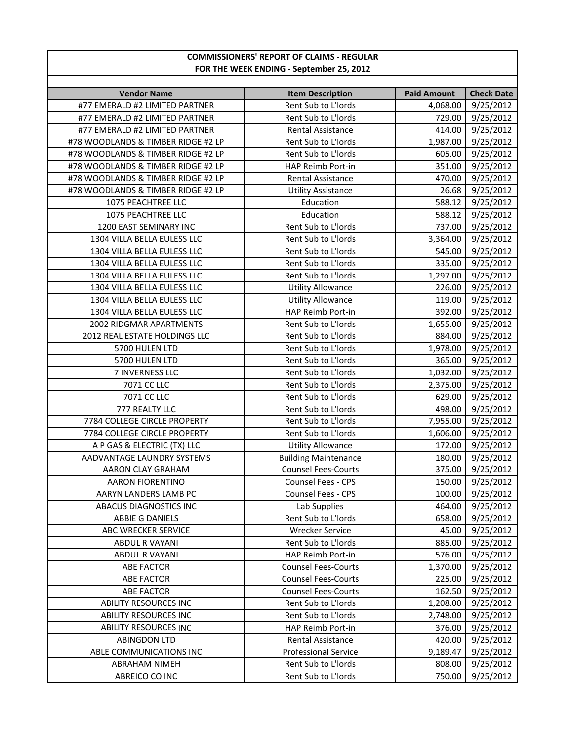## COMMISSIONERS' REPORT OF CLAIMS - REGULAR

## FOR THE WEEK ENDING - September 25, 2012

| Vendor Name | Item Description | Paid Amount | Check Date |
|---|---|---|---|
| #77 EMERALD #2 LIMITED PARTNER | Rent Sub to L'lords | 4,068.00 | 9/25/2012 |
| #77 EMERALD #2 LIMITED PARTNER | Rent Sub to L'lords | 729.00 | 9/25/2012 |
| #77 EMERALD #2 LIMITED PARTNER | Rental Assistance | 414.00 | 9/25/2012 |
| #78 WOODLANDS & TIMBER RIDGE #2 LP | Rent Sub to L'lords | 1,987.00 | 9/25/2012 |
| #78 WOODLANDS & TIMBER RIDGE #2 LP | Rent Sub to L'lords | 605.00 | 9/25/2012 |
| #78 WOODLANDS & TIMBER RIDGE #2 LP | HAP Reimb Port-in | 351.00 | 9/25/2012 |
| #78 WOODLANDS & TIMBER RIDGE #2 LP | Rental Assistance | 470.00 | 9/25/2012 |
| #78 WOODLANDS & TIMBER RIDGE #2 LP | Utility Assistance | 26.68 | 9/25/2012 |
| 1075 PEACHTREE LLC | Education | 588.12 | 9/25/2012 |
| 1075 PEACHTREE LLC | Education | 588.12 | 9/25/2012 |
| 1200 EAST SEMINARY INC | Rent Sub to L'lords | 737.00 | 9/25/2012 |
| 1304 VILLA BELLA EULESS LLC | Rent Sub to L'lords | 3,364.00 | 9/25/2012 |
| 1304 VILLA BELLA EULESS LLC | Rent Sub to L'lords | 545.00 | 9/25/2012 |
| 1304 VILLA BELLA EULESS LLC | Rent Sub to L'lords | 335.00 | 9/25/2012 |
| 1304 VILLA BELLA EULESS LLC | Rent Sub to L'lords | 1,297.00 | 9/25/2012 |
| 1304 VILLA BELLA EULESS LLC | Utility Allowance | 226.00 | 9/25/2012 |
| 1304 VILLA BELLA EULESS LLC | Utility Allowance | 119.00 | 9/25/2012 |
| 1304 VILLA BELLA EULESS LLC | HAP Reimb Port-in | 392.00 | 9/25/2012 |
| 2002 RIDGMAR APARTMENTS | Rent Sub to L'lords | 1,655.00 | 9/25/2012 |
| 2012 REAL ESTATE HOLDINGS LLC | Rent Sub to L'lords | 884.00 | 9/25/2012 |
| 5700 HULEN LTD | Rent Sub to L'lords | 1,978.00 | 9/25/2012 |
| 5700 HULEN LTD | Rent Sub to L'lords | 365.00 | 9/25/2012 |
| 7 INVERNESS LLC | Rent Sub to L'lords | 1,032.00 | 9/25/2012 |
| 7071 CC LLC | Rent Sub to L'lords | 2,375.00 | 9/25/2012 |
| 7071 CC LLC | Rent Sub to L'lords | 629.00 | 9/25/2012 |
| 777 REALTY LLC | Rent Sub to L'lords | 498.00 | 9/25/2012 |
| 7784 COLLEGE CIRCLE PROPERTY | Rent Sub to L'lords | 7,955.00 | 9/25/2012 |
| 7784 COLLEGE CIRCLE PROPERTY | Rent Sub to L'lords | 1,606.00 | 9/25/2012 |
| A P GAS & ELECTRIC (TX) LLC | Utility Allowance | 172.00 | 9/25/2012 |
| AADVANTAGE LAUNDRY SYSTEMS | Building Maintenance | 180.00 | 9/25/2012 |
| AARON CLAY GRAHAM | Counsel Fees-Courts | 375.00 | 9/25/2012 |
| AARON FIORENTINO | Counsel Fees - CPS | 150.00 | 9/25/2012 |
| AARYN LANDERS LAMB PC | Counsel Fees - CPS | 100.00 | 9/25/2012 |
| ABACUS DIAGNOSTICS INC | Lab Supplies | 464.00 | 9/25/2012 |
| ABBIE G DANIELS | Rent Sub to L'lords | 658.00 | 9/25/2012 |
| ABC WRECKER SERVICE | Wrecker Service | 45.00 | 9/25/2012 |
| ABDUL R VAYANI | Rent Sub to L'lords | 885.00 | 9/25/2012 |
| ABDUL R VAYANI | HAP Reimb Port-in | 576.00 | 9/25/2012 |
| ABE FACTOR | Counsel Fees-Courts | 1,370.00 | 9/25/2012 |
| ABE FACTOR | Counsel Fees-Courts | 225.00 | 9/25/2012 |
| ABE FACTOR | Counsel Fees-Courts | 162.50 | 9/25/2012 |
| ABILITY RESOURCES INC | Rent Sub to L'lords | 1,208.00 | 9/25/2012 |
| ABILITY RESOURCES INC | Rent Sub to L'lords | 2,748.00 | 9/25/2012 |
| ABILITY RESOURCES INC | HAP Reimb Port-in | 376.00 | 9/25/2012 |
| ABINGDON LTD | Rental Assistance | 420.00 | 9/25/2012 |
| ABLE COMMUNICATIONS INC | Professional Service | 9,189.47 | 9/25/2012 |
| ABRAHAM NIMEH | Rent Sub to L'lords | 808.00 | 9/25/2012 |
| ABREICO CO INC | Rent Sub to L'lords | 750.00 | 9/25/2012 |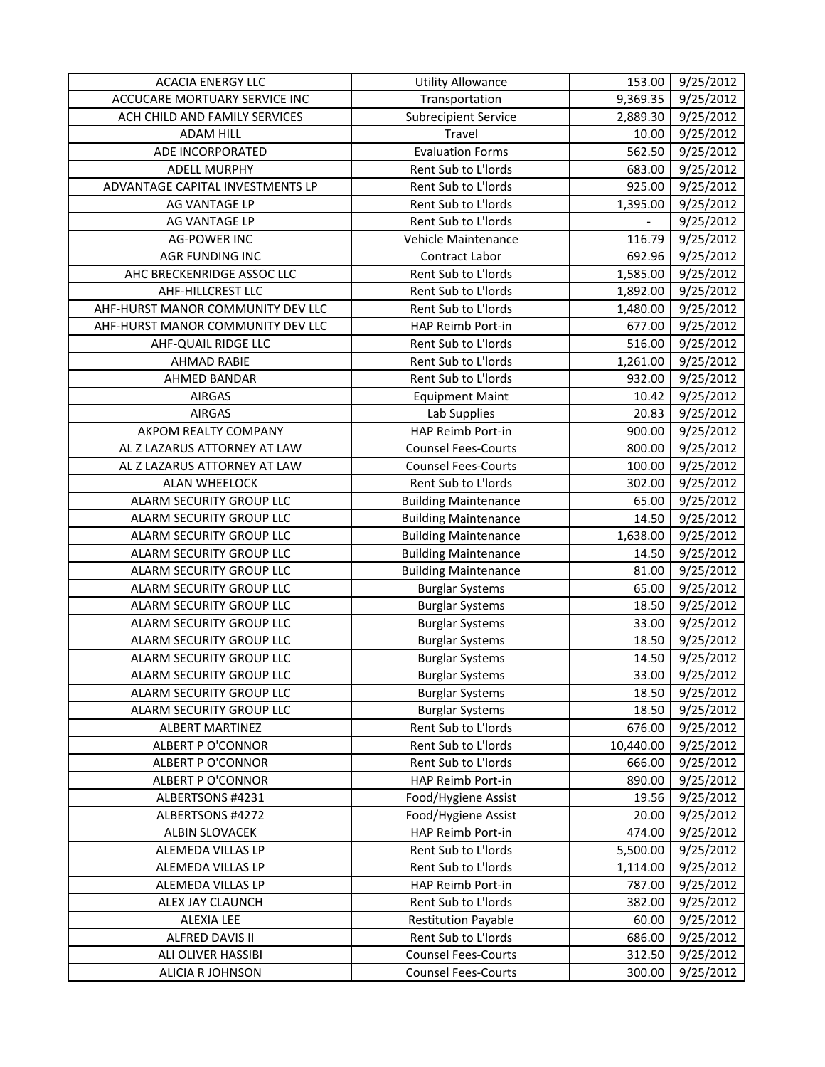| ACACIA ENERGY LLC | Utility Allowance | 153.00 | 9/25/2012 |
|---|---|---|---|
| ACCUCARE MORTUARY SERVICE INC | Transportation | 9,369.35 | 9/25/2012 |
| ACH CHILD AND FAMILY SERVICES | Subrecipient Service | 2,889.30 | 9/25/2012 |
| ADAM HILL | Travel | 10.00 | 9/25/2012 |
| ADE INCORPORATED | Evaluation Forms | 562.50 | 9/25/2012 |
| ADELL MURPHY | Rent Sub to L'lords | 683.00 | 9/25/2012 |
| ADVANTAGE CAPITAL INVESTMENTS LP | Rent Sub to L'lords | 925.00 | 9/25/2012 |
| AG VANTAGE LP | Rent Sub to L'lords | 1,395.00 | 9/25/2012 |
| AG VANTAGE LP | Rent Sub to L'lords | - | 9/25/2012 |
| AG-POWER INC | Vehicle Maintenance | 116.79 | 9/25/2012 |
| AGR FUNDING INC | Contract Labor | 692.96 | 9/25/2012 |
| AHC BRECKENRIDGE ASSOC LLC | Rent Sub to L'lords | 1,585.00 | 9/25/2012 |
| AHF-HILLCREST LLC | Rent Sub to L'lords | 1,892.00 | 9/25/2012 |
| AHF-HURST MANOR COMMUNITY DEV LLC | Rent Sub to L'lords | 1,480.00 | 9/25/2012 |
| AHF-HURST MANOR COMMUNITY DEV LLC | HAP Reimb Port-in | 677.00 | 9/25/2012 |
| AHF-QUAIL RIDGE LLC | Rent Sub to L'lords | 516.00 | 9/25/2012 |
| AHMAD RABIE | Rent Sub to L'lords | 1,261.00 | 9/25/2012 |
| AHMED BANDAR | Rent Sub to L'lords | 932.00 | 9/25/2012 |
| AIRGAS | Equipment Maint | 10.42 | 9/25/2012 |
| AIRGAS | Lab Supplies | 20.83 | 9/25/2012 |
| AKPOM REALTY COMPANY | HAP Reimb Port-in | 900.00 | 9/25/2012 |
| AL Z LAZARUS ATTORNEY AT LAW | Counsel Fees-Courts | 800.00 | 9/25/2012 |
| AL Z LAZARUS ATTORNEY AT LAW | Counsel Fees-Courts | 100.00 | 9/25/2012 |
| ALAN WHEELOCK | Rent Sub to L'lords | 302.00 | 9/25/2012 |
| ALARM SECURITY GROUP LLC | Building Maintenance | 65.00 | 9/25/2012 |
| ALARM SECURITY GROUP LLC | Building Maintenance | 14.50 | 9/25/2012 |
| ALARM SECURITY GROUP LLC | Building Maintenance | 1,638.00 | 9/25/2012 |
| ALARM SECURITY GROUP LLC | Building Maintenance | 14.50 | 9/25/2012 |
| ALARM SECURITY GROUP LLC | Building Maintenance | 81.00 | 9/25/2012 |
| ALARM SECURITY GROUP LLC | Burglar Systems | 65.00 | 9/25/2012 |
| ALARM SECURITY GROUP LLC | Burglar Systems | 18.50 | 9/25/2012 |
| ALARM SECURITY GROUP LLC | Burglar Systems | 33.00 | 9/25/2012 |
| ALARM SECURITY GROUP LLC | Burglar Systems | 18.50 | 9/25/2012 |
| ALARM SECURITY GROUP LLC | Burglar Systems | 14.50 | 9/25/2012 |
| ALARM SECURITY GROUP LLC | Burglar Systems | 33.00 | 9/25/2012 |
| ALARM SECURITY GROUP LLC | Burglar Systems | 18.50 | 9/25/2012 |
| ALARM SECURITY GROUP LLC | Burglar Systems | 18.50 | 9/25/2012 |
| ALBERT MARTINEZ | Rent Sub to L'lords | 676.00 | 9/25/2012 |
| ALBERT P O'CONNOR | Rent Sub to L'lords | 10,440.00 | 9/25/2012 |
| ALBERT P O'CONNOR | Rent Sub to L'lords | 666.00 | 9/25/2012 |
| ALBERT P O'CONNOR | HAP Reimb Port-in | 890.00 | 9/25/2012 |
| ALBERTSONS #4231 | Food/Hygiene Assist | 19.56 | 9/25/2012 |
| ALBERTSONS #4272 | Food/Hygiene Assist | 20.00 | 9/25/2012 |
| ALBIN SLOVACEK | HAP Reimb Port-in | 474.00 | 9/25/2012 |
| ALEMEDA VILLAS LP | Rent Sub to L'lords | 5,500.00 | 9/25/2012 |
| ALEMEDA VILLAS LP | Rent Sub to L'lords | 1,114.00 | 9/25/2012 |
| ALEMEDA VILLAS LP | HAP Reimb Port-in | 787.00 | 9/25/2012 |
| ALEX JAY CLAUNCH | Rent Sub to L'lords | 382.00 | 9/25/2012 |
| ALEXIA LEE | Restitution Payable | 60.00 | 9/25/2012 |
| ALFRED DAVIS II | Rent Sub to L'lords | 686.00 | 9/25/2012 |
| ALI OLIVER HASSIBI | Counsel Fees-Courts | 312.50 | 9/25/2012 |
| ALICIA R JOHNSON | Counsel Fees-Courts | 300.00 | 9/25/2012 |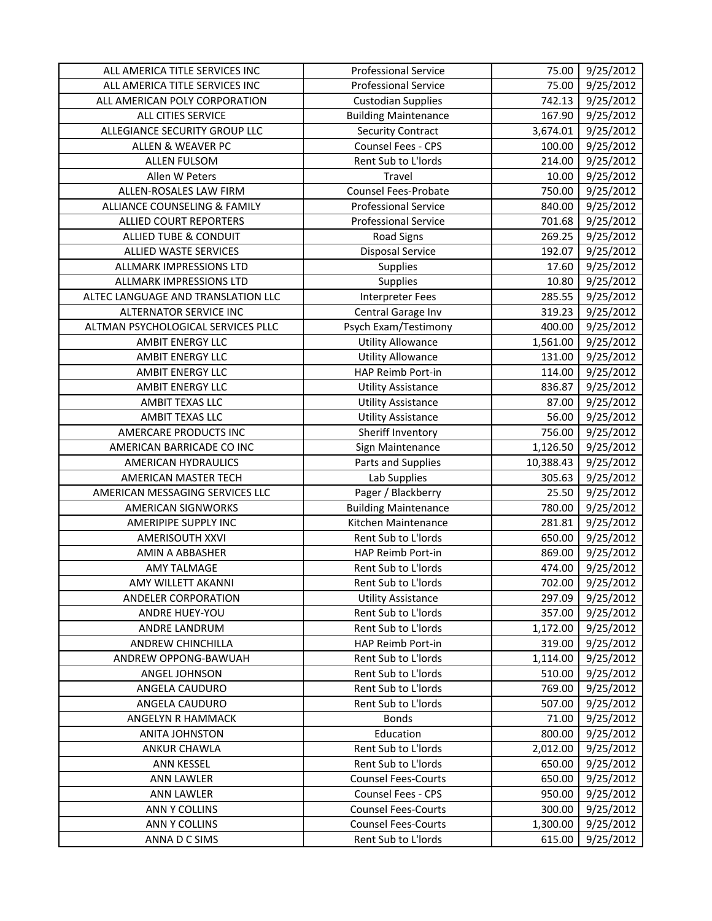| ALL AMERICA TITLE SERVICES INC | Professional Service | 75.00 | 9/25/2012 |
|---|---|---|---|
| ALL AMERICA TITLE SERVICES INC | Professional Service | 75.00 | 9/25/2012 |
| ALL AMERICAN POLY CORPORATION | Custodian Supplies | 742.13 | 9/25/2012 |
| ALL CITIES SERVICE | Building Maintenance | 167.90 | 9/25/2012 |
| ALLEGIANCE SECURITY GROUP LLC | Security Contract | 3,674.01 | 9/25/2012 |
| ALLEN & WEAVER PC | Counsel Fees - CPS | 100.00 | 9/25/2012 |
| ALLEN FULSOM | Rent Sub to L'lords | 214.00 | 9/25/2012 |
| Allen W Peters | Travel | 10.00 | 9/25/2012 |
| ALLEN-ROSALES LAW FIRM | Counsel Fees-Probate | 750.00 | 9/25/2012 |
| ALLIANCE COUNSELING & FAMILY | Professional Service | 840.00 | 9/25/2012 |
| ALLIED COURT REPORTERS | Professional Service | 701.68 | 9/25/2012 |
| ALLIED TUBE & CONDUIT | Road Signs | 269.25 | 9/25/2012 |
| ALLIED WASTE SERVICES | Disposal Service | 192.07 | 9/25/2012 |
| ALLMARK IMPRESSIONS LTD | Supplies | 17.60 | 9/25/2012 |
| ALLMARK IMPRESSIONS LTD | Supplies | 10.80 | 9/25/2012 |
| ALTEC LANGUAGE AND TRANSLATION LLC | Interpreter Fees | 285.55 | 9/25/2012 |
| ALTERNATOR SERVICE INC | Central Garage Inv | 319.23 | 9/25/2012 |
| ALTMAN PSYCHOLOGICAL SERVICES PLLC | Psych Exam/Testimony | 400.00 | 9/25/2012 |
| AMBIT ENERGY LLC | Utility Allowance | 1,561.00 | 9/25/2012 |
| AMBIT ENERGY LLC | Utility Allowance | 131.00 | 9/25/2012 |
| AMBIT ENERGY LLC | HAP Reimb Port-in | 114.00 | 9/25/2012 |
| AMBIT ENERGY LLC | Utility Assistance | 836.87 | 9/25/2012 |
| AMBIT TEXAS LLC | Utility Assistance | 87.00 | 9/25/2012 |
| AMBIT TEXAS LLC | Utility Assistance | 56.00 | 9/25/2012 |
| AMERCARE PRODUCTS INC | Sheriff Inventory | 756.00 | 9/25/2012 |
| AMERICAN BARRICADE CO INC | Sign Maintenance | 1,126.50 | 9/25/2012 |
| AMERICAN HYDRAULICS | Parts and Supplies | 10,388.43 | 9/25/2012 |
| AMERICAN MASTER TECH | Lab Supplies | 305.63 | 9/25/2012 |
| AMERICAN MESSAGING SERVICES LLC | Pager / Blackberry | 25.50 | 9/25/2012 |
| AMERICAN SIGNWORKS | Building Maintenance | 780.00 | 9/25/2012 |
| AMERIPIPE SUPPLY INC | Kitchen Maintenance | 281.81 | 9/25/2012 |
| AMERISOUTH XXVI | Rent Sub to L'lords | 650.00 | 9/25/2012 |
| AMIN A ABBASHER | HAP Reimb Port-in | 869.00 | 9/25/2012 |
| AMY TALMAGE | Rent Sub to L'lords | 474.00 | 9/25/2012 |
| AMY WILLETT AKANNI | Rent Sub to L'lords | 702.00 | 9/25/2012 |
| ANDELER CORPORATION | Utility Assistance | 297.09 | 9/25/2012 |
| ANDRE HUEY-YOU | Rent Sub to L'lords | 357.00 | 9/25/2012 |
| ANDRE LANDRUM | Rent Sub to L'lords | 1,172.00 | 9/25/2012 |
| ANDREW CHINCHILLA | HAP Reimb Port-in | 319.00 | 9/25/2012 |
| ANDREW OPPONG-BAWUAH | Rent Sub to L'lords | 1,114.00 | 9/25/2012 |
| ANGEL JOHNSON | Rent Sub to L'lords | 510.00 | 9/25/2012 |
| ANGELA CAUDURO | Rent Sub to L'lords | 769.00 | 9/25/2012 |
| ANGELA CAUDURO | Rent Sub to L'lords | 507.00 | 9/25/2012 |
| ANGELYN R HAMMACK | Bonds | 71.00 | 9/25/2012 |
| ANITA JOHNSTON | Education | 800.00 | 9/25/2012 |
| ANKUR CHAWLA | Rent Sub to L'lords | 2,012.00 | 9/25/2012 |
| ANN KESSEL | Rent Sub to L'lords | 650.00 | 9/25/2012 |
| ANN LAWLER | Counsel Fees-Courts | 650.00 | 9/25/2012 |
| ANN LAWLER | Counsel Fees - CPS | 950.00 | 9/25/2012 |
| ANN Y COLLINS | Counsel Fees-Courts | 300.00 | 9/25/2012 |
| ANN Y COLLINS | Counsel Fees-Courts | 1,300.00 | 9/25/2012 |
| ANNA D C SIMS | Rent Sub to L'lords | 615.00 | 9/25/2012 |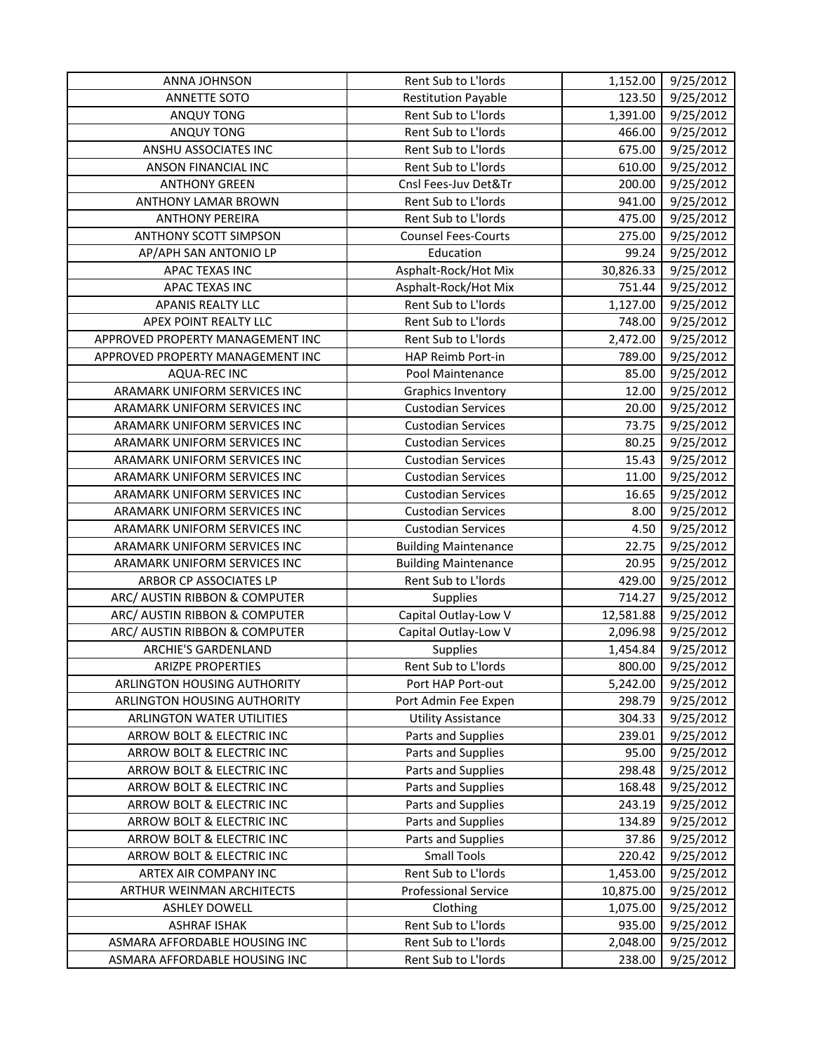| | | | |
|---|---|---|---|
| ANNA JOHNSON | Rent Sub to L'lords | 1,152.00 | 9/25/2012 |
| ANNETTE SOTO | Restitution Payable | 123.50 | 9/25/2012 |
| ANQUY TONG | Rent Sub to L'lords | 1,391.00 | 9/25/2012 |
| ANQUY TONG | Rent Sub to L'lords | 466.00 | 9/25/2012 |
| ANSHU ASSOCIATES INC | Rent Sub to L'lords | 675.00 | 9/25/2012 |
| ANSON FINANCIAL INC | Rent Sub to L'lords | 610.00 | 9/25/2012 |
| ANTHONY GREEN | Cnsl Fees-Juv Det&Tr | 200.00 | 9/25/2012 |
| ANTHONY LAMAR BROWN | Rent Sub to L'lords | 941.00 | 9/25/2012 |
| ANTHONY PEREIRA | Rent Sub to L'lords | 475.00 | 9/25/2012 |
| ANTHONY SCOTT SIMPSON | Counsel Fees-Courts | 275.00 | 9/25/2012 |
| AP/APH SAN ANTONIO LP | Education | 99.24 | 9/25/2012 |
| APAC TEXAS INC | Asphalt-Rock/Hot Mix | 30,826.33 | 9/25/2012 |
| APAC TEXAS INC | Asphalt-Rock/Hot Mix | 751.44 | 9/25/2012 |
| APANIS REALTY LLC | Rent Sub to L'lords | 1,127.00 | 9/25/2012 |
| APEX POINT REALTY LLC | Rent Sub to L'lords | 748.00 | 9/25/2012 |
| APPROVED PROPERTY MANAGEMENT INC | Rent Sub to L'lords | 2,472.00 | 9/25/2012 |
| APPROVED PROPERTY MANAGEMENT INC | HAP Reimb Port-in | 789.00 | 9/25/2012 |
| AQUA-REC INC | Pool Maintenance | 85.00 | 9/25/2012 |
| ARAMARK UNIFORM SERVICES INC | Graphics Inventory | 12.00 | 9/25/2012 |
| ARAMARK UNIFORM SERVICES INC | Custodian Services | 20.00 | 9/25/2012 |
| ARAMARK UNIFORM SERVICES INC | Custodian Services | 73.75 | 9/25/2012 |
| ARAMARK UNIFORM SERVICES INC | Custodian Services | 80.25 | 9/25/2012 |
| ARAMARK UNIFORM SERVICES INC | Custodian Services | 15.43 | 9/25/2012 |
| ARAMARK UNIFORM SERVICES INC | Custodian Services | 11.00 | 9/25/2012 |
| ARAMARK UNIFORM SERVICES INC | Custodian Services | 16.65 | 9/25/2012 |
| ARAMARK UNIFORM SERVICES INC | Custodian Services | 8.00 | 9/25/2012 |
| ARAMARK UNIFORM SERVICES INC | Custodian Services | 4.50 | 9/25/2012 |
| ARAMARK UNIFORM SERVICES INC | Building Maintenance | 22.75 | 9/25/2012 |
| ARAMARK UNIFORM SERVICES INC | Building Maintenance | 20.95 | 9/25/2012 |
| ARBOR CP ASSOCIATES LP | Rent Sub to L'lords | 429.00 | 9/25/2012 |
| ARC/ AUSTIN RIBBON & COMPUTER | Supplies | 714.27 | 9/25/2012 |
| ARC/ AUSTIN RIBBON & COMPUTER | Capital Outlay-Low V | 12,581.88 | 9/25/2012 |
| ARC/ AUSTIN RIBBON & COMPUTER | Capital Outlay-Low V | 2,096.98 | 9/25/2012 |
| ARCHIE'S GARDENLAND | Supplies | 1,454.84 | 9/25/2012 |
| ARIZPE PROPERTIES | Rent Sub to L'lords | 800.00 | 9/25/2012 |
| ARLINGTON HOUSING AUTHORITY | Port HAP Port-out | 5,242.00 | 9/25/2012 |
| ARLINGTON HOUSING AUTHORITY | Port Admin Fee Expen | 298.79 | 9/25/2012 |
| ARLINGTON WATER UTILITIES | Utility Assistance | 304.33 | 9/25/2012 |
| ARROW BOLT & ELECTRIC INC | Parts and Supplies | 239.01 | 9/25/2012 |
| ARROW BOLT & ELECTRIC INC | Parts and Supplies | 95.00 | 9/25/2012 |
| ARROW BOLT & ELECTRIC INC | Parts and Supplies | 298.48 | 9/25/2012 |
| ARROW BOLT & ELECTRIC INC | Parts and Supplies | 168.48 | 9/25/2012 |
| ARROW BOLT & ELECTRIC INC | Parts and Supplies | 243.19 | 9/25/2012 |
| ARROW BOLT & ELECTRIC INC | Parts and Supplies | 134.89 | 9/25/2012 |
| ARROW BOLT & ELECTRIC INC | Parts and Supplies | 37.86 | 9/25/2012 |
| ARROW BOLT & ELECTRIC INC | Small Tools | 220.42 | 9/25/2012 |
| ARTEX AIR COMPANY INC | Rent Sub to L'lords | 1,453.00 | 9/25/2012 |
| ARTHUR WEINMAN ARCHITECTS | Professional Service | 10,875.00 | 9/25/2012 |
| ASHLEY DOWELL | Clothing | 1,075.00 | 9/25/2012 |
| ASHRAF ISHAK | Rent Sub to L'lords | 935.00 | 9/25/2012 |
| ASMARA AFFORDABLE HOUSING INC | Rent Sub to L'lords | 2,048.00 | 9/25/2012 |
| ASMARA AFFORDABLE HOUSING INC | Rent Sub to L'lords | 238.00 | 9/25/2012 |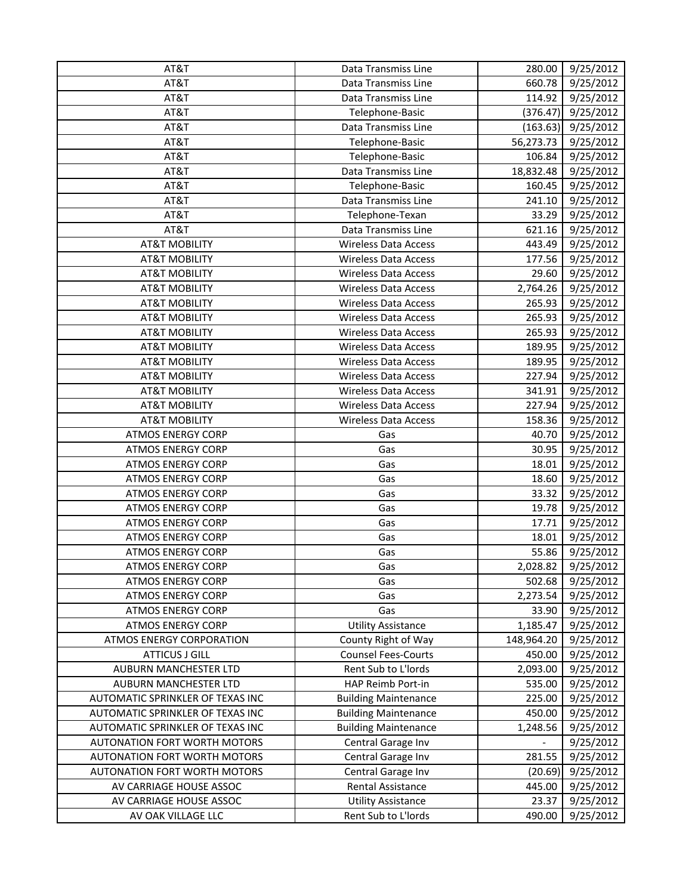| AT&T | Data Transmiss Line | 280.00 | 9/25/2012 |
|---|---|---|---|
| AT&T | Data Transmiss Line | 660.78 | 9/25/2012 |
| AT&T | Data Transmiss Line | 114.92 | 9/25/2012 |
| AT&T | Telephone-Basic | (376.47) | 9/25/2012 |
| AT&T | Data Transmiss Line | (163.63) | 9/25/2012 |
| AT&T | Telephone-Basic | 56,273.73 | 9/25/2012 |
| AT&T | Telephone-Basic | 106.84 | 9/25/2012 |
| AT&T | Data Transmiss Line | 18,832.48 | 9/25/2012 |
| AT&T | Telephone-Basic | 160.45 | 9/25/2012 |
| AT&T | Data Transmiss Line | 241.10 | 9/25/2012 |
| AT&T | Telephone-Texan | 33.29 | 9/25/2012 |
| AT&T | Data Transmiss Line | 621.16 | 9/25/2012 |
| AT&T MOBILITY | Wireless Data Access | 443.49 | 9/25/2012 |
| AT&T MOBILITY | Wireless Data Access | 177.56 | 9/25/2012 |
| AT&T MOBILITY | Wireless Data Access | 29.60 | 9/25/2012 |
| AT&T MOBILITY | Wireless Data Access | 2,764.26 | 9/25/2012 |
| AT&T MOBILITY | Wireless Data Access | 265.93 | 9/25/2012 |
| AT&T MOBILITY | Wireless Data Access | 265.93 | 9/25/2012 |
| AT&T MOBILITY | Wireless Data Access | 265.93 | 9/25/2012 |
| AT&T MOBILITY | Wireless Data Access | 189.95 | 9/25/2012 |
| AT&T MOBILITY | Wireless Data Access | 189.95 | 9/25/2012 |
| AT&T MOBILITY | Wireless Data Access | 227.94 | 9/25/2012 |
| AT&T MOBILITY | Wireless Data Access | 341.91 | 9/25/2012 |
| AT&T MOBILITY | Wireless Data Access | 227.94 | 9/25/2012 |
| AT&T MOBILITY | Wireless Data Access | 158.36 | 9/25/2012 |
| ATMOS ENERGY CORP | Gas | 40.70 | 9/25/2012 |
| ATMOS ENERGY CORP | Gas | 30.95 | 9/25/2012 |
| ATMOS ENERGY CORP | Gas | 18.01 | 9/25/2012 |
| ATMOS ENERGY CORP | Gas | 18.60 | 9/25/2012 |
| ATMOS ENERGY CORP | Gas | 33.32 | 9/25/2012 |
| ATMOS ENERGY CORP | Gas | 19.78 | 9/25/2012 |
| ATMOS ENERGY CORP | Gas | 17.71 | 9/25/2012 |
| ATMOS ENERGY CORP | Gas | 18.01 | 9/25/2012 |
| ATMOS ENERGY CORP | Gas | 55.86 | 9/25/2012 |
| ATMOS ENERGY CORP | Gas | 2,028.82 | 9/25/2012 |
| ATMOS ENERGY CORP | Gas | 502.68 | 9/25/2012 |
| ATMOS ENERGY CORP | Gas | 2,273.54 | 9/25/2012 |
| ATMOS ENERGY CORP | Gas | 33.90 | 9/25/2012 |
| ATMOS ENERGY CORP | Utility Assistance | 1,185.47 | 9/25/2012 |
| ATMOS ENERGY CORPORATION | County Right of Way | 148,964.20 | 9/25/2012 |
| ATTICUS J GILL | Counsel Fees-Courts | 450.00 | 9/25/2012 |
| AUBURN MANCHESTER LTD | Rent Sub to L'lords | 2,093.00 | 9/25/2012 |
| AUBURN MANCHESTER LTD | HAP Reimb Port-in | 535.00 | 9/25/2012 |
| AUTOMATIC SPRINKLER OF TEXAS INC | Building Maintenance | 225.00 | 9/25/2012 |
| AUTOMATIC SPRINKLER OF TEXAS INC | Building Maintenance | 450.00 | 9/25/2012 |
| AUTOMATIC SPRINKLER OF TEXAS INC | Building Maintenance | 1,248.56 | 9/25/2012 |
| AUTONATION FORT WORTH MOTORS | Central Garage Inv | - | 9/25/2012 |
| AUTONATION FORT WORTH MOTORS | Central Garage Inv | 281.55 | 9/25/2012 |
| AUTONATION FORT WORTH MOTORS | Central Garage Inv | (20.69) | 9/25/2012 |
| AV CARRIAGE HOUSE ASSOC | Rental Assistance | 445.00 | 9/25/2012 |
| AV CARRIAGE HOUSE ASSOC | Utility Assistance | 23.37 | 9/25/2012 |
| AV OAK VILLAGE LLC | Rent Sub to L'lords | 490.00 | 9/25/2012 |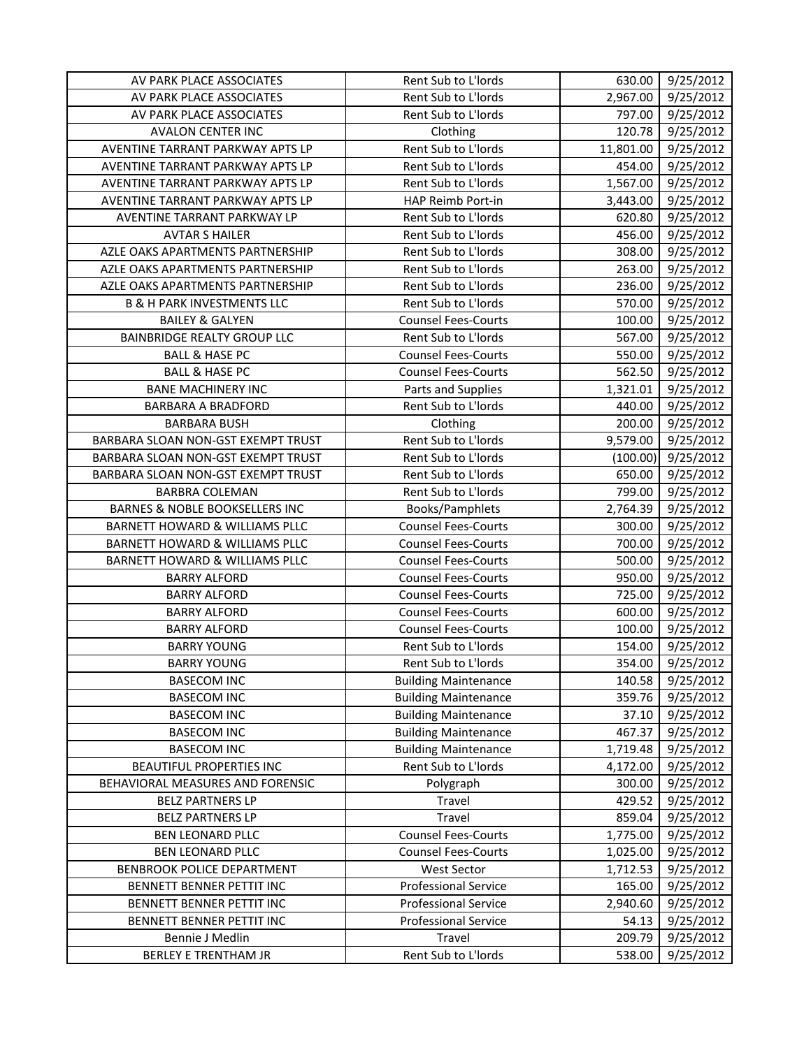| AV PARK PLACE ASSOCIATES | Rent Sub to L'lords | 630.00 | 9/25/2012 |
|---|---|---|---|
| AV PARK PLACE ASSOCIATES | Rent Sub to L'lords | 2,967.00 | 9/25/2012 |
| AV PARK PLACE ASSOCIATES | Rent Sub to L'lords | 797.00 | 9/25/2012 |
| AVALON CENTER INC | Clothing | 120.78 | 9/25/2012 |
| AVENTINE TARRANT PARKWAY APTS LP | Rent Sub to L'lords | 11,801.00 | 9/25/2012 |
| AVENTINE TARRANT PARKWAY APTS LP | Rent Sub to L'lords | 454.00 | 9/25/2012 |
| AVENTINE TARRANT PARKWAY APTS LP | Rent Sub to L'lords | 1,567.00 | 9/25/2012 |
| AVENTINE TARRANT PARKWAY APTS LP | HAP Reimb Port-in | 3,443.00 | 9/25/2012 |
| AVENTINE TARRANT PARKWAY LP | Rent Sub to L'lords | 620.80 | 9/25/2012 |
| AVTAR S HAILER | Rent Sub to L'lords | 456.00 | 9/25/2012 |
| AZLE OAKS APARTMENTS PARTNERSHIP | Rent Sub to L'lords | 308.00 | 9/25/2012 |
| AZLE OAKS APARTMENTS PARTNERSHIP | Rent Sub to L'lords | 263.00 | 9/25/2012 |
| AZLE OAKS APARTMENTS PARTNERSHIP | Rent Sub to L'lords | 236.00 | 9/25/2012 |
| B & H PARK INVESTMENTS LLC | Rent Sub to L'lords | 570.00 | 9/25/2012 |
| BAILEY & GALYEN | Counsel Fees-Courts | 100.00 | 9/25/2012 |
| BAINBRIDGE REALTY GROUP LLC | Rent Sub to L'lords | 567.00 | 9/25/2012 |
| BALL & HASE PC | Counsel Fees-Courts | 550.00 | 9/25/2012 |
| BALL & HASE PC | Counsel Fees-Courts | 562.50 | 9/25/2012 |
| BANE MACHINERY INC | Parts and Supplies | 1,321.01 | 9/25/2012 |
| BARBARA A BRADFORD | Rent Sub to L'lords | 440.00 | 9/25/2012 |
| BARBARA BUSH | Clothing | 200.00 | 9/25/2012 |
| BARBARA SLOAN NON-GST EXEMPT TRUST | Rent Sub to L'lords | 9,579.00 | 9/25/2012 |
| BARBARA SLOAN NON-GST EXEMPT TRUST | Rent Sub to L'lords | (100.00) | 9/25/2012 |
| BARBARA SLOAN NON-GST EXEMPT TRUST | Rent Sub to L'lords | 650.00 | 9/25/2012 |
| BARBRA COLEMAN | Rent Sub to L'lords | 799.00 | 9/25/2012 |
| BARNES & NOBLE BOOKSELLERS INC | Books/Pamphlets | 2,764.39 | 9/25/2012 |
| BARNETT HOWARD & WILLIAMS PLLC | Counsel Fees-Courts | 300.00 | 9/25/2012 |
| BARNETT HOWARD & WILLIAMS PLLC | Counsel Fees-Courts | 700.00 | 9/25/2012 |
| BARNETT HOWARD & WILLIAMS PLLC | Counsel Fees-Courts | 500.00 | 9/25/2012 |
| BARRY ALFORD | Counsel Fees-Courts | 950.00 | 9/25/2012 |
| BARRY ALFORD | Counsel Fees-Courts | 725.00 | 9/25/2012 |
| BARRY ALFORD | Counsel Fees-Courts | 600.00 | 9/25/2012 |
| BARRY ALFORD | Counsel Fees-Courts | 100.00 | 9/25/2012 |
| BARRY YOUNG | Rent Sub to L'lords | 154.00 | 9/25/2012 |
| BARRY YOUNG | Rent Sub to L'lords | 354.00 | 9/25/2012 |
| BASECOM INC | Building Maintenance | 140.58 | 9/25/2012 |
| BASECOM INC | Building Maintenance | 359.76 | 9/25/2012 |
| BASECOM INC | Building Maintenance | 37.10 | 9/25/2012 |
| BASECOM INC | Building Maintenance | 467.37 | 9/25/2012 |
| BASECOM INC | Building Maintenance | 1,719.48 | 9/25/2012 |
| BEAUTIFUL PROPERTIES INC | Rent Sub to L'lords | 4,172.00 | 9/25/2012 |
| BEHAVIORAL MEASURES AND FORENSIC | Polygraph | 300.00 | 9/25/2012 |
| BELZ PARTNERS LP | Travel | 429.52 | 9/25/2012 |
| BELZ PARTNERS LP | Travel | 859.04 | 9/25/2012 |
| BEN LEONARD PLLC | Counsel Fees-Courts | 1,775.00 | 9/25/2012 |
| BEN LEONARD PLLC | Counsel Fees-Courts | 1,025.00 | 9/25/2012 |
| BENBROOK POLICE DEPARTMENT | West Sector | 1,712.53 | 9/25/2012 |
| BENNETT BENNER PETTIT INC | Professional Service | 165.00 | 9/25/2012 |
| BENNETT BENNER PETTIT INC | Professional Service | 2,940.60 | 9/25/2012 |
| BENNETT BENNER PETTIT INC | Professional Service | 54.13 | 9/25/2012 |
| Bennie J Medlin | Travel | 209.79 | 9/25/2012 |
| BERLEY E TRENTHAM JR | Rent Sub to L'lords | 538.00 | 9/25/2012 |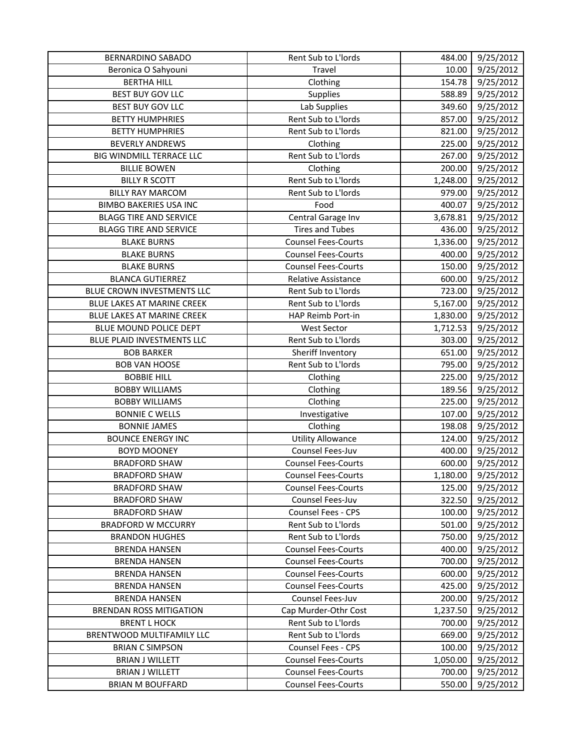| BERNARDINO SABADO | Rent Sub to L'lords | 484.00 | 9/25/2012 |
|---|---|---|---|
| Beronica O Sahyouni | Travel | 10.00 | 9/25/2012 |
| BERTHA HILL | Clothing | 154.78 | 9/25/2012 |
| BEST BUY GOV LLC | Supplies | 588.89 | 9/25/2012 |
| BEST BUY GOV LLC | Lab Supplies | 349.60 | 9/25/2012 |
| BETTY HUMPHRIES | Rent Sub to L'lords | 857.00 | 9/25/2012 |
| BETTY HUMPHRIES | Rent Sub to L'lords | 821.00 | 9/25/2012 |
| BEVERLY ANDREWS | Clothing | 225.00 | 9/25/2012 |
| BIG WINDMILL TERRACE LLC | Rent Sub to L'lords | 267.00 | 9/25/2012 |
| BILLIE BOWEN | Clothing | 200.00 | 9/25/2012 |
| BILLY R SCOTT | Rent Sub to L'lords | 1,248.00 | 9/25/2012 |
| BILLY RAY MARCOM | Rent Sub to L'lords | 979.00 | 9/25/2012 |
| BIMBO BAKERIES USA INC | Food | 400.07 | 9/25/2012 |
| BLAGG TIRE AND SERVICE | Central Garage Inv | 3,678.81 | 9/25/2012 |
| BLAGG TIRE AND SERVICE | Tires and Tubes | 436.00 | 9/25/2012 |
| BLAKE BURNS | Counsel Fees-Courts | 1,336.00 | 9/25/2012 |
| BLAKE BURNS | Counsel Fees-Courts | 400.00 | 9/25/2012 |
| BLAKE BURNS | Counsel Fees-Courts | 150.00 | 9/25/2012 |
| BLANCA GUTIERREZ | Relative Assistance | 600.00 | 9/25/2012 |
| BLUE CROWN INVESTMENTS LLC | Rent Sub to L'lords | 723.00 | 9/25/2012 |
| BLUE LAKES AT MARINE CREEK | Rent Sub to L'lords | 5,167.00 | 9/25/2012 |
| BLUE LAKES AT MARINE CREEK | HAP Reimb Port-in | 1,830.00 | 9/25/2012 |
| BLUE MOUND POLICE DEPT | West Sector | 1,712.53 | 9/25/2012 |
| BLUE PLAID INVESTMENTS LLC | Rent Sub to L'lords | 303.00 | 9/25/2012 |
| BOB BARKER | Sheriff Inventory | 651.00 | 9/25/2012 |
| BOB VAN HOOSE | Rent Sub to L'lords | 795.00 | 9/25/2012 |
| BOBBIE HILL | Clothing | 225.00 | 9/25/2012 |
| BOBBY WILLIAMS | Clothing | 189.56 | 9/25/2012 |
| BOBBY WILLIAMS | Clothing | 225.00 | 9/25/2012 |
| BONNIE C WELLS | Investigative | 107.00 | 9/25/2012 |
| BONNIE JAMES | Clothing | 198.08 | 9/25/2012 |
| BOUNCE ENERGY INC | Utility Allowance | 124.00 | 9/25/2012 |
| BOYD MOONEY | Counsel Fees-Juv | 400.00 | 9/25/2012 |
| BRADFORD SHAW | Counsel Fees-Courts | 600.00 | 9/25/2012 |
| BRADFORD SHAW | Counsel Fees-Courts | 1,180.00 | 9/25/2012 |
| BRADFORD SHAW | Counsel Fees-Courts | 125.00 | 9/25/2012 |
| BRADFORD SHAW | Counsel Fees-Juv | 322.50 | 9/25/2012 |
| BRADFORD SHAW | Counsel Fees - CPS | 100.00 | 9/25/2012 |
| BRADFORD W MCCURRY | Rent Sub to L'lords | 501.00 | 9/25/2012 |
| BRANDON HUGHES | Rent Sub to L'lords | 750.00 | 9/25/2012 |
| BRENDA HANSEN | Counsel Fees-Courts | 400.00 | 9/25/2012 |
| BRENDA HANSEN | Counsel Fees-Courts | 700.00 | 9/25/2012 |
| BRENDA HANSEN | Counsel Fees-Courts | 600.00 | 9/25/2012 |
| BRENDA HANSEN | Counsel Fees-Courts | 425.00 | 9/25/2012 |
| BRENDA HANSEN | Counsel Fees-Juv | 200.00 | 9/25/2012 |
| BRENDAN ROSS MITIGATION | Cap Murder-Othr Cost | 1,237.50 | 9/25/2012 |
| BRENT L HOCK | Rent Sub to L'lords | 700.00 | 9/25/2012 |
| BRENTWOOD MULTIFAMILY LLC | Rent Sub to L'lords | 669.00 | 9/25/2012 |
| BRIAN C SIMPSON | Counsel Fees - CPS | 100.00 | 9/25/2012 |
| BRIAN J WILLETT | Counsel Fees-Courts | 1,050.00 | 9/25/2012 |
| BRIAN J WILLETT | Counsel Fees-Courts | 700.00 | 9/25/2012 |
| BRIAN M BOUFFARD | Counsel Fees-Courts | 550.00 | 9/25/2012 |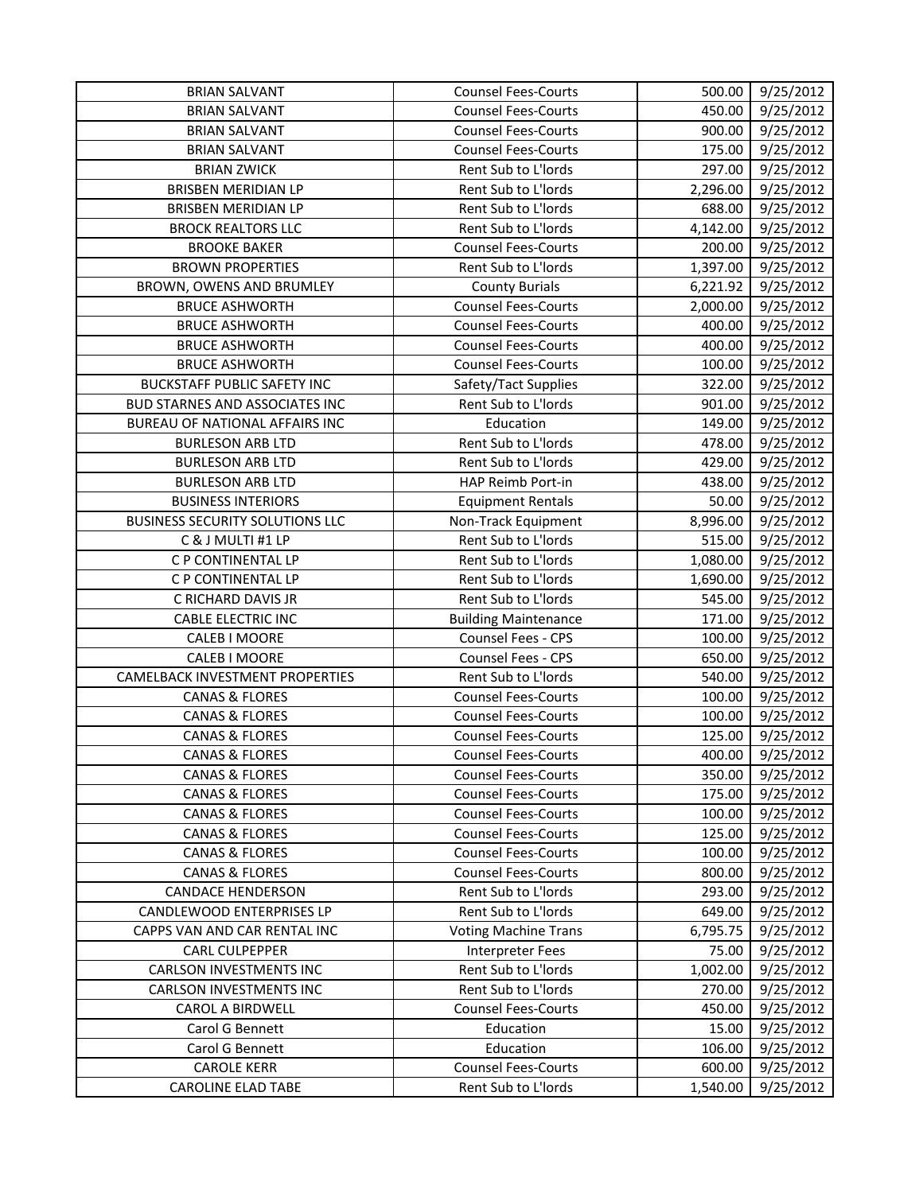| BRIAN SALVANT | Counsel Fees-Courts | 500.00 | 9/25/2012 |
|---|---|---|---|
| BRIAN SALVANT | Counsel Fees-Courts | 450.00 | 9/25/2012 |
| BRIAN SALVANT | Counsel Fees-Courts | 900.00 | 9/25/2012 |
| BRIAN SALVANT | Counsel Fees-Courts | 175.00 | 9/25/2012 |
| BRIAN ZWICK | Rent Sub to L'lords | 297.00 | 9/25/2012 |
| BRISBEN MERIDIAN LP | Rent Sub to L'lords | 2,296.00 | 9/25/2012 |
| BRISBEN MERIDIAN LP | Rent Sub to L'lords | 688.00 | 9/25/2012 |
| BROCK REALTORS LLC | Rent Sub to L'lords | 4,142.00 | 9/25/2012 |
| BROOKE BAKER | Counsel Fees-Courts | 200.00 | 9/25/2012 |
| BROWN PROPERTIES | Rent Sub to L'lords | 1,397.00 | 9/25/2012 |
| BROWN, OWENS AND BRUMLEY | County Burials | 6,221.92 | 9/25/2012 |
| BRUCE ASHWORTH | Counsel Fees-Courts | 2,000.00 | 9/25/2012 |
| BRUCE ASHWORTH | Counsel Fees-Courts | 400.00 | 9/25/2012 |
| BRUCE ASHWORTH | Counsel Fees-Courts | 400.00 | 9/25/2012 |
| BRUCE ASHWORTH | Counsel Fees-Courts | 100.00 | 9/25/2012 |
| BUCKSTAFF PUBLIC SAFETY INC | Safety/Tact Supplies | 322.00 | 9/25/2012 |
| BUD STARNES AND ASSOCIATES INC | Rent Sub to L'lords | 901.00 | 9/25/2012 |
| BUREAU OF NATIONAL AFFAIRS INC | Education | 149.00 | 9/25/2012 |
| BURLESON ARB LTD | Rent Sub to L'lords | 478.00 | 9/25/2012 |
| BURLESON ARB LTD | Rent Sub to L'lords | 429.00 | 9/25/2012 |
| BURLESON ARB LTD | HAP Reimb Port-in | 438.00 | 9/25/2012 |
| BUSINESS INTERIORS | Equipment Rentals | 50.00 | 9/25/2012 |
| BUSINESS SECURITY SOLUTIONS LLC | Non-Track Equipment | 8,996.00 | 9/25/2012 |
| C & J MULTI #1 LP | Rent Sub to L'lords | 515.00 | 9/25/2012 |
| C P CONTINENTAL LP | Rent Sub to L'lords | 1,080.00 | 9/25/2012 |
| C P CONTINENTAL LP | Rent Sub to L'lords | 1,690.00 | 9/25/2012 |
| C RICHARD DAVIS JR | Rent Sub to L'lords | 545.00 | 9/25/2012 |
| CABLE ELECTRIC INC | Building Maintenance | 171.00 | 9/25/2012 |
| CALEB I MOORE | Counsel Fees - CPS | 100.00 | 9/25/2012 |
| CALEB I MOORE | Counsel Fees - CPS | 650.00 | 9/25/2012 |
| CAMELBACK INVESTMENT PROPERTIES | Rent Sub to L'lords | 540.00 | 9/25/2012 |
| CANAS & FLORES | Counsel Fees-Courts | 100.00 | 9/25/2012 |
| CANAS & FLORES | Counsel Fees-Courts | 100.00 | 9/25/2012 |
| CANAS & FLORES | Counsel Fees-Courts | 125.00 | 9/25/2012 |
| CANAS & FLORES | Counsel Fees-Courts | 400.00 | 9/25/2012 |
| CANAS & FLORES | Counsel Fees-Courts | 350.00 | 9/25/2012 |
| CANAS & FLORES | Counsel Fees-Courts | 175.00 | 9/25/2012 |
| CANAS & FLORES | Counsel Fees-Courts | 100.00 | 9/25/2012 |
| CANAS & FLORES | Counsel Fees-Courts | 125.00 | 9/25/2012 |
| CANAS & FLORES | Counsel Fees-Courts | 100.00 | 9/25/2012 |
| CANAS & FLORES | Counsel Fees-Courts | 800.00 | 9/25/2012 |
| CANDACE HENDERSON | Rent Sub to L'lords | 293.00 | 9/25/2012 |
| CANDLEWOOD ENTERPRISES LP | Rent Sub to L'lords | 649.00 | 9/25/2012 |
| CAPPS VAN AND CAR RENTAL INC | Voting Machine Trans | 6,795.75 | 9/25/2012 |
| CARL CULPEPPER | Interpreter Fees | 75.00 | 9/25/2012 |
| CARLSON INVESTMENTS INC | Rent Sub to L'lords | 1,002.00 | 9/25/2012 |
| CARLSON INVESTMENTS INC | Rent Sub to L'lords | 270.00 | 9/25/2012 |
| CAROL A BIRDWELL | Counsel Fees-Courts | 450.00 | 9/25/2012 |
| Carol G Bennett | Education | 15.00 | 9/25/2012 |
| Carol G Bennett | Education | 106.00 | 9/25/2012 |
| CAROLE KERR | Counsel Fees-Courts | 600.00 | 9/25/2012 |
| CAROLINE ELAD TABE | Rent Sub to L'lords | 1,540.00 | 9/25/2012 |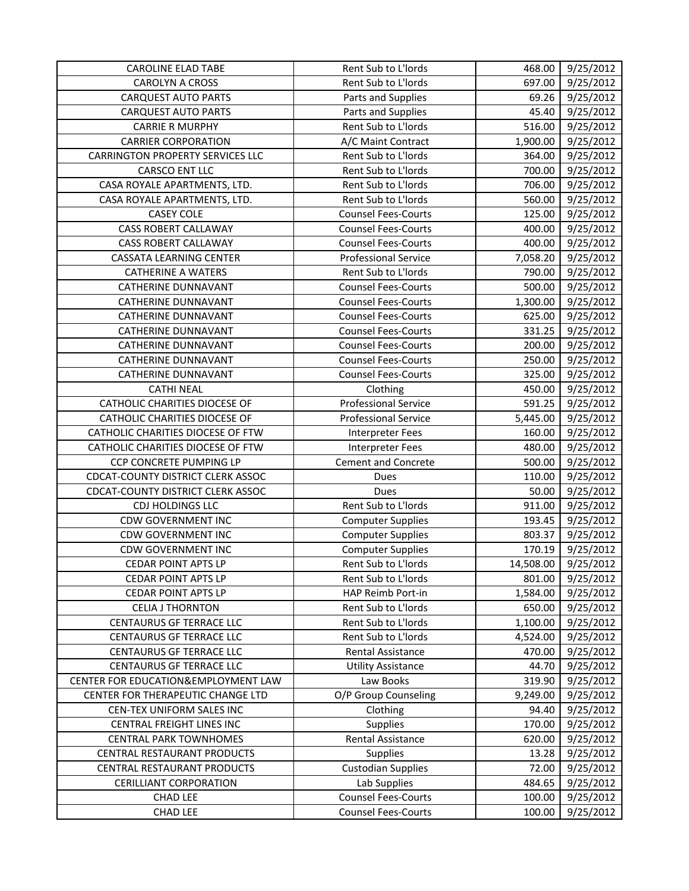| CAROLINE ELAD TABE | Rent Sub to L'lords | 468.00 | 9/25/2012 |
|---|---|---|---|
| CAROLYN A CROSS | Rent Sub to L'lords | 697.00 | 9/25/2012 |
| CARQUEST AUTO PARTS | Parts and Supplies | 69.26 | 9/25/2012 |
| CARQUEST AUTO PARTS | Parts and Supplies | 45.40 | 9/25/2012 |
| CARRIE R MURPHY | Rent Sub to L'lords | 516.00 | 9/25/2012 |
| CARRIER CORPORATION | A/C Maint Contract | 1,900.00 | 9/25/2012 |
| CARRINGTON PROPERTY SERVICES LLC | Rent Sub to L'lords | 364.00 | 9/25/2012 |
| CARSCO ENT LLC | Rent Sub to L'lords | 700.00 | 9/25/2012 |
| CASA ROYALE APARTMENTS, LTD. | Rent Sub to L'lords | 706.00 | 9/25/2012 |
| CASA ROYALE APARTMENTS, LTD. | Rent Sub to L'lords | 560.00 | 9/25/2012 |
| CASEY COLE | Counsel Fees-Courts | 125.00 | 9/25/2012 |
| CASS ROBERT CALLAWAY | Counsel Fees-Courts | 400.00 | 9/25/2012 |
| CASS ROBERT CALLAWAY | Counsel Fees-Courts | 400.00 | 9/25/2012 |
| CASSATA LEARNING CENTER | Professional Service | 7,058.20 | 9/25/2012 |
| CATHERINE A WATERS | Rent Sub to L'lords | 790.00 | 9/25/2012 |
| CATHERINE DUNNAVANT | Counsel Fees-Courts | 500.00 | 9/25/2012 |
| CATHERINE DUNNAVANT | Counsel Fees-Courts | 1,300.00 | 9/25/2012 |
| CATHERINE DUNNAVANT | Counsel Fees-Courts | 625.00 | 9/25/2012 |
| CATHERINE DUNNAVANT | Counsel Fees-Courts | 331.25 | 9/25/2012 |
| CATHERINE DUNNAVANT | Counsel Fees-Courts | 200.00 | 9/25/2012 |
| CATHERINE DUNNAVANT | Counsel Fees-Courts | 250.00 | 9/25/2012 |
| CATHERINE DUNNAVANT | Counsel Fees-Courts | 325.00 | 9/25/2012 |
| CATHI NEAL | Clothing | 450.00 | 9/25/2012 |
| CATHOLIC CHARITIES DIOCESE OF | Professional Service | 591.25 | 9/25/2012 |
| CATHOLIC CHARITIES DIOCESE OF | Professional Service | 5,445.00 | 9/25/2012 |
| CATHOLIC CHARITIES DIOCESE OF FTW | Interpreter Fees | 160.00 | 9/25/2012 |
| CATHOLIC CHARITIES DIOCESE OF FTW | Interpreter Fees | 480.00 | 9/25/2012 |
| CCP CONCRETE PUMPING LP | Cement and Concrete | 500.00 | 9/25/2012 |
| CDCAT-COUNTY DISTRICT CLERK ASSOC | Dues | 110.00 | 9/25/2012 |
| CDCAT-COUNTY DISTRICT CLERK ASSOC | Dues | 50.00 | 9/25/2012 |
| CDJ HOLDINGS LLC | Rent Sub to L'lords | 911.00 | 9/25/2012 |
| CDW GOVERNMENT INC | Computer Supplies | 193.45 | 9/25/2012 |
| CDW GOVERNMENT INC | Computer Supplies | 803.37 | 9/25/2012 |
| CDW GOVERNMENT INC | Computer Supplies | 170.19 | 9/25/2012 |
| CEDAR POINT APTS LP | Rent Sub to L'lords | 14,508.00 | 9/25/2012 |
| CEDAR POINT APTS LP | Rent Sub to L'lords | 801.00 | 9/25/2012 |
| CEDAR POINT APTS LP | HAP Reimb Port-in | 1,584.00 | 9/25/2012 |
| CELIA J THORNTON | Rent Sub to L'lords | 650.00 | 9/25/2012 |
| CENTAURUS GF TERRACE LLC | Rent Sub to L'lords | 1,100.00 | 9/25/2012 |
| CENTAURUS GF TERRACE LLC | Rent Sub to L'lords | 4,524.00 | 9/25/2012 |
| CENTAURUS GF TERRACE LLC | Rental Assistance | 470.00 | 9/25/2012 |
| CENTAURUS GF TERRACE LLC | Utility Assistance | 44.70 | 9/25/2012 |
| CENTER FOR EDUCATION&EMPLOYMENT LAW | Law Books | 319.90 | 9/25/2012 |
| CENTER FOR THERAPEUTIC CHANGE LTD | O/P Group Counseling | 9,249.00 | 9/25/2012 |
| CEN-TEX UNIFORM SALES INC | Clothing | 94.40 | 9/25/2012 |
| CENTRAL FREIGHT LINES INC | Supplies | 170.00 | 9/25/2012 |
| CENTRAL PARK TOWNHOMES | Rental Assistance | 620.00 | 9/25/2012 |
| CENTRAL RESTAURANT PRODUCTS | Supplies | 13.28 | 9/25/2012 |
| CENTRAL RESTAURANT PRODUCTS | Custodian Supplies | 72.00 | 9/25/2012 |
| CERILLIANT CORPORATION | Lab Supplies | 484.65 | 9/25/2012 |
| CHAD LEE | Counsel Fees-Courts | 100.00 | 9/25/2012 |
| CHAD LEE | Counsel Fees-Courts | 100.00 | 9/25/2012 |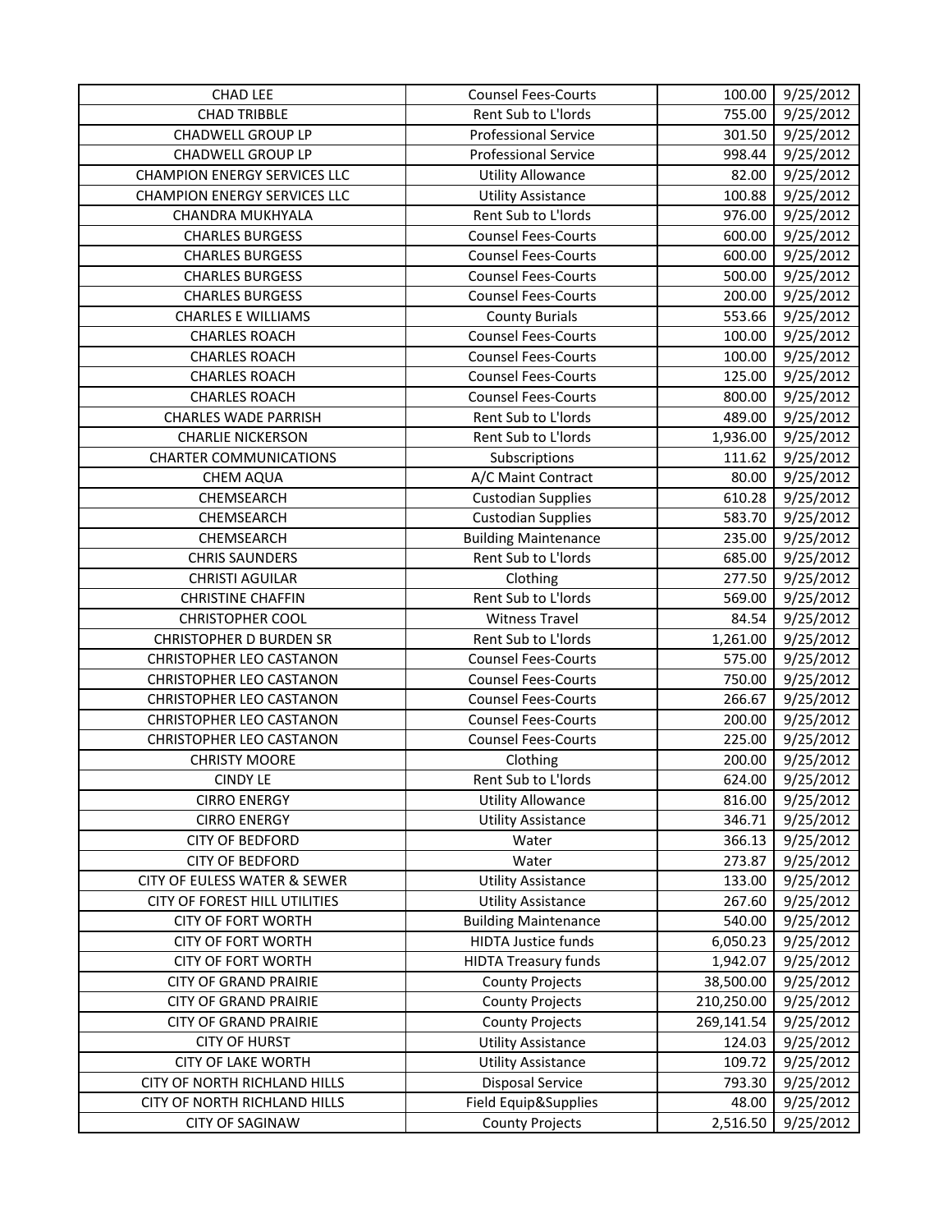| CHAD LEE | Counsel Fees-Courts | 100.00 | 9/25/2012 |
|---|---|---|---|
| CHAD TRIBBLE | Rent Sub to L'lords | 755.00 | 9/25/2012 |
| CHADWELL GROUP LP | Professional Service | 301.50 | 9/25/2012 |
| CHADWELL GROUP LP | Professional Service | 998.44 | 9/25/2012 |
| CHAMPION ENERGY SERVICES LLC | Utility Allowance | 82.00 | 9/25/2012 |
| CHAMPION ENERGY SERVICES LLC | Utility Assistance | 100.88 | 9/25/2012 |
| CHANDRA MUKHYALA | Rent Sub to L'lords | 976.00 | 9/25/2012 |
| CHARLES BURGESS | Counsel Fees-Courts | 600.00 | 9/25/2012 |
| CHARLES BURGESS | Counsel Fees-Courts | 600.00 | 9/25/2012 |
| CHARLES BURGESS | Counsel Fees-Courts | 500.00 | 9/25/2012 |
| CHARLES BURGESS | Counsel Fees-Courts | 200.00 | 9/25/2012 |
| CHARLES E WILLIAMS | County Burials | 553.66 | 9/25/2012 |
| CHARLES ROACH | Counsel Fees-Courts | 100.00 | 9/25/2012 |
| CHARLES ROACH | Counsel Fees-Courts | 100.00 | 9/25/2012 |
| CHARLES ROACH | Counsel Fees-Courts | 125.00 | 9/25/2012 |
| CHARLES ROACH | Counsel Fees-Courts | 800.00 | 9/25/2012 |
| CHARLES WADE PARRISH | Rent Sub to L'lords | 489.00 | 9/25/2012 |
| CHARLIE NICKERSON | Rent Sub to L'lords | 1,936.00 | 9/25/2012 |
| CHARTER COMMUNICATIONS | Subscriptions | 111.62 | 9/25/2012 |
| CHEM AQUA | A/C Maint Contract | 80.00 | 9/25/2012 |
| CHEMSEARCH | Custodian Supplies | 610.28 | 9/25/2012 |
| CHEMSEARCH | Custodian Supplies | 583.70 | 9/25/2012 |
| CHEMSEARCH | Building Maintenance | 235.00 | 9/25/2012 |
| CHRIS SAUNDERS | Rent Sub to L'lords | 685.00 | 9/25/2012 |
| CHRISTI AGUILAR | Clothing | 277.50 | 9/25/2012 |
| CHRISTINE CHAFFIN | Rent Sub to L'lords | 569.00 | 9/25/2012 |
| CHRISTOPHER COOL | Witness Travel | 84.54 | 9/25/2012 |
| CHRISTOPHER D BURDEN SR | Rent Sub to L'lords | 1,261.00 | 9/25/2012 |
| CHRISTOPHER LEO CASTANON | Counsel Fees-Courts | 575.00 | 9/25/2012 |
| CHRISTOPHER LEO CASTANON | Counsel Fees-Courts | 750.00 | 9/25/2012 |
| CHRISTOPHER LEO CASTANON | Counsel Fees-Courts | 266.67 | 9/25/2012 |
| CHRISTOPHER LEO CASTANON | Counsel Fees-Courts | 200.00 | 9/25/2012 |
| CHRISTOPHER LEO CASTANON | Counsel Fees-Courts | 225.00 | 9/25/2012 |
| CHRISTY MOORE | Clothing | 200.00 | 9/25/2012 |
| CINDY LE | Rent Sub to L'lords | 624.00 | 9/25/2012 |
| CIRRO ENERGY | Utility Allowance | 816.00 | 9/25/2012 |
| CIRRO ENERGY | Utility Assistance | 346.71 | 9/25/2012 |
| CITY OF BEDFORD | Water | 366.13 | 9/25/2012 |
| CITY OF BEDFORD | Water | 273.87 | 9/25/2012 |
| CITY OF EULESS WATER & SEWER | Utility Assistance | 133.00 | 9/25/2012 |
| CITY OF FOREST HILL UTILITIES | Utility Assistance | 267.60 | 9/25/2012 |
| CITY OF FORT WORTH | Building Maintenance | 540.00 | 9/25/2012 |
| CITY OF FORT WORTH | HIDTA Justice funds | 6,050.23 | 9/25/2012 |
| CITY OF FORT WORTH | HIDTA Treasury funds | 1,942.07 | 9/25/2012 |
| CITY OF GRAND PRAIRIE | County Projects | 38,500.00 | 9/25/2012 |
| CITY OF GRAND PRAIRIE | County Projects | 210,250.00 | 9/25/2012 |
| CITY OF GRAND PRAIRIE | County Projects | 269,141.54 | 9/25/2012 |
| CITY OF HURST | Utility Assistance | 124.03 | 9/25/2012 |
| CITY OF LAKE WORTH | Utility Assistance | 109.72 | 9/25/2012 |
| CITY OF NORTH RICHLAND HILLS | Disposal Service | 793.30 | 9/25/2012 |
| CITY OF NORTH RICHLAND HILLS | Field Equip&Supplies | 48.00 | 9/25/2012 |
| CITY OF SAGINAW | County Projects | 2,516.50 | 9/25/2012 |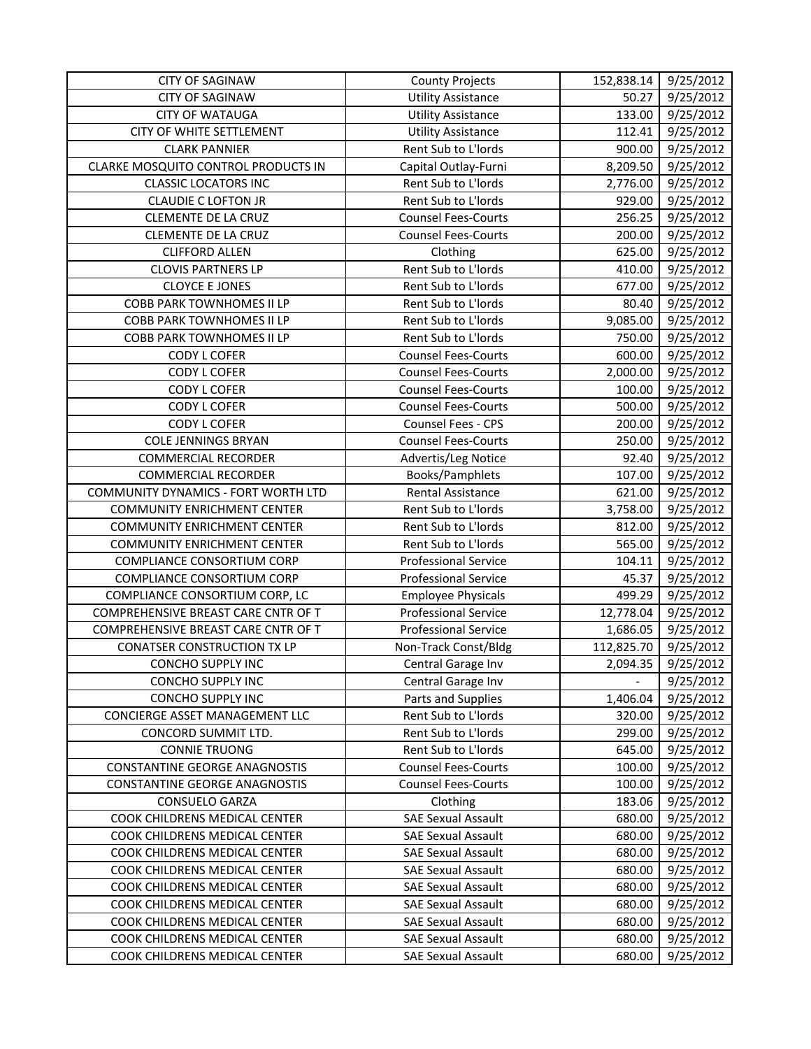| CITY OF SAGINAW | County Projects | 152,838.14 | 9/25/2012 |
|---|---|---|---|
| CITY OF SAGINAW | Utility Assistance | 50.27 | 9/25/2012 |
| CITY OF WATAUGA | Utility Assistance | 133.00 | 9/25/2012 |
| CITY OF WHITE SETTLEMENT | Utility Assistance | 112.41 | 9/25/2012 |
| CLARK PANNIER | Rent Sub to L'lords | 900.00 | 9/25/2012 |
| CLARKE MOSQUITO CONTROL PRODUCTS IN | Capital Outlay-Furni | 8,209.50 | 9/25/2012 |
| CLASSIC LOCATORS INC | Rent Sub to L'lords | 2,776.00 | 9/25/2012 |
| CLAUDIE C LOFTON JR | Rent Sub to L'lords | 929.00 | 9/25/2012 |
| CLEMENTE DE LA CRUZ | Counsel Fees-Courts | 256.25 | 9/25/2012 |
| CLEMENTE DE LA CRUZ | Counsel Fees-Courts | 200.00 | 9/25/2012 |
| CLIFFORD ALLEN | Clothing | 625.00 | 9/25/2012 |
| CLOVIS PARTNERS LP | Rent Sub to L'lords | 410.00 | 9/25/2012 |
| CLOYCE E JONES | Rent Sub to L'lords | 677.00 | 9/25/2012 |
| COBB PARK TOWNHOMES II LP | Rent Sub to L'lords | 80.40 | 9/25/2012 |
| COBB PARK TOWNHOMES II LP | Rent Sub to L'lords | 9,085.00 | 9/25/2012 |
| COBB PARK TOWNHOMES II LP | Rent Sub to L'lords | 750.00 | 9/25/2012 |
| CODY L COFER | Counsel Fees-Courts | 600.00 | 9/25/2012 |
| CODY L COFER | Counsel Fees-Courts | 2,000.00 | 9/25/2012 |
| CODY L COFER | Counsel Fees-Courts | 100.00 | 9/25/2012 |
| CODY L COFER | Counsel Fees-Courts | 500.00 | 9/25/2012 |
| CODY L COFER | Counsel Fees - CPS | 200.00 | 9/25/2012 |
| COLE JENNINGS BRYAN | Counsel Fees-Courts | 250.00 | 9/25/2012 |
| COMMERCIAL RECORDER | Advertis/Leg Notice | 92.40 | 9/25/2012 |
| COMMERCIAL RECORDER | Books/Pamphlets | 107.00 | 9/25/2012 |
| COMMUNITY DYNAMICS - FORT WORTH LTD | Rental Assistance | 621.00 | 9/25/2012 |
| COMMUNITY ENRICHMENT CENTER | Rent Sub to L'lords | 3,758.00 | 9/25/2012 |
| COMMUNITY ENRICHMENT CENTER | Rent Sub to L'lords | 812.00 | 9/25/2012 |
| COMMUNITY ENRICHMENT CENTER | Rent Sub to L'lords | 565.00 | 9/25/2012 |
| COMPLIANCE CONSORTIUM CORP | Professional Service | 104.11 | 9/25/2012 |
| COMPLIANCE CONSORTIUM CORP | Professional Service | 45.37 | 9/25/2012 |
| COMPLIANCE CONSORTIUM CORP, LC | Employee Physicals | 499.29 | 9/25/2012 |
| COMPREHENSIVE BREAST CARE CNTR OF T | Professional Service | 12,778.04 | 9/25/2012 |
| COMPREHENSIVE BREAST CARE CNTR OF T | Professional Service | 1,686.05 | 9/25/2012 |
| CONATSER CONSTRUCTION TX LP | Non-Track Const/Bldg | 112,825.70 | 9/25/2012 |
| CONCHO SUPPLY INC | Central Garage Inv | 2,094.35 | 9/25/2012 |
| CONCHO SUPPLY INC | Central Garage Inv | - | 9/25/2012 |
| CONCHO SUPPLY INC | Parts and Supplies | 1,406.04 | 9/25/2012 |
| CONCIERGE ASSET MANAGEMENT LLC | Rent Sub to L'lords | 320.00 | 9/25/2012 |
| CONCORD SUMMIT LTD. | Rent Sub to L'lords | 299.00 | 9/25/2012 |
| CONNIE TRUONG | Rent Sub to L'lords | 645.00 | 9/25/2012 |
| CONSTANTINE GEORGE ANAGNOSTIS | Counsel Fees-Courts | 100.00 | 9/25/2012 |
| CONSTANTINE GEORGE ANAGNOSTIS | Counsel Fees-Courts | 100.00 | 9/25/2012 |
| CONSUELO GARZA | Clothing | 183.06 | 9/25/2012 |
| COOK CHILDRENS MEDICAL CENTER | SAE Sexual Assault | 680.00 | 9/25/2012 |
| COOK CHILDRENS MEDICAL CENTER | SAE Sexual Assault | 680.00 | 9/25/2012 |
| COOK CHILDRENS MEDICAL CENTER | SAE Sexual Assault | 680.00 | 9/25/2012 |
| COOK CHILDRENS MEDICAL CENTER | SAE Sexual Assault | 680.00 | 9/25/2012 |
| COOK CHILDRENS MEDICAL CENTER | SAE Sexual Assault | 680.00 | 9/25/2012 |
| COOK CHILDRENS MEDICAL CENTER | SAE Sexual Assault | 680.00 | 9/25/2012 |
| COOK CHILDRENS MEDICAL CENTER | SAE Sexual Assault | 680.00 | 9/25/2012 |
| COOK CHILDRENS MEDICAL CENTER | SAE Sexual Assault | 680.00 | 9/25/2012 |
| COOK CHILDRENS MEDICAL CENTER | SAE Sexual Assault | 680.00 | 9/25/2012 |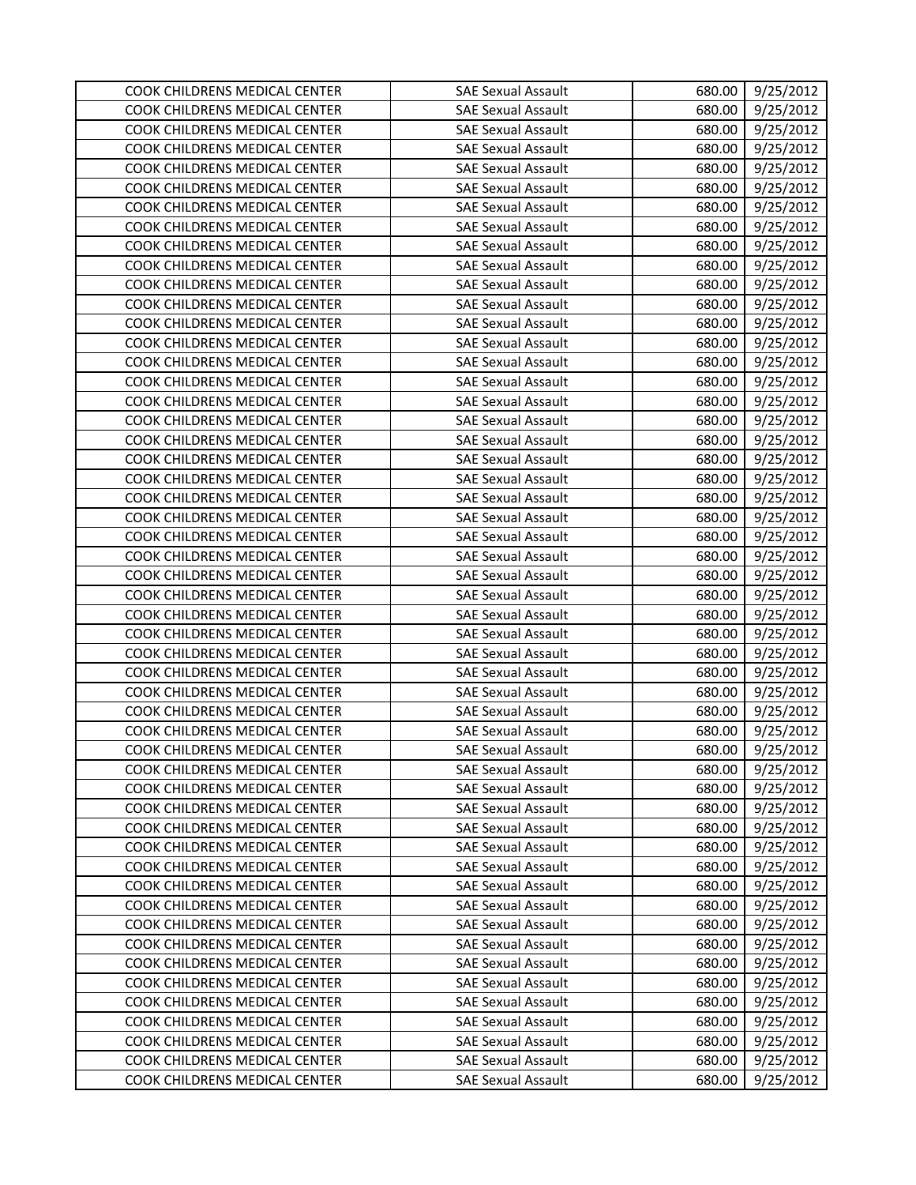| COOK CHILDRENS MEDICAL CENTER | SAE Sexual Assault | 680.00 | 9/25/2012 |
|---|---|---|---|
| COOK CHILDRENS MEDICAL CENTER | SAE Sexual Assault | 680.00 | 9/25/2012 |
| COOK CHILDRENS MEDICAL CENTER | SAE Sexual Assault | 680.00 | 9/25/2012 |
| COOK CHILDRENS MEDICAL CENTER | SAE Sexual Assault | 680.00 | 9/25/2012 |
| COOK CHILDRENS MEDICAL CENTER | SAE Sexual Assault | 680.00 | 9/25/2012 |
| COOK CHILDRENS MEDICAL CENTER | SAE Sexual Assault | 680.00 | 9/25/2012 |
| COOK CHILDRENS MEDICAL CENTER | SAE Sexual Assault | 680.00 | 9/25/2012 |
| COOK CHILDRENS MEDICAL CENTER | SAE Sexual Assault | 680.00 | 9/25/2012 |
| COOK CHILDRENS MEDICAL CENTER | SAE Sexual Assault | 680.00 | 9/25/2012 |
| COOK CHILDRENS MEDICAL CENTER | SAE Sexual Assault | 680.00 | 9/25/2012 |
| COOK CHILDRENS MEDICAL CENTER | SAE Sexual Assault | 680.00 | 9/25/2012 |
| COOK CHILDRENS MEDICAL CENTER | SAE Sexual Assault | 680.00 | 9/25/2012 |
| COOK CHILDRENS MEDICAL CENTER | SAE Sexual Assault | 680.00 | 9/25/2012 |
| COOK CHILDRENS MEDICAL CENTER | SAE Sexual Assault | 680.00 | 9/25/2012 |
| COOK CHILDRENS MEDICAL CENTER | SAE Sexual Assault | 680.00 | 9/25/2012 |
| COOK CHILDRENS MEDICAL CENTER | SAE Sexual Assault | 680.00 | 9/25/2012 |
| COOK CHILDRENS MEDICAL CENTER | SAE Sexual Assault | 680.00 | 9/25/2012 |
| COOK CHILDRENS MEDICAL CENTER | SAE Sexual Assault | 680.00 | 9/25/2012 |
| COOK CHILDRENS MEDICAL CENTER | SAE Sexual Assault | 680.00 | 9/25/2012 |
| COOK CHILDRENS MEDICAL CENTER | SAE Sexual Assault | 680.00 | 9/25/2012 |
| COOK CHILDRENS MEDICAL CENTER | SAE Sexual Assault | 680.00 | 9/25/2012 |
| COOK CHILDRENS MEDICAL CENTER | SAE Sexual Assault | 680.00 | 9/25/2012 |
| COOK CHILDRENS MEDICAL CENTER | SAE Sexual Assault | 680.00 | 9/25/2012 |
| COOK CHILDRENS MEDICAL CENTER | SAE Sexual Assault | 680.00 | 9/25/2012 |
| COOK CHILDRENS MEDICAL CENTER | SAE Sexual Assault | 680.00 | 9/25/2012 |
| COOK CHILDRENS MEDICAL CENTER | SAE Sexual Assault | 680.00 | 9/25/2012 |
| COOK CHILDRENS MEDICAL CENTER | SAE Sexual Assault | 680.00 | 9/25/2012 |
| COOK CHILDRENS MEDICAL CENTER | SAE Sexual Assault | 680.00 | 9/25/2012 |
| COOK CHILDRENS MEDICAL CENTER | SAE Sexual Assault | 680.00 | 9/25/2012 |
| COOK CHILDRENS MEDICAL CENTER | SAE Sexual Assault | 680.00 | 9/25/2012 |
| COOK CHILDRENS MEDICAL CENTER | SAE Sexual Assault | 680.00 | 9/25/2012 |
| COOK CHILDRENS MEDICAL CENTER | SAE Sexual Assault | 680.00 | 9/25/2012 |
| COOK CHILDRENS MEDICAL CENTER | SAE Sexual Assault | 680.00 | 9/25/2012 |
| COOK CHILDRENS MEDICAL CENTER | SAE Sexual Assault | 680.00 | 9/25/2012 |
| COOK CHILDRENS MEDICAL CENTER | SAE Sexual Assault | 680.00 | 9/25/2012 |
| COOK CHILDRENS MEDICAL CENTER | SAE Sexual Assault | 680.00 | 9/25/2012 |
| COOK CHILDRENS MEDICAL CENTER | SAE Sexual Assault | 680.00 | 9/25/2012 |
| COOK CHILDRENS MEDICAL CENTER | SAE Sexual Assault | 680.00 | 9/25/2012 |
| COOK CHILDRENS MEDICAL CENTER | SAE Sexual Assault | 680.00 | 9/25/2012 |
| COOK CHILDRENS MEDICAL CENTER | SAE Sexual Assault | 680.00 | 9/25/2012 |
| COOK CHILDRENS MEDICAL CENTER | SAE Sexual Assault | 680.00 | 9/25/2012 |
| COOK CHILDRENS MEDICAL CENTER | SAE Sexual Assault | 680.00 | 9/25/2012 |
| COOK CHILDRENS MEDICAL CENTER | SAE Sexual Assault | 680.00 | 9/25/2012 |
| COOK CHILDRENS MEDICAL CENTER | SAE Sexual Assault | 680.00 | 9/25/2012 |
| COOK CHILDRENS MEDICAL CENTER | SAE Sexual Assault | 680.00 | 9/25/2012 |
| COOK CHILDRENS MEDICAL CENTER | SAE Sexual Assault | 680.00 | 9/25/2012 |
| COOK CHILDRENS MEDICAL CENTER | SAE Sexual Assault | 680.00 | 9/25/2012 |
| COOK CHILDRENS MEDICAL CENTER | SAE Sexual Assault | 680.00 | 9/25/2012 |
| COOK CHILDRENS MEDICAL CENTER | SAE Sexual Assault | 680.00 | 9/25/2012 |
| COOK CHILDRENS MEDICAL CENTER | SAE Sexual Assault | 680.00 | 9/25/2012 |
| COOK CHILDRENS MEDICAL CENTER | SAE Sexual Assault | 680.00 | 9/25/2012 |
| COOK CHILDRENS MEDICAL CENTER | SAE Sexual Assault | 680.00 | 9/25/2012 |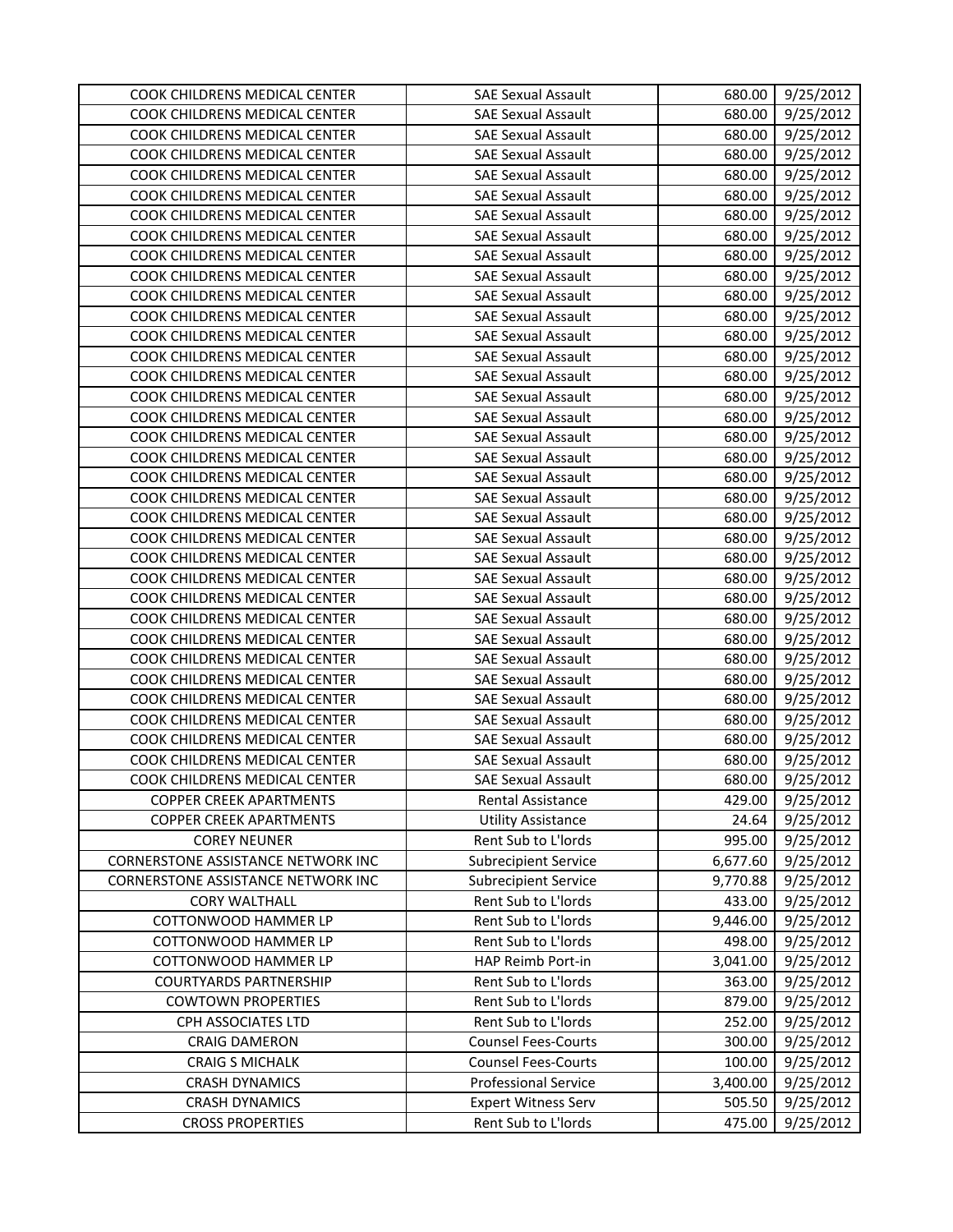| | | | |
|---|---|---|---|
| COOK CHILDRENS MEDICAL CENTER | SAE Sexual Assault | 680.00 | 9/25/2012 |
| COOK CHILDRENS MEDICAL CENTER | SAE Sexual Assault | 680.00 | 9/25/2012 |
| COOK CHILDRENS MEDICAL CENTER | SAE Sexual Assault | 680.00 | 9/25/2012 |
| COOK CHILDRENS MEDICAL CENTER | SAE Sexual Assault | 680.00 | 9/25/2012 |
| COOK CHILDRENS MEDICAL CENTER | SAE Sexual Assault | 680.00 | 9/25/2012 |
| COOK CHILDRENS MEDICAL CENTER | SAE Sexual Assault | 680.00 | 9/25/2012 |
| COOK CHILDRENS MEDICAL CENTER | SAE Sexual Assault | 680.00 | 9/25/2012 |
| COOK CHILDRENS MEDICAL CENTER | SAE Sexual Assault | 680.00 | 9/25/2012 |
| COOK CHILDRENS MEDICAL CENTER | SAE Sexual Assault | 680.00 | 9/25/2012 |
| COOK CHILDRENS MEDICAL CENTER | SAE Sexual Assault | 680.00 | 9/25/2012 |
| COOK CHILDRENS MEDICAL CENTER | SAE Sexual Assault | 680.00 | 9/25/2012 |
| COOK CHILDRENS MEDICAL CENTER | SAE Sexual Assault | 680.00 | 9/25/2012 |
| COOK CHILDRENS MEDICAL CENTER | SAE Sexual Assault | 680.00 | 9/25/2012 |
| COOK CHILDRENS MEDICAL CENTER | SAE Sexual Assault | 680.00 | 9/25/2012 |
| COOK CHILDRENS MEDICAL CENTER | SAE Sexual Assault | 680.00 | 9/25/2012 |
| COOK CHILDRENS MEDICAL CENTER | SAE Sexual Assault | 680.00 | 9/25/2012 |
| COOK CHILDRENS MEDICAL CENTER | SAE Sexual Assault | 680.00 | 9/25/2012 |
| COOK CHILDRENS MEDICAL CENTER | SAE Sexual Assault | 680.00 | 9/25/2012 |
| COOK CHILDRENS MEDICAL CENTER | SAE Sexual Assault | 680.00 | 9/25/2012 |
| COOK CHILDRENS MEDICAL CENTER | SAE Sexual Assault | 680.00 | 9/25/2012 |
| COOK CHILDRENS MEDICAL CENTER | SAE Sexual Assault | 680.00 | 9/25/2012 |
| COOK CHILDRENS MEDICAL CENTER | SAE Sexual Assault | 680.00 | 9/25/2012 |
| COOK CHILDRENS MEDICAL CENTER | SAE Sexual Assault | 680.00 | 9/25/2012 |
| COOK CHILDRENS MEDICAL CENTER | SAE Sexual Assault | 680.00 | 9/25/2012 |
| COOK CHILDRENS MEDICAL CENTER | SAE Sexual Assault | 680.00 | 9/25/2012 |
| COOK CHILDRENS MEDICAL CENTER | SAE Sexual Assault | 680.00 | 9/25/2012 |
| COOK CHILDRENS MEDICAL CENTER | SAE Sexual Assault | 680.00 | 9/25/2012 |
| COOK CHILDRENS MEDICAL CENTER | SAE Sexual Assault | 680.00 | 9/25/2012 |
| COOK CHILDRENS MEDICAL CENTER | SAE Sexual Assault | 680.00 | 9/25/2012 |
| COOK CHILDRENS MEDICAL CENTER | SAE Sexual Assault | 680.00 | 9/25/2012 |
| COOK CHILDRENS MEDICAL CENTER | SAE Sexual Assault | 680.00 | 9/25/2012 |
| COOK CHILDRENS MEDICAL CENTER | SAE Sexual Assault | 680.00 | 9/25/2012 |
| COOK CHILDRENS MEDICAL CENTER | SAE Sexual Assault | 680.00 | 9/25/2012 |
| COOK CHILDRENS MEDICAL CENTER | SAE Sexual Assault | 680.00 | 9/25/2012 |
| COOK CHILDRENS MEDICAL CENTER | SAE Sexual Assault | 680.00 | 9/25/2012 |
| COPPER CREEK APARTMENTS | Rental Assistance | 429.00 | 9/25/2012 |
| COPPER CREEK APARTMENTS | Utility Assistance | 24.64 | 9/25/2012 |
| COREY NEUNER | Rent Sub to L'lords | 995.00 | 9/25/2012 |
| CORNERSTONE ASSISTANCE NETWORK INC | Subrecipient Service | 6,677.60 | 9/25/2012 |
| CORNERSTONE ASSISTANCE NETWORK INC | Subrecipient Service | 9,770.88 | 9/25/2012 |
| CORY WALTHALL | Rent Sub to L'lords | 433.00 | 9/25/2012 |
| COTTONWOOD HAMMER LP | Rent Sub to L'lords | 9,446.00 | 9/25/2012 |
| COTTONWOOD HAMMER LP | Rent Sub to L'lords | 498.00 | 9/25/2012 |
| COTTONWOOD HAMMER LP | HAP Reimb Port-in | 3,041.00 | 9/25/2012 |
| COURTYARDS PARTNERSHIP | Rent Sub to L'lords | 363.00 | 9/25/2012 |
| COWTOWN PROPERTIES | Rent Sub to L'lords | 879.00 | 9/25/2012 |
| CPH ASSOCIATES LTD | Rent Sub to L'lords | 252.00 | 9/25/2012 |
| CRAIG DAMERON | Counsel Fees-Courts | 300.00 | 9/25/2012 |
| CRAIG S MICHALK | Counsel Fees-Courts | 100.00 | 9/25/2012 |
| CRASH DYNAMICS | Professional Service | 3,400.00 | 9/25/2012 |
| CRASH DYNAMICS | Expert Witness Serv | 505.50 | 9/25/2012 |
| CROSS PROPERTIES | Rent Sub to L'lords | 475.00 | 9/25/2012 |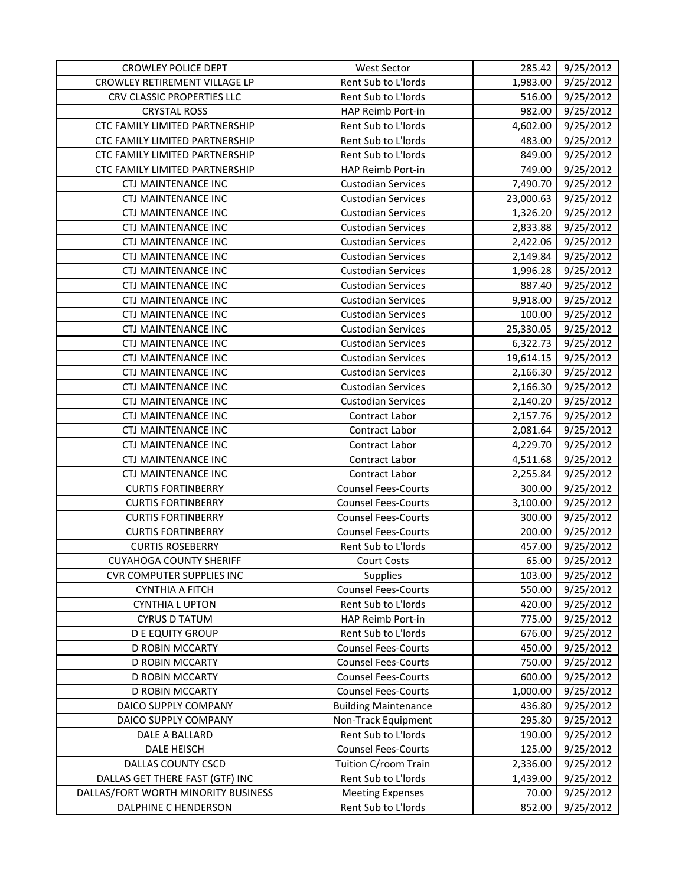| | | | |
|---|---|---|---|
| CROWLEY POLICE DEPT | West Sector | 285.42 | 9/25/2012 |
| CROWLEY RETIREMENT VILLAGE LP | Rent Sub to L'lords | 1,983.00 | 9/25/2012 |
| CRV CLASSIC PROPERTIES LLC | Rent Sub to L'lords | 516.00 | 9/25/2012 |
| CRYSTAL ROSS | HAP Reimb Port-in | 982.00 | 9/25/2012 |
| CTC FAMILY LIMITED PARTNERSHIP | Rent Sub to L'lords | 4,602.00 | 9/25/2012 |
| CTC FAMILY LIMITED PARTNERSHIP | Rent Sub to L'lords | 483.00 | 9/25/2012 |
| CTC FAMILY LIMITED PARTNERSHIP | Rent Sub to L'lords | 849.00 | 9/25/2012 |
| CTC FAMILY LIMITED PARTNERSHIP | HAP Reimb Port-in | 749.00 | 9/25/2012 |
| CTJ MAINTENANCE INC | Custodian Services | 7,490.70 | 9/25/2012 |
| CTJ MAINTENANCE INC | Custodian Services | 23,000.63 | 9/25/2012 |
| CTJ MAINTENANCE INC | Custodian Services | 1,326.20 | 9/25/2012 |
| CTJ MAINTENANCE INC | Custodian Services | 2,833.88 | 9/25/2012 |
| CTJ MAINTENANCE INC | Custodian Services | 2,422.06 | 9/25/2012 |
| CTJ MAINTENANCE INC | Custodian Services | 2,149.84 | 9/25/2012 |
| CTJ MAINTENANCE INC | Custodian Services | 1,996.28 | 9/25/2012 |
| CTJ MAINTENANCE INC | Custodian Services | 887.40 | 9/25/2012 |
| CTJ MAINTENANCE INC | Custodian Services | 9,918.00 | 9/25/2012 |
| CTJ MAINTENANCE INC | Custodian Services | 100.00 | 9/25/2012 |
| CTJ MAINTENANCE INC | Custodian Services | 25,330.05 | 9/25/2012 |
| CTJ MAINTENANCE INC | Custodian Services | 6,322.73 | 9/25/2012 |
| CTJ MAINTENANCE INC | Custodian Services | 19,614.15 | 9/25/2012 |
| CTJ MAINTENANCE INC | Custodian Services | 2,166.30 | 9/25/2012 |
| CTJ MAINTENANCE INC | Custodian Services | 2,166.30 | 9/25/2012 |
| CTJ MAINTENANCE INC | Custodian Services | 2,140.20 | 9/25/2012 |
| CTJ MAINTENANCE INC | Contract Labor | 2,157.76 | 9/25/2012 |
| CTJ MAINTENANCE INC | Contract Labor | 2,081.64 | 9/25/2012 |
| CTJ MAINTENANCE INC | Contract Labor | 4,229.70 | 9/25/2012 |
| CTJ MAINTENANCE INC | Contract Labor | 4,511.68 | 9/25/2012 |
| CTJ MAINTENANCE INC | Contract Labor | 2,255.84 | 9/25/2012 |
| CURTIS FORTINBERRY | Counsel Fees-Courts | 300.00 | 9/25/2012 |
| CURTIS FORTINBERRY | Counsel Fees-Courts | 3,100.00 | 9/25/2012 |
| CURTIS FORTINBERRY | Counsel Fees-Courts | 300.00 | 9/25/2012 |
| CURTIS FORTINBERRY | Counsel Fees-Courts | 200.00 | 9/25/2012 |
| CURTIS ROSEBERRY | Rent Sub to L'lords | 457.00 | 9/25/2012 |
| CUYAHOGA COUNTY SHERIFF | Court Costs | 65.00 | 9/25/2012 |
| CVR COMPUTER SUPPLIES INC | Supplies | 103.00 | 9/25/2012 |
| CYNTHIA A FITCH | Counsel Fees-Courts | 550.00 | 9/25/2012 |
| CYNTHIA L UPTON | Rent Sub to L'lords | 420.00 | 9/25/2012 |
| CYRUS D TATUM | HAP Reimb Port-in | 775.00 | 9/25/2012 |
| D E EQUITY GROUP | Rent Sub to L'lords | 676.00 | 9/25/2012 |
| D ROBIN MCCARTY | Counsel Fees-Courts | 450.00 | 9/25/2012 |
| D ROBIN MCCARTY | Counsel Fees-Courts | 750.00 | 9/25/2012 |
| D ROBIN MCCARTY | Counsel Fees-Courts | 600.00 | 9/25/2012 |
| D ROBIN MCCARTY | Counsel Fees-Courts | 1,000.00 | 9/25/2012 |
| DAICO SUPPLY COMPANY | Building Maintenance | 436.80 | 9/25/2012 |
| DAICO SUPPLY COMPANY | Non-Track Equipment | 295.80 | 9/25/2012 |
| DALE A BALLARD | Rent Sub to L'lords | 190.00 | 9/25/2012 |
| DALE HEISCH | Counsel Fees-Courts | 125.00 | 9/25/2012 |
| DALLAS COUNTY CSCD | Tuition C/room Train | 2,336.00 | 9/25/2012 |
| DALLAS GET THERE FAST (GTF) INC | Rent Sub to L'lords | 1,439.00 | 9/25/2012 |
| DALLAS/FORT WORTH MINORITY BUSINESS | Meeting Expenses | 70.00 | 9/25/2012 |
| DALPHINE C HENDERSON | Rent Sub to L'lords | 852.00 | 9/25/2012 |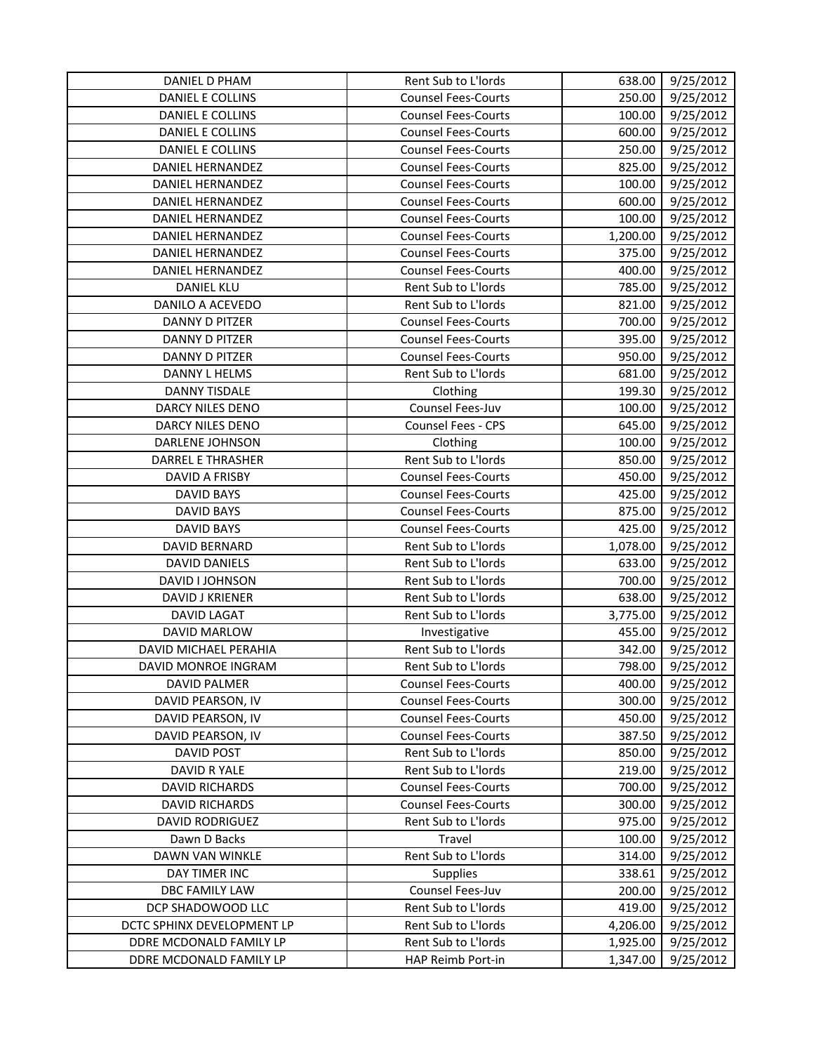| DANIEL D PHAM | Rent Sub to L'lords | 638.00 | 9/25/2012 |
|---|---|---|---|
| DANIEL E COLLINS | Counsel Fees-Courts | 250.00 | 9/25/2012 |
| DANIEL E COLLINS | Counsel Fees-Courts | 100.00 | 9/25/2012 |
| DANIEL E COLLINS | Counsel Fees-Courts | 600.00 | 9/25/2012 |
| DANIEL E COLLINS | Counsel Fees-Courts | 250.00 | 9/25/2012 |
| DANIEL HERNANDEZ | Counsel Fees-Courts | 825.00 | 9/25/2012 |
| DANIEL HERNANDEZ | Counsel Fees-Courts | 100.00 | 9/25/2012 |
| DANIEL HERNANDEZ | Counsel Fees-Courts | 600.00 | 9/25/2012 |
| DANIEL HERNANDEZ | Counsel Fees-Courts | 100.00 | 9/25/2012 |
| DANIEL HERNANDEZ | Counsel Fees-Courts | 1,200.00 | 9/25/2012 |
| DANIEL HERNANDEZ | Counsel Fees-Courts | 375.00 | 9/25/2012 |
| DANIEL HERNANDEZ | Counsel Fees-Courts | 400.00 | 9/25/2012 |
| DANIEL KLU | Rent Sub to L'lords | 785.00 | 9/25/2012 |
| DANILO A ACEVEDO | Rent Sub to L'lords | 821.00 | 9/25/2012 |
| DANNY D PITZER | Counsel Fees-Courts | 700.00 | 9/25/2012 |
| DANNY D PITZER | Counsel Fees-Courts | 395.00 | 9/25/2012 |
| DANNY D PITZER | Counsel Fees-Courts | 950.00 | 9/25/2012 |
| DANNY L HELMS | Rent Sub to L'lords | 681.00 | 9/25/2012 |
| DANNY TISDALE | Clothing | 199.30 | 9/25/2012 |
| DARCY NILES DENO | Counsel Fees-Juv | 100.00 | 9/25/2012 |
| DARCY NILES DENO | Counsel Fees - CPS | 645.00 | 9/25/2012 |
| DARLENE JOHNSON | Clothing | 100.00 | 9/25/2012 |
| DARREL E THRASHER | Rent Sub to L'lords | 850.00 | 9/25/2012 |
| DAVID A FRISBY | Counsel Fees-Courts | 450.00 | 9/25/2012 |
| DAVID BAYS | Counsel Fees-Courts | 425.00 | 9/25/2012 |
| DAVID BAYS | Counsel Fees-Courts | 875.00 | 9/25/2012 |
| DAVID BAYS | Counsel Fees-Courts | 425.00 | 9/25/2012 |
| DAVID BERNARD | Rent Sub to L'lords | 1,078.00 | 9/25/2012 |
| DAVID DANIELS | Rent Sub to L'lords | 633.00 | 9/25/2012 |
| DAVID I JOHNSON | Rent Sub to L'lords | 700.00 | 9/25/2012 |
| DAVID J KRIENER | Rent Sub to L'lords | 638.00 | 9/25/2012 |
| DAVID LAGAT | Rent Sub to L'lords | 3,775.00 | 9/25/2012 |
| DAVID MARLOW | Investigative | 455.00 | 9/25/2012 |
| DAVID MICHAEL PERAHIA | Rent Sub to L'lords | 342.00 | 9/25/2012 |
| DAVID MONROE INGRAM | Rent Sub to L'lords | 798.00 | 9/25/2012 |
| DAVID PALMER | Counsel Fees-Courts | 400.00 | 9/25/2012 |
| DAVID PEARSON, IV | Counsel Fees-Courts | 300.00 | 9/25/2012 |
| DAVID PEARSON, IV | Counsel Fees-Courts | 450.00 | 9/25/2012 |
| DAVID PEARSON, IV | Counsel Fees-Courts | 387.50 | 9/25/2012 |
| DAVID POST | Rent Sub to L'lords | 850.00 | 9/25/2012 |
| DAVID R YALE | Rent Sub to L'lords | 219.00 | 9/25/2012 |
| DAVID RICHARDS | Counsel Fees-Courts | 700.00 | 9/25/2012 |
| DAVID RICHARDS | Counsel Fees-Courts | 300.00 | 9/25/2012 |
| DAVID RODRIGUEZ | Rent Sub to L'lords | 975.00 | 9/25/2012 |
| Dawn D Backs | Travel | 100.00 | 9/25/2012 |
| DAWN VAN WINKLE | Rent Sub to L'lords | 314.00 | 9/25/2012 |
| DAY TIMER INC | Supplies | 338.61 | 9/25/2012 |
| DBC FAMILY LAW | Counsel Fees-Juv | 200.00 | 9/25/2012 |
| DCP SHADOWOOD LLC | Rent Sub to L'lords | 419.00 | 9/25/2012 |
| DCTC SPHINX DEVELOPMENT LP | Rent Sub to L'lords | 4,206.00 | 9/25/2012 |
| DDRE MCDONALD FAMILY LP | Rent Sub to L'lords | 1,925.00 | 9/25/2012 |
| DDRE MCDONALD FAMILY LP | HAP Reimb Port-in | 1,347.00 | 9/25/2012 |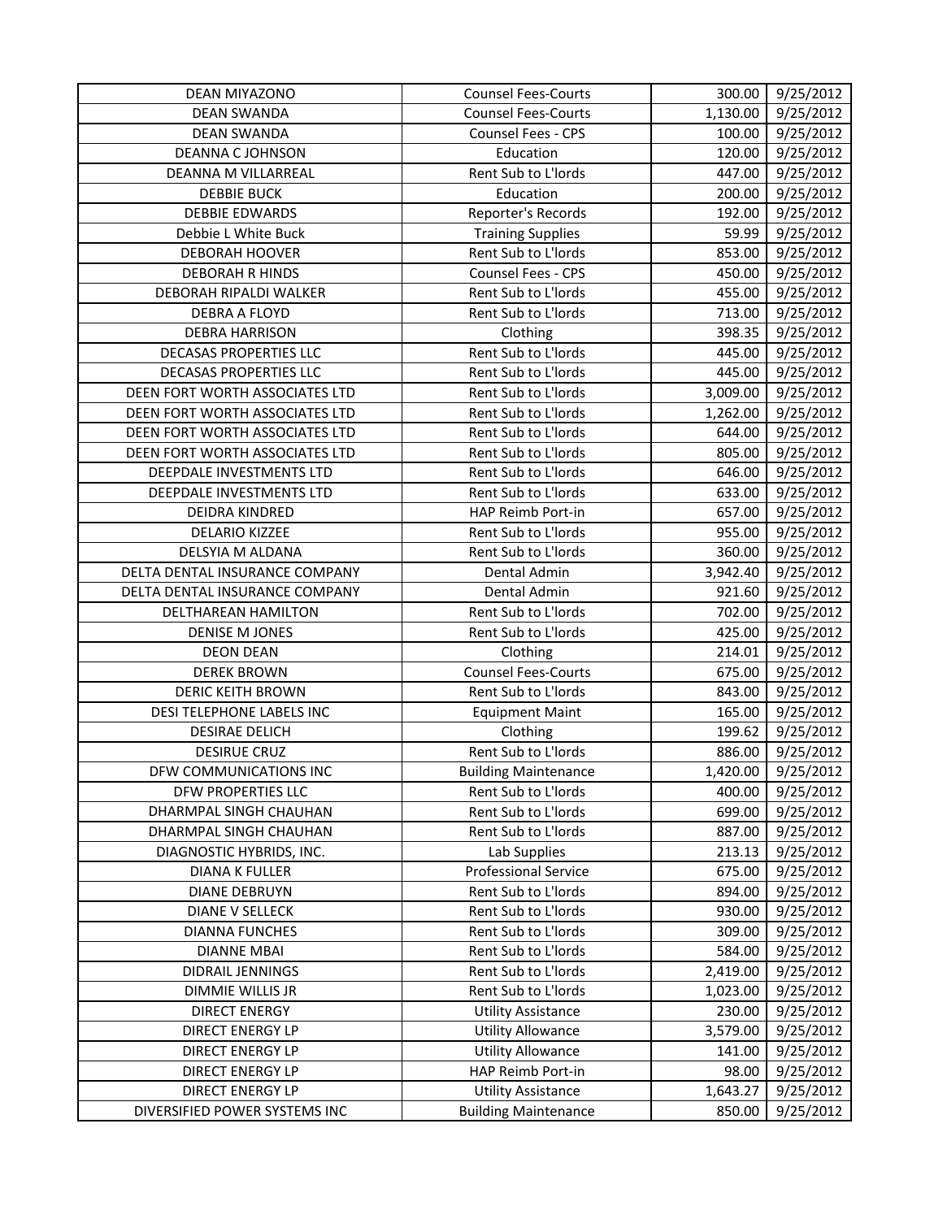| DEAN MIYAZONO | Counsel Fees-Courts | 300.00 | 9/25/2012 |
|---|---|---|---|
| DEAN SWANDA | Counsel Fees-Courts | 1,130.00 | 9/25/2012 |
| DEAN SWANDA | Counsel Fees - CPS | 100.00 | 9/25/2012 |
| DEANNA C JOHNSON | Education | 120.00 | 9/25/2012 |
| DEANNA M VILLARREAL | Rent Sub to L'lords | 447.00 | 9/25/2012 |
| DEBBIE BUCK | Education | 200.00 | 9/25/2012 |
| DEBBIE EDWARDS | Reporter's Records | 192.00 | 9/25/2012 |
| Debbie L White Buck | Training Supplies | 59.99 | 9/25/2012 |
| DEBORAH HOOVER | Rent Sub to L'lords | 853.00 | 9/25/2012 |
| DEBORAH R HINDS | Counsel Fees - CPS | 450.00 | 9/25/2012 |
| DEBORAH RIPALDI WALKER | Rent Sub to L'lords | 455.00 | 9/25/2012 |
| DEBRA A FLOYD | Rent Sub to L'lords | 713.00 | 9/25/2012 |
| DEBRA HARRISON | Clothing | 398.35 | 9/25/2012 |
| DECASAS PROPERTIES LLC | Rent Sub to L'lords | 445.00 | 9/25/2012 |
| DECASAS PROPERTIES LLC | Rent Sub to L'lords | 445.00 | 9/25/2012 |
| DEEN FORT WORTH ASSOCIATES LTD | Rent Sub to L'lords | 3,009.00 | 9/25/2012 |
| DEEN FORT WORTH ASSOCIATES LTD | Rent Sub to L'lords | 1,262.00 | 9/25/2012 |
| DEEN FORT WORTH ASSOCIATES LTD | Rent Sub to L'lords | 644.00 | 9/25/2012 |
| DEEN FORT WORTH ASSOCIATES LTD | Rent Sub to L'lords | 805.00 | 9/25/2012 |
| DEEPDALE INVESTMENTS LTD | Rent Sub to L'lords | 646.00 | 9/25/2012 |
| DEEPDALE INVESTMENTS LTD | Rent Sub to L'lords | 633.00 | 9/25/2012 |
| DEIDRA KINDRED | HAP Reimb Port-in | 657.00 | 9/25/2012 |
| DELARIO KIZZEE | Rent Sub to L'lords | 955.00 | 9/25/2012 |
| DELSYIA M ALDANA | Rent Sub to L'lords | 360.00 | 9/25/2012 |
| DELTA DENTAL INSURANCE COMPANY | Dental Admin | 3,942.40 | 9/25/2012 |
| DELTA DENTAL INSURANCE COMPANY | Dental Admin | 921.60 | 9/25/2012 |
| DELTHAREAN HAMILTON | Rent Sub to L'lords | 702.00 | 9/25/2012 |
| DENISE M JONES | Rent Sub to L'lords | 425.00 | 9/25/2012 |
| DEON DEAN | Clothing | 214.01 | 9/25/2012 |
| DEREK BROWN | Counsel Fees-Courts | 675.00 | 9/25/2012 |
| DERIC KEITH BROWN | Rent Sub to L'lords | 843.00 | 9/25/2012 |
| DESI TELEPHONE LABELS INC | Equipment Maint | 165.00 | 9/25/2012 |
| DESIRAE DELICH | Clothing | 199.62 | 9/25/2012 |
| DESIRUE CRUZ | Rent Sub to L'lords | 886.00 | 9/25/2012 |
| DFW COMMUNICATIONS INC | Building Maintenance | 1,420.00 | 9/25/2012 |
| DFW PROPERTIES LLC | Rent Sub to L'lords | 400.00 | 9/25/2012 |
| DHARMPAL SINGH CHAUHAN | Rent Sub to L'lords | 699.00 | 9/25/2012 |
| DHARMPAL SINGH CHAUHAN | Rent Sub to L'lords | 887.00 | 9/25/2012 |
| DIAGNOSTIC HYBRIDS, INC. | Lab Supplies | 213.13 | 9/25/2012 |
| DIANA K FULLER | Professional Service | 675.00 | 9/25/2012 |
| DIANE DEBRUYN | Rent Sub to L'lords | 894.00 | 9/25/2012 |
| DIANE V SELLECK | Rent Sub to L'lords | 930.00 | 9/25/2012 |
| DIANNA FUNCHES | Rent Sub to L'lords | 309.00 | 9/25/2012 |
| DIANNE MBAI | Rent Sub to L'lords | 584.00 | 9/25/2012 |
| DIDRAIL JENNINGS | Rent Sub to L'lords | 2,419.00 | 9/25/2012 |
| DIMMIE WILLIS JR | Rent Sub to L'lords | 1,023.00 | 9/25/2012 |
| DIRECT ENERGY | Utility Assistance | 230.00 | 9/25/2012 |
| DIRECT ENERGY LP | Utility Allowance | 3,579.00 | 9/25/2012 |
| DIRECT ENERGY LP | Utility Allowance | 141.00 | 9/25/2012 |
| DIRECT ENERGY LP | HAP Reimb Port-in | 98.00 | 9/25/2012 |
| DIRECT ENERGY LP | Utility Assistance | 1,643.27 | 9/25/2012 |
| DIVERSIFIED POWER SYSTEMS INC | Building Maintenance | 850.00 | 9/25/2012 |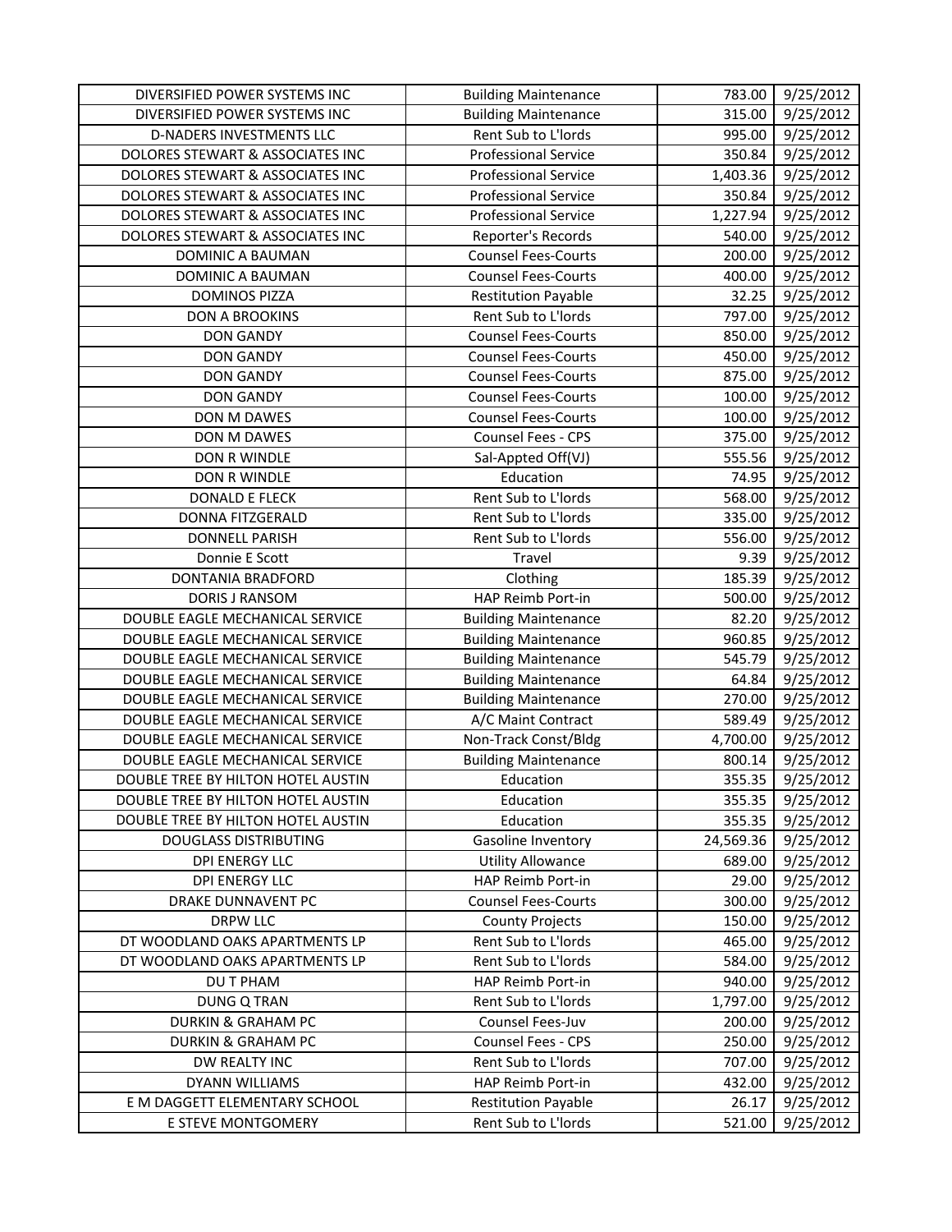| DIVERSIFIED POWER SYSTEMS INC | Building Maintenance | 783.00 | 9/25/2012 |
|---|---|---|---|
| DIVERSIFIED POWER SYSTEMS INC | Building Maintenance | 315.00 | 9/25/2012 |
| D-NADERS INVESTMENTS LLC | Rent Sub to L'lords | 995.00 | 9/25/2012 |
| DOLORES STEWART & ASSOCIATES INC | Professional Service | 350.84 | 9/25/2012 |
| DOLORES STEWART & ASSOCIATES INC | Professional Service | 1,403.36 | 9/25/2012 |
| DOLORES STEWART & ASSOCIATES INC | Professional Service | 350.84 | 9/25/2012 |
| DOLORES STEWART & ASSOCIATES INC | Professional Service | 1,227.94 | 9/25/2012 |
| DOLORES STEWART & ASSOCIATES INC | Reporter's Records | 540.00 | 9/25/2012 |
| DOMINIC A BAUMAN | Counsel Fees-Courts | 200.00 | 9/25/2012 |
| DOMINIC A BAUMAN | Counsel Fees-Courts | 400.00 | 9/25/2012 |
| DOMINOS PIZZA | Restitution Payable | 32.25 | 9/25/2012 |
| DON A BROOKINS | Rent Sub to L'lords | 797.00 | 9/25/2012 |
| DON GANDY | Counsel Fees-Courts | 850.00 | 9/25/2012 |
| DON GANDY | Counsel Fees-Courts | 450.00 | 9/25/2012 |
| DON GANDY | Counsel Fees-Courts | 875.00 | 9/25/2012 |
| DON GANDY | Counsel Fees-Courts | 100.00 | 9/25/2012 |
| DON M DAWES | Counsel Fees-Courts | 100.00 | 9/25/2012 |
| DON M DAWES | Counsel Fees - CPS | 375.00 | 9/25/2012 |
| DON R WINDLE | Sal-Appted Off(VJ) | 555.56 | 9/25/2012 |
| DON R WINDLE | Education | 74.95 | 9/25/2012 |
| DONALD E FLECK | Rent Sub to L'lords | 568.00 | 9/25/2012 |
| DONNA FITZGERALD | Rent Sub to L'lords | 335.00 | 9/25/2012 |
| DONNELL PARISH | Rent Sub to L'lords | 556.00 | 9/25/2012 |
| Donnie E Scott | Travel | 9.39 | 9/25/2012 |
| DONTANIA BRADFORD | Clothing | 185.39 | 9/25/2012 |
| DORIS J RANSOM | HAP Reimb Port-in | 500.00 | 9/25/2012 |
| DOUBLE EAGLE MECHANICAL SERVICE | Building Maintenance | 82.20 | 9/25/2012 |
| DOUBLE EAGLE MECHANICAL SERVICE | Building Maintenance | 960.85 | 9/25/2012 |
| DOUBLE EAGLE MECHANICAL SERVICE | Building Maintenance | 545.79 | 9/25/2012 |
| DOUBLE EAGLE MECHANICAL SERVICE | Building Maintenance | 64.84 | 9/25/2012 |
| DOUBLE EAGLE MECHANICAL SERVICE | Building Maintenance | 270.00 | 9/25/2012 |
| DOUBLE EAGLE MECHANICAL SERVICE | A/C Maint Contract | 589.49 | 9/25/2012 |
| DOUBLE EAGLE MECHANICAL SERVICE | Non-Track Const/Bldg | 4,700.00 | 9/25/2012 |
| DOUBLE EAGLE MECHANICAL SERVICE | Building Maintenance | 800.14 | 9/25/2012 |
| DOUBLE TREE BY HILTON HOTEL AUSTIN | Education | 355.35 | 9/25/2012 |
| DOUBLE TREE BY HILTON HOTEL AUSTIN | Education | 355.35 | 9/25/2012 |
| DOUBLE TREE BY HILTON HOTEL AUSTIN | Education | 355.35 | 9/25/2012 |
| DOUGLASS DISTRIBUTING | Gasoline Inventory | 24,569.36 | 9/25/2012 |
| DPI ENERGY LLC | Utility Allowance | 689.00 | 9/25/2012 |
| DPI ENERGY LLC | HAP Reimb Port-in | 29.00 | 9/25/2012 |
| DRAKE DUNNAVENT PC | Counsel Fees-Courts | 300.00 | 9/25/2012 |
| DRPW LLC | County Projects | 150.00 | 9/25/2012 |
| DT WOODLAND OAKS APARTMENTS LP | Rent Sub to L'lords | 465.00 | 9/25/2012 |
| DT WOODLAND OAKS APARTMENTS LP | Rent Sub to L'lords | 584.00 | 9/25/2012 |
| DU T PHAM | HAP Reimb Port-in | 940.00 | 9/25/2012 |
| DUNG Q TRAN | Rent Sub to L'lords | 1,797.00 | 9/25/2012 |
| DURKIN & GRAHAM PC | Counsel Fees-Juv | 200.00 | 9/25/2012 |
| DURKIN & GRAHAM PC | Counsel Fees - CPS | 250.00 | 9/25/2012 |
| DW REALTY INC | Rent Sub to L'lords | 707.00 | 9/25/2012 |
| DYANN WILLIAMS | HAP Reimb Port-in | 432.00 | 9/25/2012 |
| E M DAGGETT ELEMENTARY SCHOOL | Restitution Payable | 26.17 | 9/25/2012 |
| E STEVE MONTGOMERY | Rent Sub to L'lords | 521.00 | 9/25/2012 |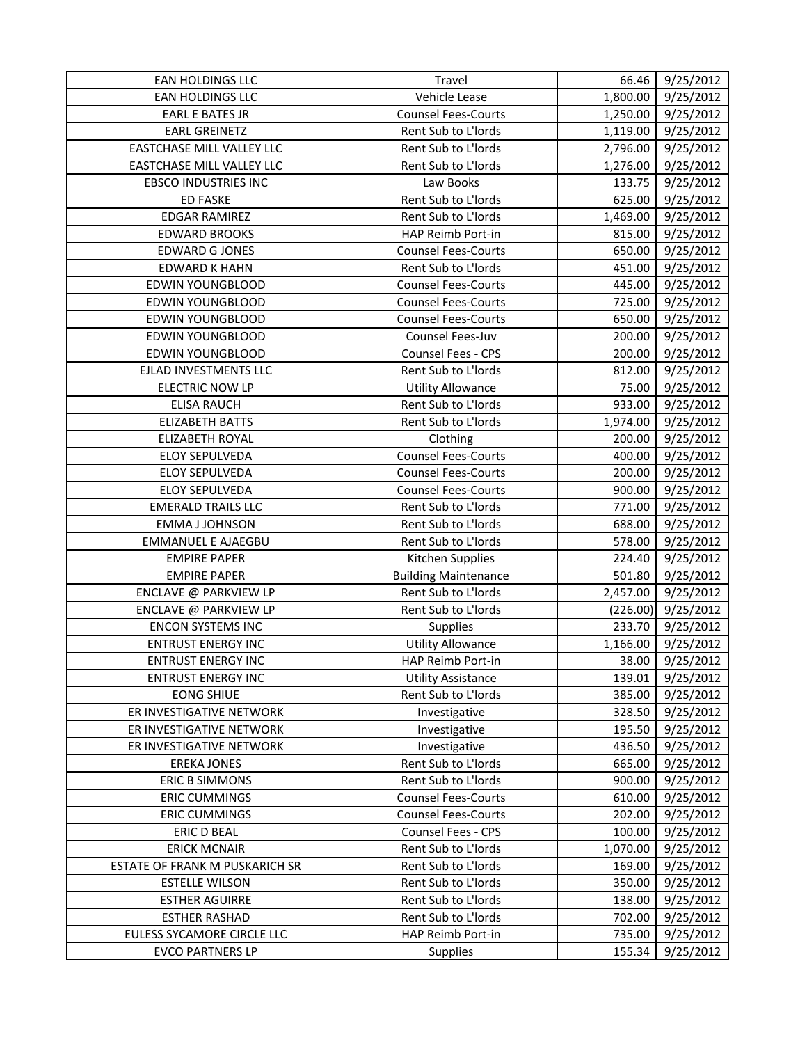| EAN HOLDINGS LLC | Travel | 66.46 | 9/25/2012 |
|---|---|---|---|
| EAN HOLDINGS LLC | Vehicle Lease | 1,800.00 | 9/25/2012 |
| EARL E BATES JR | Counsel Fees-Courts | 1,250.00 | 9/25/2012 |
| EARL GREINETZ | Rent Sub to L'lords | 1,119.00 | 9/25/2012 |
| EASTCHASE MILL VALLEY LLC | Rent Sub to L'lords | 2,796.00 | 9/25/2012 |
| EASTCHASE MILL VALLEY LLC | Rent Sub to L'lords | 1,276.00 | 9/25/2012 |
| EBSCO INDUSTRIES INC | Law Books | 133.75 | 9/25/2012 |
| ED FASKE | Rent Sub to L'lords | 625.00 | 9/25/2012 |
| EDGAR RAMIREZ | Rent Sub to L'lords | 1,469.00 | 9/25/2012 |
| EDWARD BROOKS | HAP Reimb Port-in | 815.00 | 9/25/2012 |
| EDWARD G JONES | Counsel Fees-Courts | 650.00 | 9/25/2012 |
| EDWARD K HAHN | Rent Sub to L'lords | 451.00 | 9/25/2012 |
| EDWIN YOUNGBLOOD | Counsel Fees-Courts | 445.00 | 9/25/2012 |
| EDWIN YOUNGBLOOD | Counsel Fees-Courts | 725.00 | 9/25/2012 |
| EDWIN YOUNGBLOOD | Counsel Fees-Courts | 650.00 | 9/25/2012 |
| EDWIN YOUNGBLOOD | Counsel Fees-Juv | 200.00 | 9/25/2012 |
| EDWIN YOUNGBLOOD | Counsel Fees - CPS | 200.00 | 9/25/2012 |
| EJLAD INVESTMENTS LLC | Rent Sub to L'lords | 812.00 | 9/25/2012 |
| ELECTRIC NOW LP | Utility Allowance | 75.00 | 9/25/2012 |
| ELISA RAUCH | Rent Sub to L'lords | 933.00 | 9/25/2012 |
| ELIZABETH BATTS | Rent Sub to L'lords | 1,974.00 | 9/25/2012 |
| ELIZABETH ROYAL | Clothing | 200.00 | 9/25/2012 |
| ELOY SEPULVEDA | Counsel Fees-Courts | 400.00 | 9/25/2012 |
| ELOY SEPULVEDA | Counsel Fees-Courts | 200.00 | 9/25/2012 |
| ELOY SEPULVEDA | Counsel Fees-Courts | 900.00 | 9/25/2012 |
| EMERALD TRAILS LLC | Rent Sub to L'lords | 771.00 | 9/25/2012 |
| EMMA J JOHNSON | Rent Sub to L'lords | 688.00 | 9/25/2012 |
| EMMANUEL E AJAEGBU | Rent Sub to L'lords | 578.00 | 9/25/2012 |
| EMPIRE PAPER | Kitchen Supplies | 224.40 | 9/25/2012 |
| EMPIRE PAPER | Building Maintenance | 501.80 | 9/25/2012 |
| ENCLAVE @ PARKVIEW LP | Rent Sub to L'lords | 2,457.00 | 9/25/2012 |
| ENCLAVE @ PARKVIEW LP | Rent Sub to L'lords | (226.00) | 9/25/2012 |
| ENCON SYSTEMS INC | Supplies | 233.70 | 9/25/2012 |
| ENTRUST ENERGY INC | Utility Allowance | 1,166.00 | 9/25/2012 |
| ENTRUST ENERGY INC | HAP Reimb Port-in | 38.00 | 9/25/2012 |
| ENTRUST ENERGY INC | Utility Assistance | 139.01 | 9/25/2012 |
| EONG SHIUE | Rent Sub to L'lords | 385.00 | 9/25/2012 |
| ER INVESTIGATIVE NETWORK | Investigative | 328.50 | 9/25/2012 |
| ER INVESTIGATIVE NETWORK | Investigative | 195.50 | 9/25/2012 |
| ER INVESTIGATIVE NETWORK | Investigative | 436.50 | 9/25/2012 |
| EREKA JONES | Rent Sub to L'lords | 665.00 | 9/25/2012 |
| ERIC B SIMMONS | Rent Sub to L'lords | 900.00 | 9/25/2012 |
| ERIC CUMMINGS | Counsel Fees-Courts | 610.00 | 9/25/2012 |
| ERIC CUMMINGS | Counsel Fees-Courts | 202.00 | 9/25/2012 |
| ERIC D BEAL | Counsel Fees - CPS | 100.00 | 9/25/2012 |
| ERICK MCNAIR | Rent Sub to L'lords | 1,070.00 | 9/25/2012 |
| ESTATE OF FRANK M PUSKARICH SR | Rent Sub to L'lords | 169.00 | 9/25/2012 |
| ESTELLE WILSON | Rent Sub to L'lords | 350.00 | 9/25/2012 |
| ESTHER AGUIRRE | Rent Sub to L'lords | 138.00 | 9/25/2012 |
| ESTHER RASHAD | Rent Sub to L'lords | 702.00 | 9/25/2012 |
| EULESS SYCAMORE CIRCLE LLC | HAP Reimb Port-in | 735.00 | 9/25/2012 |
| EVCO PARTNERS LP | Supplies | 155.34 | 9/25/2012 |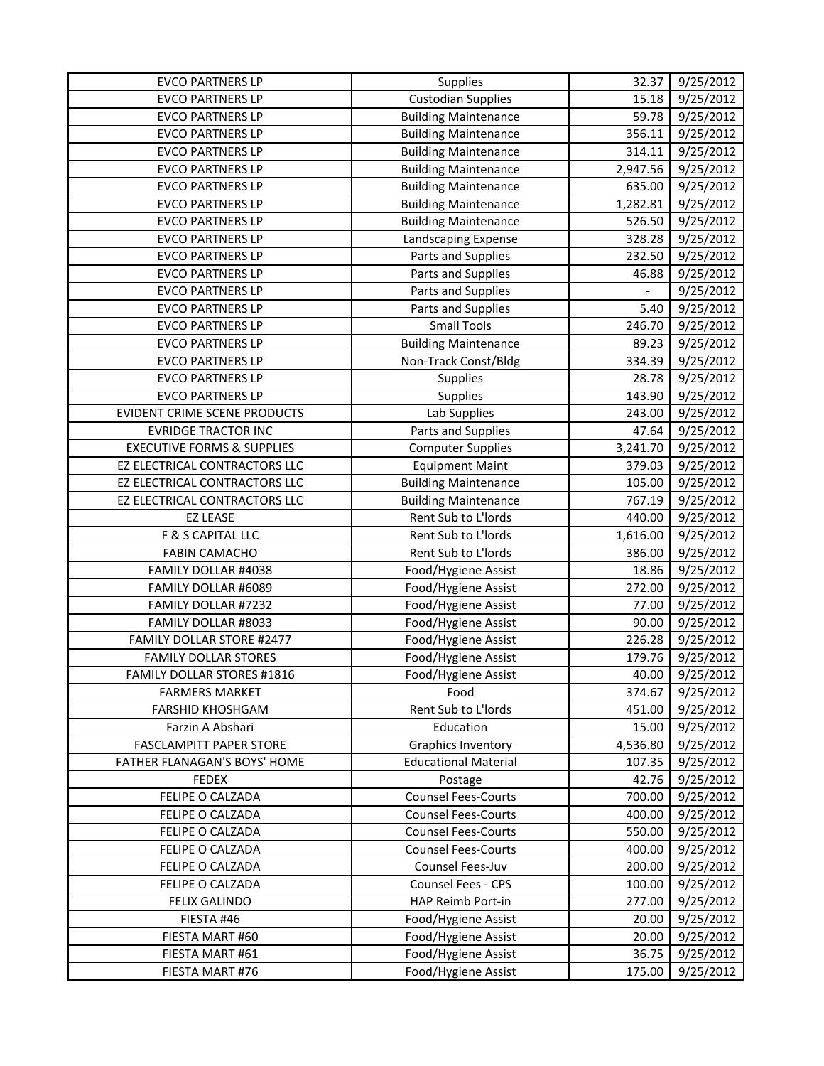| | | | |
|---|---|---|---|
| EVCO PARTNERS LP | Supplies | 32.37 | 9/25/2012 |
| EVCO PARTNERS LP | Custodian Supplies | 15.18 | 9/25/2012 |
| EVCO PARTNERS LP | Building Maintenance | 59.78 | 9/25/2012 |
| EVCO PARTNERS LP | Building Maintenance | 356.11 | 9/25/2012 |
| EVCO PARTNERS LP | Building Maintenance | 314.11 | 9/25/2012 |
| EVCO PARTNERS LP | Building Maintenance | 2,947.56 | 9/25/2012 |
| EVCO PARTNERS LP | Building Maintenance | 635.00 | 9/25/2012 |
| EVCO PARTNERS LP | Building Maintenance | 1,282.81 | 9/25/2012 |
| EVCO PARTNERS LP | Building Maintenance | 526.50 | 9/25/2012 |
| EVCO PARTNERS LP | Landscaping Expense | 328.28 | 9/25/2012 |
| EVCO PARTNERS LP | Parts and Supplies | 232.50 | 9/25/2012 |
| EVCO PARTNERS LP | Parts and Supplies | 46.88 | 9/25/2012 |
| EVCO PARTNERS LP | Parts and Supplies | - | 9/25/2012 |
| EVCO PARTNERS LP | Parts and Supplies | 5.40 | 9/25/2012 |
| EVCO PARTNERS LP | Small Tools | 246.70 | 9/25/2012 |
| EVCO PARTNERS LP | Building Maintenance | 89.23 | 9/25/2012 |
| EVCO PARTNERS LP | Non-Track Const/Bldg | 334.39 | 9/25/2012 |
| EVCO PARTNERS LP | Supplies | 28.78 | 9/25/2012 |
| EVCO PARTNERS LP | Supplies | 143.90 | 9/25/2012 |
| EVIDENT CRIME SCENE PRODUCTS | Lab Supplies | 243.00 | 9/25/2012 |
| EVRIDGE TRACTOR INC | Parts and Supplies | 47.64 | 9/25/2012 |
| EXECUTIVE FORMS & SUPPLIES | Computer Supplies | 3,241.70 | 9/25/2012 |
| EZ ELECTRICAL CONTRACTORS LLC | Equipment Maint | 379.03 | 9/25/2012 |
| EZ ELECTRICAL CONTRACTORS LLC | Building Maintenance | 105.00 | 9/25/2012 |
| EZ ELECTRICAL CONTRACTORS LLC | Building Maintenance | 767.19 | 9/25/2012 |
| EZ LEASE | Rent Sub to L'lords | 440.00 | 9/25/2012 |
| F & S CAPITAL LLC | Rent Sub to L'lords | 1,616.00 | 9/25/2012 |
| FABIN CAMACHO | Rent Sub to L'lords | 386.00 | 9/25/2012 |
| FAMILY DOLLAR #4038 | Food/Hygiene Assist | 18.86 | 9/25/2012 |
| FAMILY DOLLAR #6089 | Food/Hygiene Assist | 272.00 | 9/25/2012 |
| FAMILY DOLLAR #7232 | Food/Hygiene Assist | 77.00 | 9/25/2012 |
| FAMILY DOLLAR #8033 | Food/Hygiene Assist | 90.00 | 9/25/2012 |
| FAMILY DOLLAR STORE #2477 | Food/Hygiene Assist | 226.28 | 9/25/2012 |
| FAMILY DOLLAR STORES | Food/Hygiene Assist | 179.76 | 9/25/2012 |
| FAMILY DOLLAR STORES #1816 | Food/Hygiene Assist | 40.00 | 9/25/2012 |
| FARMERS MARKET | Food | 374.67 | 9/25/2012 |
| FARSHID KHOSHGAM | Rent Sub to L'lords | 451.00 | 9/25/2012 |
| Farzin A Abshari | Education | 15.00 | 9/25/2012 |
| FASCLAMPITT PAPER STORE | Graphics Inventory | 4,536.80 | 9/25/2012 |
| FATHER FLANAGAN'S BOYS' HOME | Educational Material | 107.35 | 9/25/2012 |
| FEDEX | Postage | 42.76 | 9/25/2012 |
| FELIPE O CALZADA | Counsel Fees-Courts | 700.00 | 9/25/2012 |
| FELIPE O CALZADA | Counsel Fees-Courts | 400.00 | 9/25/2012 |
| FELIPE O CALZADA | Counsel Fees-Courts | 550.00 | 9/25/2012 |
| FELIPE O CALZADA | Counsel Fees-Courts | 400.00 | 9/25/2012 |
| FELIPE O CALZADA | Counsel Fees-Juv | 200.00 | 9/25/2012 |
| FELIPE O CALZADA | Counsel Fees - CPS | 100.00 | 9/25/2012 |
| FELIX GALINDO | HAP Reimb Port-in | 277.00 | 9/25/2012 |
| FIESTA #46 | Food/Hygiene Assist | 20.00 | 9/25/2012 |
| FIESTA MART #60 | Food/Hygiene Assist | 20.00 | 9/25/2012 |
| FIESTA MART #61 | Food/Hygiene Assist | 36.75 | 9/25/2012 |
| FIESTA MART #76 | Food/Hygiene Assist | 175.00 | 9/25/2012 |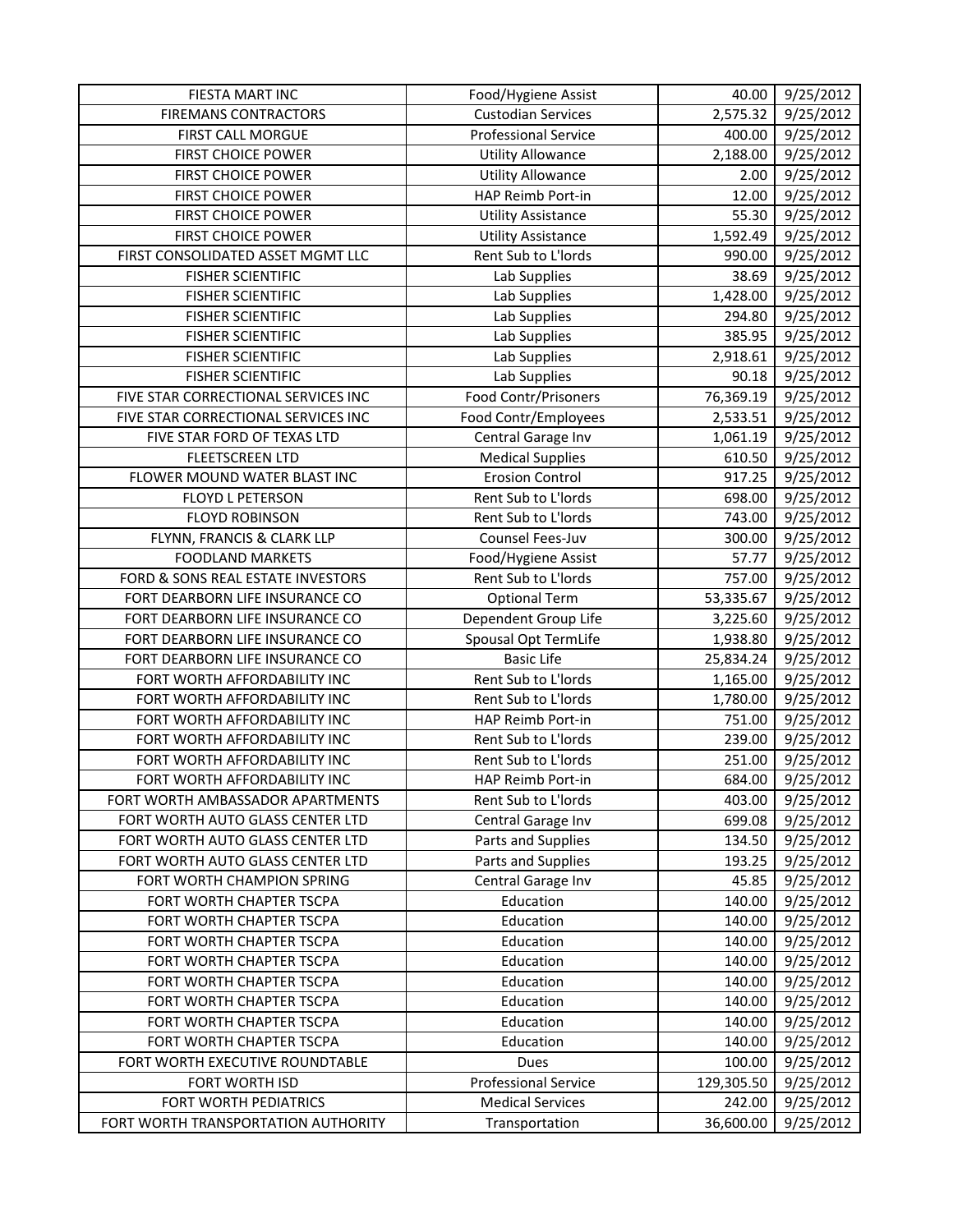| | | | |
|---|---|---|---|
| FIESTA MART INC | Food/Hygiene Assist | 40.00 | 9/25/2012 |
| FIREMANS CONTRACTORS | Custodian Services | 2,575.32 | 9/25/2012 |
| FIRST CALL MORGUE | Professional Service | 400.00 | 9/25/2012 |
| FIRST CHOICE POWER | Utility Allowance | 2,188.00 | 9/25/2012 |
| FIRST CHOICE POWER | Utility Allowance | 2.00 | 9/25/2012 |
| FIRST CHOICE POWER | HAP Reimb Port-in | 12.00 | 9/25/2012 |
| FIRST CHOICE POWER | Utility Assistance | 55.30 | 9/25/2012 |
| FIRST CHOICE POWER | Utility Assistance | 1,592.49 | 9/25/2012 |
| FIRST CONSOLIDATED ASSET MGMT LLC | Rent Sub to L'lords | 990.00 | 9/25/2012 |
| FISHER SCIENTIFIC | Lab Supplies | 38.69 | 9/25/2012 |
| FISHER SCIENTIFIC | Lab Supplies | 1,428.00 | 9/25/2012 |
| FISHER SCIENTIFIC | Lab Supplies | 294.80 | 9/25/2012 |
| FISHER SCIENTIFIC | Lab Supplies | 385.95 | 9/25/2012 |
| FISHER SCIENTIFIC | Lab Supplies | 2,918.61 | 9/25/2012 |
| FISHER SCIENTIFIC | Lab Supplies | 90.18 | 9/25/2012 |
| FIVE STAR CORRECTIONAL SERVICES INC | Food Contr/Prisoners | 76,369.19 | 9/25/2012 |
| FIVE STAR CORRECTIONAL SERVICES INC | Food Contr/Employees | 2,533.51 | 9/25/2012 |
| FIVE STAR FORD OF TEXAS LTD | Central Garage Inv | 1,061.19 | 9/25/2012 |
| FLEETSCREEN LTD | Medical Supplies | 610.50 | 9/25/2012 |
| FLOWER MOUND WATER BLAST INC | Erosion Control | 917.25 | 9/25/2012 |
| FLOYD L PETERSON | Rent Sub to L'lords | 698.00 | 9/25/2012 |
| FLOYD ROBINSON | Rent Sub to L'lords | 743.00 | 9/25/2012 |
| FLYNN, FRANCIS & CLARK LLP | Counsel Fees-Juv | 300.00 | 9/25/2012 |
| FOODLAND MARKETS | Food/Hygiene Assist | 57.77 | 9/25/2012 |
| FORD & SONS REAL ESTATE INVESTORS | Rent Sub to L'lords | 757.00 | 9/25/2012 |
| FORT DEARBORN LIFE INSURANCE CO | Optional Term | 53,335.67 | 9/25/2012 |
| FORT DEARBORN LIFE INSURANCE CO | Dependent Group Life | 3,225.60 | 9/25/2012 |
| FORT DEARBORN LIFE INSURANCE CO | Spousal Opt TermLife | 1,938.80 | 9/25/2012 |
| FORT DEARBORN LIFE INSURANCE CO | Basic Life | 25,834.24 | 9/25/2012 |
| FORT WORTH AFFORDABILITY INC | Rent Sub to L'lords | 1,165.00 | 9/25/2012 |
| FORT WORTH AFFORDABILITY INC | Rent Sub to L'lords | 1,780.00 | 9/25/2012 |
| FORT WORTH AFFORDABILITY INC | HAP Reimb Port-in | 751.00 | 9/25/2012 |
| FORT WORTH AFFORDABILITY INC | Rent Sub to L'lords | 239.00 | 9/25/2012 |
| FORT WORTH AFFORDABILITY INC | Rent Sub to L'lords | 251.00 | 9/25/2012 |
| FORT WORTH AFFORDABILITY INC | HAP Reimb Port-in | 684.00 | 9/25/2012 |
| FORT WORTH AMBASSADOR APARTMENTS | Rent Sub to L'lords | 403.00 | 9/25/2012 |
| FORT WORTH AUTO GLASS CENTER LTD | Central Garage Inv | 699.08 | 9/25/2012 |
| FORT WORTH AUTO GLASS CENTER LTD | Parts and Supplies | 134.50 | 9/25/2012 |
| FORT WORTH AUTO GLASS CENTER LTD | Parts and Supplies | 193.25 | 9/25/2012 |
| FORT WORTH CHAMPION SPRING | Central Garage Inv | 45.85 | 9/25/2012 |
| FORT WORTH CHAPTER TSCPA | Education | 140.00 | 9/25/2012 |
| FORT WORTH CHAPTER TSCPA | Education | 140.00 | 9/25/2012 |
| FORT WORTH CHAPTER TSCPA | Education | 140.00 | 9/25/2012 |
| FORT WORTH CHAPTER TSCPA | Education | 140.00 | 9/25/2012 |
| FORT WORTH CHAPTER TSCPA | Education | 140.00 | 9/25/2012 |
| FORT WORTH CHAPTER TSCPA | Education | 140.00 | 9/25/2012 |
| FORT WORTH CHAPTER TSCPA | Education | 140.00 | 9/25/2012 |
| FORT WORTH CHAPTER TSCPA | Education | 140.00 | 9/25/2012 |
| FORT WORTH EXECUTIVE ROUNDTABLE | Dues | 100.00 | 9/25/2012 |
| FORT WORTH ISD | Professional Service | 129,305.50 | 9/25/2012 |
| FORT WORTH PEDIATRICS | Medical Services | 242.00 | 9/25/2012 |
| FORT WORTH TRANSPORTATION AUTHORITY | Transportation | 36,600.00 | 9/25/2012 |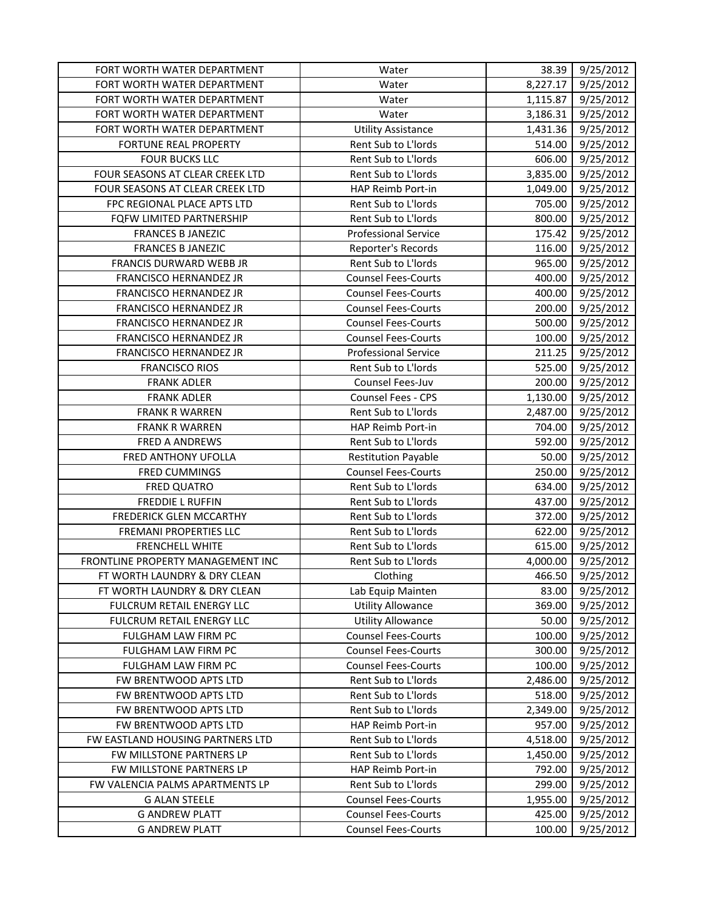| FORT WORTH WATER DEPARTMENT | Water | 38.39 | 9/25/2012 |
|---|---|---|---|
| FORT WORTH WATER DEPARTMENT | Water | 8,227.17 | 9/25/2012 |
| FORT WORTH WATER DEPARTMENT | Water | 1,115.87 | 9/25/2012 |
| FORT WORTH WATER DEPARTMENT | Water | 3,186.31 | 9/25/2012 |
| FORT WORTH WATER DEPARTMENT | Utility Assistance | 1,431.36 | 9/25/2012 |
| FORTUNE REAL PROPERTY | Rent Sub to L'lords | 514.00 | 9/25/2012 |
| FOUR BUCKS LLC | Rent Sub to L'lords | 606.00 | 9/25/2012 |
| FOUR SEASONS AT CLEAR CREEK LTD | Rent Sub to L'lords | 3,835.00 | 9/25/2012 |
| FOUR SEASONS AT CLEAR CREEK LTD | HAP Reimb Port-in | 1,049.00 | 9/25/2012 |
| FPC REGIONAL PLACE APTS LTD | Rent Sub to L'lords | 705.00 | 9/25/2012 |
| FQFW LIMITED PARTNERSHIP | Rent Sub to L'lords | 800.00 | 9/25/2012 |
| FRANCES B JANEZIC | Professional Service | 175.42 | 9/25/2012 |
| FRANCES B JANEZIC | Reporter's Records | 116.00 | 9/25/2012 |
| FRANCIS DURWARD WEBB JR | Rent Sub to L'lords | 965.00 | 9/25/2012 |
| FRANCISCO HERNANDEZ JR | Counsel Fees-Courts | 400.00 | 9/25/2012 |
| FRANCISCO HERNANDEZ JR | Counsel Fees-Courts | 400.00 | 9/25/2012 |
| FRANCISCO HERNANDEZ JR | Counsel Fees-Courts | 200.00 | 9/25/2012 |
| FRANCISCO HERNANDEZ JR | Counsel Fees-Courts | 500.00 | 9/25/2012 |
| FRANCISCO HERNANDEZ JR | Counsel Fees-Courts | 100.00 | 9/25/2012 |
| FRANCISCO HERNANDEZ JR | Professional Service | 211.25 | 9/25/2012 |
| FRANCISCO RIOS | Rent Sub to L'lords | 525.00 | 9/25/2012 |
| FRANK ADLER | Counsel Fees-Juv | 200.00 | 9/25/2012 |
| FRANK ADLER | Counsel Fees - CPS | 1,130.00 | 9/25/2012 |
| FRANK R WARREN | Rent Sub to L'lords | 2,487.00 | 9/25/2012 |
| FRANK R WARREN | HAP Reimb Port-in | 704.00 | 9/25/2012 |
| FRED A ANDREWS | Rent Sub to L'lords | 592.00 | 9/25/2012 |
| FRED ANTHONY UFOLLA | Restitution Payable | 50.00 | 9/25/2012 |
| FRED CUMMINGS | Counsel Fees-Courts | 250.00 | 9/25/2012 |
| FRED QUATRO | Rent Sub to L'lords | 634.00 | 9/25/2012 |
| FREDDIE L RUFFIN | Rent Sub to L'lords | 437.00 | 9/25/2012 |
| FREDERICK GLEN MCCARTHY | Rent Sub to L'lords | 372.00 | 9/25/2012 |
| FREMANI PROPERTIES LLC | Rent Sub to L'lords | 622.00 | 9/25/2012 |
| FRENCHELL WHITE | Rent Sub to L'lords | 615.00 | 9/25/2012 |
| FRONTLINE PROPERTY MANAGEMENT INC | Rent Sub to L'lords | 4,000.00 | 9/25/2012 |
| FT WORTH LAUNDRY & DRY CLEAN | Clothing | 466.50 | 9/25/2012 |
| FT WORTH LAUNDRY & DRY CLEAN | Lab Equip Mainten | 83.00 | 9/25/2012 |
| FULCRUM RETAIL ENERGY LLC | Utility Allowance | 369.00 | 9/25/2012 |
| FULCRUM RETAIL ENERGY LLC | Utility Allowance | 50.00 | 9/25/2012 |
| FULGHAM LAW FIRM PC | Counsel Fees-Courts | 100.00 | 9/25/2012 |
| FULGHAM LAW FIRM PC | Counsel Fees-Courts | 300.00 | 9/25/2012 |
| FULGHAM LAW FIRM PC | Counsel Fees-Courts | 100.00 | 9/25/2012 |
| FW BRENTWOOD APTS LTD | Rent Sub to L'lords | 2,486.00 | 9/25/2012 |
| FW BRENTWOOD APTS LTD | Rent Sub to L'lords | 518.00 | 9/25/2012 |
| FW BRENTWOOD APTS LTD | Rent Sub to L'lords | 2,349.00 | 9/25/2012 |
| FW BRENTWOOD APTS LTD | HAP Reimb Port-in | 957.00 | 9/25/2012 |
| FW EASTLAND HOUSING PARTNERS LTD | Rent Sub to L'lords | 4,518.00 | 9/25/2012 |
| FW MILLSTONE PARTNERS LP | Rent Sub to L'lords | 1,450.00 | 9/25/2012 |
| FW MILLSTONE PARTNERS LP | HAP Reimb Port-in | 792.00 | 9/25/2012 |
| FW VALENCIA PALMS APARTMENTS LP | Rent Sub to L'lords | 299.00 | 9/25/2012 |
| G ALAN STEELE | Counsel Fees-Courts | 1,955.00 | 9/25/2012 |
| G ANDREW PLATT | Counsel Fees-Courts | 425.00 | 9/25/2012 |
| G ANDREW PLATT | Counsel Fees-Courts | 100.00 | 9/25/2012 |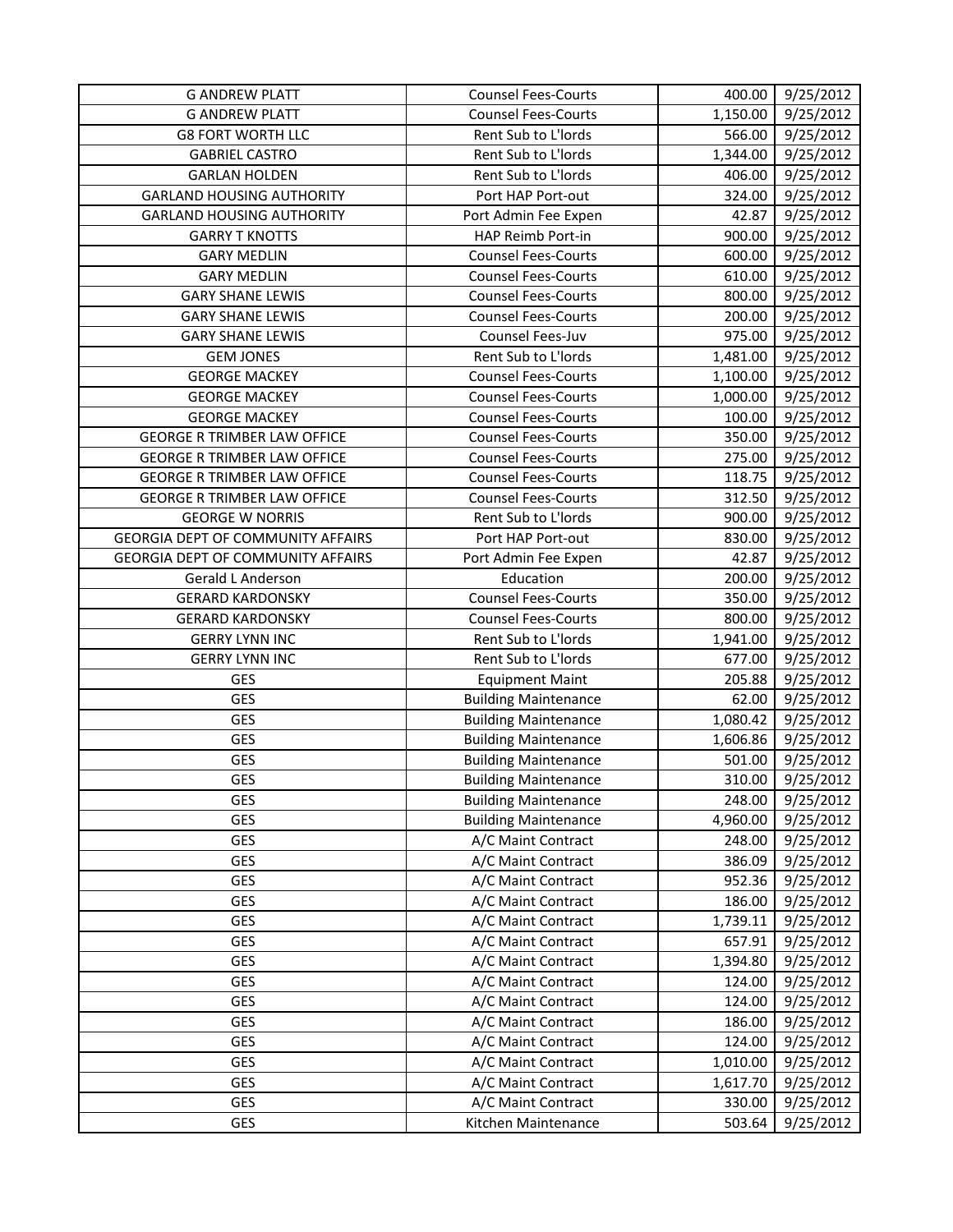| | | | |
|---|---|---|---|
| G ANDREW PLATT | Counsel Fees-Courts | 400.00 | 9/25/2012 |
| G ANDREW PLATT | Counsel Fees-Courts | 1,150.00 | 9/25/2012 |
| G8 FORT WORTH LLC | Rent Sub to L'lords | 566.00 | 9/25/2012 |
| GABRIEL CASTRO | Rent Sub to L'lords | 1,344.00 | 9/25/2012 |
| GARLAN HOLDEN | Rent Sub to L'lords | 406.00 | 9/25/2012 |
| GARLAND HOUSING AUTHORITY | Port HAP Port-out | 324.00 | 9/25/2012 |
| GARLAND HOUSING AUTHORITY | Port Admin Fee Expen | 42.87 | 9/25/2012 |
| GARRY T KNOTTS | HAP Reimb Port-in | 900.00 | 9/25/2012 |
| GARY MEDLIN | Counsel Fees-Courts | 600.00 | 9/25/2012 |
| GARY MEDLIN | Counsel Fees-Courts | 610.00 | 9/25/2012 |
| GARY SHANE LEWIS | Counsel Fees-Courts | 800.00 | 9/25/2012 |
| GARY SHANE LEWIS | Counsel Fees-Courts | 200.00 | 9/25/2012 |
| GARY SHANE LEWIS | Counsel Fees-Juv | 975.00 | 9/25/2012 |
| GEM JONES | Rent Sub to L'lords | 1,481.00 | 9/25/2012 |
| GEORGE MACKEY | Counsel Fees-Courts | 1,100.00 | 9/25/2012 |
| GEORGE MACKEY | Counsel Fees-Courts | 1,000.00 | 9/25/2012 |
| GEORGE MACKEY | Counsel Fees-Courts | 100.00 | 9/25/2012 |
| GEORGE R TRIMBER LAW OFFICE | Counsel Fees-Courts | 350.00 | 9/25/2012 |
| GEORGE R TRIMBER LAW OFFICE | Counsel Fees-Courts | 275.00 | 9/25/2012 |
| GEORGE R TRIMBER LAW OFFICE | Counsel Fees-Courts | 118.75 | 9/25/2012 |
| GEORGE R TRIMBER LAW OFFICE | Counsel Fees-Courts | 312.50 | 9/25/2012 |
| GEORGE W NORRIS | Rent Sub to L'lords | 900.00 | 9/25/2012 |
| GEORGIA DEPT OF COMMUNITY AFFAIRS | Port HAP Port-out | 830.00 | 9/25/2012 |
| GEORGIA DEPT OF COMMUNITY AFFAIRS | Port Admin Fee Expen | 42.87 | 9/25/2012 |
| Gerald L Anderson | Education | 200.00 | 9/25/2012 |
| GERARD KARDONSKY | Counsel Fees-Courts | 350.00 | 9/25/2012 |
| GERARD KARDONSKY | Counsel Fees-Courts | 800.00 | 9/25/2012 |
| GERRY LYNN INC | Rent Sub to L'lords | 1,941.00 | 9/25/2012 |
| GERRY LYNN INC | Rent Sub to L'lords | 677.00 | 9/25/2012 |
| GES | Equipment Maint | 205.88 | 9/25/2012 |
| GES | Building Maintenance | 62.00 | 9/25/2012 |
| GES | Building Maintenance | 1,080.42 | 9/25/2012 |
| GES | Building Maintenance | 1,606.86 | 9/25/2012 |
| GES | Building Maintenance | 501.00 | 9/25/2012 |
| GES | Building Maintenance | 310.00 | 9/25/2012 |
| GES | Building Maintenance | 248.00 | 9/25/2012 |
| GES | Building Maintenance | 4,960.00 | 9/25/2012 |
| GES | A/C Maint Contract | 248.00 | 9/25/2012 |
| GES | A/C Maint Contract | 386.09 | 9/25/2012 |
| GES | A/C Maint Contract | 952.36 | 9/25/2012 |
| GES | A/C Maint Contract | 186.00 | 9/25/2012 |
| GES | A/C Maint Contract | 1,739.11 | 9/25/2012 |
| GES | A/C Maint Contract | 657.91 | 9/25/2012 |
| GES | A/C Maint Contract | 1,394.80 | 9/25/2012 |
| GES | A/C Maint Contract | 124.00 | 9/25/2012 |
| GES | A/C Maint Contract | 124.00 | 9/25/2012 |
| GES | A/C Maint Contract | 186.00 | 9/25/2012 |
| GES | A/C Maint Contract | 124.00 | 9/25/2012 |
| GES | A/C Maint Contract | 1,010.00 | 9/25/2012 |
| GES | A/C Maint Contract | 1,617.70 | 9/25/2012 |
| GES | A/C Maint Contract | 330.00 | 9/25/2012 |
| GES | Kitchen Maintenance | 503.64 | 9/25/2012 |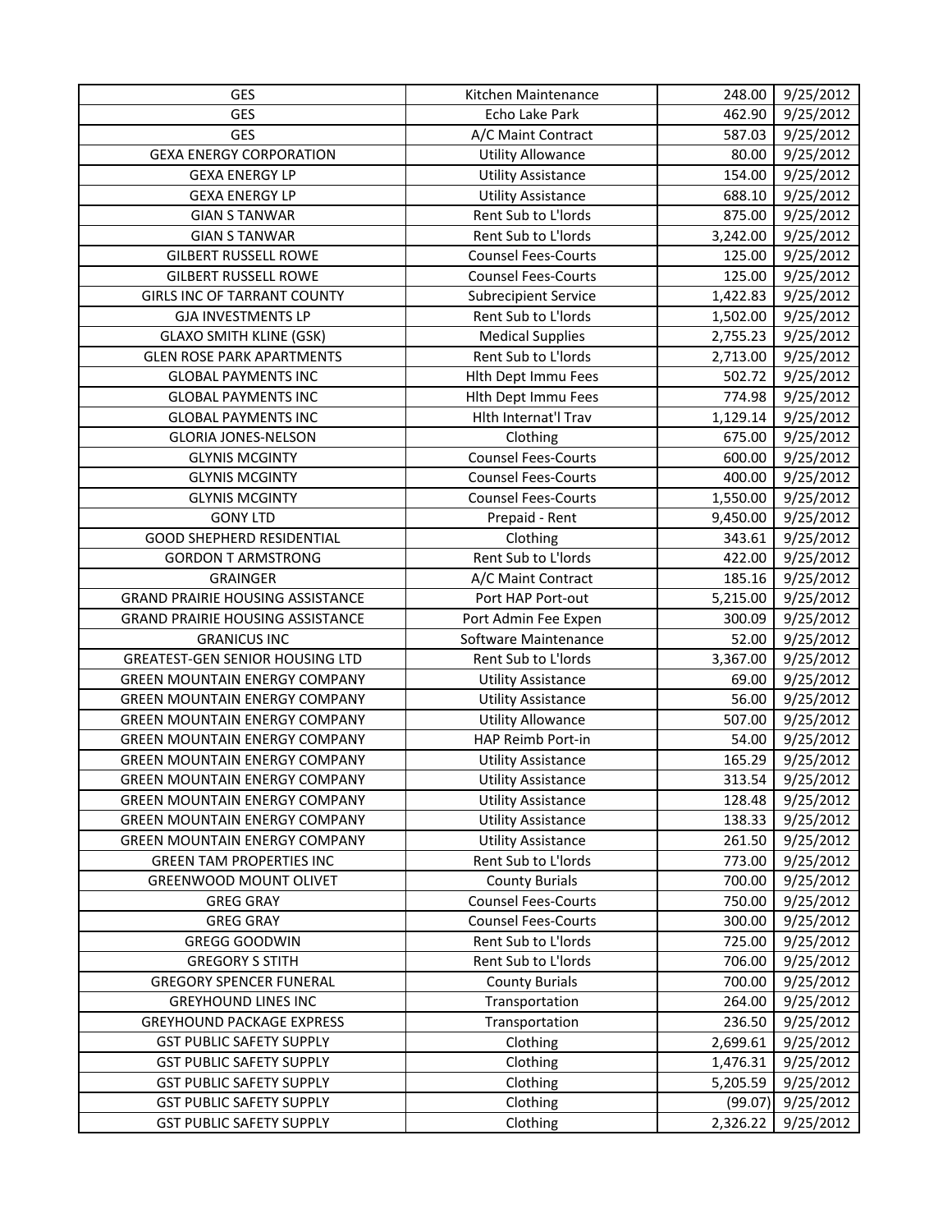| GES | Kitchen Maintenance | 248.00 | 9/25/2012 |
|---|---|---|---|
| GES | Echo Lake Park | 462.90 | 9/25/2012 |
| GES | A/C Maint Contract | 587.03 | 9/25/2012 |
| GEXA ENERGY CORPORATION | Utility Allowance | 80.00 | 9/25/2012 |
| GEXA ENERGY LP | Utility Assistance | 154.00 | 9/25/2012 |
| GEXA ENERGY LP | Utility Assistance | 688.10 | 9/25/2012 |
| GIAN S TANWAR | Rent Sub to L'lords | 875.00 | 9/25/2012 |
| GIAN S TANWAR | Rent Sub to L'lords | 3,242.00 | 9/25/2012 |
| GILBERT RUSSELL ROWE | Counsel Fees-Courts | 125.00 | 9/25/2012 |
| GILBERT RUSSELL ROWE | Counsel Fees-Courts | 125.00 | 9/25/2012 |
| GIRLS INC OF TARRANT COUNTY | Subrecipient Service | 1,422.83 | 9/25/2012 |
| GJA INVESTMENTS LP | Rent Sub to L'lords | 1,502.00 | 9/25/2012 |
| GLAXO SMITH KLINE (GSK) | Medical Supplies | 2,755.23 | 9/25/2012 |
| GLEN ROSE PARK APARTMENTS | Rent Sub to L'lords | 2,713.00 | 9/25/2012 |
| GLOBAL PAYMENTS INC | Hlth Dept Immu Fees | 502.72 | 9/25/2012 |
| GLOBAL PAYMENTS INC | Hlth Dept Immu Fees | 774.98 | 9/25/2012 |
| GLOBAL PAYMENTS INC | Hlth Internat'l Trav | 1,129.14 | 9/25/2012 |
| GLORIA JONES-NELSON | Clothing | 675.00 | 9/25/2012 |
| GLYNIS MCGINTY | Counsel Fees-Courts | 600.00 | 9/25/2012 |
| GLYNIS MCGINTY | Counsel Fees-Courts | 400.00 | 9/25/2012 |
| GLYNIS MCGINTY | Counsel Fees-Courts | 1,550.00 | 9/25/2012 |
| GONY LTD | Prepaid - Rent | 9,450.00 | 9/25/2012 |
| GOOD SHEPHERD RESIDENTIAL | Clothing | 343.61 | 9/25/2012 |
| GORDON T ARMSTRONG | Rent Sub to L'lords | 422.00 | 9/25/2012 |
| GRAINGER | A/C Maint Contract | 185.16 | 9/25/2012 |
| GRAND PRAIRIE HOUSING ASSISTANCE | Port HAP Port-out | 5,215.00 | 9/25/2012 |
| GRAND PRAIRIE HOUSING ASSISTANCE | Port Admin Fee Expen | 300.09 | 9/25/2012 |
| GRANICUS INC | Software Maintenance | 52.00 | 9/25/2012 |
| GREATEST-GEN SENIOR HOUSING LTD | Rent Sub to L'lords | 3,367.00 | 9/25/2012 |
| GREEN MOUNTAIN ENERGY COMPANY | Utility Assistance | 69.00 | 9/25/2012 |
| GREEN MOUNTAIN ENERGY COMPANY | Utility Assistance | 56.00 | 9/25/2012 |
| GREEN MOUNTAIN ENERGY COMPANY | Utility Allowance | 507.00 | 9/25/2012 |
| GREEN MOUNTAIN ENERGY COMPANY | HAP Reimb Port-in | 54.00 | 9/25/2012 |
| GREEN MOUNTAIN ENERGY COMPANY | Utility Assistance | 165.29 | 9/25/2012 |
| GREEN MOUNTAIN ENERGY COMPANY | Utility Assistance | 313.54 | 9/25/2012 |
| GREEN MOUNTAIN ENERGY COMPANY | Utility Assistance | 128.48 | 9/25/2012 |
| GREEN MOUNTAIN ENERGY COMPANY | Utility Assistance | 138.33 | 9/25/2012 |
| GREEN MOUNTAIN ENERGY COMPANY | Utility Assistance | 261.50 | 9/25/2012 |
| GREEN TAM PROPERTIES INC | Rent Sub to L'lords | 773.00 | 9/25/2012 |
| GREENWOOD MOUNT OLIVET | County Burials | 700.00 | 9/25/2012 |
| GREG GRAY | Counsel Fees-Courts | 750.00 | 9/25/2012 |
| GREG GRAY | Counsel Fees-Courts | 300.00 | 9/25/2012 |
| GREGG GOODWIN | Rent Sub to L'lords | 725.00 | 9/25/2012 |
| GREGORY S STITH | Rent Sub to L'lords | 706.00 | 9/25/2012 |
| GREGORY SPENCER FUNERAL | County Burials | 700.00 | 9/25/2012 |
| GREYHOUND LINES INC | Transportation | 264.00 | 9/25/2012 |
| GREYHOUND PACKAGE EXPRESS | Transportation | 236.50 | 9/25/2012 |
| GST PUBLIC SAFETY SUPPLY | Clothing | 2,699.61 | 9/25/2012 |
| GST PUBLIC SAFETY SUPPLY | Clothing | 1,476.31 | 9/25/2012 |
| GST PUBLIC SAFETY SUPPLY | Clothing | 5,205.59 | 9/25/2012 |
| GST PUBLIC SAFETY SUPPLY | Clothing | (99.07) | 9/25/2012 |
| GST PUBLIC SAFETY SUPPLY | Clothing | 2,326.22 | 9/25/2012 |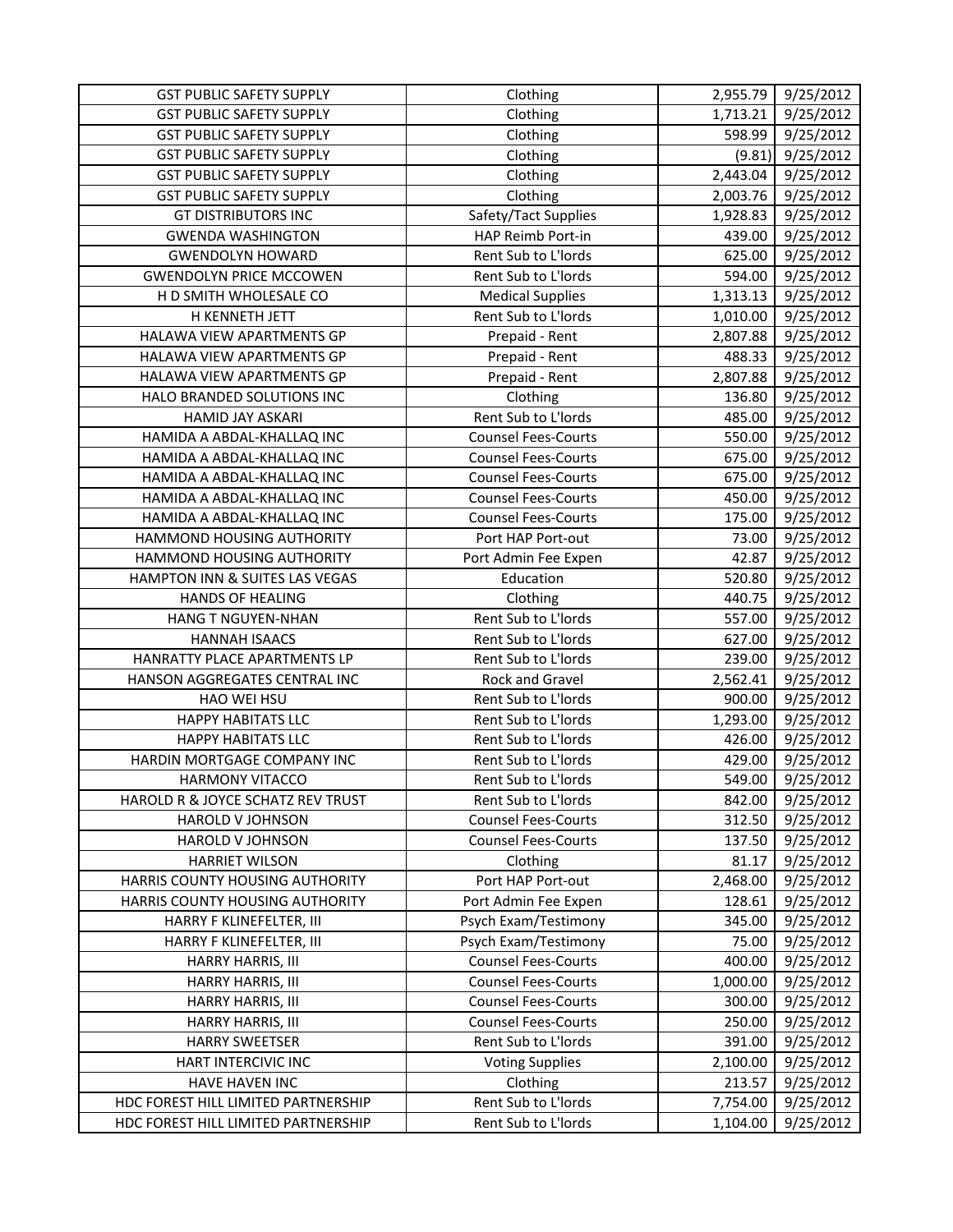| GST PUBLIC SAFETY SUPPLY | Clothing | 2,955.79 | 9/25/2012 |
|---|---|---|---|
| GST PUBLIC SAFETY SUPPLY | Clothing | 1,713.21 | 9/25/2012 |
| GST PUBLIC SAFETY SUPPLY | Clothing | 598.99 | 9/25/2012 |
| GST PUBLIC SAFETY SUPPLY | Clothing | (9.81) | 9/25/2012 |
| GST PUBLIC SAFETY SUPPLY | Clothing | 2,443.04 | 9/25/2012 |
| GST PUBLIC SAFETY SUPPLY | Clothing | 2,003.76 | 9/25/2012 |
| GT DISTRIBUTORS INC | Safety/Tact Supplies | 1,928.83 | 9/25/2012 |
| GWENDA WASHINGTON | HAP Reimb Port-in | 439.00 | 9/25/2012 |
| GWENDOLYN HOWARD | Rent Sub to L'lords | 625.00 | 9/25/2012 |
| GWENDOLYN PRICE MCCOWEN | Rent Sub to L'lords | 594.00 | 9/25/2012 |
| H D SMITH WHOLESALE CO | Medical Supplies | 1,313.13 | 9/25/2012 |
| H KENNETH JETT | Rent Sub to L'lords | 1,010.00 | 9/25/2012 |
| HALAWA VIEW APARTMENTS GP | Prepaid - Rent | 2,807.88 | 9/25/2012 |
| HALAWA VIEW APARTMENTS GP | Prepaid - Rent | 488.33 | 9/25/2012 |
| HALAWA VIEW APARTMENTS GP | Prepaid - Rent | 2,807.88 | 9/25/2012 |
| HALO BRANDED SOLUTIONS INC | Clothing | 136.80 | 9/25/2012 |
| HAMID JAY ASKARI | Rent Sub to L'lords | 485.00 | 9/25/2012 |
| HAMIDA A ABDAL-KHALLAQ INC | Counsel Fees-Courts | 550.00 | 9/25/2012 |
| HAMIDA A ABDAL-KHALLAQ INC | Counsel Fees-Courts | 675.00 | 9/25/2012 |
| HAMIDA A ABDAL-KHALLAQ INC | Counsel Fees-Courts | 675.00 | 9/25/2012 |
| HAMIDA A ABDAL-KHALLAQ INC | Counsel Fees-Courts | 450.00 | 9/25/2012 |
| HAMIDA A ABDAL-KHALLAQ INC | Counsel Fees-Courts | 175.00 | 9/25/2012 |
| HAMMOND HOUSING AUTHORITY | Port HAP Port-out | 73.00 | 9/25/2012 |
| HAMMOND HOUSING AUTHORITY | Port Admin Fee Expen | 42.87 | 9/25/2012 |
| HAMPTON INN & SUITES LAS VEGAS | Education | 520.80 | 9/25/2012 |
| HANDS OF HEALING | Clothing | 440.75 | 9/25/2012 |
| HANG T NGUYEN-NHAN | Rent Sub to L'lords | 557.00 | 9/25/2012 |
| HANNAH ISAACS | Rent Sub to L'lords | 627.00 | 9/25/2012 |
| HANRATTY PLACE APARTMENTS LP | Rent Sub to L'lords | 239.00 | 9/25/2012 |
| HANSON AGGREGATES CENTRAL INC | Rock and Gravel | 2,562.41 | 9/25/2012 |
| HAO WEI HSU | Rent Sub to L'lords | 900.00 | 9/25/2012 |
| HAPPY HABITATS LLC | Rent Sub to L'lords | 1,293.00 | 9/25/2012 |
| HAPPY HABITATS LLC | Rent Sub to L'lords | 426.00 | 9/25/2012 |
| HARDIN MORTGAGE COMPANY INC | Rent Sub to L'lords | 429.00 | 9/25/2012 |
| HARMONY VITACCO | Rent Sub to L'lords | 549.00 | 9/25/2012 |
| HAROLD R & JOYCE SCHATZ REV TRUST | Rent Sub to L'lords | 842.00 | 9/25/2012 |
| HAROLD V JOHNSON | Counsel Fees-Courts | 312.50 | 9/25/2012 |
| HAROLD V JOHNSON | Counsel Fees-Courts | 137.50 | 9/25/2012 |
| HARRIET WILSON | Clothing | 81.17 | 9/25/2012 |
| HARRIS COUNTY HOUSING AUTHORITY | Port HAP Port-out | 2,468.00 | 9/25/2012 |
| HARRIS COUNTY HOUSING AUTHORITY | Port Admin Fee Expen | 128.61 | 9/25/2012 |
| HARRY F KLINEFELTER, III | Psych Exam/Testimony | 345.00 | 9/25/2012 |
| HARRY F KLINEFELTER, III | Psych Exam/Testimony | 75.00 | 9/25/2012 |
| HARRY HARRIS, III | Counsel Fees-Courts | 400.00 | 9/25/2012 |
| HARRY HARRIS, III | Counsel Fees-Courts | 1,000.00 | 9/25/2012 |
| HARRY HARRIS, III | Counsel Fees-Courts | 300.00 | 9/25/2012 |
| HARRY HARRIS, III | Counsel Fees-Courts | 250.00 | 9/25/2012 |
| HARRY SWEETSER | Rent Sub to L'lords | 391.00 | 9/25/2012 |
| HART INTERCIVIC INC | Voting Supplies | 2,100.00 | 9/25/2012 |
| HAVE HAVEN INC | Clothing | 213.57 | 9/25/2012 |
| HDC FOREST HILL LIMITED PARTNERSHIP | Rent Sub to L'lords | 7,754.00 | 9/25/2012 |
| HDC FOREST HILL LIMITED PARTNERSHIP | Rent Sub to L'lords | 1,104.00 | 9/25/2012 |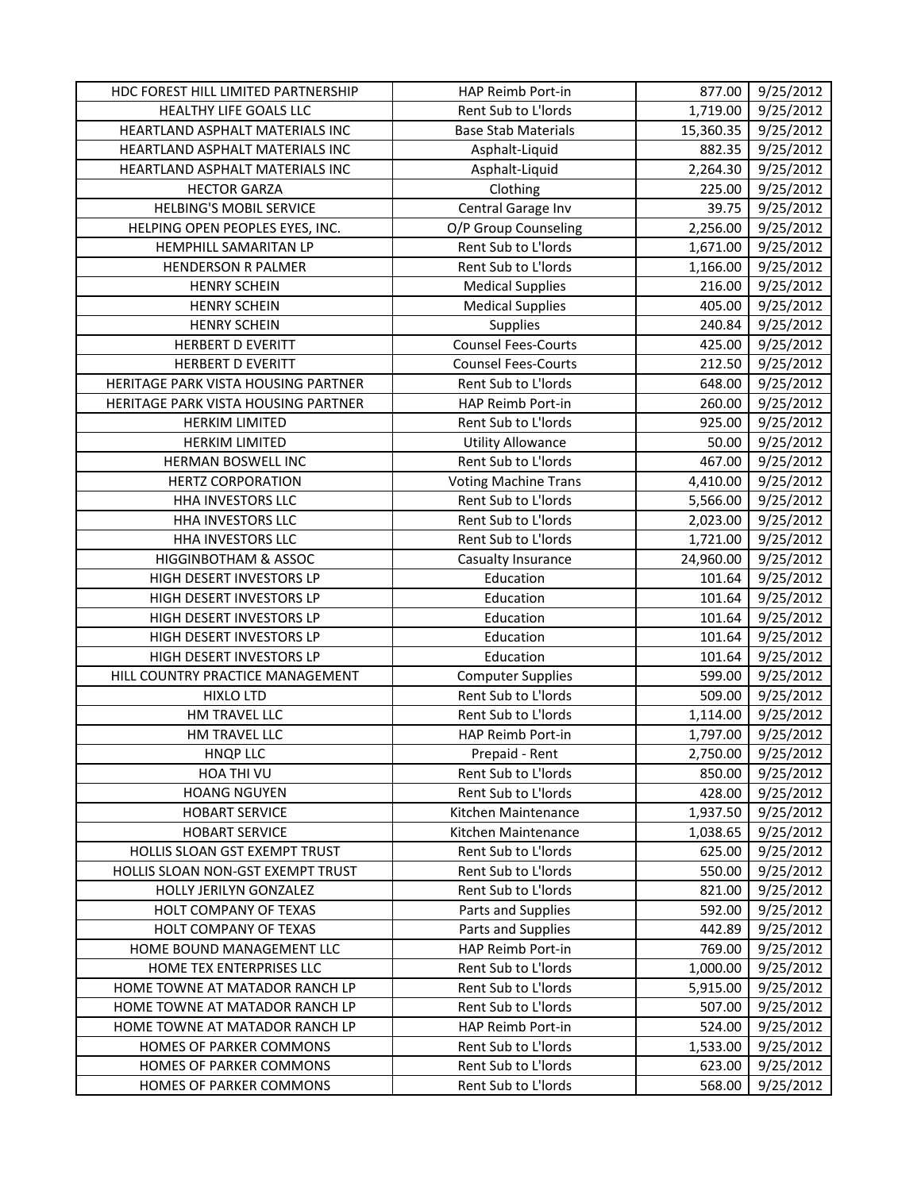| HDC FOREST HILL LIMITED PARTNERSHIP | HAP Reimb Port-in | 877.00 | 9/25/2012 |
|---|---|---|---|
| HEALTHY LIFE GOALS LLC | Rent Sub to L'lords | 1,719.00 | 9/25/2012 |
| HEARTLAND ASPHALT MATERIALS INC | Base Stab Materials | 15,360.35 | 9/25/2012 |
| HEARTLAND ASPHALT MATERIALS INC | Asphalt-Liquid | 882.35 | 9/25/2012 |
| HEARTLAND ASPHALT MATERIALS INC | Asphalt-Liquid | 2,264.30 | 9/25/2012 |
| HECTOR GARZA | Clothing | 225.00 | 9/25/2012 |
| HELBING'S MOBIL SERVICE | Central Garage Inv | 39.75 | 9/25/2012 |
| HELPING OPEN PEOPLES EYES, INC. | O/P Group Counseling | 2,256.00 | 9/25/2012 |
| HEMPHILL SAMARITAN LP | Rent Sub to L'lords | 1,671.00 | 9/25/2012 |
| HENDERSON R PALMER | Rent Sub to L'lords | 1,166.00 | 9/25/2012 |
| HENRY SCHEIN | Medical Supplies | 216.00 | 9/25/2012 |
| HENRY SCHEIN | Medical Supplies | 405.00 | 9/25/2012 |
| HENRY SCHEIN | Supplies | 240.84 | 9/25/2012 |
| HERBERT D EVERITT | Counsel Fees-Courts | 425.00 | 9/25/2012 |
| HERBERT D EVERITT | Counsel Fees-Courts | 212.50 | 9/25/2012 |
| HERITAGE PARK VISTA HOUSING PARTNER | Rent Sub to L'lords | 648.00 | 9/25/2012 |
| HERITAGE PARK VISTA HOUSING PARTNER | HAP Reimb Port-in | 260.00 | 9/25/2012 |
| HERKIM LIMITED | Rent Sub to L'lords | 925.00 | 9/25/2012 |
| HERKIM LIMITED | Utility Allowance | 50.00 | 9/25/2012 |
| HERMAN BOSWELL INC | Rent Sub to L'lords | 467.00 | 9/25/2012 |
| HERTZ CORPORATION | Voting Machine Trans | 4,410.00 | 9/25/2012 |
| HHA INVESTORS LLC | Rent Sub to L'lords | 5,566.00 | 9/25/2012 |
| HHA INVESTORS LLC | Rent Sub to L'lords | 2,023.00 | 9/25/2012 |
| HHA INVESTORS LLC | Rent Sub to L'lords | 1,721.00 | 9/25/2012 |
| HIGGINBOTHAM & ASSOC | Casualty Insurance | 24,960.00 | 9/25/2012 |
| HIGH DESERT INVESTORS LP | Education | 101.64 | 9/25/2012 |
| HIGH DESERT INVESTORS LP | Education | 101.64 | 9/25/2012 |
| HIGH DESERT INVESTORS LP | Education | 101.64 | 9/25/2012 |
| HIGH DESERT INVESTORS LP | Education | 101.64 | 9/25/2012 |
| HIGH DESERT INVESTORS LP | Education | 101.64 | 9/25/2012 |
| HILL COUNTRY PRACTICE MANAGEMENT | Computer Supplies | 599.00 | 9/25/2012 |
| HIXLO LTD | Rent Sub to L'lords | 509.00 | 9/25/2012 |
| HM TRAVEL LLC | Rent Sub to L'lords | 1,114.00 | 9/25/2012 |
| HM TRAVEL LLC | HAP Reimb Port-in | 1,797.00 | 9/25/2012 |
| HNQP LLC | Prepaid - Rent | 2,750.00 | 9/25/2012 |
| HOA THI VU | Rent Sub to L'lords | 850.00 | 9/25/2012 |
| HOANG NGUYEN | Rent Sub to L'lords | 428.00 | 9/25/2012 |
| HOBART SERVICE | Kitchen Maintenance | 1,937.50 | 9/25/2012 |
| HOBART SERVICE | Kitchen Maintenance | 1,038.65 | 9/25/2012 |
| HOLLIS SLOAN GST EXEMPT TRUST | Rent Sub to L'lords | 625.00 | 9/25/2012 |
| HOLLIS SLOAN NON-GST EXEMPT TRUST | Rent Sub to L'lords | 550.00 | 9/25/2012 |
| HOLLY JERILYN GONZALEZ | Rent Sub to L'lords | 821.00 | 9/25/2012 |
| HOLT COMPANY OF TEXAS | Parts and Supplies | 592.00 | 9/25/2012 |
| HOLT COMPANY OF TEXAS | Parts and Supplies | 442.89 | 9/25/2012 |
| HOME BOUND MANAGEMENT LLC | HAP Reimb Port-in | 769.00 | 9/25/2012 |
| HOME TEX ENTERPRISES LLC | Rent Sub to L'lords | 1,000.00 | 9/25/2012 |
| HOME TOWNE AT MATADOR RANCH LP | Rent Sub to L'lords | 5,915.00 | 9/25/2012 |
| HOME TOWNE AT MATADOR RANCH LP | Rent Sub to L'lords | 507.00 | 9/25/2012 |
| HOME TOWNE AT MATADOR RANCH LP | HAP Reimb Port-in | 524.00 | 9/25/2012 |
| HOMES OF PARKER COMMONS | Rent Sub to L'lords | 1,533.00 | 9/25/2012 |
| HOMES OF PARKER COMMONS | Rent Sub to L'lords | 623.00 | 9/25/2012 |
| HOMES OF PARKER COMMONS | Rent Sub to L'lords | 568.00 | 9/25/2012 |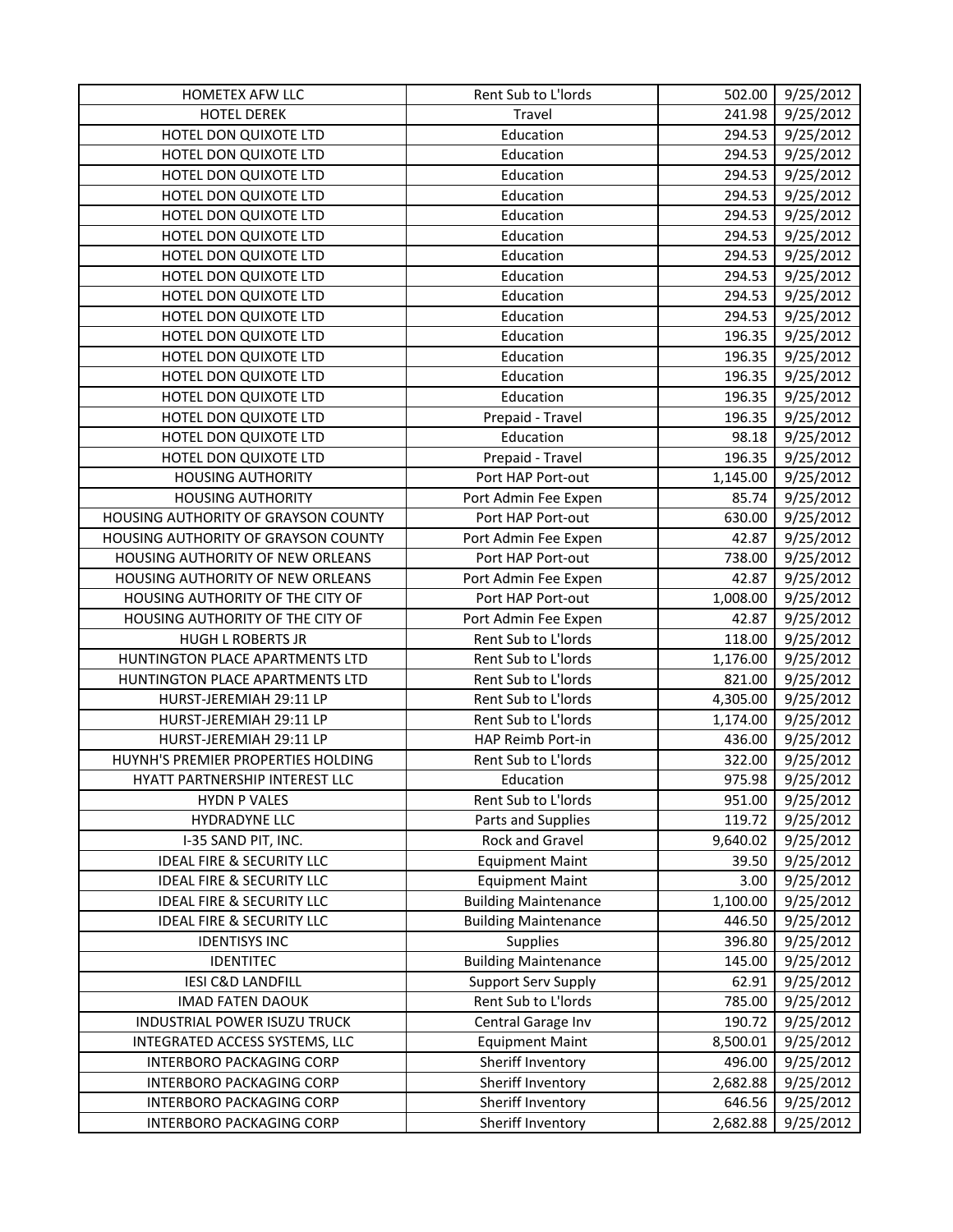| | | | |
|---|---|---|---|
| HOMETEX AFW LLC | Rent Sub to L'lords | 502.00 | 9/25/2012 |
| HOTEL DEREK | Travel | 241.98 | 9/25/2012 |
| HOTEL DON QUIXOTE LTD | Education | 294.53 | 9/25/2012 |
| HOTEL DON QUIXOTE LTD | Education | 294.53 | 9/25/2012 |
| HOTEL DON QUIXOTE LTD | Education | 294.53 | 9/25/2012 |
| HOTEL DON QUIXOTE LTD | Education | 294.53 | 9/25/2012 |
| HOTEL DON QUIXOTE LTD | Education | 294.53 | 9/25/2012 |
| HOTEL DON QUIXOTE LTD | Education | 294.53 | 9/25/2012 |
| HOTEL DON QUIXOTE LTD | Education | 294.53 | 9/25/2012 |
| HOTEL DON QUIXOTE LTD | Education | 294.53 | 9/25/2012 |
| HOTEL DON QUIXOTE LTD | Education | 294.53 | 9/25/2012 |
| HOTEL DON QUIXOTE LTD | Education | 294.53 | 9/25/2012 |
| HOTEL DON QUIXOTE LTD | Education | 196.35 | 9/25/2012 |
| HOTEL DON QUIXOTE LTD | Education | 196.35 | 9/25/2012 |
| HOTEL DON QUIXOTE LTD | Education | 196.35 | 9/25/2012 |
| HOTEL DON QUIXOTE LTD | Education | 196.35 | 9/25/2012 |
| HOTEL DON QUIXOTE LTD | Prepaid - Travel | 196.35 | 9/25/2012 |
| HOTEL DON QUIXOTE LTD | Education | 98.18 | 9/25/2012 |
| HOTEL DON QUIXOTE LTD | Prepaid - Travel | 196.35 | 9/25/2012 |
| HOUSING AUTHORITY | Port HAP Port-out | 1,145.00 | 9/25/2012 |
| HOUSING AUTHORITY | Port Admin Fee Expen | 85.74 | 9/25/2012 |
| HOUSING AUTHORITY OF GRAYSON COUNTY | Port HAP Port-out | 630.00 | 9/25/2012 |
| HOUSING AUTHORITY OF GRAYSON COUNTY | Port Admin Fee Expen | 42.87 | 9/25/2012 |
| HOUSING AUTHORITY OF NEW ORLEANS | Port HAP Port-out | 738.00 | 9/25/2012 |
| HOUSING AUTHORITY OF NEW ORLEANS | Port Admin Fee Expen | 42.87 | 9/25/2012 |
| HOUSING AUTHORITY OF THE CITY OF | Port HAP Port-out | 1,008.00 | 9/25/2012 |
| HOUSING AUTHORITY OF THE CITY OF | Port Admin Fee Expen | 42.87 | 9/25/2012 |
| HUGH L ROBERTS JR | Rent Sub to L'lords | 118.00 | 9/25/2012 |
| HUNTINGTON PLACE APARTMENTS LTD | Rent Sub to L'lords | 1,176.00 | 9/25/2012 |
| HUNTINGTON PLACE APARTMENTS LTD | Rent Sub to L'lords | 821.00 | 9/25/2012 |
| HURST-JEREMIAH 29:11 LP | Rent Sub to L'lords | 4,305.00 | 9/25/2012 |
| HURST-JEREMIAH 29:11 LP | Rent Sub to L'lords | 1,174.00 | 9/25/2012 |
| HURST-JEREMIAH 29:11 LP | HAP Reimb Port-in | 436.00 | 9/25/2012 |
| HUYNH'S PREMIER PROPERTIES HOLDING | Rent Sub to L'lords | 322.00 | 9/25/2012 |
| HYATT PARTNERSHIP INTEREST LLC | Education | 975.98 | 9/25/2012 |
| HYDN P VALES | Rent Sub to L'lords | 951.00 | 9/25/2012 |
| HYDRADYNE LLC | Parts and Supplies | 119.72 | 9/25/2012 |
| I-35 SAND PIT, INC. | Rock and Gravel | 9,640.02 | 9/25/2012 |
| IDEAL FIRE & SECURITY LLC | Equipment Maint | 39.50 | 9/25/2012 |
| IDEAL FIRE & SECURITY LLC | Equipment Maint | 3.00 | 9/25/2012 |
| IDEAL FIRE & SECURITY LLC | Building Maintenance | 1,100.00 | 9/25/2012 |
| IDEAL FIRE & SECURITY LLC | Building Maintenance | 446.50 | 9/25/2012 |
| IDENTISYS INC | Supplies | 396.80 | 9/25/2012 |
| IDENTITEC | Building Maintenance | 145.00 | 9/25/2012 |
| IESI C&D LANDFILL | Support Serv Supply | 62.91 | 9/25/2012 |
| IMAD FATEN DAOUK | Rent Sub to L'lords | 785.00 | 9/25/2012 |
| INDUSTRIAL POWER ISUZU TRUCK | Central Garage Inv | 190.72 | 9/25/2012 |
| INTEGRATED ACCESS SYSTEMS, LLC | Equipment Maint | 8,500.01 | 9/25/2012 |
| INTERBORO PACKAGING CORP | Sheriff Inventory | 496.00 | 9/25/2012 |
| INTERBORO PACKAGING CORP | Sheriff Inventory | 2,682.88 | 9/25/2012 |
| INTERBORO PACKAGING CORP | Sheriff Inventory | 646.56 | 9/25/2012 |
| INTERBORO PACKAGING CORP | Sheriff Inventory | 2,682.88 | 9/25/2012 |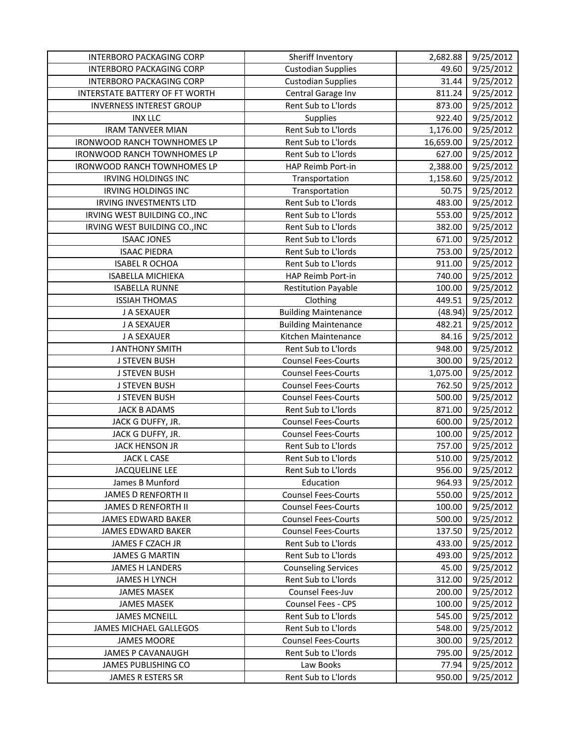| | | | |
|---|---|---|---|
| INTERBORO PACKAGING CORP | Sheriff Inventory | 2,682.88 | 9/25/2012 |
| INTERBORO PACKAGING CORP | Custodian Supplies | 49.60 | 9/25/2012 |
| INTERBORO PACKAGING CORP | Custodian Supplies | 31.44 | 9/25/2012 |
| INTERSTATE BATTERY OF FT WORTH | Central Garage Inv | 811.24 | 9/25/2012 |
| INVERNESS INTEREST GROUP | Rent Sub to L'lords | 873.00 | 9/25/2012 |
| INX LLC | Supplies | 922.40 | 9/25/2012 |
| IRAM TANVEER MIAN | Rent Sub to L'lords | 1,176.00 | 9/25/2012 |
| IRONWOOD RANCH TOWNHOMES LP | Rent Sub to L'lords | 16,659.00 | 9/25/2012 |
| IRONWOOD RANCH TOWNHOMES LP | Rent Sub to L'lords | 627.00 | 9/25/2012 |
| IRONWOOD RANCH TOWNHOMES LP | HAP Reimb Port-in | 2,388.00 | 9/25/2012 |
| IRVING HOLDINGS INC | Transportation | 1,158.60 | 9/25/2012 |
| IRVING HOLDINGS INC | Transportation | 50.75 | 9/25/2012 |
| IRVING INVESTMENTS LTD | Rent Sub to L'lords | 483.00 | 9/25/2012 |
| IRVING WEST BUILDING CO.,INC | Rent Sub to L'lords | 553.00 | 9/25/2012 |
| IRVING WEST BUILDING CO.,INC | Rent Sub to L'lords | 382.00 | 9/25/2012 |
| ISAAC JONES | Rent Sub to L'lords | 671.00 | 9/25/2012 |
| ISAAC PIEDRA | Rent Sub to L'lords | 753.00 | 9/25/2012 |
| ISABEL R OCHOA | Rent Sub to L'lords | 911.00 | 9/25/2012 |
| ISABELLA MICHIEKA | HAP Reimb Port-in | 740.00 | 9/25/2012 |
| ISABELLA RUNNE | Restitution Payable | 100.00 | 9/25/2012 |
| ISSIAH THOMAS | Clothing | 449.51 | 9/25/2012 |
| J A SEXAUER | Building Maintenance | (48.94) | 9/25/2012 |
| J A SEXAUER | Building Maintenance | 482.21 | 9/25/2012 |
| J A SEXAUER | Kitchen Maintenance | 84.16 | 9/25/2012 |
| J ANTHONY SMITH | Rent Sub to L'lords | 948.00 | 9/25/2012 |
| J STEVEN BUSH | Counsel Fees-Courts | 300.00 | 9/25/2012 |
| J STEVEN BUSH | Counsel Fees-Courts | 1,075.00 | 9/25/2012 |
| J STEVEN BUSH | Counsel Fees-Courts | 762.50 | 9/25/2012 |
| J STEVEN BUSH | Counsel Fees-Courts | 500.00 | 9/25/2012 |
| JACK B ADAMS | Rent Sub to L'lords | 871.00 | 9/25/2012 |
| JACK G DUFFY, JR. | Counsel Fees-Courts | 600.00 | 9/25/2012 |
| JACK G DUFFY, JR. | Counsel Fees-Courts | 100.00 | 9/25/2012 |
| JACK HENSON JR | Rent Sub to L'lords | 757.00 | 9/25/2012 |
| JACK L CASE | Rent Sub to L'lords | 510.00 | 9/25/2012 |
| JACQUELINE LEE | Rent Sub to L'lords | 956.00 | 9/25/2012 |
| James B Munford | Education | 964.93 | 9/25/2012 |
| JAMES D RENFORTH II | Counsel Fees-Courts | 550.00 | 9/25/2012 |
| JAMES D RENFORTH II | Counsel Fees-Courts | 100.00 | 9/25/2012 |
| JAMES EDWARD BAKER | Counsel Fees-Courts | 500.00 | 9/25/2012 |
| JAMES EDWARD BAKER | Counsel Fees-Courts | 137.50 | 9/25/2012 |
| JAMES F CZACH JR | Rent Sub to L'lords | 433.00 | 9/25/2012 |
| JAMES G MARTIN | Rent Sub to L'lords | 493.00 | 9/25/2012 |
| JAMES H LANDERS | Counseling Services | 45.00 | 9/25/2012 |
| JAMES H LYNCH | Rent Sub to L'lords | 312.00 | 9/25/2012 |
| JAMES MASEK | Counsel Fees-Juv | 200.00 | 9/25/2012 |
| JAMES MASEK | Counsel Fees - CPS | 100.00 | 9/25/2012 |
| JAMES MCNEILL | Rent Sub to L'lords | 545.00 | 9/25/2012 |
| JAMES MICHAEL GALLEGOS | Rent Sub to L'lords | 548.00 | 9/25/2012 |
| JAMES MOORE | Counsel Fees-Courts | 300.00 | 9/25/2012 |
| JAMES P CAVANAUGH | Rent Sub to L'lords | 795.00 | 9/25/2012 |
| JAMES PUBLISHING CO | Law Books | 77.94 | 9/25/2012 |
| JAMES R ESTERS SR | Rent Sub to L'lords | 950.00 | 9/25/2012 |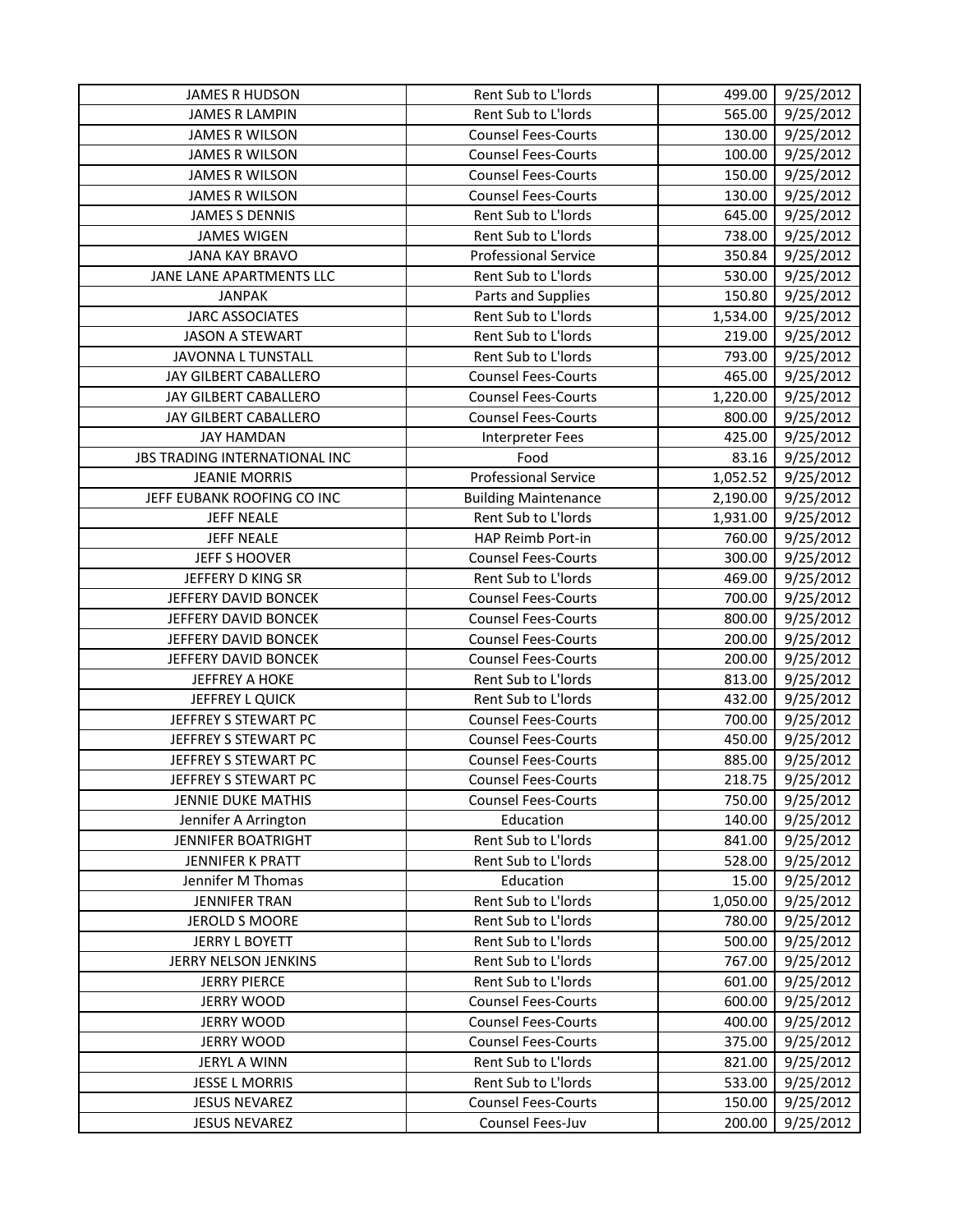| JAMES R HUDSON | Rent Sub to L'lords | 499.00 | 9/25/2012 |
|---|---|---|---|
| JAMES R LAMPIN | Rent Sub to L'lords | 565.00 | 9/25/2012 |
| JAMES R WILSON | Counsel Fees-Courts | 130.00 | 9/25/2012 |
| JAMES R WILSON | Counsel Fees-Courts | 100.00 | 9/25/2012 |
| JAMES R WILSON | Counsel Fees-Courts | 150.00 | 9/25/2012 |
| JAMES R WILSON | Counsel Fees-Courts | 130.00 | 9/25/2012 |
| JAMES S DENNIS | Rent Sub to L'lords | 645.00 | 9/25/2012 |
| JAMES WIGEN | Rent Sub to L'lords | 738.00 | 9/25/2012 |
| JANA KAY BRAVO | Professional Service | 350.84 | 9/25/2012 |
| JANE LANE APARTMENTS LLC | Rent Sub to L'lords | 530.00 | 9/25/2012 |
| JANPAK | Parts and Supplies | 150.80 | 9/25/2012 |
| JARC ASSOCIATES | Rent Sub to L'lords | 1,534.00 | 9/25/2012 |
| JASON A STEWART | Rent Sub to L'lords | 219.00 | 9/25/2012 |
| JAVONNA L TUNSTALL | Rent Sub to L'lords | 793.00 | 9/25/2012 |
| JAY GILBERT CABALLERO | Counsel Fees-Courts | 465.00 | 9/25/2012 |
| JAY GILBERT CABALLERO | Counsel Fees-Courts | 1,220.00 | 9/25/2012 |
| JAY GILBERT CABALLERO | Counsel Fees-Courts | 800.00 | 9/25/2012 |
| JAY HAMDAN | Interpreter Fees | 425.00 | 9/25/2012 |
| JBS TRADING INTERNATIONAL INC | Food | 83.16 | 9/25/2012 |
| JEANIE MORRIS | Professional Service | 1,052.52 | 9/25/2012 |
| JEFF EUBANK ROOFING CO INC | Building Maintenance | 2,190.00 | 9/25/2012 |
| JEFF NEALE | Rent Sub to L'lords | 1,931.00 | 9/25/2012 |
| JEFF NEALE | HAP Reimb Port-in | 760.00 | 9/25/2012 |
| JEFF S HOOVER | Counsel Fees-Courts | 300.00 | 9/25/2012 |
| JEFFERY D KING SR | Rent Sub to L'lords | 469.00 | 9/25/2012 |
| JEFFERY DAVID BONCEK | Counsel Fees-Courts | 700.00 | 9/25/2012 |
| JEFFERY DAVID BONCEK | Counsel Fees-Courts | 800.00 | 9/25/2012 |
| JEFFERY DAVID BONCEK | Counsel Fees-Courts | 200.00 | 9/25/2012 |
| JEFFERY DAVID BONCEK | Counsel Fees-Courts | 200.00 | 9/25/2012 |
| JEFFREY A HOKE | Rent Sub to L'lords | 813.00 | 9/25/2012 |
| JEFFREY L QUICK | Rent Sub to L'lords | 432.00 | 9/25/2012 |
| JEFFREY S STEWART PC | Counsel Fees-Courts | 700.00 | 9/25/2012 |
| JEFFREY S STEWART PC | Counsel Fees-Courts | 450.00 | 9/25/2012 |
| JEFFREY S STEWART PC | Counsel Fees-Courts | 885.00 | 9/25/2012 |
| JEFFREY S STEWART PC | Counsel Fees-Courts | 218.75 | 9/25/2012 |
| JENNIE DUKE MATHIS | Counsel Fees-Courts | 750.00 | 9/25/2012 |
| Jennifer A Arrington | Education | 140.00 | 9/25/2012 |
| JENNIFER BOATRIGHT | Rent Sub to L'lords | 841.00 | 9/25/2012 |
| JENNIFER K PRATT | Rent Sub to L'lords | 528.00 | 9/25/2012 |
| Jennifer M Thomas | Education | 15.00 | 9/25/2012 |
| JENNIFER TRAN | Rent Sub to L'lords | 1,050.00 | 9/25/2012 |
| JEROLD S MOORE | Rent Sub to L'lords | 780.00 | 9/25/2012 |
| JERRY L BOYETT | Rent Sub to L'lords | 500.00 | 9/25/2012 |
| JERRY NELSON JENKINS | Rent Sub to L'lords | 767.00 | 9/25/2012 |
| JERRY PIERCE | Rent Sub to L'lords | 601.00 | 9/25/2012 |
| JERRY WOOD | Counsel Fees-Courts | 600.00 | 9/25/2012 |
| JERRY WOOD | Counsel Fees-Courts | 400.00 | 9/25/2012 |
| JERRY WOOD | Counsel Fees-Courts | 375.00 | 9/25/2012 |
| JERYL A WINN | Rent Sub to L'lords | 821.00 | 9/25/2012 |
| JESSE L MORRIS | Rent Sub to L'lords | 533.00 | 9/25/2012 |
| JESUS NEVAREZ | Counsel Fees-Courts | 150.00 | 9/25/2012 |
| JESUS NEVAREZ | Counsel Fees-Juv | 200.00 | 9/25/2012 |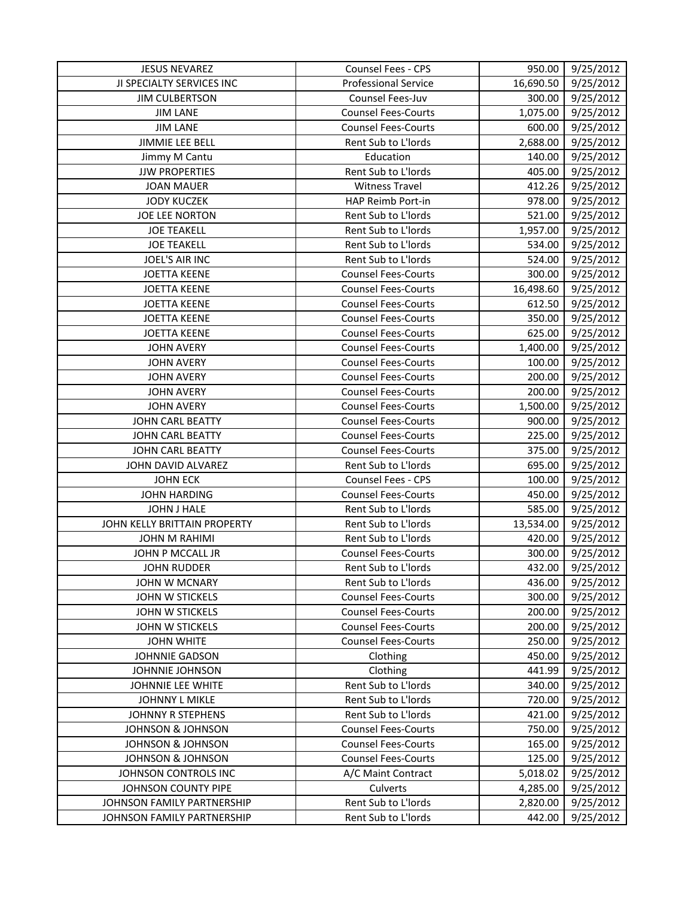| JESUS NEVAREZ | Counsel Fees - CPS | 950.00 | 9/25/2012 |
|---|---|---|---|
| JI SPECIALTY SERVICES INC | Professional Service | 16,690.50 | 9/25/2012 |
| JIM CULBERTSON | Counsel Fees-Juv | 300.00 | 9/25/2012 |
| JIM LANE | Counsel Fees-Courts | 1,075.00 | 9/25/2012 |
| JIM LANE | Counsel Fees-Courts | 600.00 | 9/25/2012 |
| JIMMIE LEE BELL | Rent Sub to L'lords | 2,688.00 | 9/25/2012 |
| Jimmy M Cantu | Education | 140.00 | 9/25/2012 |
| JJW PROPERTIES | Rent Sub to L'lords | 405.00 | 9/25/2012 |
| JOAN MAUER | Witness Travel | 412.26 | 9/25/2012 |
| JODY KUCZEK | HAP Reimb Port-in | 978.00 | 9/25/2012 |
| JOE LEE NORTON | Rent Sub to L'lords | 521.00 | 9/25/2012 |
| JOE TEAKELL | Rent Sub to L'lords | 1,957.00 | 9/25/2012 |
| JOE TEAKELL | Rent Sub to L'lords | 534.00 | 9/25/2012 |
| JOEL'S AIR INC | Rent Sub to L'lords | 524.00 | 9/25/2012 |
| JOETTA KEENE | Counsel Fees-Courts | 300.00 | 9/25/2012 |
| JOETTA KEENE | Counsel Fees-Courts | 16,498.60 | 9/25/2012 |
| JOETTA KEENE | Counsel Fees-Courts | 612.50 | 9/25/2012 |
| JOETTA KEENE | Counsel Fees-Courts | 350.00 | 9/25/2012 |
| JOETTA KEENE | Counsel Fees-Courts | 625.00 | 9/25/2012 |
| JOHN AVERY | Counsel Fees-Courts | 1,400.00 | 9/25/2012 |
| JOHN AVERY | Counsel Fees-Courts | 100.00 | 9/25/2012 |
| JOHN AVERY | Counsel Fees-Courts | 200.00 | 9/25/2012 |
| JOHN AVERY | Counsel Fees-Courts | 200.00 | 9/25/2012 |
| JOHN AVERY | Counsel Fees-Courts | 1,500.00 | 9/25/2012 |
| JOHN CARL BEATTY | Counsel Fees-Courts | 900.00 | 9/25/2012 |
| JOHN CARL BEATTY | Counsel Fees-Courts | 225.00 | 9/25/2012 |
| JOHN CARL BEATTY | Counsel Fees-Courts | 375.00 | 9/25/2012 |
| JOHN DAVID ALVAREZ | Rent Sub to L'lords | 695.00 | 9/25/2012 |
| JOHN ECK | Counsel Fees - CPS | 100.00 | 9/25/2012 |
| JOHN HARDING | Counsel Fees-Courts | 450.00 | 9/25/2012 |
| JOHN J HALE | Rent Sub to L'lords | 585.00 | 9/25/2012 |
| JOHN KELLY BRITTAIN PROPERTY | Rent Sub to L'lords | 13,534.00 | 9/25/2012 |
| JOHN M RAHIMI | Rent Sub to L'lords | 420.00 | 9/25/2012 |
| JOHN P MCCALL JR | Counsel Fees-Courts | 300.00 | 9/25/2012 |
| JOHN RUDDER | Rent Sub to L'lords | 432.00 | 9/25/2012 |
| JOHN W MCNARY | Rent Sub to L'lords | 436.00 | 9/25/2012 |
| JOHN W STICKELS | Counsel Fees-Courts | 300.00 | 9/25/2012 |
| JOHN W STICKELS | Counsel Fees-Courts | 200.00 | 9/25/2012 |
| JOHN W STICKELS | Counsel Fees-Courts | 200.00 | 9/25/2012 |
| JOHN WHITE | Counsel Fees-Courts | 250.00 | 9/25/2012 |
| JOHNNIE GADSON | Clothing | 450.00 | 9/25/2012 |
| JOHNNIE JOHNSON | Clothing | 441.99 | 9/25/2012 |
| JOHNNIE LEE WHITE | Rent Sub to L'lords | 340.00 | 9/25/2012 |
| JOHNNY L MIKLE | Rent Sub to L'lords | 720.00 | 9/25/2012 |
| JOHNNY R STEPHENS | Rent Sub to L'lords | 421.00 | 9/25/2012 |
| JOHNSON & JOHNSON | Counsel Fees-Courts | 750.00 | 9/25/2012 |
| JOHNSON & JOHNSON | Counsel Fees-Courts | 165.00 | 9/25/2012 |
| JOHNSON & JOHNSON | Counsel Fees-Courts | 125.00 | 9/25/2012 |
| JOHNSON CONTROLS INC | A/C Maint Contract | 5,018.02 | 9/25/2012 |
| JOHNSON COUNTY PIPE | Culverts | 4,285.00 | 9/25/2012 |
| JOHNSON FAMILY PARTNERSHIP | Rent Sub to L'lords | 2,820.00 | 9/25/2012 |
| JOHNSON FAMILY PARTNERSHIP | Rent Sub to L'lords | 442.00 | 9/25/2012 |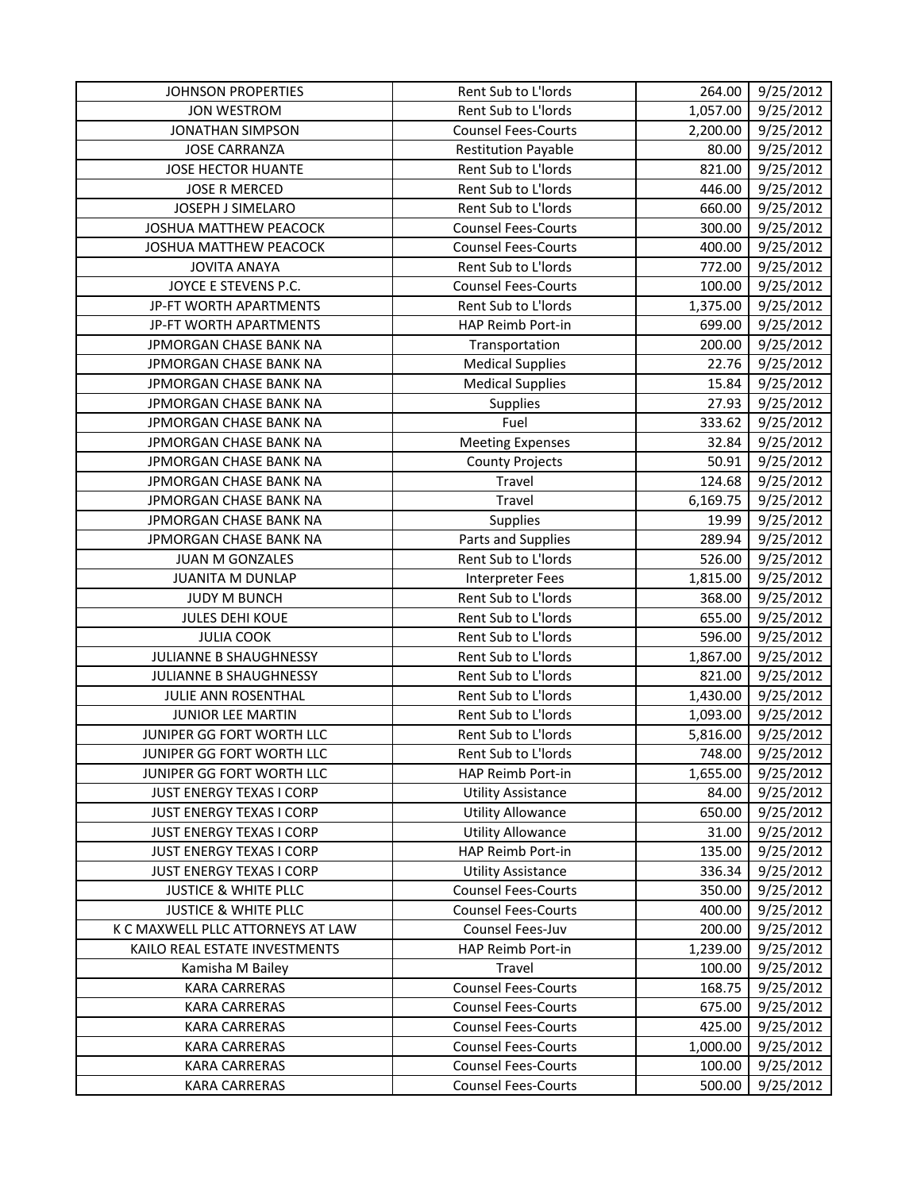| JOHNSON PROPERTIES | Rent Sub to L'lords | 264.00 | 9/25/2012 |
|---|---|---|---|
| JON WESTROM | Rent Sub to L'lords | 1,057.00 | 9/25/2012 |
| JONATHAN SIMPSON | Counsel Fees-Courts | 2,200.00 | 9/25/2012 |
| JOSE CARRANZA | Restitution Payable | 80.00 | 9/25/2012 |
| JOSE HECTOR HUANTE | Rent Sub to L'lords | 821.00 | 9/25/2012 |
| JOSE R MERCED | Rent Sub to L'lords | 446.00 | 9/25/2012 |
| JOSEPH J SIMELARO | Rent Sub to L'lords | 660.00 | 9/25/2012 |
| JOSHUA MATTHEW PEACOCK | Counsel Fees-Courts | 300.00 | 9/25/2012 |
| JOSHUA MATTHEW PEACOCK | Counsel Fees-Courts | 400.00 | 9/25/2012 |
| JOVITA ANAYA | Rent Sub to L'lords | 772.00 | 9/25/2012 |
| JOYCE E STEVENS P.C. | Counsel Fees-Courts | 100.00 | 9/25/2012 |
| JP-FT WORTH APARTMENTS | Rent Sub to L'lords | 1,375.00 | 9/25/2012 |
| JP-FT WORTH APARTMENTS | HAP Reimb Port-in | 699.00 | 9/25/2012 |
| JPMORGAN CHASE BANK NA | Transportation | 200.00 | 9/25/2012 |
| JPMORGAN CHASE BANK NA | Medical Supplies | 22.76 | 9/25/2012 |
| JPMORGAN CHASE BANK NA | Medical Supplies | 15.84 | 9/25/2012 |
| JPMORGAN CHASE BANK NA | Supplies | 27.93 | 9/25/2012 |
| JPMORGAN CHASE BANK NA | Fuel | 333.62 | 9/25/2012 |
| JPMORGAN CHASE BANK NA | Meeting Expenses | 32.84 | 9/25/2012 |
| JPMORGAN CHASE BANK NA | County Projects | 50.91 | 9/25/2012 |
| JPMORGAN CHASE BANK NA | Travel | 124.68 | 9/25/2012 |
| JPMORGAN CHASE BANK NA | Travel | 6,169.75 | 9/25/2012 |
| JPMORGAN CHASE BANK NA | Supplies | 19.99 | 9/25/2012 |
| JPMORGAN CHASE BANK NA | Parts and Supplies | 289.94 | 9/25/2012 |
| JUAN M GONZALES | Rent Sub to L'lords | 526.00 | 9/25/2012 |
| JUANITA M DUNLAP | Interpreter Fees | 1,815.00 | 9/25/2012 |
| JUDY M BUNCH | Rent Sub to L'lords | 368.00 | 9/25/2012 |
| JULES DEHI KOUE | Rent Sub to L'lords | 655.00 | 9/25/2012 |
| JULIA COOK | Rent Sub to L'lords | 596.00 | 9/25/2012 |
| JULIANNE B SHAUGHNESSY | Rent Sub to L'lords | 1,867.00 | 9/25/2012 |
| JULIANNE B SHAUGHNESSY | Rent Sub to L'lords | 821.00 | 9/25/2012 |
| JULIE ANN ROSENTHAL | Rent Sub to L'lords | 1,430.00 | 9/25/2012 |
| JUNIOR LEE MARTIN | Rent Sub to L'lords | 1,093.00 | 9/25/2012 |
| JUNIPER GG FORT WORTH LLC | Rent Sub to L'lords | 5,816.00 | 9/25/2012 |
| JUNIPER GG FORT WORTH LLC | Rent Sub to L'lords | 748.00 | 9/25/2012 |
| JUNIPER GG FORT WORTH LLC | HAP Reimb Port-in | 1,655.00 | 9/25/2012 |
| JUST ENERGY TEXAS I CORP | Utility Assistance | 84.00 | 9/25/2012 |
| JUST ENERGY TEXAS I CORP | Utility Allowance | 650.00 | 9/25/2012 |
| JUST ENERGY TEXAS I CORP | Utility Allowance | 31.00 | 9/25/2012 |
| JUST ENERGY TEXAS I CORP | HAP Reimb Port-in | 135.00 | 9/25/2012 |
| JUST ENERGY TEXAS I CORP | Utility Assistance | 336.34 | 9/25/2012 |
| JUSTICE & WHITE PLLC | Counsel Fees-Courts | 350.00 | 9/25/2012 |
| JUSTICE & WHITE PLLC | Counsel Fees-Courts | 400.00 | 9/25/2012 |
| K C MAXWELL PLLC ATTORNEYS AT LAW | Counsel Fees-Juv | 200.00 | 9/25/2012 |
| KAILO REAL ESTATE INVESTMENTS | HAP Reimb Port-in | 1,239.00 | 9/25/2012 |
| Kamisha M Bailey | Travel | 100.00 | 9/25/2012 |
| KARA CARRERAS | Counsel Fees-Courts | 168.75 | 9/25/2012 |
| KARA CARRERAS | Counsel Fees-Courts | 675.00 | 9/25/2012 |
| KARA CARRERAS | Counsel Fees-Courts | 425.00 | 9/25/2012 |
| KARA CARRERAS | Counsel Fees-Courts | 1,000.00 | 9/25/2012 |
| KARA CARRERAS | Counsel Fees-Courts | 100.00 | 9/25/2012 |
| KARA CARRERAS | Counsel Fees-Courts | 500.00 | 9/25/2012 |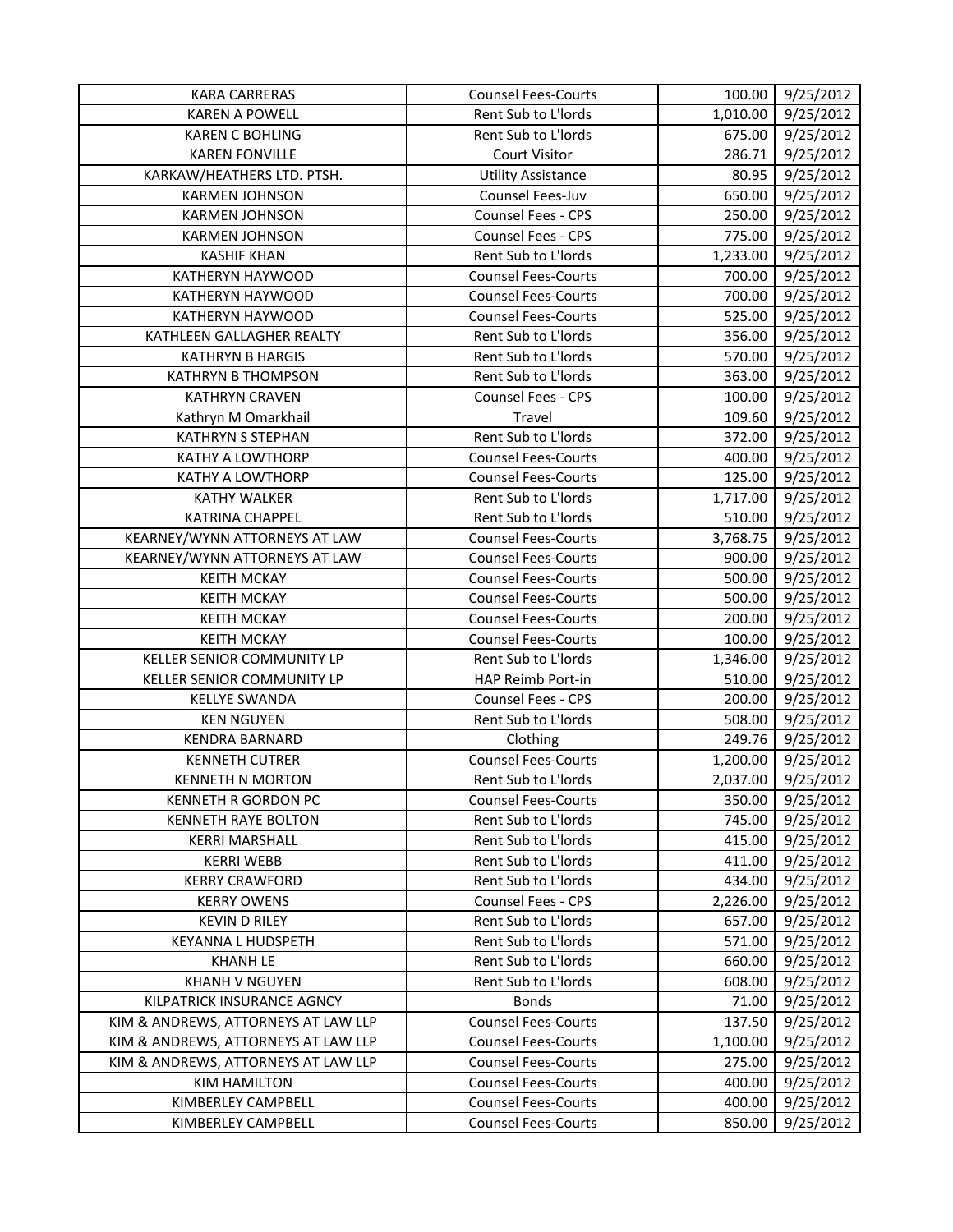| KARA CARRERAS | Counsel Fees-Courts | 100.00 | 9/25/2012 |
|---|---|---|---|
| KAREN A POWELL | Rent Sub to L'lords | 1,010.00 | 9/25/2012 |
| KAREN C BOHLING | Rent Sub to L'lords | 675.00 | 9/25/2012 |
| KAREN FONVILLE | Court Visitor | 286.71 | 9/25/2012 |
| KARKAW/HEATHERS LTD. PTSH. | Utility Assistance | 80.95 | 9/25/2012 |
| KARMEN JOHNSON | Counsel Fees-Juv | 650.00 | 9/25/2012 |
| KARMEN JOHNSON | Counsel Fees - CPS | 250.00 | 9/25/2012 |
| KARMEN JOHNSON | Counsel Fees - CPS | 775.00 | 9/25/2012 |
| KASHIF KHAN | Rent Sub to L'lords | 1,233.00 | 9/25/2012 |
| KATHERYN HAYWOOD | Counsel Fees-Courts | 700.00 | 9/25/2012 |
| KATHERYN HAYWOOD | Counsel Fees-Courts | 700.00 | 9/25/2012 |
| KATHERYN HAYWOOD | Counsel Fees-Courts | 525.00 | 9/25/2012 |
| KATHLEEN GALLAGHER REALTY | Rent Sub to L'lords | 356.00 | 9/25/2012 |
| KATHRYN B HARGIS | Rent Sub to L'lords | 570.00 | 9/25/2012 |
| KATHRYN B THOMPSON | Rent Sub to L'lords | 363.00 | 9/25/2012 |
| KATHRYN CRAVEN | Counsel Fees - CPS | 100.00 | 9/25/2012 |
| Kathryn M Omarkhail | Travel | 109.60 | 9/25/2012 |
| KATHRYN S STEPHAN | Rent Sub to L'lords | 372.00 | 9/25/2012 |
| KATHY A LOWTHORP | Counsel Fees-Courts | 400.00 | 9/25/2012 |
| KATHY A LOWTHORP | Counsel Fees-Courts | 125.00 | 9/25/2012 |
| KATHY WALKER | Rent Sub to L'lords | 1,717.00 | 9/25/2012 |
| KATRINA CHAPPEL | Rent Sub to L'lords | 510.00 | 9/25/2012 |
| KEARNEY/WYNN ATTORNEYS AT LAW | Counsel Fees-Courts | 3,768.75 | 9/25/2012 |
| KEARNEY/WYNN ATTORNEYS AT LAW | Counsel Fees-Courts | 900.00 | 9/25/2012 |
| KEITH MCKAY | Counsel Fees-Courts | 500.00 | 9/25/2012 |
| KEITH MCKAY | Counsel Fees-Courts | 500.00 | 9/25/2012 |
| KEITH MCKAY | Counsel Fees-Courts | 200.00 | 9/25/2012 |
| KEITH MCKAY | Counsel Fees-Courts | 100.00 | 9/25/2012 |
| KELLER SENIOR COMMUNITY LP | Rent Sub to L'lords | 1,346.00 | 9/25/2012 |
| KELLER SENIOR COMMUNITY LP | HAP Reimb Port-in | 510.00 | 9/25/2012 |
| KELLYE SWANDA | Counsel Fees - CPS | 200.00 | 9/25/2012 |
| KEN NGUYEN | Rent Sub to L'lords | 508.00 | 9/25/2012 |
| KENDRA BARNARD | Clothing | 249.76 | 9/25/2012 |
| KENNETH CUTRER | Counsel Fees-Courts | 1,200.00 | 9/25/2012 |
| KENNETH N MORTON | Rent Sub to L'lords | 2,037.00 | 9/25/2012 |
| KENNETH R GORDON PC | Counsel Fees-Courts | 350.00 | 9/25/2012 |
| KENNETH RAYE BOLTON | Rent Sub to L'lords | 745.00 | 9/25/2012 |
| KERRI MARSHALL | Rent Sub to L'lords | 415.00 | 9/25/2012 |
| KERRI WEBB | Rent Sub to L'lords | 411.00 | 9/25/2012 |
| KERRY CRAWFORD | Rent Sub to L'lords | 434.00 | 9/25/2012 |
| KERRY OWENS | Counsel Fees - CPS | 2,226.00 | 9/25/2012 |
| KEVIN D RILEY | Rent Sub to L'lords | 657.00 | 9/25/2012 |
| KEYANNA L HUDSPETH | Rent Sub to L'lords | 571.00 | 9/25/2012 |
| KHANH LE | Rent Sub to L'lords | 660.00 | 9/25/2012 |
| KHANH V NGUYEN | Rent Sub to L'lords | 608.00 | 9/25/2012 |
| KILPATRICK INSURANCE AGNCY | Bonds | 71.00 | 9/25/2012 |
| KIM & ANDREWS, ATTORNEYS AT LAW LLP | Counsel Fees-Courts | 137.50 | 9/25/2012 |
| KIM & ANDREWS, ATTORNEYS AT LAW LLP | Counsel Fees-Courts | 1,100.00 | 9/25/2012 |
| KIM & ANDREWS, ATTORNEYS AT LAW LLP | Counsel Fees-Courts | 275.00 | 9/25/2012 |
| KIM HAMILTON | Counsel Fees-Courts | 400.00 | 9/25/2012 |
| KIMBERLEY CAMPBELL | Counsel Fees-Courts | 400.00 | 9/25/2012 |
| KIMBERLEY CAMPBELL | Counsel Fees-Courts | 850.00 | 9/25/2012 |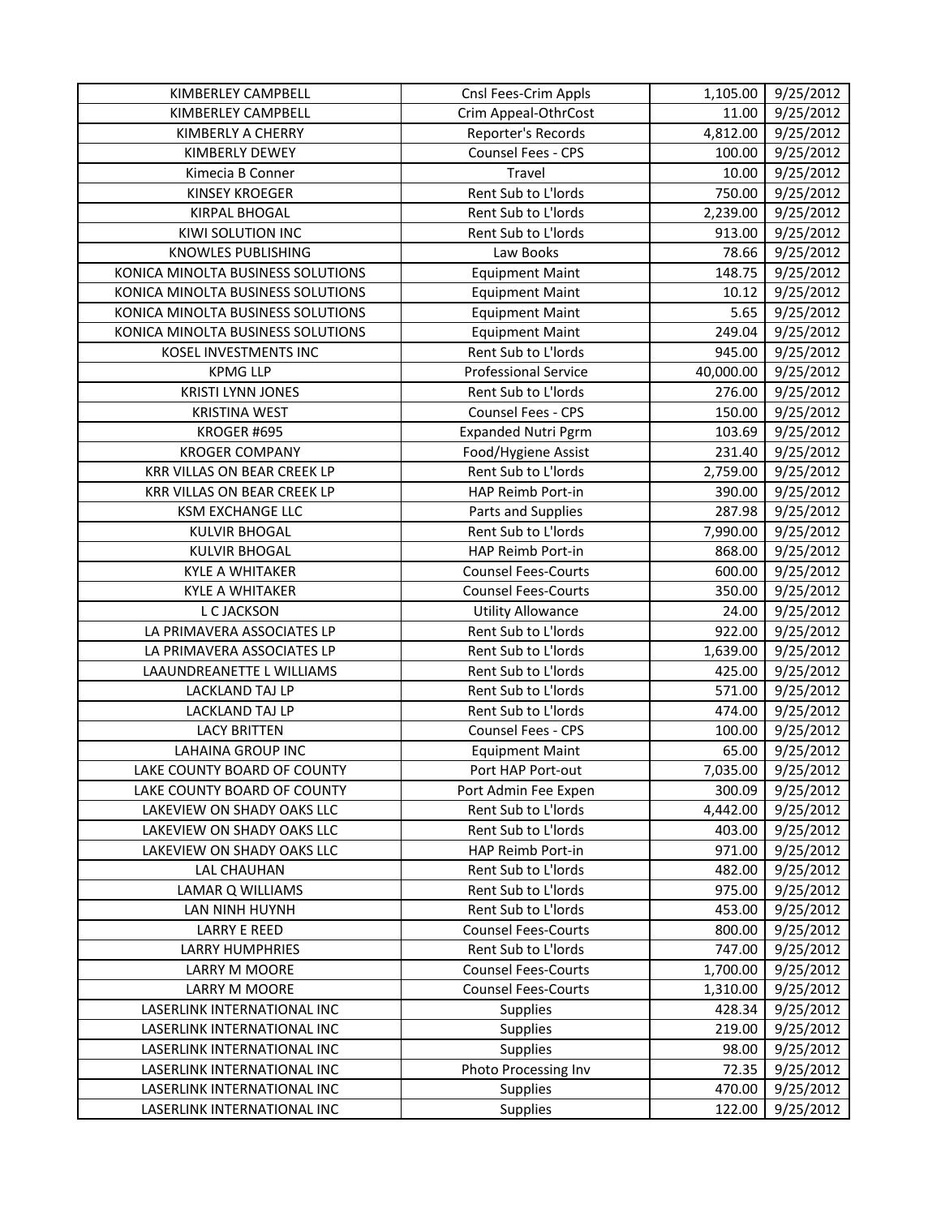| KIMBERLEY CAMPBELL | Cnsl Fees-Crim Appls | 1,105.00 | 9/25/2012 |
|---|---|---|---|
| KIMBERLEY CAMPBELL | Crim Appeal-OthrCost | 11.00 | 9/25/2012 |
| KIMBERLY A CHERRY | Reporter's Records | 4,812.00 | 9/25/2012 |
| KIMBERLY DEWEY | Counsel Fees - CPS | 100.00 | 9/25/2012 |
| Kimecia B Conner | Travel | 10.00 | 9/25/2012 |
| KINSEY KROEGER | Rent Sub to L'lords | 750.00 | 9/25/2012 |
| KIRPAL BHOGAL | Rent Sub to L'lords | 2,239.00 | 9/25/2012 |
| KIWI SOLUTION INC | Rent Sub to L'lords | 913.00 | 9/25/2012 |
| KNOWLES PUBLISHING | Law Books | 78.66 | 9/25/2012 |
| KONICA MINOLTA BUSINESS SOLUTIONS | Equipment Maint | 148.75 | 9/25/2012 |
| KONICA MINOLTA BUSINESS SOLUTIONS | Equipment Maint | 10.12 | 9/25/2012 |
| KONICA MINOLTA BUSINESS SOLUTIONS | Equipment Maint | 5.65 | 9/25/2012 |
| KONICA MINOLTA BUSINESS SOLUTIONS | Equipment Maint | 249.04 | 9/25/2012 |
| KOSEL INVESTMENTS INC | Rent Sub to L'lords | 945.00 | 9/25/2012 |
| KPMG LLP | Professional Service | 40,000.00 | 9/25/2012 |
| KRISTI LYNN JONES | Rent Sub to L'lords | 276.00 | 9/25/2012 |
| KRISTINA WEST | Counsel Fees - CPS | 150.00 | 9/25/2012 |
| KROGER #695 | Expanded Nutri Pgrm | 103.69 | 9/25/2012 |
| KROGER COMPANY | Food/Hygiene Assist | 231.40 | 9/25/2012 |
| KRR VILLAS ON BEAR CREEK LP | Rent Sub to L'lords | 2,759.00 | 9/25/2012 |
| KRR VILLAS ON BEAR CREEK LP | HAP Reimb Port-in | 390.00 | 9/25/2012 |
| KSM EXCHANGE LLC | Parts and Supplies | 287.98 | 9/25/2012 |
| KULVIR BHOGAL | Rent Sub to L'lords | 7,990.00 | 9/25/2012 |
| KULVIR BHOGAL | HAP Reimb Port-in | 868.00 | 9/25/2012 |
| KYLE A WHITAKER | Counsel Fees-Courts | 600.00 | 9/25/2012 |
| KYLE A WHITAKER | Counsel Fees-Courts | 350.00 | 9/25/2012 |
| L C JACKSON | Utility Allowance | 24.00 | 9/25/2012 |
| LA PRIMAVERA ASSOCIATES LP | Rent Sub to L'lords | 922.00 | 9/25/2012 |
| LA PRIMAVERA ASSOCIATES LP | Rent Sub to L'lords | 1,639.00 | 9/25/2012 |
| LAAUNDREANETTE L WILLIAMS | Rent Sub to L'lords | 425.00 | 9/25/2012 |
| LACKLAND TAJ LP | Rent Sub to L'lords | 571.00 | 9/25/2012 |
| LACKLAND TAJ LP | Rent Sub to L'lords | 474.00 | 9/25/2012 |
| LACY BRITTEN | Counsel Fees - CPS | 100.00 | 9/25/2012 |
| LAHAINA GROUP INC | Equipment Maint | 65.00 | 9/25/2012 |
| LAKE COUNTY BOARD OF COUNTY | Port HAP Port-out | 7,035.00 | 9/25/2012 |
| LAKE COUNTY BOARD OF COUNTY | Port Admin Fee Expen | 300.09 | 9/25/2012 |
| LAKEVIEW ON SHADY OAKS LLC | Rent Sub to L'lords | 4,442.00 | 9/25/2012 |
| LAKEVIEW ON SHADY OAKS LLC | Rent Sub to L'lords | 403.00 | 9/25/2012 |
| LAKEVIEW ON SHADY OAKS LLC | HAP Reimb Port-in | 971.00 | 9/25/2012 |
| LAL CHAUHAN | Rent Sub to L'lords | 482.00 | 9/25/2012 |
| LAMAR Q WILLIAMS | Rent Sub to L'lords | 975.00 | 9/25/2012 |
| LAN NINH HUYNH | Rent Sub to L'lords | 453.00 | 9/25/2012 |
| LARRY E REED | Counsel Fees-Courts | 800.00 | 9/25/2012 |
| LARRY HUMPHRIES | Rent Sub to L'lords | 747.00 | 9/25/2012 |
| LARRY M MOORE | Counsel Fees-Courts | 1,700.00 | 9/25/2012 |
| LARRY M MOORE | Counsel Fees-Courts | 1,310.00 | 9/25/2012 |
| LASERLINK INTERNATIONAL INC | Supplies | 428.34 | 9/25/2012 |
| LASERLINK INTERNATIONAL INC | Supplies | 219.00 | 9/25/2012 |
| LASERLINK INTERNATIONAL INC | Supplies | 98.00 | 9/25/2012 |
| LASERLINK INTERNATIONAL INC | Photo Processing Inv | 72.35 | 9/25/2012 |
| LASERLINK INTERNATIONAL INC | Supplies | 470.00 | 9/25/2012 |
| LASERLINK INTERNATIONAL INC | Supplies | 122.00 | 9/25/2012 |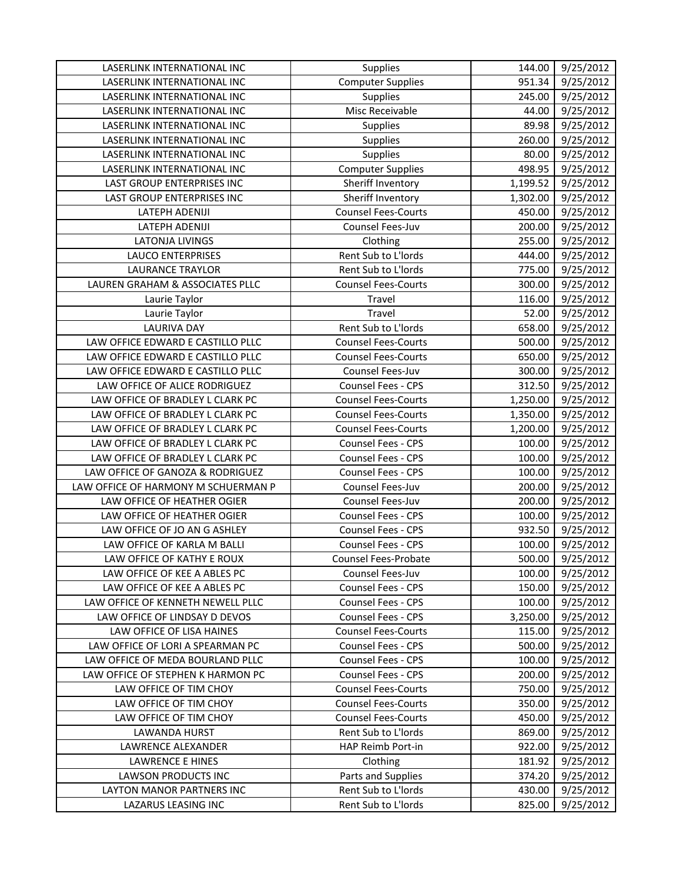| | | | |
|---|---|---|---|
| LASERLINK INTERNATIONAL INC | Supplies | 144.00 | 9/25/2012 |
| LASERLINK INTERNATIONAL INC | Computer Supplies | 951.34 | 9/25/2012 |
| LASERLINK INTERNATIONAL INC | Supplies | 245.00 | 9/25/2012 |
| LASERLINK INTERNATIONAL INC | Misc Receivable | 44.00 | 9/25/2012 |
| LASERLINK INTERNATIONAL INC | Supplies | 89.98 | 9/25/2012 |
| LASERLINK INTERNATIONAL INC | Supplies | 260.00 | 9/25/2012 |
| LASERLINK INTERNATIONAL INC | Supplies | 80.00 | 9/25/2012 |
| LASERLINK INTERNATIONAL INC | Computer Supplies | 498.95 | 9/25/2012 |
| LAST GROUP ENTERPRISES INC | Sheriff Inventory | 1,199.52 | 9/25/2012 |
| LAST GROUP ENTERPRISES INC | Sheriff Inventory | 1,302.00 | 9/25/2012 |
| LATEPH ADENIJI | Counsel Fees-Courts | 450.00 | 9/25/2012 |
| LATEPH ADENIJI | Counsel Fees-Juv | 200.00 | 9/25/2012 |
| LATONJA LIVINGS | Clothing | 255.00 | 9/25/2012 |
| LAUCO ENTERPRISES | Rent Sub to L'lords | 444.00 | 9/25/2012 |
| LAURANCE TRAYLOR | Rent Sub to L'lords | 775.00 | 9/25/2012 |
| LAUREN GRAHAM & ASSOCIATES PLLC | Counsel Fees-Courts | 300.00 | 9/25/2012 |
| Laurie Taylor | Travel | 116.00 | 9/25/2012 |
| Laurie Taylor | Travel | 52.00 | 9/25/2012 |
| LAURIVA DAY | Rent Sub to L'lords | 658.00 | 9/25/2012 |
| LAW OFFICE EDWARD E CASTILLO PLLC | Counsel Fees-Courts | 500.00 | 9/25/2012 |
| LAW OFFICE EDWARD E CASTILLO PLLC | Counsel Fees-Courts | 650.00 | 9/25/2012 |
| LAW OFFICE EDWARD E CASTILLO PLLC | Counsel Fees-Juv | 300.00 | 9/25/2012 |
| LAW OFFICE OF ALICE RODRIGUEZ | Counsel Fees - CPS | 312.50 | 9/25/2012 |
| LAW OFFICE OF BRADLEY L CLARK PC | Counsel Fees-Courts | 1,250.00 | 9/25/2012 |
| LAW OFFICE OF BRADLEY L CLARK PC | Counsel Fees-Courts | 1,350.00 | 9/25/2012 |
| LAW OFFICE OF BRADLEY L CLARK PC | Counsel Fees-Courts | 1,200.00 | 9/25/2012 |
| LAW OFFICE OF BRADLEY L CLARK PC | Counsel Fees - CPS | 100.00 | 9/25/2012 |
| LAW OFFICE OF BRADLEY L CLARK PC | Counsel Fees - CPS | 100.00 | 9/25/2012 |
| LAW OFFICE OF GANOZA & RODRIGUEZ | Counsel Fees - CPS | 100.00 | 9/25/2012 |
| LAW OFFICE OF HARMONY M SCHUERMAN P | Counsel Fees-Juv | 200.00 | 9/25/2012 |
| LAW OFFICE OF HEATHER OGIER | Counsel Fees-Juv | 200.00 | 9/25/2012 |
| LAW OFFICE OF HEATHER OGIER | Counsel Fees - CPS | 100.00 | 9/25/2012 |
| LAW OFFICE OF JO AN G ASHLEY | Counsel Fees - CPS | 932.50 | 9/25/2012 |
| LAW OFFICE OF KARLA M BALLI | Counsel Fees - CPS | 100.00 | 9/25/2012 |
| LAW OFFICE OF KATHY E ROUX | Counsel Fees-Probate | 500.00 | 9/25/2012 |
| LAW OFFICE OF KEE A ABLES PC | Counsel Fees-Juv | 100.00 | 9/25/2012 |
| LAW OFFICE OF KEE A ABLES PC | Counsel Fees - CPS | 150.00 | 9/25/2012 |
| LAW OFFICE OF KENNETH NEWELL PLLC | Counsel Fees - CPS | 100.00 | 9/25/2012 |
| LAW OFFICE OF LINDSAY D DEVOS | Counsel Fees - CPS | 3,250.00 | 9/25/2012 |
| LAW OFFICE OF LISA HAINES | Counsel Fees-Courts | 115.00 | 9/25/2012 |
| LAW OFFICE OF LORI A SPEARMAN PC | Counsel Fees - CPS | 500.00 | 9/25/2012 |
| LAW OFFICE OF MEDA BOURLAND PLLC | Counsel Fees - CPS | 100.00 | 9/25/2012 |
| LAW OFFICE OF STEPHEN K HARMON PC | Counsel Fees - CPS | 200.00 | 9/25/2012 |
| LAW OFFICE OF TIM CHOY | Counsel Fees-Courts | 750.00 | 9/25/2012 |
| LAW OFFICE OF TIM CHOY | Counsel Fees-Courts | 350.00 | 9/25/2012 |
| LAW OFFICE OF TIM CHOY | Counsel Fees-Courts | 450.00 | 9/25/2012 |
| LAWANDA HURST | Rent Sub to L'lords | 869.00 | 9/25/2012 |
| LAWRENCE ALEXANDER | HAP Reimb Port-in | 922.00 | 9/25/2012 |
| LAWRENCE E HINES | Clothing | 181.92 | 9/25/2012 |
| LAWSON PRODUCTS INC | Parts and Supplies | 374.20 | 9/25/2012 |
| LAYTON MANOR PARTNERS INC | Rent Sub to L'lords | 430.00 | 9/25/2012 |
| LAZARUS LEASING INC | Rent Sub to L'lords | 825.00 | 9/25/2012 |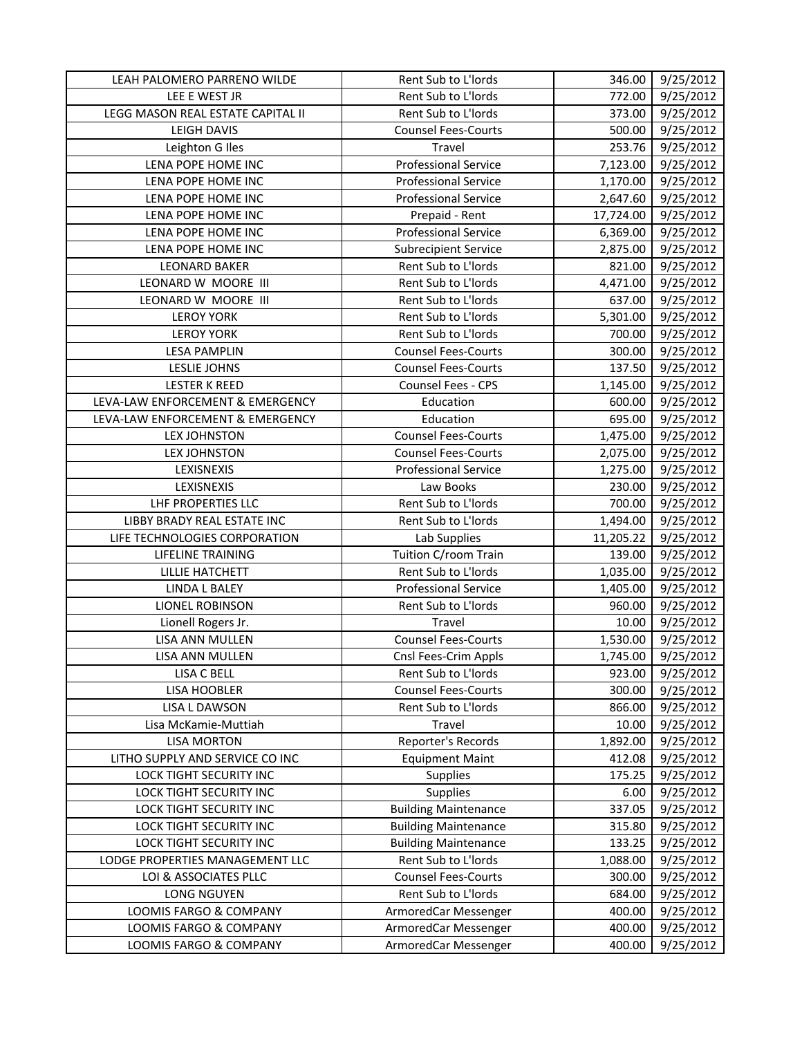| LEAH PALOMERO PARRENO WILDE | Rent Sub to L'lords | 346.00 | 9/25/2012 |
|---|---|---|---|
| LEE E WEST JR | Rent Sub to L'lords | 772.00 | 9/25/2012 |
| LEGG MASON REAL ESTATE CAPITAL II | Rent Sub to L'lords | 373.00 | 9/25/2012 |
| LEIGH DAVIS | Counsel Fees-Courts | 500.00 | 9/25/2012 |
| Leighton G Iles | Travel | 253.76 | 9/25/2012 |
| LENA POPE HOME INC | Professional Service | 7,123.00 | 9/25/2012 |
| LENA POPE HOME INC | Professional Service | 1,170.00 | 9/25/2012 |
| LENA POPE HOME INC | Professional Service | 2,647.60 | 9/25/2012 |
| LENA POPE HOME INC | Prepaid - Rent | 17,724.00 | 9/25/2012 |
| LENA POPE HOME INC | Professional Service | 6,369.00 | 9/25/2012 |
| LENA POPE HOME INC | Subrecipient Service | 2,875.00 | 9/25/2012 |
| LEONARD BAKER | Rent Sub to L'lords | 821.00 | 9/25/2012 |
| LEONARD W MOORE III | Rent Sub to L'lords | 4,471.00 | 9/25/2012 |
| LEONARD W MOORE III | Rent Sub to L'lords | 637.00 | 9/25/2012 |
| LEROY YORK | Rent Sub to L'lords | 5,301.00 | 9/25/2012 |
| LEROY YORK | Rent Sub to L'lords | 700.00 | 9/25/2012 |
| LESA PAMPLIN | Counsel Fees-Courts | 300.00 | 9/25/2012 |
| LESLIE JOHNS | Counsel Fees-Courts | 137.50 | 9/25/2012 |
| LESTER K REED | Counsel Fees - CPS | 1,145.00 | 9/25/2012 |
| LEVA-LAW ENFORCEMENT & EMERGENCY | Education | 600.00 | 9/25/2012 |
| LEVA-LAW ENFORCEMENT & EMERGENCY | Education | 695.00 | 9/25/2012 |
| LEX JOHNSTON | Counsel Fees-Courts | 1,475.00 | 9/25/2012 |
| LEX JOHNSTON | Counsel Fees-Courts | 2,075.00 | 9/25/2012 |
| LEXISNEXIS | Professional Service | 1,275.00 | 9/25/2012 |
| LEXISNEXIS | Law Books | 230.00 | 9/25/2012 |
| LHF PROPERTIES LLC | Rent Sub to L'lords | 700.00 | 9/25/2012 |
| LIBBY BRADY REAL ESTATE INC | Rent Sub to L'lords | 1,494.00 | 9/25/2012 |
| LIFE TECHNOLOGIES CORPORATION | Lab Supplies | 11,205.22 | 9/25/2012 |
| LIFELINE TRAINING | Tuition C/room Train | 139.00 | 9/25/2012 |
| LILLIE HATCHETT | Rent Sub to L'lords | 1,035.00 | 9/25/2012 |
| LINDA L BALEY | Professional Service | 1,405.00 | 9/25/2012 |
| LIONEL ROBINSON | Rent Sub to L'lords | 960.00 | 9/25/2012 |
| Lionell Rogers Jr. | Travel | 10.00 | 9/25/2012 |
| LISA ANN MULLEN | Counsel Fees-Courts | 1,530.00 | 9/25/2012 |
| LISA ANN MULLEN | Cnsl Fees-Crim Appls | 1,745.00 | 9/25/2012 |
| LISA C BELL | Rent Sub to L'lords | 923.00 | 9/25/2012 |
| LISA HOOBLER | Counsel Fees-Courts | 300.00 | 9/25/2012 |
| LISA L DAWSON | Rent Sub to L'lords | 866.00 | 9/25/2012 |
| Lisa McKamie-Muttiah | Travel | 10.00 | 9/25/2012 |
| LISA MORTON | Reporter's Records | 1,892.00 | 9/25/2012 |
| LITHO SUPPLY AND SERVICE CO INC | Equipment Maint | 412.08 | 9/25/2012 |
| LOCK TIGHT SECURITY INC | Supplies | 175.25 | 9/25/2012 |
| LOCK TIGHT SECURITY INC | Supplies | 6.00 | 9/25/2012 |
| LOCK TIGHT SECURITY INC | Building Maintenance | 337.05 | 9/25/2012 |
| LOCK TIGHT SECURITY INC | Building Maintenance | 315.80 | 9/25/2012 |
| LOCK TIGHT SECURITY INC | Building Maintenance | 133.25 | 9/25/2012 |
| LODGE PROPERTIES MANAGEMENT LLC | Rent Sub to L'lords | 1,088.00 | 9/25/2012 |
| LOI & ASSOCIATES PLLC | Counsel Fees-Courts | 300.00 | 9/25/2012 |
| LONG NGUYEN | Rent Sub to L'lords | 684.00 | 9/25/2012 |
| LOOMIS FARGO & COMPANY | ArmoredCar Messenger | 400.00 | 9/25/2012 |
| LOOMIS FARGO & COMPANY | ArmoredCar Messenger | 400.00 | 9/25/2012 |
| LOOMIS FARGO & COMPANY | ArmoredCar Messenger | 400.00 | 9/25/2012 |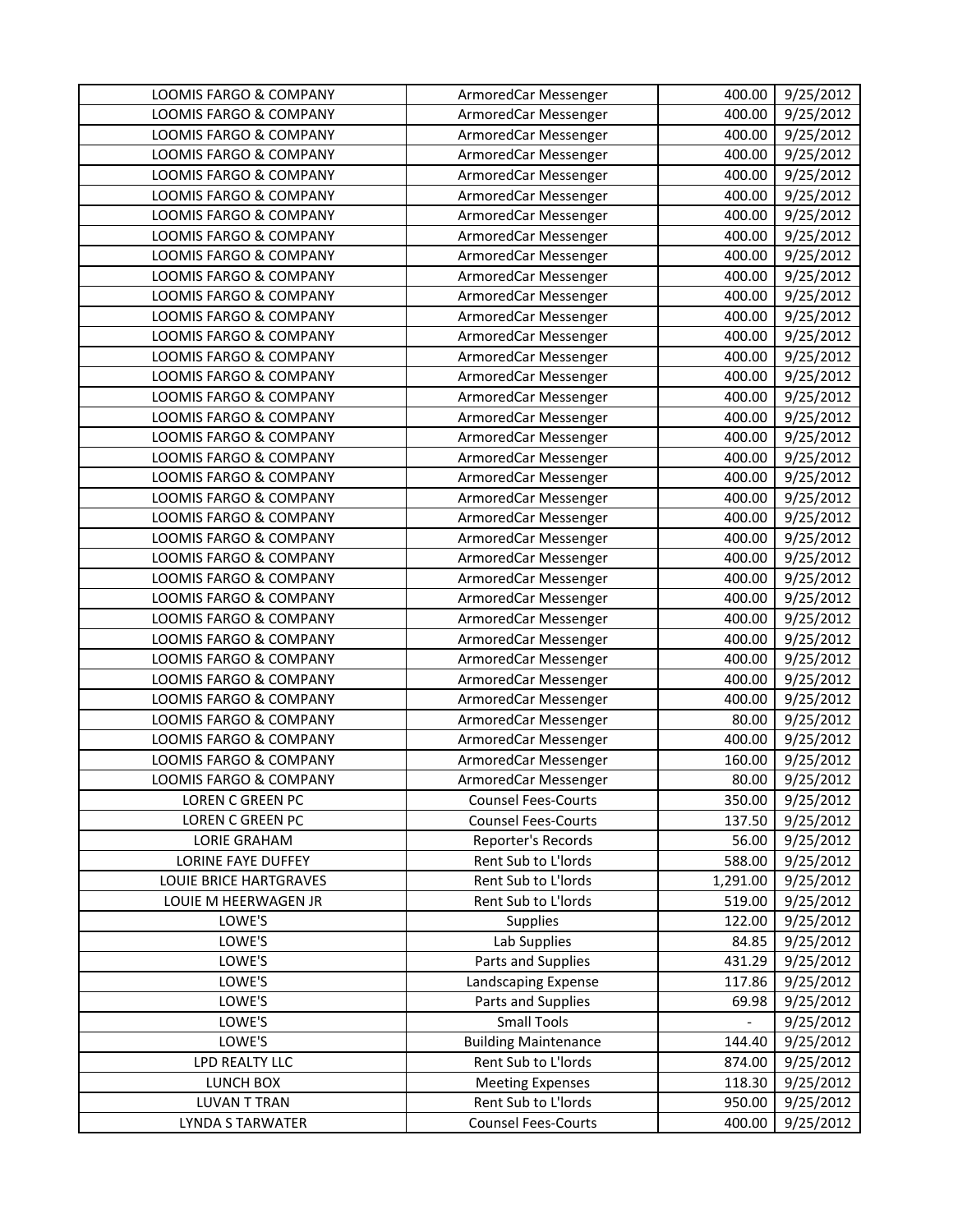| | | | |
|---|---|---|---|
| LOOMIS FARGO & COMPANY | ArmoredCar Messenger | 400.00 | 9/25/2012 |
| LOOMIS FARGO & COMPANY | ArmoredCar Messenger | 400.00 | 9/25/2012 |
| LOOMIS FARGO & COMPANY | ArmoredCar Messenger | 400.00 | 9/25/2012 |
| LOOMIS FARGO & COMPANY | ArmoredCar Messenger | 400.00 | 9/25/2012 |
| LOOMIS FARGO & COMPANY | ArmoredCar Messenger | 400.00 | 9/25/2012 |
| LOOMIS FARGO & COMPANY | ArmoredCar Messenger | 400.00 | 9/25/2012 |
| LOOMIS FARGO & COMPANY | ArmoredCar Messenger | 400.00 | 9/25/2012 |
| LOOMIS FARGO & COMPANY | ArmoredCar Messenger | 400.00 | 9/25/2012 |
| LOOMIS FARGO & COMPANY | ArmoredCar Messenger | 400.00 | 9/25/2012 |
| LOOMIS FARGO & COMPANY | ArmoredCar Messenger | 400.00 | 9/25/2012 |
| LOOMIS FARGO & COMPANY | ArmoredCar Messenger | 400.00 | 9/25/2012 |
| LOOMIS FARGO & COMPANY | ArmoredCar Messenger | 400.00 | 9/25/2012 |
| LOOMIS FARGO & COMPANY | ArmoredCar Messenger | 400.00 | 9/25/2012 |
| LOOMIS FARGO & COMPANY | ArmoredCar Messenger | 400.00 | 9/25/2012 |
| LOOMIS FARGO & COMPANY | ArmoredCar Messenger | 400.00 | 9/25/2012 |
| LOOMIS FARGO & COMPANY | ArmoredCar Messenger | 400.00 | 9/25/2012 |
| LOOMIS FARGO & COMPANY | ArmoredCar Messenger | 400.00 | 9/25/2012 |
| LOOMIS FARGO & COMPANY | ArmoredCar Messenger | 400.00 | 9/25/2012 |
| LOOMIS FARGO & COMPANY | ArmoredCar Messenger | 400.00 | 9/25/2012 |
| LOOMIS FARGO & COMPANY | ArmoredCar Messenger | 400.00 | 9/25/2012 |
| LOOMIS FARGO & COMPANY | ArmoredCar Messenger | 400.00 | 9/25/2012 |
| LOOMIS FARGO & COMPANY | ArmoredCar Messenger | 400.00 | 9/25/2012 |
| LOOMIS FARGO & COMPANY | ArmoredCar Messenger | 400.00 | 9/25/2012 |
| LOOMIS FARGO & COMPANY | ArmoredCar Messenger | 400.00 | 9/25/2012 |
| LOOMIS FARGO & COMPANY | ArmoredCar Messenger | 400.00 | 9/25/2012 |
| LOOMIS FARGO & COMPANY | ArmoredCar Messenger | 400.00 | 9/25/2012 |
| LOOMIS FARGO & COMPANY | ArmoredCar Messenger | 400.00 | 9/25/2012 |
| LOOMIS FARGO & COMPANY | ArmoredCar Messenger | 400.00 | 9/25/2012 |
| LOOMIS FARGO & COMPANY | ArmoredCar Messenger | 400.00 | 9/25/2012 |
| LOOMIS FARGO & COMPANY | ArmoredCar Messenger | 400.00 | 9/25/2012 |
| LOOMIS FARGO & COMPANY | ArmoredCar Messenger | 400.00 | 9/25/2012 |
| LOOMIS FARGO & COMPANY | ArmoredCar Messenger | 80.00 | 9/25/2012 |
| LOOMIS FARGO & COMPANY | ArmoredCar Messenger | 400.00 | 9/25/2012 |
| LOOMIS FARGO & COMPANY | ArmoredCar Messenger | 160.00 | 9/25/2012 |
| LOOMIS FARGO & COMPANY | ArmoredCar Messenger | 80.00 | 9/25/2012 |
| LOREN C GREEN PC | Counsel Fees-Courts | 350.00 | 9/25/2012 |
| LOREN C GREEN PC | Counsel Fees-Courts | 137.50 | 9/25/2012 |
| LORIE GRAHAM | Reporter's Records | 56.00 | 9/25/2012 |
| LORINE FAYE DUFFEY | Rent Sub to L'lords | 588.00 | 9/25/2012 |
| LOUIE BRICE HARTGRAVES | Rent Sub to L'lords | 1,291.00 | 9/25/2012 |
| LOUIE M HEERWAGEN JR | Rent Sub to L'lords | 519.00 | 9/25/2012 |
| LOWE'S | Supplies | 122.00 | 9/25/2012 |
| LOWE'S | Lab Supplies | 84.85 | 9/25/2012 |
| LOWE'S | Parts and Supplies | 431.29 | 9/25/2012 |
| LOWE'S | Landscaping Expense | 117.86 | 9/25/2012 |
| LOWE'S | Parts and Supplies | 69.98 | 9/25/2012 |
| LOWE'S | Small Tools | - | 9/25/2012 |
| LOWE'S | Building Maintenance | 144.40 | 9/25/2012 |
| LPD REALTY LLC | Rent Sub to L'lords | 874.00 | 9/25/2012 |
| LUNCH BOX | Meeting Expenses | 118.30 | 9/25/2012 |
| LUVAN T TRAN | Rent Sub to L'lords | 950.00 | 9/25/2012 |
| LYNDA S TARWATER | Counsel Fees-Courts | 400.00 | 9/25/2012 |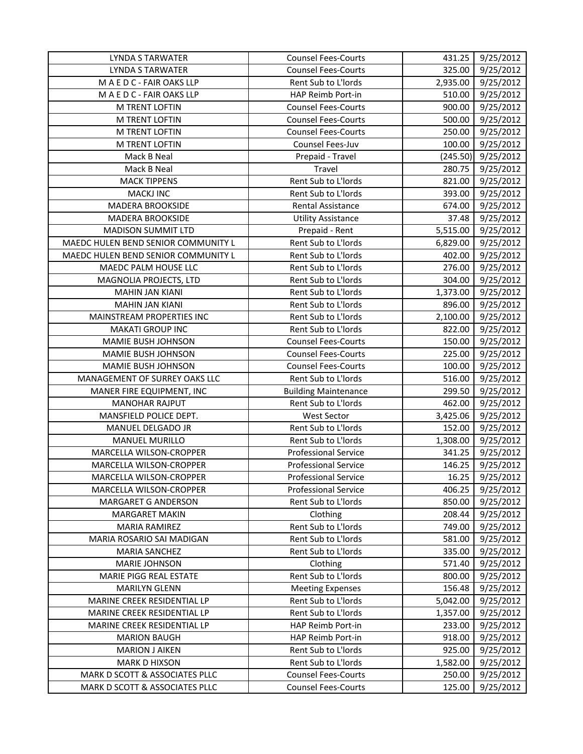| LYNDA S TARWATER | Counsel Fees-Courts | 431.25 | 9/25/2012 |
|---|---|---|---|
| LYNDA S TARWATER | Counsel Fees-Courts | 325.00 | 9/25/2012 |
| M A E D C - FAIR OAKS LLP | Rent Sub to L'lords | 2,935.00 | 9/25/2012 |
| M A E D C - FAIR OAKS LLP | HAP Reimb Port-in | 510.00 | 9/25/2012 |
| M TRENT LOFTIN | Counsel Fees-Courts | 900.00 | 9/25/2012 |
| M TRENT LOFTIN | Counsel Fees-Courts | 500.00 | 9/25/2012 |
| M TRENT LOFTIN | Counsel Fees-Courts | 250.00 | 9/25/2012 |
| M TRENT LOFTIN | Counsel Fees-Juv | 100.00 | 9/25/2012 |
| Mack B Neal | Prepaid - Travel | (245.50) | 9/25/2012 |
| Mack B Neal | Travel | 280.75 | 9/25/2012 |
| MACK TIPPENS | Rent Sub to L'lords | 821.00 | 9/25/2012 |
| MACKJ INC | Rent Sub to L'lords | 393.00 | 9/25/2012 |
| MADERA BROOKSIDE | Rental Assistance | 674.00 | 9/25/2012 |
| MADERA BROOKSIDE | Utility Assistance | 37.48 | 9/25/2012 |
| MADISON SUMMIT LTD | Prepaid - Rent | 5,515.00 | 9/25/2012 |
| MAEDC HULEN BEND SENIOR COMMUNITY L | Rent Sub to L'lords | 6,829.00 | 9/25/2012 |
| MAEDC HULEN BEND SENIOR COMMUNITY L | Rent Sub to L'lords | 402.00 | 9/25/2012 |
| MAEDC PALM HOUSE LLC | Rent Sub to L'lords | 276.00 | 9/25/2012 |
| MAGNOLIA PROJECTS, LTD | Rent Sub to L'lords | 304.00 | 9/25/2012 |
| MAHIN JAN KIANI | Rent Sub to L'lords | 1,373.00 | 9/25/2012 |
| MAHIN JAN KIANI | Rent Sub to L'lords | 896.00 | 9/25/2012 |
| MAINSTREAM PROPERTIES INC | Rent Sub to L'lords | 2,100.00 | 9/25/2012 |
| MAKATI GROUP INC | Rent Sub to L'lords | 822.00 | 9/25/2012 |
| MAMIE BUSH JOHNSON | Counsel Fees-Courts | 150.00 | 9/25/2012 |
| MAMIE BUSH JOHNSON | Counsel Fees-Courts | 225.00 | 9/25/2012 |
| MAMIE BUSH JOHNSON | Counsel Fees-Courts | 100.00 | 9/25/2012 |
| MANAGEMENT OF SURREY OAKS LLC | Rent Sub to L'lords | 516.00 | 9/25/2012 |
| MANER FIRE EQUIPMENT, INC | Building Maintenance | 299.50 | 9/25/2012 |
| MANOHAR RAJPUT | Rent Sub to L'lords | 462.00 | 9/25/2012 |
| MANSFIELD POLICE DEPT. | West Sector | 3,425.06 | 9/25/2012 |
| MANUEL DELGADO JR | Rent Sub to L'lords | 152.00 | 9/25/2012 |
| MANUEL MURILLO | Rent Sub to L'lords | 1,308.00 | 9/25/2012 |
| MARCELLA WILSON-CROPPER | Professional Service | 341.25 | 9/25/2012 |
| MARCELLA WILSON-CROPPER | Professional Service | 146.25 | 9/25/2012 |
| MARCELLA WILSON-CROPPER | Professional Service | 16.25 | 9/25/2012 |
| MARCELLA WILSON-CROPPER | Professional Service | 406.25 | 9/25/2012 |
| MARGARET G ANDERSON | Rent Sub to L'lords | 850.00 | 9/25/2012 |
| MARGARET MAKIN | Clothing | 208.44 | 9/25/2012 |
| MARIA RAMIREZ | Rent Sub to L'lords | 749.00 | 9/25/2012 |
| MARIA ROSARIO SAI MADIGAN | Rent Sub to L'lords | 581.00 | 9/25/2012 |
| MARIA SANCHEZ | Rent Sub to L'lords | 335.00 | 9/25/2012 |
| MARIE JOHNSON | Clothing | 571.40 | 9/25/2012 |
| MARIE PIGG REAL ESTATE | Rent Sub to L'lords | 800.00 | 9/25/2012 |
| MARILYN GLENN | Meeting Expenses | 156.48 | 9/25/2012 |
| MARINE CREEK RESIDENTIAL LP | Rent Sub to L'lords | 5,042.00 | 9/25/2012 |
| MARINE CREEK RESIDENTIAL LP | Rent Sub to L'lords | 1,357.00 | 9/25/2012 |
| MARINE CREEK RESIDENTIAL LP | HAP Reimb Port-in | 233.00 | 9/25/2012 |
| MARION BAUGH | HAP Reimb Port-in | 918.00 | 9/25/2012 |
| MARION J AIKEN | Rent Sub to L'lords | 925.00 | 9/25/2012 |
| MARK D HIXSON | Rent Sub to L'lords | 1,582.00 | 9/25/2012 |
| MARK D SCOTT & ASSOCIATES PLLC | Counsel Fees-Courts | 250.00 | 9/25/2012 |
| MARK D SCOTT & ASSOCIATES PLLC | Counsel Fees-Courts | 125.00 | 9/25/2012 |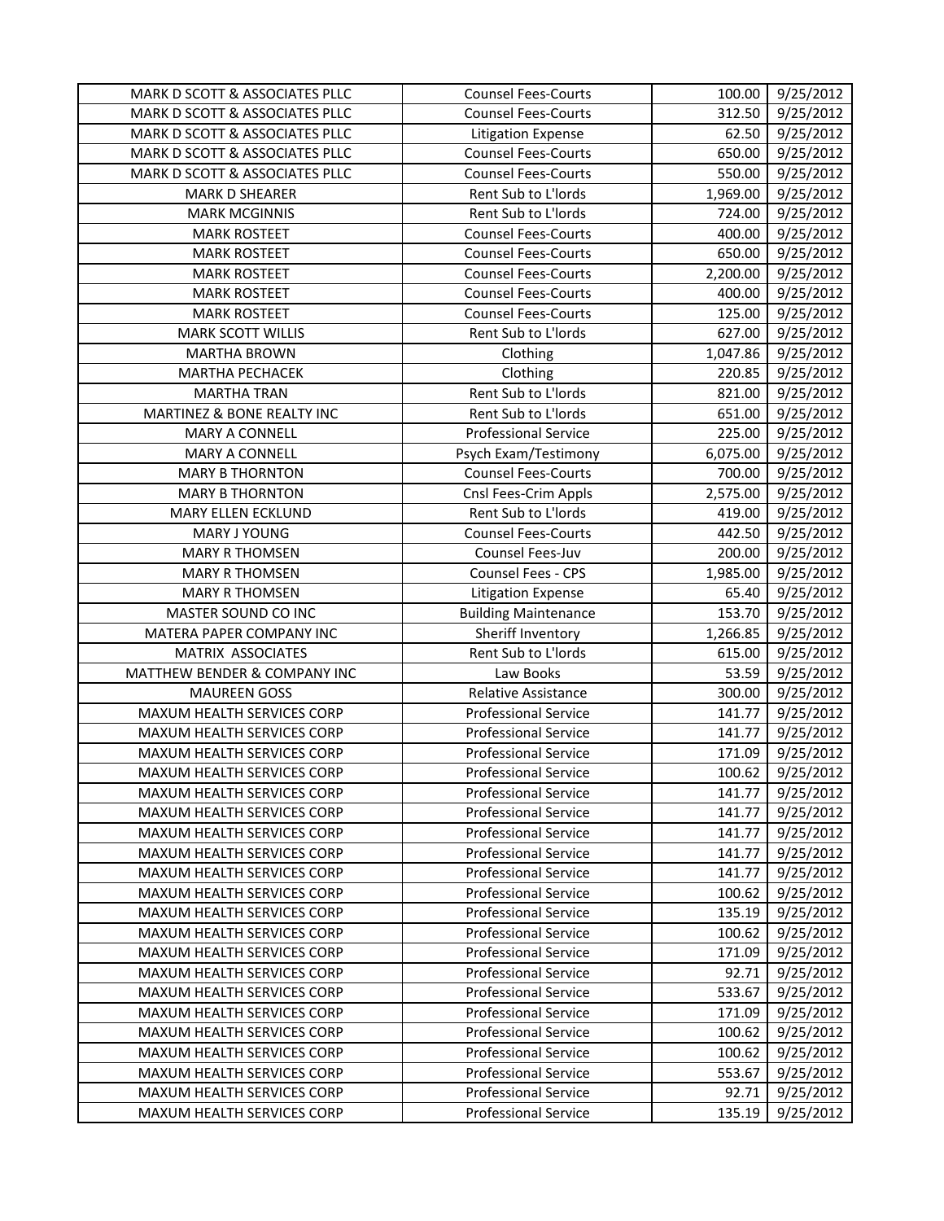| | | | |
|---|---|---|---|
| MARK D SCOTT & ASSOCIATES PLLC | Counsel Fees-Courts | 100.00 | 9/25/2012 |
| MARK D SCOTT & ASSOCIATES PLLC | Counsel Fees-Courts | 312.50 | 9/25/2012 |
| MARK D SCOTT & ASSOCIATES PLLC | Litigation Expense | 62.50 | 9/25/2012 |
| MARK D SCOTT & ASSOCIATES PLLC | Counsel Fees-Courts | 650.00 | 9/25/2012 |
| MARK D SCOTT & ASSOCIATES PLLC | Counsel Fees-Courts | 550.00 | 9/25/2012 |
| MARK D SHEARER | Rent Sub to L'lords | 1,969.00 | 9/25/2012 |
| MARK MCGINNIS | Rent Sub to L'lords | 724.00 | 9/25/2012 |
| MARK ROSTEET | Counsel Fees-Courts | 400.00 | 9/25/2012 |
| MARK ROSTEET | Counsel Fees-Courts | 650.00 | 9/25/2012 |
| MARK ROSTEET | Counsel Fees-Courts | 2,200.00 | 9/25/2012 |
| MARK ROSTEET | Counsel Fees-Courts | 400.00 | 9/25/2012 |
| MARK ROSTEET | Counsel Fees-Courts | 125.00 | 9/25/2012 |
| MARK SCOTT WILLIS | Rent Sub to L'lords | 627.00 | 9/25/2012 |
| MARTHA BROWN | Clothing | 1,047.86 | 9/25/2012 |
| MARTHA PECHACEK | Clothing | 220.85 | 9/25/2012 |
| MARTHA TRAN | Rent Sub to L'lords | 821.00 | 9/25/2012 |
| MARTINEZ & BONE REALTY INC | Rent Sub to L'lords | 651.00 | 9/25/2012 |
| MARY A CONNELL | Professional Service | 225.00 | 9/25/2012 |
| MARY A CONNELL | Psych Exam/Testimony | 6,075.00 | 9/25/2012 |
| MARY B THORNTON | Counsel Fees-Courts | 700.00 | 9/25/2012 |
| MARY B THORNTON | Cnsl Fees-Crim Appls | 2,575.00 | 9/25/2012 |
| MARY ELLEN ECKLUND | Rent Sub to L'lords | 419.00 | 9/25/2012 |
| MARY J YOUNG | Counsel Fees-Courts | 442.50 | 9/25/2012 |
| MARY R THOMSEN | Counsel Fees-Juv | 200.00 | 9/25/2012 |
| MARY R THOMSEN | Counsel Fees - CPS | 1,985.00 | 9/25/2012 |
| MARY R THOMSEN | Litigation Expense | 65.40 | 9/25/2012 |
| MASTER SOUND CO INC | Building Maintenance | 153.70 | 9/25/2012 |
| MATERA PAPER COMPANY INC | Sheriff Inventory | 1,266.85 | 9/25/2012 |
| MATRIX ASSOCIATES | Rent Sub to L'lords | 615.00 | 9/25/2012 |
| MATTHEW BENDER & COMPANY INC | Law Books | 53.59 | 9/25/2012 |
| MAUREEN GOSS | Relative Assistance | 300.00 | 9/25/2012 |
| MAXUM HEALTH SERVICES CORP | Professional Service | 141.77 | 9/25/2012 |
| MAXUM HEALTH SERVICES CORP | Professional Service | 141.77 | 9/25/2012 |
| MAXUM HEALTH SERVICES CORP | Professional Service | 171.09 | 9/25/2012 |
| MAXUM HEALTH SERVICES CORP | Professional Service | 100.62 | 9/25/2012 |
| MAXUM HEALTH SERVICES CORP | Professional Service | 141.77 | 9/25/2012 |
| MAXUM HEALTH SERVICES CORP | Professional Service | 141.77 | 9/25/2012 |
| MAXUM HEALTH SERVICES CORP | Professional Service | 141.77 | 9/25/2012 |
| MAXUM HEALTH SERVICES CORP | Professional Service | 141.77 | 9/25/2012 |
| MAXUM HEALTH SERVICES CORP | Professional Service | 141.77 | 9/25/2012 |
| MAXUM HEALTH SERVICES CORP | Professional Service | 100.62 | 9/25/2012 |
| MAXUM HEALTH SERVICES CORP | Professional Service | 135.19 | 9/25/2012 |
| MAXUM HEALTH SERVICES CORP | Professional Service | 100.62 | 9/25/2012 |
| MAXUM HEALTH SERVICES CORP | Professional Service | 171.09 | 9/25/2012 |
| MAXUM HEALTH SERVICES CORP | Professional Service | 92.71 | 9/25/2012 |
| MAXUM HEALTH SERVICES CORP | Professional Service | 533.67 | 9/25/2012 |
| MAXUM HEALTH SERVICES CORP | Professional Service | 171.09 | 9/25/2012 |
| MAXUM HEALTH SERVICES CORP | Professional Service | 100.62 | 9/25/2012 |
| MAXUM HEALTH SERVICES CORP | Professional Service | 100.62 | 9/25/2012 |
| MAXUM HEALTH SERVICES CORP | Professional Service | 553.67 | 9/25/2012 |
| MAXUM HEALTH SERVICES CORP | Professional Service | 92.71 | 9/25/2012 |
| MAXUM HEALTH SERVICES CORP | Professional Service | 135.19 | 9/25/2012 |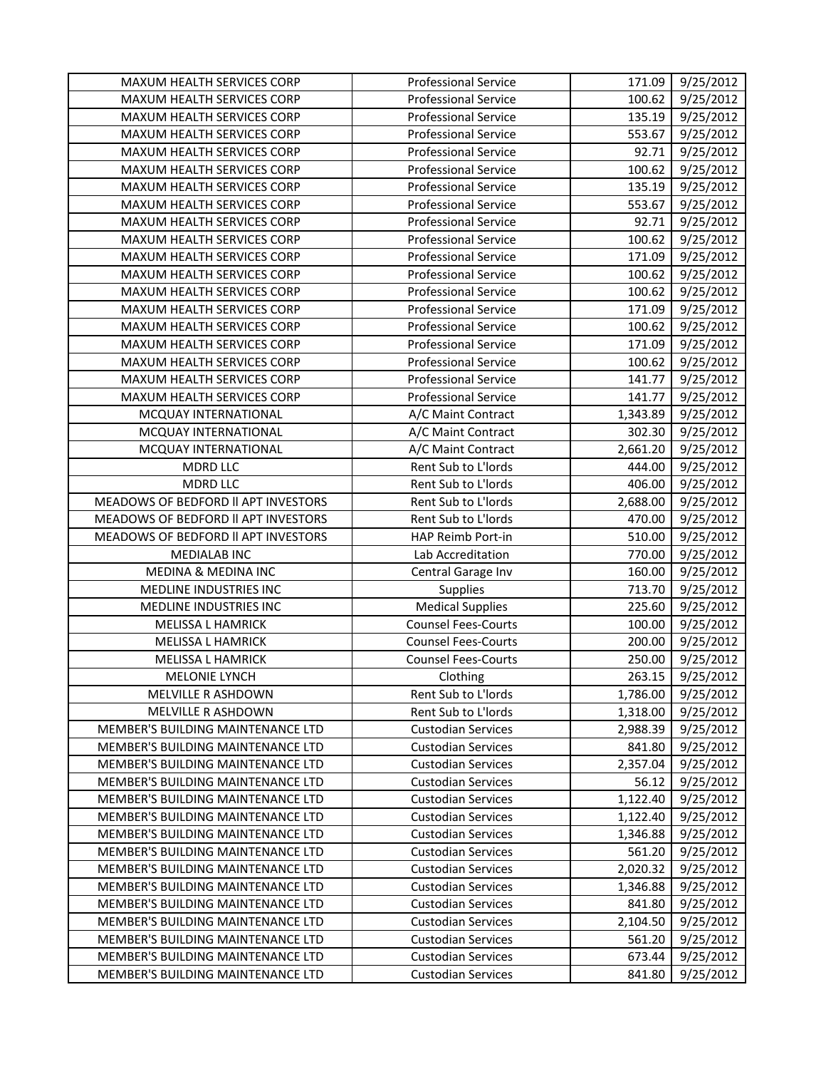| MAXUM HEALTH SERVICES CORP | Professional Service | 171.09 | 9/25/2012 |
|---|---|---|---|
| MAXUM HEALTH SERVICES CORP | Professional Service | 100.62 | 9/25/2012 |
| MAXUM HEALTH SERVICES CORP | Professional Service | 135.19 | 9/25/2012 |
| MAXUM HEALTH SERVICES CORP | Professional Service | 553.67 | 9/25/2012 |
| MAXUM HEALTH SERVICES CORP | Professional Service | 92.71 | 9/25/2012 |
| MAXUM HEALTH SERVICES CORP | Professional Service | 100.62 | 9/25/2012 |
| MAXUM HEALTH SERVICES CORP | Professional Service | 135.19 | 9/25/2012 |
| MAXUM HEALTH SERVICES CORP | Professional Service | 553.67 | 9/25/2012 |
| MAXUM HEALTH SERVICES CORP | Professional Service | 92.71 | 9/25/2012 |
| MAXUM HEALTH SERVICES CORP | Professional Service | 100.62 | 9/25/2012 |
| MAXUM HEALTH SERVICES CORP | Professional Service | 171.09 | 9/25/2012 |
| MAXUM HEALTH SERVICES CORP | Professional Service | 100.62 | 9/25/2012 |
| MAXUM HEALTH SERVICES CORP | Professional Service | 100.62 | 9/25/2012 |
| MAXUM HEALTH SERVICES CORP | Professional Service | 171.09 | 9/25/2012 |
| MAXUM HEALTH SERVICES CORP | Professional Service | 100.62 | 9/25/2012 |
| MAXUM HEALTH SERVICES CORP | Professional Service | 171.09 | 9/25/2012 |
| MAXUM HEALTH SERVICES CORP | Professional Service | 100.62 | 9/25/2012 |
| MAXUM HEALTH SERVICES CORP | Professional Service | 141.77 | 9/25/2012 |
| MAXUM HEALTH SERVICES CORP | Professional Service | 141.77 | 9/25/2012 |
| MCQUAY INTERNATIONAL | A/C Maint Contract | 1,343.89 | 9/25/2012 |
| MCQUAY INTERNATIONAL | A/C Maint Contract | 302.30 | 9/25/2012 |
| MCQUAY INTERNATIONAL | A/C Maint Contract | 2,661.20 | 9/25/2012 |
| MDRD LLC | Rent Sub to L'lords | 444.00 | 9/25/2012 |
| MDRD LLC | Rent Sub to L'lords | 406.00 | 9/25/2012 |
| MEADOWS OF BEDFORD II APT INVESTORS | Rent Sub to L'lords | 2,688.00 | 9/25/2012 |
| MEADOWS OF BEDFORD II APT INVESTORS | Rent Sub to L'lords | 470.00 | 9/25/2012 |
| MEADOWS OF BEDFORD II APT INVESTORS | HAP Reimb Port-in | 510.00 | 9/25/2012 |
| MEDIALAB INC | Lab Accreditation | 770.00 | 9/25/2012 |
| MEDINA & MEDINA INC | Central Garage Inv | 160.00 | 9/25/2012 |
| MEDLINE INDUSTRIES INC | Supplies | 713.70 | 9/25/2012 |
| MEDLINE INDUSTRIES INC | Medical Supplies | 225.60 | 9/25/2012 |
| MELISSA L HAMRICK | Counsel Fees-Courts | 100.00 | 9/25/2012 |
| MELISSA L HAMRICK | Counsel Fees-Courts | 200.00 | 9/25/2012 |
| MELISSA L HAMRICK | Counsel Fees-Courts | 250.00 | 9/25/2012 |
| MELONIE LYNCH | Clothing | 263.15 | 9/25/2012 |
| MELVILLE R ASHDOWN | Rent Sub to L'lords | 1,786.00 | 9/25/2012 |
| MELVILLE R ASHDOWN | Rent Sub to L'lords | 1,318.00 | 9/25/2012 |
| MEMBER'S BUILDING MAINTENANCE LTD | Custodian Services | 2,988.39 | 9/25/2012 |
| MEMBER'S BUILDING MAINTENANCE LTD | Custodian Services | 841.80 | 9/25/2012 |
| MEMBER'S BUILDING MAINTENANCE LTD | Custodian Services | 2,357.04 | 9/25/2012 |
| MEMBER'S BUILDING MAINTENANCE LTD | Custodian Services | 56.12 | 9/25/2012 |
| MEMBER'S BUILDING MAINTENANCE LTD | Custodian Services | 1,122.40 | 9/25/2012 |
| MEMBER'S BUILDING MAINTENANCE LTD | Custodian Services | 1,122.40 | 9/25/2012 |
| MEMBER'S BUILDING MAINTENANCE LTD | Custodian Services | 1,346.88 | 9/25/2012 |
| MEMBER'S BUILDING MAINTENANCE LTD | Custodian Services | 561.20 | 9/25/2012 |
| MEMBER'S BUILDING MAINTENANCE LTD | Custodian Services | 2,020.32 | 9/25/2012 |
| MEMBER'S BUILDING MAINTENANCE LTD | Custodian Services | 1,346.88 | 9/25/2012 |
| MEMBER'S BUILDING MAINTENANCE LTD | Custodian Services | 841.80 | 9/25/2012 |
| MEMBER'S BUILDING MAINTENANCE LTD | Custodian Services | 2,104.50 | 9/25/2012 |
| MEMBER'S BUILDING MAINTENANCE LTD | Custodian Services | 561.20 | 9/25/2012 |
| MEMBER'S BUILDING MAINTENANCE LTD | Custodian Services | 673.44 | 9/25/2012 |
| MEMBER'S BUILDING MAINTENANCE LTD | Custodian Services | 841.80 | 9/25/2012 |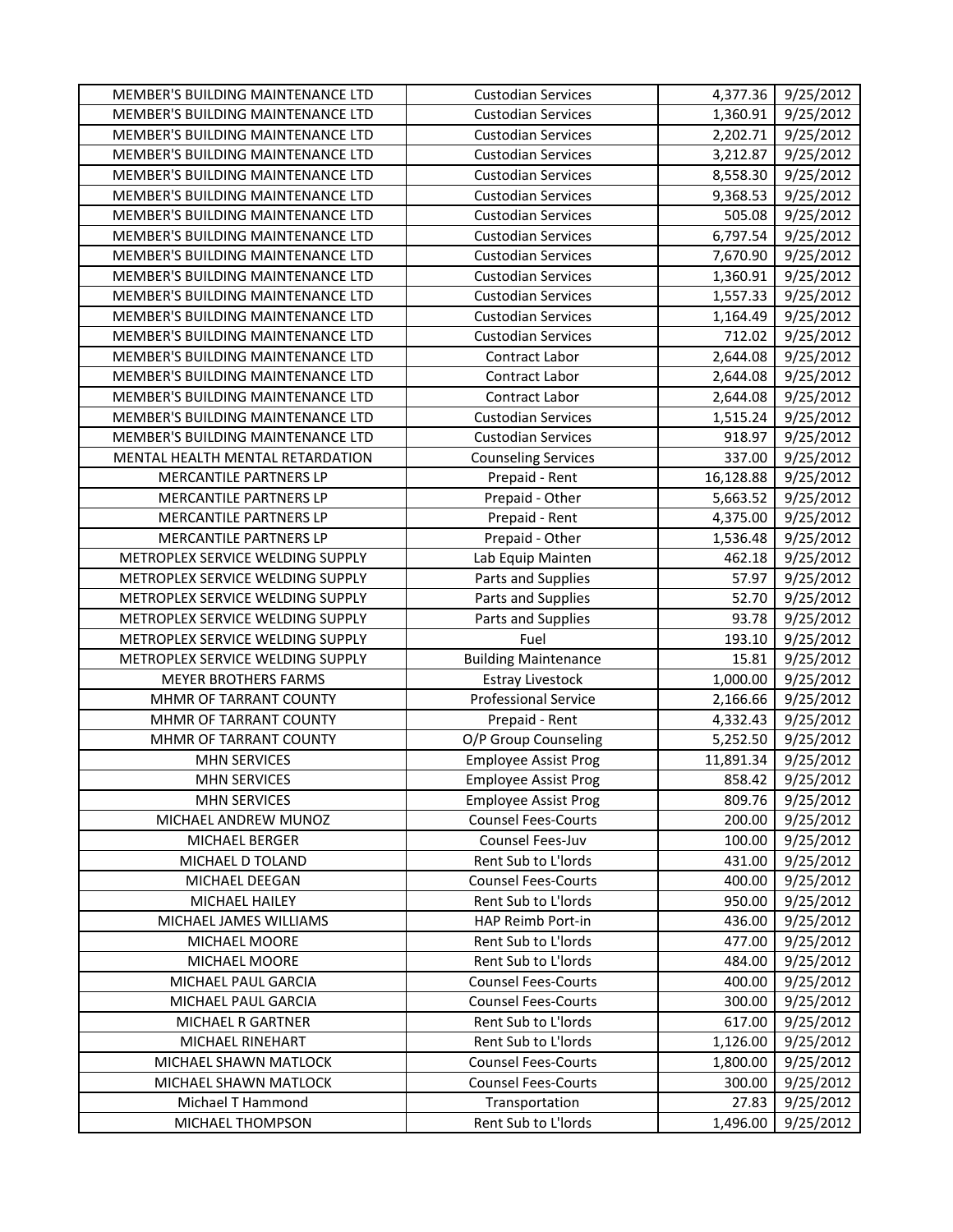| MEMBER'S BUILDING MAINTENANCE LTD | Custodian Services | 4,377.36 | 9/25/2012 |
|---|---|---|---|
| MEMBER'S BUILDING MAINTENANCE LTD | Custodian Services | 1,360.91 | 9/25/2012 |
| MEMBER'S BUILDING MAINTENANCE LTD | Custodian Services | 2,202.71 | 9/25/2012 |
| MEMBER'S BUILDING MAINTENANCE LTD | Custodian Services | 3,212.87 | 9/25/2012 |
| MEMBER'S BUILDING MAINTENANCE LTD | Custodian Services | 8,558.30 | 9/25/2012 |
| MEMBER'S BUILDING MAINTENANCE LTD | Custodian Services | 9,368.53 | 9/25/2012 |
| MEMBER'S BUILDING MAINTENANCE LTD | Custodian Services | 505.08 | 9/25/2012 |
| MEMBER'S BUILDING MAINTENANCE LTD | Custodian Services | 6,797.54 | 9/25/2012 |
| MEMBER'S BUILDING MAINTENANCE LTD | Custodian Services | 7,670.90 | 9/25/2012 |
| MEMBER'S BUILDING MAINTENANCE LTD | Custodian Services | 1,360.91 | 9/25/2012 |
| MEMBER'S BUILDING MAINTENANCE LTD | Custodian Services | 1,557.33 | 9/25/2012 |
| MEMBER'S BUILDING MAINTENANCE LTD | Custodian Services | 1,164.49 | 9/25/2012 |
| MEMBER'S BUILDING MAINTENANCE LTD | Custodian Services | 712.02 | 9/25/2012 |
| MEMBER'S BUILDING MAINTENANCE LTD | Contract Labor | 2,644.08 | 9/25/2012 |
| MEMBER'S BUILDING MAINTENANCE LTD | Contract Labor | 2,644.08 | 9/25/2012 |
| MEMBER'S BUILDING MAINTENANCE LTD | Contract Labor | 2,644.08 | 9/25/2012 |
| MEMBER'S BUILDING MAINTENANCE LTD | Custodian Services | 1,515.24 | 9/25/2012 |
| MEMBER'S BUILDING MAINTENANCE LTD | Custodian Services | 918.97 | 9/25/2012 |
| MENTAL HEALTH MENTAL RETARDATION | Counseling Services | 337.00 | 9/25/2012 |
| MERCANTILE PARTNERS LP | Prepaid - Rent | 16,128.88 | 9/25/2012 |
| MERCANTILE PARTNERS LP | Prepaid - Other | 5,663.52 | 9/25/2012 |
| MERCANTILE PARTNERS LP | Prepaid - Rent | 4,375.00 | 9/25/2012 |
| MERCANTILE PARTNERS LP | Prepaid - Other | 1,536.48 | 9/25/2012 |
| METROPLEX SERVICE WELDING SUPPLY | Lab Equip Mainten | 462.18 | 9/25/2012 |
| METROPLEX SERVICE WELDING SUPPLY | Parts and Supplies | 57.97 | 9/25/2012 |
| METROPLEX SERVICE WELDING SUPPLY | Parts and Supplies | 52.70 | 9/25/2012 |
| METROPLEX SERVICE WELDING SUPPLY | Parts and Supplies | 93.78 | 9/25/2012 |
| METROPLEX SERVICE WELDING SUPPLY | Fuel | 193.10 | 9/25/2012 |
| METROPLEX SERVICE WELDING SUPPLY | Building Maintenance | 15.81 | 9/25/2012 |
| MEYER BROTHERS FARMS | Estray Livestock | 1,000.00 | 9/25/2012 |
| MHMR OF TARRANT COUNTY | Professional Service | 2,166.66 | 9/25/2012 |
| MHMR OF TARRANT COUNTY | Prepaid - Rent | 4,332.43 | 9/25/2012 |
| MHMR OF TARRANT COUNTY | O/P Group Counseling | 5,252.50 | 9/25/2012 |
| MHN SERVICES | Employee Assist Prog | 11,891.34 | 9/25/2012 |
| MHN SERVICES | Employee Assist Prog | 858.42 | 9/25/2012 |
| MHN SERVICES | Employee Assist Prog | 809.76 | 9/25/2012 |
| MICHAEL ANDREW MUNOZ | Counsel Fees-Courts | 200.00 | 9/25/2012 |
| MICHAEL BERGER | Counsel Fees-Juv | 100.00 | 9/25/2012 |
| MICHAEL D TOLAND | Rent Sub to L'lords | 431.00 | 9/25/2012 |
| MICHAEL DEEGAN | Counsel Fees-Courts | 400.00 | 9/25/2012 |
| MICHAEL HAILEY | Rent Sub to L'lords | 950.00 | 9/25/2012 |
| MICHAEL JAMES WILLIAMS | HAP Reimb Port-in | 436.00 | 9/25/2012 |
| MICHAEL MOORE | Rent Sub to L'lords | 477.00 | 9/25/2012 |
| MICHAEL MOORE | Rent Sub to L'lords | 484.00 | 9/25/2012 |
| MICHAEL PAUL GARCIA | Counsel Fees-Courts | 400.00 | 9/25/2012 |
| MICHAEL PAUL GARCIA | Counsel Fees-Courts | 300.00 | 9/25/2012 |
| MICHAEL R GARTNER | Rent Sub to L'lords | 617.00 | 9/25/2012 |
| MICHAEL RINEHART | Rent Sub to L'lords | 1,126.00 | 9/25/2012 |
| MICHAEL SHAWN MATLOCK | Counsel Fees-Courts | 1,800.00 | 9/25/2012 |
| MICHAEL SHAWN MATLOCK | Counsel Fees-Courts | 300.00 | 9/25/2012 |
| Michael T Hammond | Transportation | 27.83 | 9/25/2012 |
| MICHAEL THOMPSON | Rent Sub to L'lords | 1,496.00 | 9/25/2012 |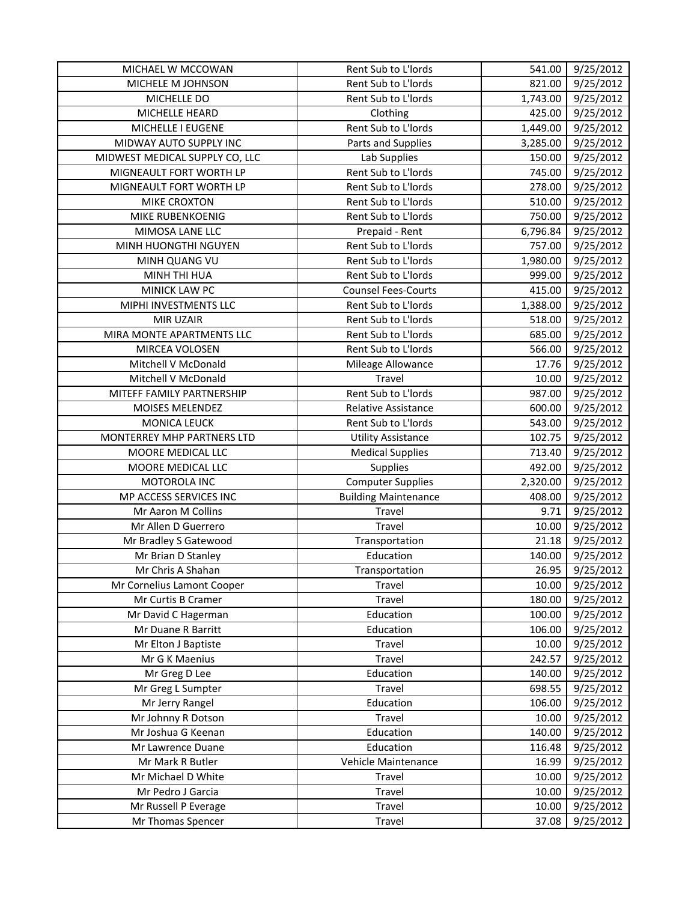| MICHAEL W MCCOWAN | Rent Sub to L'lords | 541.00 | 9/25/2012 |
|---|---|---|---|
| MICHELE M JOHNSON | Rent Sub to L'lords | 821.00 | 9/25/2012 |
| MICHELLE DO | Rent Sub to L'lords | 1,743.00 | 9/25/2012 |
| MICHELLE HEARD | Clothing | 425.00 | 9/25/2012 |
| MICHELLE I EUGENE | Rent Sub to L'lords | 1,449.00 | 9/25/2012 |
| MIDWAY AUTO SUPPLY INC | Parts and Supplies | 3,285.00 | 9/25/2012 |
| MIDWEST MEDICAL SUPPLY CO, LLC | Lab Supplies | 150.00 | 9/25/2012 |
| MIGNEAULT FORT WORTH LP | Rent Sub to L'lords | 745.00 | 9/25/2012 |
| MIGNEAULT FORT WORTH LP | Rent Sub to L'lords | 278.00 | 9/25/2012 |
| MIKE CROXTON | Rent Sub to L'lords | 510.00 | 9/25/2012 |
| MIKE RUBENKOENIG | Rent Sub to L'lords | 750.00 | 9/25/2012 |
| MIMOSA LANE LLC | Prepaid - Rent | 6,796.84 | 9/25/2012 |
| MINH HUONGTHI NGUYEN | Rent Sub to L'lords | 757.00 | 9/25/2012 |
| MINH QUANG VU | Rent Sub to L'lords | 1,980.00 | 9/25/2012 |
| MINH THI HUA | Rent Sub to L'lords | 999.00 | 9/25/2012 |
| MINICK LAW PC | Counsel Fees-Courts | 415.00 | 9/25/2012 |
| MIPHI INVESTMENTS LLC | Rent Sub to L'lords | 1,388.00 | 9/25/2012 |
| MIR UZAIR | Rent Sub to L'lords | 518.00 | 9/25/2012 |
| MIRA MONTE APARTMENTS LLC | Rent Sub to L'lords | 685.00 | 9/25/2012 |
| MIRCEA VOLOSEN | Rent Sub to L'lords | 566.00 | 9/25/2012 |
| Mitchell V McDonald | Mileage Allowance | 17.76 | 9/25/2012 |
| Mitchell V McDonald | Travel | 10.00 | 9/25/2012 |
| MITEFF FAMILY PARTNERSHIP | Rent Sub to L'lords | 987.00 | 9/25/2012 |
| MOISES MELENDEZ | Relative Assistance | 600.00 | 9/25/2012 |
| MONICA LEUCK | Rent Sub to L'lords | 543.00 | 9/25/2012 |
| MONTERREY MHP PARTNERS LTD | Utility Assistance | 102.75 | 9/25/2012 |
| MOORE MEDICAL LLC | Medical Supplies | 713.40 | 9/25/2012 |
| MOORE MEDICAL LLC | Supplies | 492.00 | 9/25/2012 |
| MOTOROLA INC | Computer Supplies | 2,320.00 | 9/25/2012 |
| MP ACCESS SERVICES INC | Building Maintenance | 408.00 | 9/25/2012 |
| Mr Aaron M Collins | Travel | 9.71 | 9/25/2012 |
| Mr Allen D Guerrero | Travel | 10.00 | 9/25/2012 |
| Mr Bradley S Gatewood | Transportation | 21.18 | 9/25/2012 |
| Mr Brian D Stanley | Education | 140.00 | 9/25/2012 |
| Mr Chris A Shahan | Transportation | 26.95 | 9/25/2012 |
| Mr Cornelius Lamont Cooper | Travel | 10.00 | 9/25/2012 |
| Mr Curtis B Cramer | Travel | 180.00 | 9/25/2012 |
| Mr David C Hagerman | Education | 100.00 | 9/25/2012 |
| Mr Duane R Barritt | Education | 106.00 | 9/25/2012 |
| Mr Elton J Baptiste | Travel | 10.00 | 9/25/2012 |
| Mr G K Maenius | Travel | 242.57 | 9/25/2012 |
| Mr Greg D Lee | Education | 140.00 | 9/25/2012 |
| Mr Greg L Sumpter | Travel | 698.55 | 9/25/2012 |
| Mr Jerry Rangel | Education | 106.00 | 9/25/2012 |
| Mr Johnny R Dotson | Travel | 10.00 | 9/25/2012 |
| Mr Joshua G Keenan | Education | 140.00 | 9/25/2012 |
| Mr Lawrence Duane | Education | 116.48 | 9/25/2012 |
| Mr Mark R Butler | Vehicle Maintenance | 16.99 | 9/25/2012 |
| Mr Michael D White | Travel | 10.00 | 9/25/2012 |
| Mr Pedro J Garcia | Travel | 10.00 | 9/25/2012 |
| Mr Russell P Everage | Travel | 10.00 | 9/25/2012 |
| Mr Thomas Spencer | Travel | 37.08 | 9/25/2012 |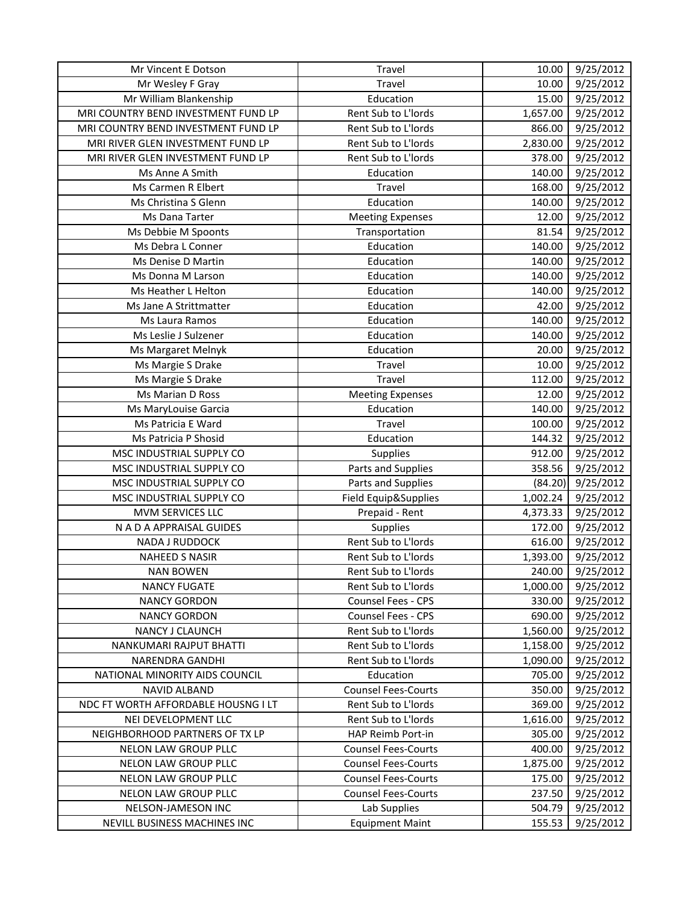| Mr Vincent E Dotson | Travel | 10.00 | 9/25/2012 |
|---|---|---|---|
| Mr Wesley F Gray | Travel | 10.00 | 9/25/2012 |
| Mr William Blankenship | Education | 15.00 | 9/25/2012 |
| MRI COUNTRY BEND INVESTMENT FUND LP | Rent Sub to L'lords | 1,657.00 | 9/25/2012 |
| MRI COUNTRY BEND INVESTMENT FUND LP | Rent Sub to L'lords | 866.00 | 9/25/2012 |
| MRI RIVER GLEN INVESTMENT FUND LP | Rent Sub to L'lords | 2,830.00 | 9/25/2012 |
| MRI RIVER GLEN INVESTMENT FUND LP | Rent Sub to L'lords | 378.00 | 9/25/2012 |
| Ms Anne A Smith | Education | 140.00 | 9/25/2012 |
| Ms Carmen R Elbert | Travel | 168.00 | 9/25/2012 |
| Ms Christina S Glenn | Education | 140.00 | 9/25/2012 |
| Ms Dana Tarter | Meeting Expenses | 12.00 | 9/25/2012 |
| Ms Debbie M Spoonts | Transportation | 81.54 | 9/25/2012 |
| Ms Debra L Conner | Education | 140.00 | 9/25/2012 |
| Ms Denise D Martin | Education | 140.00 | 9/25/2012 |
| Ms Donna M Larson | Education | 140.00 | 9/25/2012 |
| Ms Heather L Helton | Education | 140.00 | 9/25/2012 |
| Ms Jane A Strittmatter | Education | 42.00 | 9/25/2012 |
| Ms Laura Ramos | Education | 140.00 | 9/25/2012 |
| Ms Leslie J Sulzener | Education | 140.00 | 9/25/2012 |
| Ms Margaret Melnyk | Education | 20.00 | 9/25/2012 |
| Ms Margie S Drake | Travel | 10.00 | 9/25/2012 |
| Ms Margie S Drake | Travel | 112.00 | 9/25/2012 |
| Ms Marian D Ross | Meeting Expenses | 12.00 | 9/25/2012 |
| Ms MaryLouise Garcia | Education | 140.00 | 9/25/2012 |
| Ms Patricia E Ward | Travel | 100.00 | 9/25/2012 |
| Ms Patricia P Shosid | Education | 144.32 | 9/25/2012 |
| MSC INDUSTRIAL SUPPLY CO | Supplies | 912.00 | 9/25/2012 |
| MSC INDUSTRIAL SUPPLY CO | Parts and Supplies | 358.56 | 9/25/2012 |
| MSC INDUSTRIAL SUPPLY CO | Parts and Supplies | (84.20) | 9/25/2012 |
| MSC INDUSTRIAL SUPPLY CO | Field Equip&Supplies | 1,002.24 | 9/25/2012 |
| MVM SERVICES LLC | Prepaid - Rent | 4,373.33 | 9/25/2012 |
| N A D A APPRAISAL GUIDES | Supplies | 172.00 | 9/25/2012 |
| NADA J RUDDOCK | Rent Sub to L'lords | 616.00 | 9/25/2012 |
| NAHEED S NASIR | Rent Sub to L'lords | 1,393.00 | 9/25/2012 |
| NAN BOWEN | Rent Sub to L'lords | 240.00 | 9/25/2012 |
| NANCY FUGATE | Rent Sub to L'lords | 1,000.00 | 9/25/2012 |
| NANCY GORDON | Counsel Fees - CPS | 330.00 | 9/25/2012 |
| NANCY GORDON | Counsel Fees - CPS | 690.00 | 9/25/2012 |
| NANCY J CLAUNCH | Rent Sub to L'lords | 1,560.00 | 9/25/2012 |
| NANKUMARI RAJPUT BHATTI | Rent Sub to L'lords | 1,158.00 | 9/25/2012 |
| NARENDRA GANDHI | Rent Sub to L'lords | 1,090.00 | 9/25/2012 |
| NATIONAL MINORITY AIDS COUNCIL | Education | 705.00 | 9/25/2012 |
| NAVID ALBAND | Counsel Fees-Courts | 350.00 | 9/25/2012 |
| NDC FT WORTH AFFORDABLE HOUSNG I LT | Rent Sub to L'lords | 369.00 | 9/25/2012 |
| NEI DEVELOPMENT LLC | Rent Sub to L'lords | 1,616.00 | 9/25/2012 |
| NEIGHBORHOOD PARTNERS OF TX LP | HAP Reimb Port-in | 305.00 | 9/25/2012 |
| NELON LAW GROUP PLLC | Counsel Fees-Courts | 400.00 | 9/25/2012 |
| NELON LAW GROUP PLLC | Counsel Fees-Courts | 1,875.00 | 9/25/2012 |
| NELON LAW GROUP PLLC | Counsel Fees-Courts | 175.00 | 9/25/2012 |
| NELON LAW GROUP PLLC | Counsel Fees-Courts | 237.50 | 9/25/2012 |
| NELSON-JAMESON INC | Lab Supplies | 504.79 | 9/25/2012 |
| NEVILL BUSINESS MACHINES INC | Equipment Maint | 155.53 | 9/25/2012 |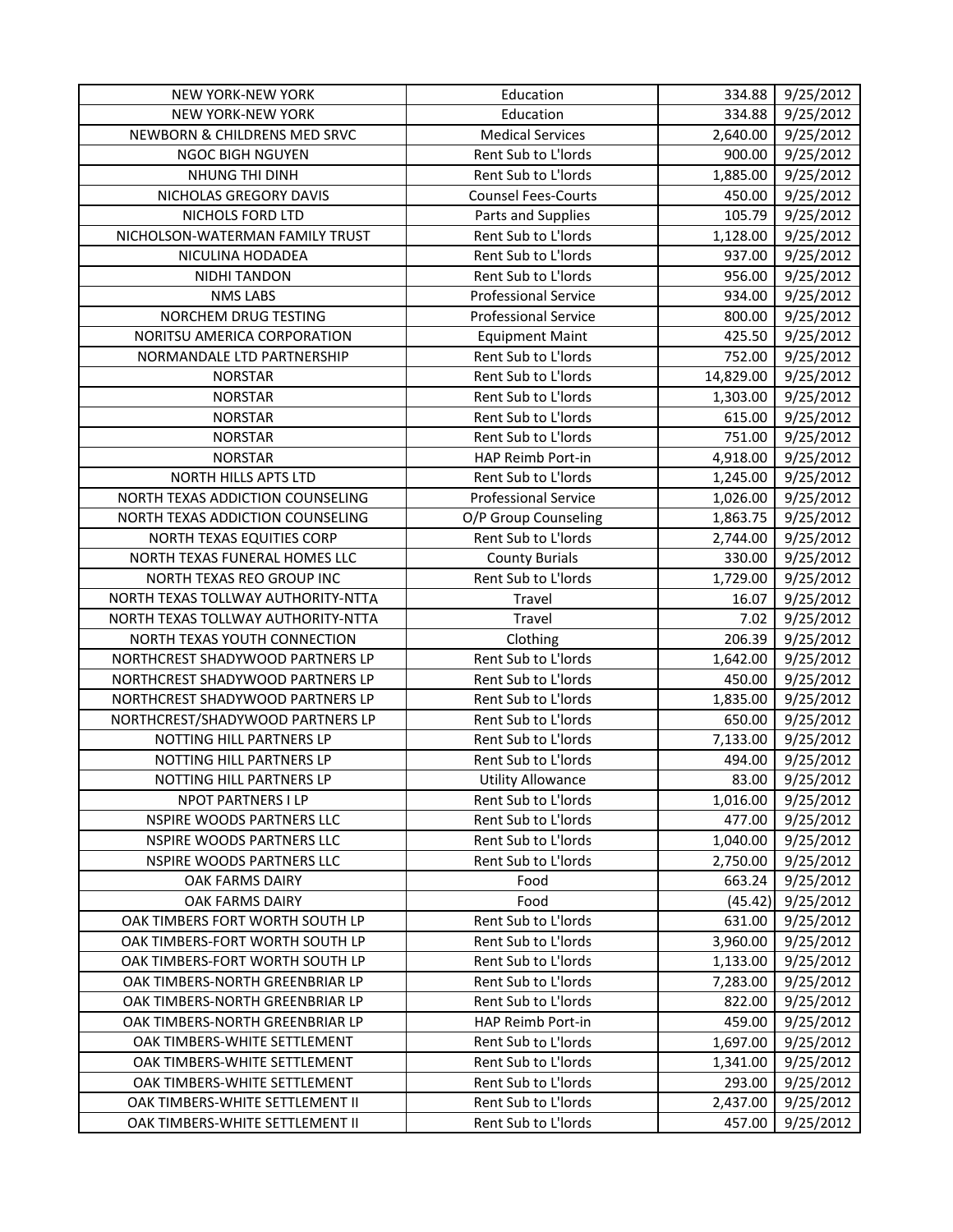| NEW YORK-NEW YORK | Education | 334.88 | 9/25/2012 |
|---|---|---|---|
| NEW YORK-NEW YORK | Education | 334.88 | 9/25/2012 |
| NEWBORN & CHILDRENS MED SRVC | Medical Services | 2,640.00 | 9/25/2012 |
| NGOC BIGH NGUYEN | Rent Sub to L'lords | 900.00 | 9/25/2012 |
| NHUNG THI DINH | Rent Sub to L'lords | 1,885.00 | 9/25/2012 |
| NICHOLAS GREGORY DAVIS | Counsel Fees-Courts | 450.00 | 9/25/2012 |
| NICHOLS FORD LTD | Parts and Supplies | 105.79 | 9/25/2012 |
| NICHOLSON-WATERMAN FAMILY TRUST | Rent Sub to L'lords | 1,128.00 | 9/25/2012 |
| NICULINA HODADEA | Rent Sub to L'lords | 937.00 | 9/25/2012 |
| NIDHI TANDON | Rent Sub to L'lords | 956.00 | 9/25/2012 |
| NMS LABS | Professional Service | 934.00 | 9/25/2012 |
| NORCHEM DRUG TESTING | Professional Service | 800.00 | 9/25/2012 |
| NORITSU AMERICA CORPORATION | Equipment Maint | 425.50 | 9/25/2012 |
| NORMANDALE LTD PARTNERSHIP | Rent Sub to L'lords | 752.00 | 9/25/2012 |
| NORSTAR | Rent Sub to L'lords | 14,829.00 | 9/25/2012 |
| NORSTAR | Rent Sub to L'lords | 1,303.00 | 9/25/2012 |
| NORSTAR | Rent Sub to L'lords | 615.00 | 9/25/2012 |
| NORSTAR | Rent Sub to L'lords | 751.00 | 9/25/2012 |
| NORSTAR | HAP Reimb Port-in | 4,918.00 | 9/25/2012 |
| NORTH HILLS APTS LTD | Rent Sub to L'lords | 1,245.00 | 9/25/2012 |
| NORTH TEXAS ADDICTION COUNSELING | Professional Service | 1,026.00 | 9/25/2012 |
| NORTH TEXAS ADDICTION COUNSELING | O/P Group Counseling | 1,863.75 | 9/25/2012 |
| NORTH TEXAS EQUITIES CORP | Rent Sub to L'lords | 2,744.00 | 9/25/2012 |
| NORTH TEXAS FUNERAL HOMES LLC | County Burials | 330.00 | 9/25/2012 |
| NORTH TEXAS REO GROUP INC | Rent Sub to L'lords | 1,729.00 | 9/25/2012 |
| NORTH TEXAS TOLLWAY AUTHORITY-NTTA | Travel | 16.07 | 9/25/2012 |
| NORTH TEXAS TOLLWAY AUTHORITY-NTTA | Travel | 7.02 | 9/25/2012 |
| NORTH TEXAS YOUTH CONNECTION | Clothing | 206.39 | 9/25/2012 |
| NORTHCREST SHADYWOOD PARTNERS LP | Rent Sub to L'lords | 1,642.00 | 9/25/2012 |
| NORTHCREST SHADYWOOD PARTNERS LP | Rent Sub to L'lords | 450.00 | 9/25/2012 |
| NORTHCREST SHADYWOOD PARTNERS LP | Rent Sub to L'lords | 1,835.00 | 9/25/2012 |
| NORTHCREST/SHADYWOOD PARTNERS LP | Rent Sub to L'lords | 650.00 | 9/25/2012 |
| NOTTING HILL PARTNERS LP | Rent Sub to L'lords | 7,133.00 | 9/25/2012 |
| NOTTING HILL PARTNERS LP | Rent Sub to L'lords | 494.00 | 9/25/2012 |
| NOTTING HILL PARTNERS LP | Utility Allowance | 83.00 | 9/25/2012 |
| NPOT PARTNERS I LP | Rent Sub to L'lords | 1,016.00 | 9/25/2012 |
| NSPIRE WOODS PARTNERS LLC | Rent Sub to L'lords | 477.00 | 9/25/2012 |
| NSPIRE WOODS PARTNERS LLC | Rent Sub to L'lords | 1,040.00 | 9/25/2012 |
| NSPIRE WOODS PARTNERS LLC | Rent Sub to L'lords | 2,750.00 | 9/25/2012 |
| OAK FARMS DAIRY | Food | 663.24 | 9/25/2012 |
| OAK FARMS DAIRY | Food | (45.42) | 9/25/2012 |
| OAK TIMBERS FORT WORTH SOUTH LP | Rent Sub to L'lords | 631.00 | 9/25/2012 |
| OAK TIMBERS-FORT WORTH SOUTH LP | Rent Sub to L'lords | 3,960.00 | 9/25/2012 |
| OAK TIMBERS-FORT WORTH SOUTH LP | Rent Sub to L'lords | 1,133.00 | 9/25/2012 |
| OAK TIMBERS-NORTH GREENBRIAR LP | Rent Sub to L'lords | 7,283.00 | 9/25/2012 |
| OAK TIMBERS-NORTH GREENBRIAR LP | Rent Sub to L'lords | 822.00 | 9/25/2012 |
| OAK TIMBERS-NORTH GREENBRIAR LP | HAP Reimb Port-in | 459.00 | 9/25/2012 |
| OAK TIMBERS-WHITE SETTLEMENT | Rent Sub to L'lords | 1,697.00 | 9/25/2012 |
| OAK TIMBERS-WHITE SETTLEMENT | Rent Sub to L'lords | 1,341.00 | 9/25/2012 |
| OAK TIMBERS-WHITE SETTLEMENT | Rent Sub to L'lords | 293.00 | 9/25/2012 |
| OAK TIMBERS-WHITE SETTLEMENT II | Rent Sub to L'lords | 2,437.00 | 9/25/2012 |
| OAK TIMBERS-WHITE SETTLEMENT II | Rent Sub to L'lords | 457.00 | 9/25/2012 |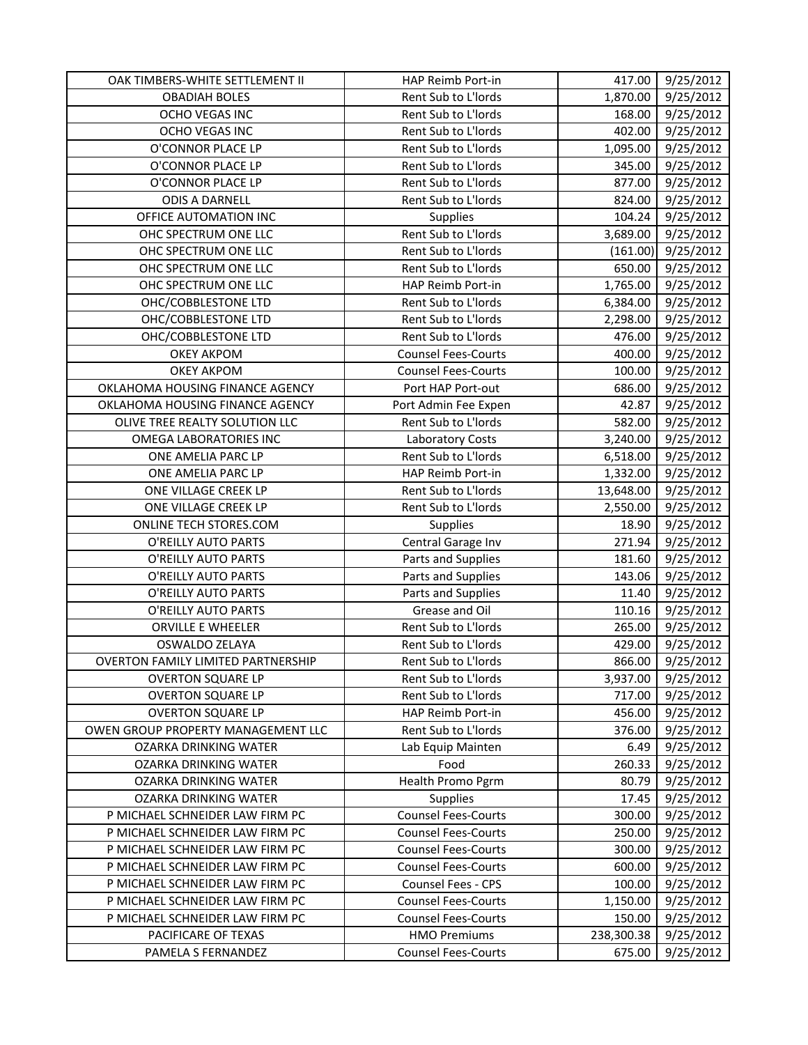| OAK TIMBERS-WHITE SETTLEMENT II | HAP Reimb Port-in | 417.00 | 9/25/2012 |
|---|---|---|---|
| OBADIAH BOLES | Rent Sub to L'lords | 1,870.00 | 9/25/2012 |
| OCHO VEGAS INC | Rent Sub to L'lords | 168.00 | 9/25/2012 |
| OCHO VEGAS INC | Rent Sub to L'lords | 402.00 | 9/25/2012 |
| O'CONNOR PLACE LP | Rent Sub to L'lords | 1,095.00 | 9/25/2012 |
| O'CONNOR PLACE LP | Rent Sub to L'lords | 345.00 | 9/25/2012 |
| O'CONNOR PLACE LP | Rent Sub to L'lords | 877.00 | 9/25/2012 |
| ODIS A DARNELL | Rent Sub to L'lords | 824.00 | 9/25/2012 |
| OFFICE AUTOMATION INC | Supplies | 104.24 | 9/25/2012 |
| OHC SPECTRUM ONE LLC | Rent Sub to L'lords | 3,689.00 | 9/25/2012 |
| OHC SPECTRUM ONE LLC | Rent Sub to L'lords | (161.00) | 9/25/2012 |
| OHC SPECTRUM ONE LLC | Rent Sub to L'lords | 650.00 | 9/25/2012 |
| OHC SPECTRUM ONE LLC | HAP Reimb Port-in | 1,765.00 | 9/25/2012 |
| OHC/COBBLESTONE LTD | Rent Sub to L'lords | 6,384.00 | 9/25/2012 |
| OHC/COBBLESTONE LTD | Rent Sub to L'lords | 2,298.00 | 9/25/2012 |
| OHC/COBBLESTONE LTD | Rent Sub to L'lords | 476.00 | 9/25/2012 |
| OKEY AKPOM | Counsel Fees-Courts | 400.00 | 9/25/2012 |
| OKEY AKPOM | Counsel Fees-Courts | 100.00 | 9/25/2012 |
| OKLAHOMA HOUSING FINANCE AGENCY | Port HAP Port-out | 686.00 | 9/25/2012 |
| OKLAHOMA HOUSING FINANCE AGENCY | Port Admin Fee Expen | 42.87 | 9/25/2012 |
| OLIVE TREE REALTY SOLUTION LLC | Rent Sub to L'lords | 582.00 | 9/25/2012 |
| OMEGA LABORATORIES INC | Laboratory Costs | 3,240.00 | 9/25/2012 |
| ONE AMELIA PARC LP | Rent Sub to L'lords | 6,518.00 | 9/25/2012 |
| ONE AMELIA PARC LP | HAP Reimb Port-in | 1,332.00 | 9/25/2012 |
| ONE VILLAGE CREEK LP | Rent Sub to L'lords | 13,648.00 | 9/25/2012 |
| ONE VILLAGE CREEK LP | Rent Sub to L'lords | 2,550.00 | 9/25/2012 |
| ONLINE TECH STORES.COM | Supplies | 18.90 | 9/25/2012 |
| O'REILLY AUTO PARTS | Central Garage Inv | 271.94 | 9/25/2012 |
| O'REILLY AUTO PARTS | Parts and Supplies | 181.60 | 9/25/2012 |
| O'REILLY AUTO PARTS | Parts and Supplies | 143.06 | 9/25/2012 |
| O'REILLY AUTO PARTS | Parts and Supplies | 11.40 | 9/25/2012 |
| O'REILLY AUTO PARTS | Grease and Oil | 110.16 | 9/25/2012 |
| ORVILLE E WHEELER | Rent Sub to L'lords | 265.00 | 9/25/2012 |
| OSWALDO ZELAYA | Rent Sub to L'lords | 429.00 | 9/25/2012 |
| OVERTON FAMILY LIMITED PARTNERSHIP | Rent Sub to L'lords | 866.00 | 9/25/2012 |
| OVERTON SQUARE LP | Rent Sub to L'lords | 3,937.00 | 9/25/2012 |
| OVERTON SQUARE LP | Rent Sub to L'lords | 717.00 | 9/25/2012 |
| OVERTON SQUARE LP | HAP Reimb Port-in | 456.00 | 9/25/2012 |
| OWEN GROUP PROPERTY MANAGEMENT LLC | Rent Sub to L'lords | 376.00 | 9/25/2012 |
| OZARKA DRINKING WATER | Lab Equip Mainten | 6.49 | 9/25/2012 |
| OZARKA DRINKING WATER | Food | 260.33 | 9/25/2012 |
| OZARKA DRINKING WATER | Health Promo Pgrm | 80.79 | 9/25/2012 |
| OZARKA DRINKING WATER | Supplies | 17.45 | 9/25/2012 |
| P MICHAEL SCHNEIDER LAW FIRM PC | Counsel Fees-Courts | 300.00 | 9/25/2012 |
| P MICHAEL SCHNEIDER LAW FIRM PC | Counsel Fees-Courts | 250.00 | 9/25/2012 |
| P MICHAEL SCHNEIDER LAW FIRM PC | Counsel Fees-Courts | 300.00 | 9/25/2012 |
| P MICHAEL SCHNEIDER LAW FIRM PC | Counsel Fees-Courts | 600.00 | 9/25/2012 |
| P MICHAEL SCHNEIDER LAW FIRM PC | Counsel Fees - CPS | 100.00 | 9/25/2012 |
| P MICHAEL SCHNEIDER LAW FIRM PC | Counsel Fees-Courts | 1,150.00 | 9/25/2012 |
| P MICHAEL SCHNEIDER LAW FIRM PC | Counsel Fees-Courts | 150.00 | 9/25/2012 |
| PACIFICARE OF TEXAS | HMO Premiums | 238,300.38 | 9/25/2012 |
| PAMELA S FERNANDEZ | Counsel Fees-Courts | 675.00 | 9/25/2012 |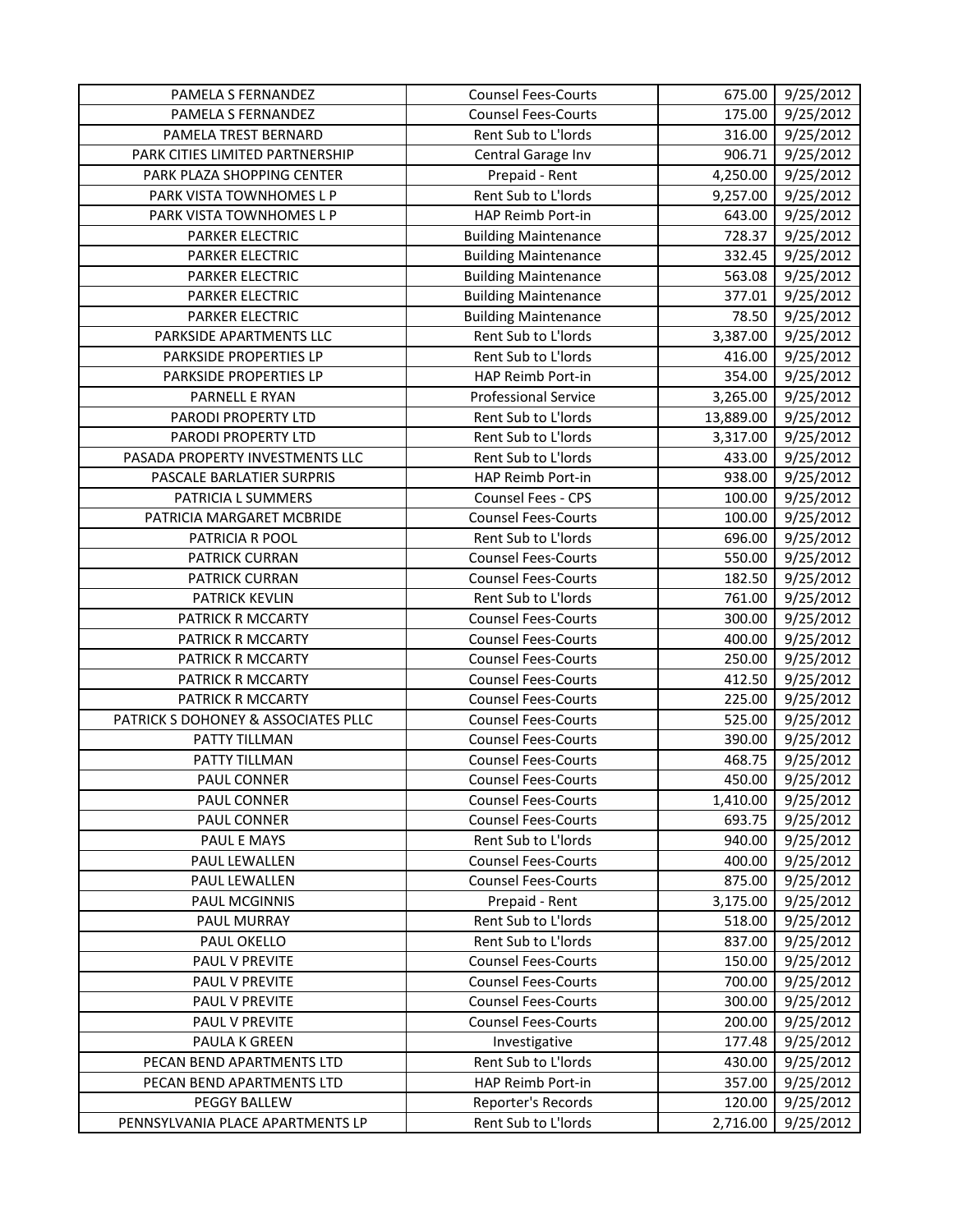| | | | |
|---|---|---|---|
| PAMELA S FERNANDEZ | Counsel Fees-Courts | 675.00 | 9/25/2012 |
| PAMELA S FERNANDEZ | Counsel Fees-Courts | 175.00 | 9/25/2012 |
| PAMELA TREST BERNARD | Rent Sub to L'lords | 316.00 | 9/25/2012 |
| PARK CITIES LIMITED PARTNERSHIP | Central Garage Inv | 906.71 | 9/25/2012 |
| PARK PLAZA SHOPPING CENTER | Prepaid - Rent | 4,250.00 | 9/25/2012 |
| PARK VISTA TOWNHOMES L P | Rent Sub to L'lords | 9,257.00 | 9/25/2012 |
| PARK VISTA TOWNHOMES L P | HAP Reimb Port-in | 643.00 | 9/25/2012 |
| PARKER ELECTRIC | Building Maintenance | 728.37 | 9/25/2012 |
| PARKER ELECTRIC | Building Maintenance | 332.45 | 9/25/2012 |
| PARKER ELECTRIC | Building Maintenance | 563.08 | 9/25/2012 |
| PARKER ELECTRIC | Building Maintenance | 377.01 | 9/25/2012 |
| PARKER ELECTRIC | Building Maintenance | 78.50 | 9/25/2012 |
| PARKSIDE APARTMENTS LLC | Rent Sub to L'lords | 3,387.00 | 9/25/2012 |
| PARKSIDE PROPERTIES LP | Rent Sub to L'lords | 416.00 | 9/25/2012 |
| PARKSIDE PROPERTIES LP | HAP Reimb Port-in | 354.00 | 9/25/2012 |
| PARNELL E RYAN | Professional Service | 3,265.00 | 9/25/2012 |
| PARODI PROPERTY LTD | Rent Sub to L'lords | 13,889.00 | 9/25/2012 |
| PARODI PROPERTY LTD | Rent Sub to L'lords | 3,317.00 | 9/25/2012 |
| PASADA PROPERTY INVESTMENTS LLC | Rent Sub to L'lords | 433.00 | 9/25/2012 |
| PASCALE BARLATIER SURPRIS | HAP Reimb Port-in | 938.00 | 9/25/2012 |
| PATRICIA L SUMMERS | Counsel Fees - CPS | 100.00 | 9/25/2012 |
| PATRICIA MARGARET MCBRIDE | Counsel Fees-Courts | 100.00 | 9/25/2012 |
| PATRICIA R POOL | Rent Sub to L'lords | 696.00 | 9/25/2012 |
| PATRICK CURRAN | Counsel Fees-Courts | 550.00 | 9/25/2012 |
| PATRICK CURRAN | Counsel Fees-Courts | 182.50 | 9/25/2012 |
| PATRICK KEVLIN | Rent Sub to L'lords | 761.00 | 9/25/2012 |
| PATRICK R MCCARTY | Counsel Fees-Courts | 300.00 | 9/25/2012 |
| PATRICK R MCCARTY | Counsel Fees-Courts | 400.00 | 9/25/2012 |
| PATRICK R MCCARTY | Counsel Fees-Courts | 250.00 | 9/25/2012 |
| PATRICK R MCCARTY | Counsel Fees-Courts | 412.50 | 9/25/2012 |
| PATRICK R MCCARTY | Counsel Fees-Courts | 225.00 | 9/25/2012 |
| PATRICK S DOHONEY & ASSOCIATES PLLC | Counsel Fees-Courts | 525.00 | 9/25/2012 |
| PATTY TILLMAN | Counsel Fees-Courts | 390.00 | 9/25/2012 |
| PATTY TILLMAN | Counsel Fees-Courts | 468.75 | 9/25/2012 |
| PAUL CONNER | Counsel Fees-Courts | 450.00 | 9/25/2012 |
| PAUL CONNER | Counsel Fees-Courts | 1,410.00 | 9/25/2012 |
| PAUL CONNER | Counsel Fees-Courts | 693.75 | 9/25/2012 |
| PAUL E MAYS | Rent Sub to L'lords | 940.00 | 9/25/2012 |
| PAUL LEWALLEN | Counsel Fees-Courts | 400.00 | 9/25/2012 |
| PAUL LEWALLEN | Counsel Fees-Courts | 875.00 | 9/25/2012 |
| PAUL MCGINNIS | Prepaid - Rent | 3,175.00 | 9/25/2012 |
| PAUL MURRAY | Rent Sub to L'lords | 518.00 | 9/25/2012 |
| PAUL OKELLO | Rent Sub to L'lords | 837.00 | 9/25/2012 |
| PAUL V PREVITE | Counsel Fees-Courts | 150.00 | 9/25/2012 |
| PAUL V PREVITE | Counsel Fees-Courts | 700.00 | 9/25/2012 |
| PAUL V PREVITE | Counsel Fees-Courts | 300.00 | 9/25/2012 |
| PAUL V PREVITE | Counsel Fees-Courts | 200.00 | 9/25/2012 |
| PAULA K GREEN | Investigative | 177.48 | 9/25/2012 |
| PECAN BEND APARTMENTS LTD | Rent Sub to L'lords | 430.00 | 9/25/2012 |
| PECAN BEND APARTMENTS LTD | HAP Reimb Port-in | 357.00 | 9/25/2012 |
| PEGGY BALLEW | Reporter's Records | 120.00 | 9/25/2012 |
| PENNSYLVANIA PLACE APARTMENTS LP | Rent Sub to L'lords | 2,716.00 | 9/25/2012 |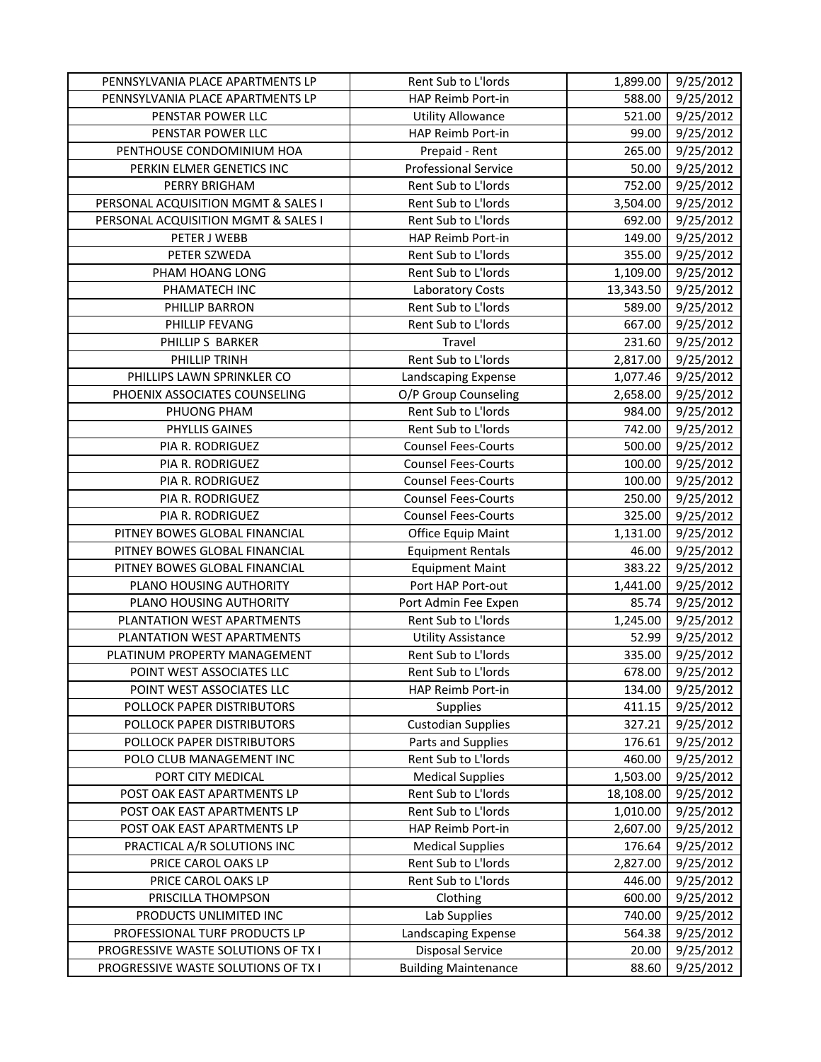| | | | |
|---|---|---|---|
| PENNSYLVANIA PLACE APARTMENTS LP | Rent Sub to L'lords | 1,899.00 | 9/25/2012 |
| PENNSYLVANIA PLACE APARTMENTS LP | HAP Reimb Port-in | 588.00 | 9/25/2012 |
| PENSTAR POWER LLC | Utility Allowance | 521.00 | 9/25/2012 |
| PENSTAR POWER LLC | HAP Reimb Port-in | 99.00 | 9/25/2012 |
| PENTHOUSE CONDOMINIUM HOA | Prepaid - Rent | 265.00 | 9/25/2012 |
| PERKIN ELMER GENETICS INC | Professional Service | 50.00 | 9/25/2012 |
| PERRY BRIGHAM | Rent Sub to L'lords | 752.00 | 9/25/2012 |
| PERSONAL ACQUISITION MGMT & SALES I | Rent Sub to L'lords | 3,504.00 | 9/25/2012 |
| PERSONAL ACQUISITION MGMT & SALES I | Rent Sub to L'lords | 692.00 | 9/25/2012 |
| PETER J WEBB | HAP Reimb Port-in | 149.00 | 9/25/2012 |
| PETER SZWEDA | Rent Sub to L'lords | 355.00 | 9/25/2012 |
| PHAM HOANG LONG | Rent Sub to L'lords | 1,109.00 | 9/25/2012 |
| PHAMATECH INC | Laboratory Costs | 13,343.50 | 9/25/2012 |
| PHILLIP BARRON | Rent Sub to L'lords | 589.00 | 9/25/2012 |
| PHILLIP FEVANG | Rent Sub to L'lords | 667.00 | 9/25/2012 |
| PHILLIP S BARKER | Travel | 231.60 | 9/25/2012 |
| PHILLIP TRINH | Rent Sub to L'lords | 2,817.00 | 9/25/2012 |
| PHILLIPS LAWN SPRINKLER CO | Landscaping Expense | 1,077.46 | 9/25/2012 |
| PHOENIX ASSOCIATES COUNSELING | O/P Group Counseling | 2,658.00 | 9/25/2012 |
| PHUONG PHAM | Rent Sub to L'lords | 984.00 | 9/25/2012 |
| PHYLLIS GAINES | Rent Sub to L'lords | 742.00 | 9/25/2012 |
| PIA R. RODRIGUEZ | Counsel Fees-Courts | 500.00 | 9/25/2012 |
| PIA R. RODRIGUEZ | Counsel Fees-Courts | 100.00 | 9/25/2012 |
| PIA R. RODRIGUEZ | Counsel Fees-Courts | 100.00 | 9/25/2012 |
| PIA R. RODRIGUEZ | Counsel Fees-Courts | 250.00 | 9/25/2012 |
| PIA R. RODRIGUEZ | Counsel Fees-Courts | 325.00 | 9/25/2012 |
| PITNEY BOWES GLOBAL FINANCIAL | Office Equip Maint | 1,131.00 | 9/25/2012 |
| PITNEY BOWES GLOBAL FINANCIAL | Equipment Rentals | 46.00 | 9/25/2012 |
| PITNEY BOWES GLOBAL FINANCIAL | Equipment Maint | 383.22 | 9/25/2012 |
| PLANO HOUSING AUTHORITY | Port HAP Port-out | 1,441.00 | 9/25/2012 |
| PLANO HOUSING AUTHORITY | Port Admin Fee Expen | 85.74 | 9/25/2012 |
| PLANTATION WEST APARTMENTS | Rent Sub to L'lords | 1,245.00 | 9/25/2012 |
| PLANTATION WEST APARTMENTS | Utility Assistance | 52.99 | 9/25/2012 |
| PLATINUM PROPERTY MANAGEMENT | Rent Sub to L'lords | 335.00 | 9/25/2012 |
| POINT WEST ASSOCIATES LLC | Rent Sub to L'lords | 678.00 | 9/25/2012 |
| POINT WEST ASSOCIATES LLC | HAP Reimb Port-in | 134.00 | 9/25/2012 |
| POLLOCK PAPER DISTRIBUTORS | Supplies | 411.15 | 9/25/2012 |
| POLLOCK PAPER DISTRIBUTORS | Custodian Supplies | 327.21 | 9/25/2012 |
| POLLOCK PAPER DISTRIBUTORS | Parts and Supplies | 176.61 | 9/25/2012 |
| POLO CLUB MANAGEMENT INC | Rent Sub to L'lords | 460.00 | 9/25/2012 |
| PORT CITY MEDICAL | Medical Supplies | 1,503.00 | 9/25/2012 |
| POST OAK EAST APARTMENTS LP | Rent Sub to L'lords | 18,108.00 | 9/25/2012 |
| POST OAK EAST APARTMENTS LP | Rent Sub to L'lords | 1,010.00 | 9/25/2012 |
| POST OAK EAST APARTMENTS LP | HAP Reimb Port-in | 2,607.00 | 9/25/2012 |
| PRACTICAL A/R SOLUTIONS INC | Medical Supplies | 176.64 | 9/25/2012 |
| PRICE CAROL OAKS LP | Rent Sub to L'lords | 2,827.00 | 9/25/2012 |
| PRICE CAROL OAKS LP | Rent Sub to L'lords | 446.00 | 9/25/2012 |
| PRISCILLA THOMPSON | Clothing | 600.00 | 9/25/2012 |
| PRODUCTS UNLIMITED INC | Lab Supplies | 740.00 | 9/25/2012 |
| PROFESSIONAL TURF PRODUCTS LP | Landscaping Expense | 564.38 | 9/25/2012 |
| PROGRESSIVE WASTE SOLUTIONS OF TX I | Disposal Service | 20.00 | 9/25/2012 |
| PROGRESSIVE WASTE SOLUTIONS OF TX I | Building Maintenance | 88.60 | 9/25/2012 |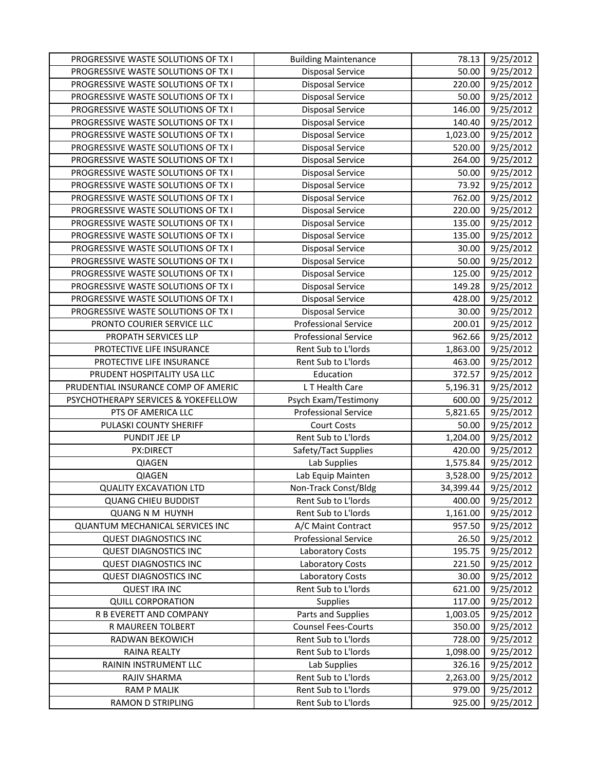| PROGRESSIVE WASTE SOLUTIONS OF TX I | Building Maintenance | 78.13 | 9/25/2012 |
|---|---|---|---|
| PROGRESSIVE WASTE SOLUTIONS OF TX I | Disposal Service | 50.00 | 9/25/2012 |
| PROGRESSIVE WASTE SOLUTIONS OF TX I | Disposal Service | 220.00 | 9/25/2012 |
| PROGRESSIVE WASTE SOLUTIONS OF TX I | Disposal Service | 50.00 | 9/25/2012 |
| PROGRESSIVE WASTE SOLUTIONS OF TX I | Disposal Service | 146.00 | 9/25/2012 |
| PROGRESSIVE WASTE SOLUTIONS OF TX I | Disposal Service | 140.40 | 9/25/2012 |
| PROGRESSIVE WASTE SOLUTIONS OF TX I | Disposal Service | 1,023.00 | 9/25/2012 |
| PROGRESSIVE WASTE SOLUTIONS OF TX I | Disposal Service | 520.00 | 9/25/2012 |
| PROGRESSIVE WASTE SOLUTIONS OF TX I | Disposal Service | 264.00 | 9/25/2012 |
| PROGRESSIVE WASTE SOLUTIONS OF TX I | Disposal Service | 50.00 | 9/25/2012 |
| PROGRESSIVE WASTE SOLUTIONS OF TX I | Disposal Service | 73.92 | 9/25/2012 |
| PROGRESSIVE WASTE SOLUTIONS OF TX I | Disposal Service | 762.00 | 9/25/2012 |
| PROGRESSIVE WASTE SOLUTIONS OF TX I | Disposal Service | 220.00 | 9/25/2012 |
| PROGRESSIVE WASTE SOLUTIONS OF TX I | Disposal Service | 135.00 | 9/25/2012 |
| PROGRESSIVE WASTE SOLUTIONS OF TX I | Disposal Service | 135.00 | 9/25/2012 |
| PROGRESSIVE WASTE SOLUTIONS OF TX I | Disposal Service | 30.00 | 9/25/2012 |
| PROGRESSIVE WASTE SOLUTIONS OF TX I | Disposal Service | 50.00 | 9/25/2012 |
| PROGRESSIVE WASTE SOLUTIONS OF TX I | Disposal Service | 125.00 | 9/25/2012 |
| PROGRESSIVE WASTE SOLUTIONS OF TX I | Disposal Service | 149.28 | 9/25/2012 |
| PROGRESSIVE WASTE SOLUTIONS OF TX I | Disposal Service | 428.00 | 9/25/2012 |
| PROGRESSIVE WASTE SOLUTIONS OF TX I | Disposal Service | 30.00 | 9/25/2012 |
| PRONTO COURIER SERVICE LLC | Professional Service | 200.01 | 9/25/2012 |
| PROPATH SERVICES LLP | Professional Service | 962.66 | 9/25/2012 |
| PROTECTIVE LIFE INSURANCE | Rent Sub to L'lords | 1,863.00 | 9/25/2012 |
| PROTECTIVE LIFE INSURANCE | Rent Sub to L'lords | 463.00 | 9/25/2012 |
| PRUDENT HOSPITALITY USA LLC | Education | 372.57 | 9/25/2012 |
| PRUDENTIAL INSURANCE COMP OF AMERIC | L T Health Care | 5,196.31 | 9/25/2012 |
| PSYCHOTHERAPY SERVICES & YOKEFELLOW | Psych Exam/Testimony | 600.00 | 9/25/2012 |
| PTS OF AMERICA LLC | Professional Service | 5,821.65 | 9/25/2012 |
| PULASKI COUNTY SHERIFF | Court Costs | 50.00 | 9/25/2012 |
| PUNDIT JEE LP | Rent Sub to L'lords | 1,204.00 | 9/25/2012 |
| PX:DIRECT | Safety/Tact Supplies | 420.00 | 9/25/2012 |
| QIAGEN | Lab Supplies | 1,575.84 | 9/25/2012 |
| QIAGEN | Lab Equip Mainten | 3,528.00 | 9/25/2012 |
| QUALITY EXCAVATION LTD | Non-Track Const/Bldg | 34,399.44 | 9/25/2012 |
| QUANG CHIEU BUDDIST | Rent Sub to L'lords | 400.00 | 9/25/2012 |
| QUANG N M HUYNH | Rent Sub to L'lords | 1,161.00 | 9/25/2012 |
| QUANTUM MECHANICAL SERVICES INC | A/C Maint Contract | 957.50 | 9/25/2012 |
| QUEST DIAGNOSTICS INC | Professional Service | 26.50 | 9/25/2012 |
| QUEST DIAGNOSTICS INC | Laboratory Costs | 195.75 | 9/25/2012 |
| QUEST DIAGNOSTICS INC | Laboratory Costs | 221.50 | 9/25/2012 |
| QUEST DIAGNOSTICS INC | Laboratory Costs | 30.00 | 9/25/2012 |
| QUEST IRA INC | Rent Sub to L'lords | 621.00 | 9/25/2012 |
| QUILL CORPORATION | Supplies | 117.00 | 9/25/2012 |
| R B EVERETT AND COMPANY | Parts and Supplies | 1,003.05 | 9/25/2012 |
| R MAUREEN TOLBERT | Counsel Fees-Courts | 350.00 | 9/25/2012 |
| RADWAN BEKOWICH | Rent Sub to L'lords | 728.00 | 9/25/2012 |
| RAINA REALTY | Rent Sub to L'lords | 1,098.00 | 9/25/2012 |
| RAININ INSTRUMENT LLC | Lab Supplies | 326.16 | 9/25/2012 |
| RAJIV SHARMA | Rent Sub to L'lords | 2,263.00 | 9/25/2012 |
| RAM P MALIK | Rent Sub to L'lords | 979.00 | 9/25/2012 |
| RAMON D STRIPLING | Rent Sub to L'lords | 925.00 | 9/25/2012 |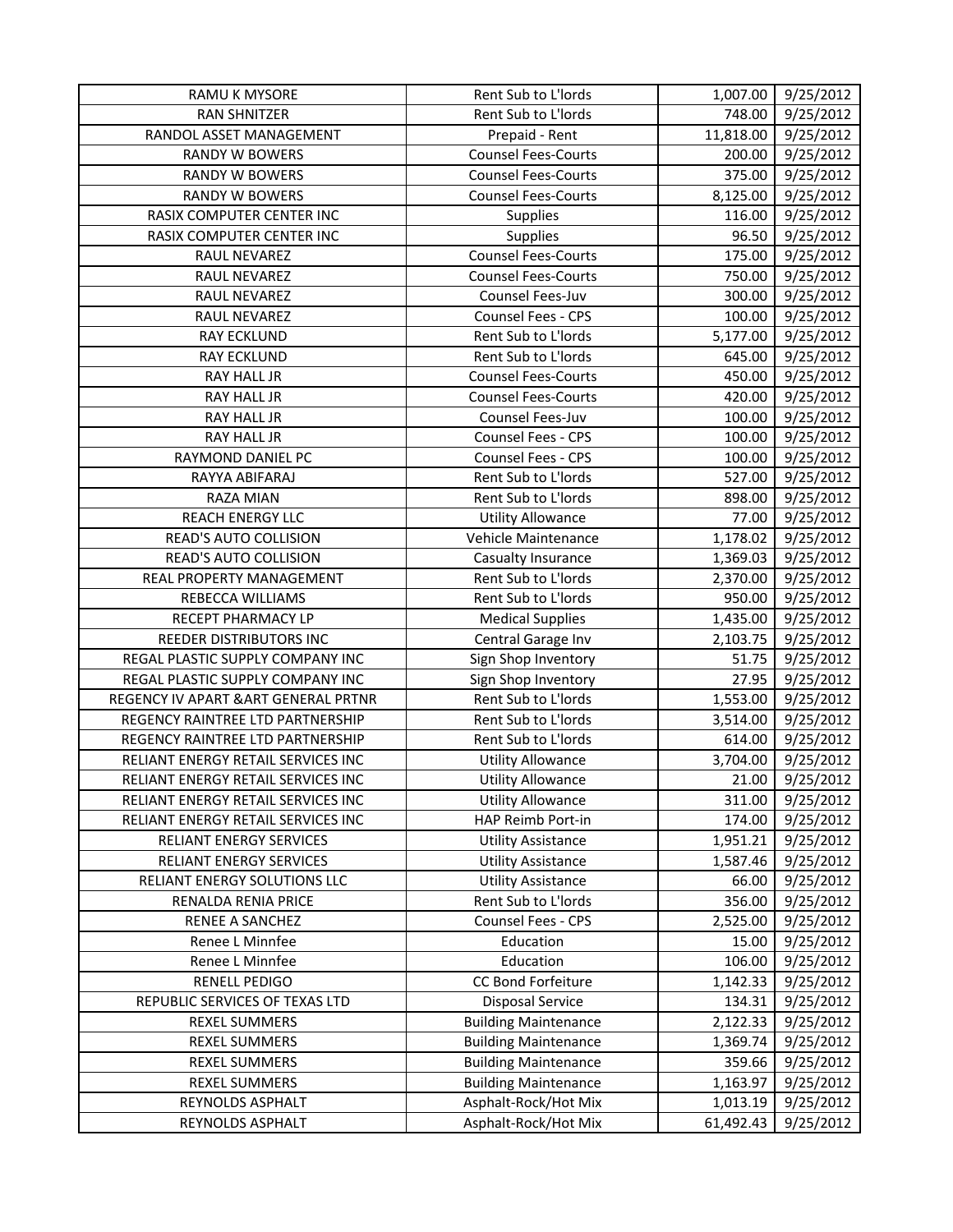| RAMU K MYSORE | Rent Sub to L'lords | 1,007.00 | 9/25/2012 |
|---|---|---|---|
| RAN SHNITZER | Rent Sub to L'lords | 748.00 | 9/25/2012 |
| RANDOL ASSET MANAGEMENT | Prepaid - Rent | 11,818.00 | 9/25/2012 |
| RANDY W BOWERS | Counsel Fees-Courts | 200.00 | 9/25/2012 |
| RANDY W BOWERS | Counsel Fees-Courts | 375.00 | 9/25/2012 |
| RANDY W BOWERS | Counsel Fees-Courts | 8,125.00 | 9/25/2012 |
| RASIX COMPUTER CENTER INC | Supplies | 116.00 | 9/25/2012 |
| RASIX COMPUTER CENTER INC | Supplies | 96.50 | 9/25/2012 |
| RAUL NEVAREZ | Counsel Fees-Courts | 175.00 | 9/25/2012 |
| RAUL NEVAREZ | Counsel Fees-Courts | 750.00 | 9/25/2012 |
| RAUL NEVAREZ | Counsel Fees-Juv | 300.00 | 9/25/2012 |
| RAUL NEVAREZ | Counsel Fees - CPS | 100.00 | 9/25/2012 |
| RAY ECKLUND | Rent Sub to L'lords | 5,177.00 | 9/25/2012 |
| RAY ECKLUND | Rent Sub to L'lords | 645.00 | 9/25/2012 |
| RAY HALL JR | Counsel Fees-Courts | 450.00 | 9/25/2012 |
| RAY HALL JR | Counsel Fees-Courts | 420.00 | 9/25/2012 |
| RAY HALL JR | Counsel Fees-Juv | 100.00 | 9/25/2012 |
| RAY HALL JR | Counsel Fees - CPS | 100.00 | 9/25/2012 |
| RAYMOND DANIEL PC | Counsel Fees - CPS | 100.00 | 9/25/2012 |
| RAYYA ABIFARAJ | Rent Sub to L'lords | 527.00 | 9/25/2012 |
| RAZA MIAN | Rent Sub to L'lords | 898.00 | 9/25/2012 |
| REACH ENERGY LLC | Utility Allowance | 77.00 | 9/25/2012 |
| READ'S AUTO COLLISION | Vehicle Maintenance | 1,178.02 | 9/25/2012 |
| READ'S AUTO COLLISION | Casualty Insurance | 1,369.03 | 9/25/2012 |
| REAL PROPERTY MANAGEMENT | Rent Sub to L'lords | 2,370.00 | 9/25/2012 |
| REBECCA WILLIAMS | Rent Sub to L'lords | 950.00 | 9/25/2012 |
| RECEPT PHARMACY LP | Medical Supplies | 1,435.00 | 9/25/2012 |
| REEDER DISTRIBUTORS INC | Central Garage Inv | 2,103.75 | 9/25/2012 |
| REGAL PLASTIC SUPPLY COMPANY INC | Sign Shop Inventory | 51.75 | 9/25/2012 |
| REGAL PLASTIC SUPPLY COMPANY INC | Sign Shop Inventory | 27.95 | 9/25/2012 |
| REGENCY IV APART &ART GENERAL PRTNR | Rent Sub to L'lords | 1,553.00 | 9/25/2012 |
| REGENCY RAINTREE LTD PARTNERSHIP | Rent Sub to L'lords | 3,514.00 | 9/25/2012 |
| REGENCY RAINTREE LTD PARTNERSHIP | Rent Sub to L'lords | 614.00 | 9/25/2012 |
| RELIANT ENERGY RETAIL SERVICES INC | Utility Allowance | 3,704.00 | 9/25/2012 |
| RELIANT ENERGY RETAIL SERVICES INC | Utility Allowance | 21.00 | 9/25/2012 |
| RELIANT ENERGY RETAIL SERVICES INC | Utility Allowance | 311.00 | 9/25/2012 |
| RELIANT ENERGY RETAIL SERVICES INC | HAP Reimb Port-in | 174.00 | 9/25/2012 |
| RELIANT ENERGY SERVICES | Utility Assistance | 1,951.21 | 9/25/2012 |
| RELIANT ENERGY SERVICES | Utility Assistance | 1,587.46 | 9/25/2012 |
| RELIANT ENERGY SOLUTIONS LLC | Utility Assistance | 66.00 | 9/25/2012 |
| RENALDA RENIA PRICE | Rent Sub to L'lords | 356.00 | 9/25/2012 |
| RENEE A SANCHEZ | Counsel Fees - CPS | 2,525.00 | 9/25/2012 |
| Renee L Minnfee | Education | 15.00 | 9/25/2012 |
| Renee L Minnfee | Education | 106.00 | 9/25/2012 |
| RENELL PEDIGO | CC Bond Forfeiture | 1,142.33 | 9/25/2012 |
| REPUBLIC SERVICES OF TEXAS LTD | Disposal Service | 134.31 | 9/25/2012 |
| REXEL SUMMERS | Building Maintenance | 2,122.33 | 9/25/2012 |
| REXEL SUMMERS | Building Maintenance | 1,369.74 | 9/25/2012 |
| REXEL SUMMERS | Building Maintenance | 359.66 | 9/25/2012 |
| REXEL SUMMERS | Building Maintenance | 1,163.97 | 9/25/2012 |
| REYNOLDS ASPHALT | Asphalt-Rock/Hot Mix | 1,013.19 | 9/25/2012 |
| REYNOLDS ASPHALT | Asphalt-Rock/Hot Mix | 61,492.43 | 9/25/2012 |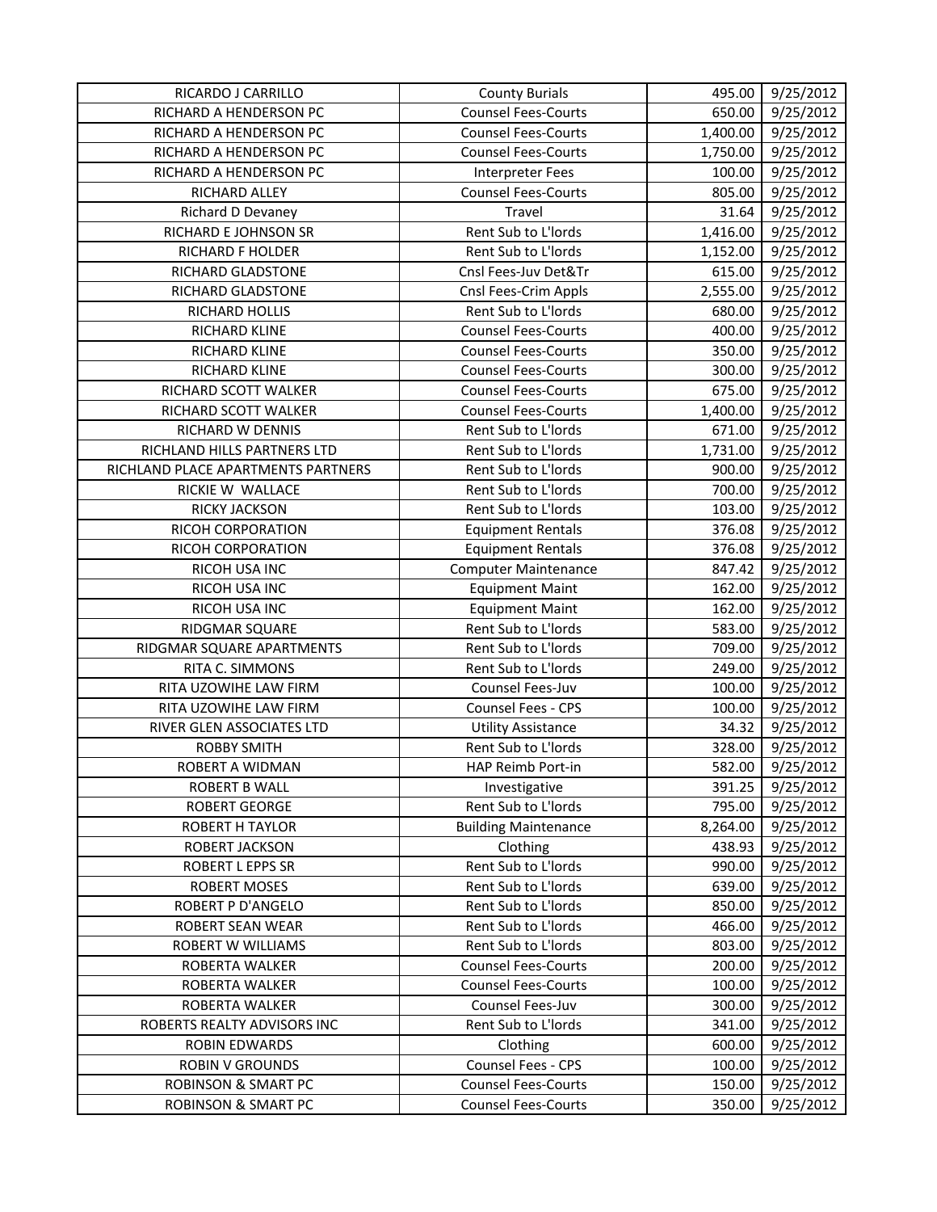| RICARDO J CARRILLO | County Burials | 495.00 | 9/25/2012 |
|---|---|---|---|
| RICHARD A HENDERSON PC | Counsel Fees-Courts | 650.00 | 9/25/2012 |
| RICHARD A HENDERSON PC | Counsel Fees-Courts | 1,400.00 | 9/25/2012 |
| RICHARD A HENDERSON PC | Counsel Fees-Courts | 1,750.00 | 9/25/2012 |
| RICHARD A HENDERSON PC | Interpreter Fees | 100.00 | 9/25/2012 |
| RICHARD ALLEY | Counsel Fees-Courts | 805.00 | 9/25/2012 |
| Richard D Devaney | Travel | 31.64 | 9/25/2012 |
| RICHARD E JOHNSON SR | Rent Sub to L'lords | 1,416.00 | 9/25/2012 |
| RICHARD F HOLDER | Rent Sub to L'lords | 1,152.00 | 9/25/2012 |
| RICHARD GLADSTONE | Cnsl Fees-Juv Det&Tr | 615.00 | 9/25/2012 |
| RICHARD GLADSTONE | Cnsl Fees-Crim Appls | 2,555.00 | 9/25/2012 |
| RICHARD HOLLIS | Rent Sub to L'lords | 680.00 | 9/25/2012 |
| RICHARD KLINE | Counsel Fees-Courts | 400.00 | 9/25/2012 |
| RICHARD KLINE | Counsel Fees-Courts | 350.00 | 9/25/2012 |
| RICHARD KLINE | Counsel Fees-Courts | 300.00 | 9/25/2012 |
| RICHARD SCOTT WALKER | Counsel Fees-Courts | 675.00 | 9/25/2012 |
| RICHARD SCOTT WALKER | Counsel Fees-Courts | 1,400.00 | 9/25/2012 |
| RICHARD W DENNIS | Rent Sub to L'lords | 671.00 | 9/25/2012 |
| RICHLAND HILLS PARTNERS LTD | Rent Sub to L'lords | 1,731.00 | 9/25/2012 |
| RICHLAND PLACE APARTMENTS PARTNERS | Rent Sub to L'lords | 900.00 | 9/25/2012 |
| RICKIE W WALLACE | Rent Sub to L'lords | 700.00 | 9/25/2012 |
| RICKY JACKSON | Rent Sub to L'lords | 103.00 | 9/25/2012 |
| RICOH CORPORATION | Equipment Rentals | 376.08 | 9/25/2012 |
| RICOH CORPORATION | Equipment Rentals | 376.08 | 9/25/2012 |
| RICOH USA INC | Computer Maintenance | 847.42 | 9/25/2012 |
| RICOH USA INC | Equipment Maint | 162.00 | 9/25/2012 |
| RICOH USA INC | Equipment Maint | 162.00 | 9/25/2012 |
| RIDGMAR SQUARE | Rent Sub to L'lords | 583.00 | 9/25/2012 |
| RIDGMAR SQUARE APARTMENTS | Rent Sub to L'lords | 709.00 | 9/25/2012 |
| RITA C. SIMMONS | Rent Sub to L'lords | 249.00 | 9/25/2012 |
| RITA UZOWIHE LAW FIRM | Counsel Fees-Juv | 100.00 | 9/25/2012 |
| RITA UZOWIHE LAW FIRM | Counsel Fees - CPS | 100.00 | 9/25/2012 |
| RIVER GLEN ASSOCIATES LTD | Utility Assistance | 34.32 | 9/25/2012 |
| ROBBY SMITH | Rent Sub to L'lords | 328.00 | 9/25/2012 |
| ROBERT A WIDMAN | HAP Reimb Port-in | 582.00 | 9/25/2012 |
| ROBERT B WALL | Investigative | 391.25 | 9/25/2012 |
| ROBERT GEORGE | Rent Sub to L'lords | 795.00 | 9/25/2012 |
| ROBERT H TAYLOR | Building Maintenance | 8,264.00 | 9/25/2012 |
| ROBERT JACKSON | Clothing | 438.93 | 9/25/2012 |
| ROBERT L EPPS SR | Rent Sub to L'lords | 990.00 | 9/25/2012 |
| ROBERT MOSES | Rent Sub to L'lords | 639.00 | 9/25/2012 |
| ROBERT P D'ANGELO | Rent Sub to L'lords | 850.00 | 9/25/2012 |
| ROBERT SEAN WEAR | Rent Sub to L'lords | 466.00 | 9/25/2012 |
| ROBERT W WILLIAMS | Rent Sub to L'lords | 803.00 | 9/25/2012 |
| ROBERTA WALKER | Counsel Fees-Courts | 200.00 | 9/25/2012 |
| ROBERTA WALKER | Counsel Fees-Courts | 100.00 | 9/25/2012 |
| ROBERTA WALKER | Counsel Fees-Juv | 300.00 | 9/25/2012 |
| ROBERTS REALTY ADVISORS INC | Rent Sub to L'lords | 341.00 | 9/25/2012 |
| ROBIN EDWARDS | Clothing | 600.00 | 9/25/2012 |
| ROBIN V GROUNDS | Counsel Fees - CPS | 100.00 | 9/25/2012 |
| ROBINSON & SMART PC | Counsel Fees-Courts | 150.00 | 9/25/2012 |
| ROBINSON & SMART PC | Counsel Fees-Courts | 350.00 | 9/25/2012 |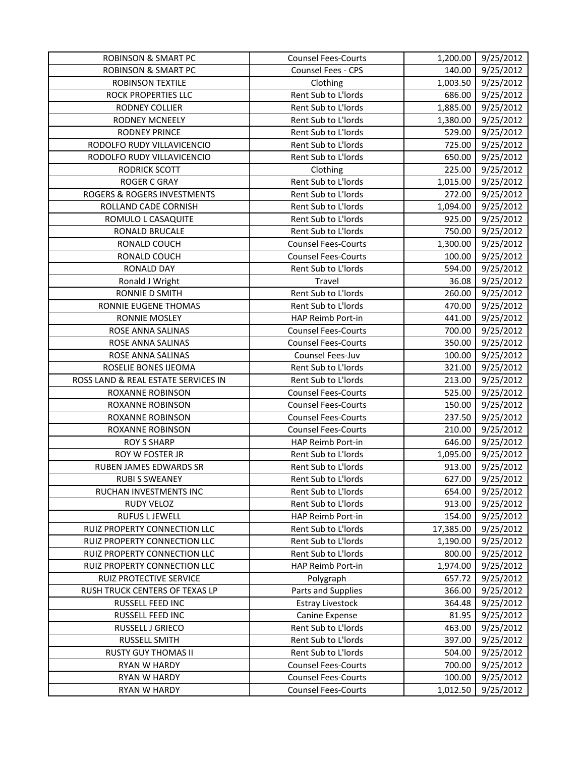| ROBINSON & SMART PC | Counsel Fees-Courts | 1,200.00 | 9/25/2012 |
|---|---|---|---|
| ROBINSON & SMART PC | Counsel Fees - CPS | 140.00 | 9/25/2012 |
| ROBINSON TEXTILE | Clothing | 1,003.50 | 9/25/2012 |
| ROCK PROPERTIES LLC | Rent Sub to L'lords | 686.00 | 9/25/2012 |
| RODNEY COLLIER | Rent Sub to L'lords | 1,885.00 | 9/25/2012 |
| RODNEY MCNEELY | Rent Sub to L'lords | 1,380.00 | 9/25/2012 |
| RODNEY PRINCE | Rent Sub to L'lords | 529.00 | 9/25/2012 |
| RODOLFO RUDY VILLAVICENCIO | Rent Sub to L'lords | 725.00 | 9/25/2012 |
| RODOLFO RUDY VILLAVICENCIO | Rent Sub to L'lords | 650.00 | 9/25/2012 |
| RODRICK SCOTT | Clothing | 225.00 | 9/25/2012 |
| ROGER C GRAY | Rent Sub to L'lords | 1,015.00 | 9/25/2012 |
| ROGERS & ROGERS INVESTMENTS | Rent Sub to L'lords | 272.00 | 9/25/2012 |
| ROLLAND CADE CORNISH | Rent Sub to L'lords | 1,094.00 | 9/25/2012 |
| ROMULO L CASAQUITE | Rent Sub to L'lords | 925.00 | 9/25/2012 |
| RONALD BRUCALE | Rent Sub to L'lords | 750.00 | 9/25/2012 |
| RONALD COUCH | Counsel Fees-Courts | 1,300.00 | 9/25/2012 |
| RONALD COUCH | Counsel Fees-Courts | 100.00 | 9/25/2012 |
| RONALD DAY | Rent Sub to L'lords | 594.00 | 9/25/2012 |
| Ronald J Wright | Travel | 36.08 | 9/25/2012 |
| RONNIE D SMITH | Rent Sub to L'lords | 260.00 | 9/25/2012 |
| RONNIE EUGENE THOMAS | Rent Sub to L'lords | 470.00 | 9/25/2012 |
| RONNIE MOSLEY | HAP Reimb Port-in | 441.00 | 9/25/2012 |
| ROSE ANNA SALINAS | Counsel Fees-Courts | 700.00 | 9/25/2012 |
| ROSE ANNA SALINAS | Counsel Fees-Courts | 350.00 | 9/25/2012 |
| ROSE ANNA SALINAS | Counsel Fees-Juv | 100.00 | 9/25/2012 |
| ROSELIE BONES IJEOMA | Rent Sub to L'lords | 321.00 | 9/25/2012 |
| ROSS LAND & REAL ESTATE SERVICES IN | Rent Sub to L'lords | 213.00 | 9/25/2012 |
| ROXANNE ROBINSON | Counsel Fees-Courts | 525.00 | 9/25/2012 |
| ROXANNE ROBINSON | Counsel Fees-Courts | 150.00 | 9/25/2012 |
| ROXANNE ROBINSON | Counsel Fees-Courts | 237.50 | 9/25/2012 |
| ROXANNE ROBINSON | Counsel Fees-Courts | 210.00 | 9/25/2012 |
| ROY S SHARP | HAP Reimb Port-in | 646.00 | 9/25/2012 |
| ROY W FOSTER JR | Rent Sub to L'lords | 1,095.00 | 9/25/2012 |
| RUBEN JAMES EDWARDS SR | Rent Sub to L'lords | 913.00 | 9/25/2012 |
| RUBI S SWEANEY | Rent Sub to L'lords | 627.00 | 9/25/2012 |
| RUCHAN INVESTMENTS INC | Rent Sub to L'lords | 654.00 | 9/25/2012 |
| RUDY VELOZ | Rent Sub to L'lords | 913.00 | 9/25/2012 |
| RUFUS L JEWELL | HAP Reimb Port-in | 154.00 | 9/25/2012 |
| RUIZ PROPERTY CONNECTION LLC | Rent Sub to L'lords | 17,385.00 | 9/25/2012 |
| RUIZ PROPERTY CONNECTION LLC | Rent Sub to L'lords | 1,190.00 | 9/25/2012 |
| RUIZ PROPERTY CONNECTION LLC | Rent Sub to L'lords | 800.00 | 9/25/2012 |
| RUIZ PROPERTY CONNECTION LLC | HAP Reimb Port-in | 1,974.00 | 9/25/2012 |
| RUIZ PROTECTIVE SERVICE | Polygraph | 657.72 | 9/25/2012 |
| RUSH TRUCK CENTERS OF TEXAS LP | Parts and Supplies | 366.00 | 9/25/2012 |
| RUSSELL FEED INC | Estray Livestock | 364.48 | 9/25/2012 |
| RUSSELL FEED INC | Canine Expense | 81.95 | 9/25/2012 |
| RUSSELL J GRIECO | Rent Sub to L'lords | 463.00 | 9/25/2012 |
| RUSSELL SMITH | Rent Sub to L'lords | 397.00 | 9/25/2012 |
| RUSTY GUY THOMAS II | Rent Sub to L'lords | 504.00 | 9/25/2012 |
| RYAN W HARDY | Counsel Fees-Courts | 700.00 | 9/25/2012 |
| RYAN W HARDY | Counsel Fees-Courts | 100.00 | 9/25/2012 |
| RYAN W HARDY | Counsel Fees-Courts | 1,012.50 | 9/25/2012 |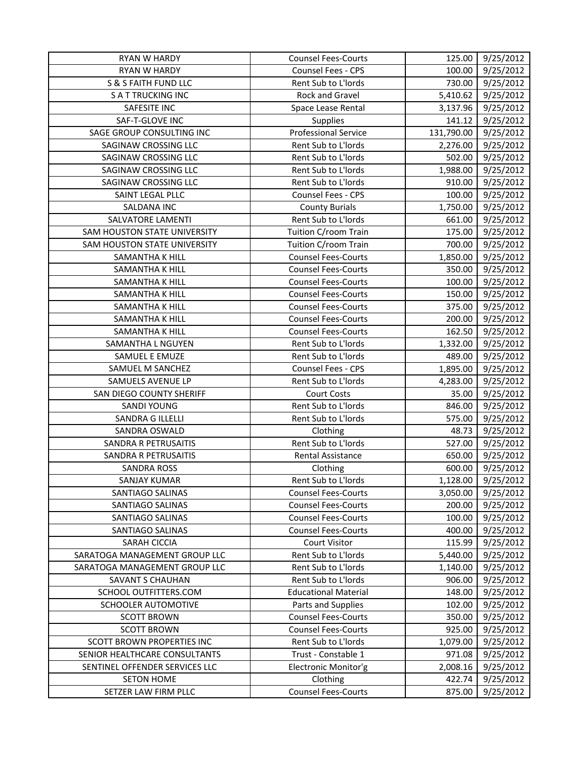| RYAN W HARDY | Counsel Fees-Courts | 125.00 | 9/25/2012 |
|---|---|---|---|
| RYAN W HARDY | Counsel Fees - CPS | 100.00 | 9/25/2012 |
| S & S FAITH FUND LLC | Rent Sub to L'lords | 730.00 | 9/25/2012 |
| S A T TRUCKING INC | Rock and Gravel | 5,410.62 | 9/25/2012 |
| SAFESITE INC | Space Lease Rental | 3,137.96 | 9/25/2012 |
| SAF-T-GLOVE INC | Supplies | 141.12 | 9/25/2012 |
| SAGE GROUP CONSULTING INC | Professional Service | 131,790.00 | 9/25/2012 |
| SAGINAW CROSSING LLC | Rent Sub to L'lords | 2,276.00 | 9/25/2012 |
| SAGINAW CROSSING LLC | Rent Sub to L'lords | 502.00 | 9/25/2012 |
| SAGINAW CROSSING LLC | Rent Sub to L'lords | 1,988.00 | 9/25/2012 |
| SAGINAW CROSSING LLC | Rent Sub to L'lords | 910.00 | 9/25/2012 |
| SAINT LEGAL PLLC | Counsel Fees - CPS | 100.00 | 9/25/2012 |
| SALDANA INC | County Burials | 1,750.00 | 9/25/2012 |
| SALVATORE LAMENTI | Rent Sub to L'lords | 661.00 | 9/25/2012 |
| SAM HOUSTON STATE UNIVERSITY | Tuition C/room Train | 175.00 | 9/25/2012 |
| SAM HOUSTON STATE UNIVERSITY | Tuition C/room Train | 700.00 | 9/25/2012 |
| SAMANTHA K HILL | Counsel Fees-Courts | 1,850.00 | 9/25/2012 |
| SAMANTHA K HILL | Counsel Fees-Courts | 350.00 | 9/25/2012 |
| SAMANTHA K HILL | Counsel Fees-Courts | 100.00 | 9/25/2012 |
| SAMANTHA K HILL | Counsel Fees-Courts | 150.00 | 9/25/2012 |
| SAMANTHA K HILL | Counsel Fees-Courts | 375.00 | 9/25/2012 |
| SAMANTHA K HILL | Counsel Fees-Courts | 200.00 | 9/25/2012 |
| SAMANTHA K HILL | Counsel Fees-Courts | 162.50 | 9/25/2012 |
| SAMANTHA L NGUYEN | Rent Sub to L'lords | 1,332.00 | 9/25/2012 |
| SAMUEL E EMUZE | Rent Sub to L'lords | 489.00 | 9/25/2012 |
| SAMUEL M SANCHEZ | Counsel Fees - CPS | 1,895.00 | 9/25/2012 |
| SAMUELS AVENUE LP | Rent Sub to L'lords | 4,283.00 | 9/25/2012 |
| SAN DIEGO COUNTY SHERIFF | Court Costs | 35.00 | 9/25/2012 |
| SANDI YOUNG | Rent Sub to L'lords | 846.00 | 9/25/2012 |
| SANDRA G ILLELLI | Rent Sub to L'lords | 575.00 | 9/25/2012 |
| SANDRA OSWALD | Clothing | 48.73 | 9/25/2012 |
| SANDRA R PETRUSAITIS | Rent Sub to L'lords | 527.00 | 9/25/2012 |
| SANDRA R PETRUSAITIS | Rental Assistance | 650.00 | 9/25/2012 |
| SANDRA ROSS | Clothing | 600.00 | 9/25/2012 |
| SANJAY KUMAR | Rent Sub to L'lords | 1,128.00 | 9/25/2012 |
| SANTIAGO SALINAS | Counsel Fees-Courts | 3,050.00 | 9/25/2012 |
| SANTIAGO SALINAS | Counsel Fees-Courts | 200.00 | 9/25/2012 |
| SANTIAGO SALINAS | Counsel Fees-Courts | 100.00 | 9/25/2012 |
| SANTIAGO SALINAS | Counsel Fees-Courts | 400.00 | 9/25/2012 |
| SARAH CICCIA | Court Visitor | 115.99 | 9/25/2012 |
| SARATOGA MANAGEMENT GROUP LLC | Rent Sub to L'lords | 5,440.00 | 9/25/2012 |
| SARATOGA MANAGEMENT GROUP LLC | Rent Sub to L'lords | 1,140.00 | 9/25/2012 |
| SAVANT S CHAUHAN | Rent Sub to L'lords | 906.00 | 9/25/2012 |
| SCHOOL OUTFITTERS.COM | Educational Material | 148.00 | 9/25/2012 |
| SCHOOLER AUTOMOTIVE | Parts and Supplies | 102.00 | 9/25/2012 |
| SCOTT BROWN | Counsel Fees-Courts | 350.00 | 9/25/2012 |
| SCOTT BROWN | Counsel Fees-Courts | 925.00 | 9/25/2012 |
| SCOTT BROWN PROPERTIES INC | Rent Sub to L'lords | 1,079.00 | 9/25/2012 |
| SENIOR HEALTHCARE CONSULTANTS | Trust - Constable 1 | 971.08 | 9/25/2012 |
| SENTINEL OFFENDER SERVICES LLC | Electronic Monitor'g | 2,008.16 | 9/25/2012 |
| SETON HOME | Clothing | 422.74 | 9/25/2012 |
| SETZER LAW FIRM PLLC | Counsel Fees-Courts | 875.00 | 9/25/2012 |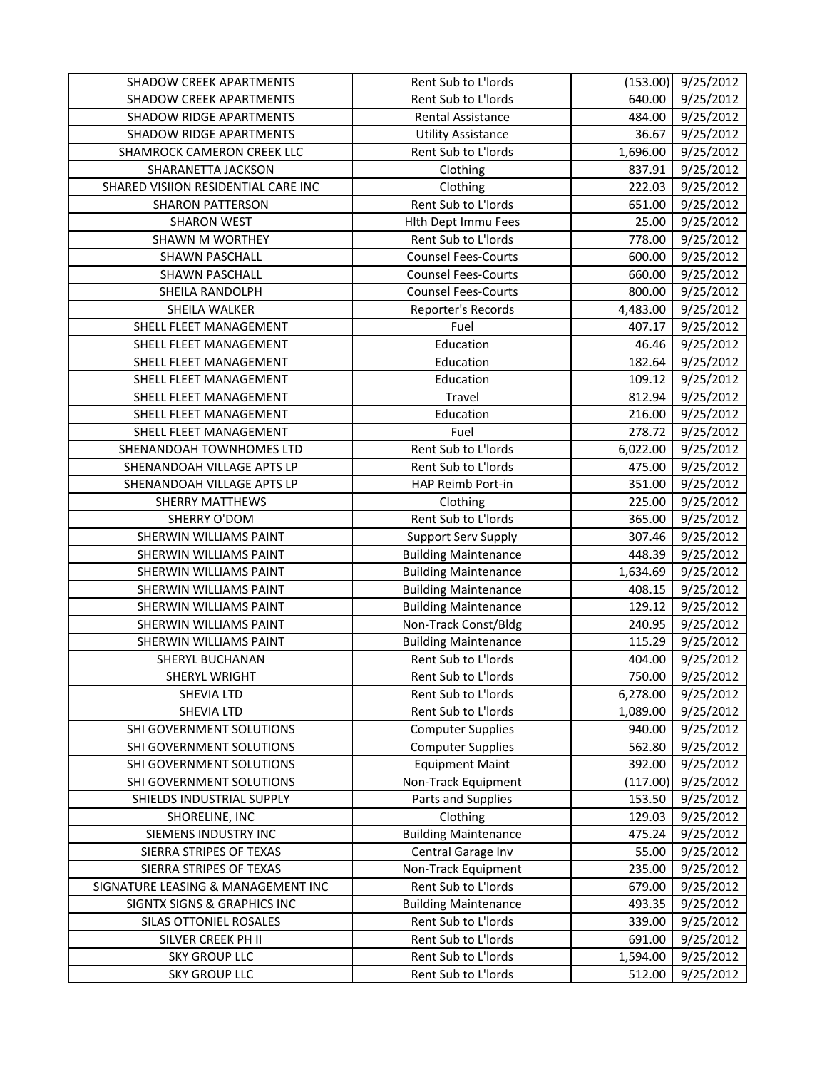| SHADOW CREEK APARTMENTS | Rent Sub to L'lords | (153.00) | 9/25/2012 |
|---|---|---|---|
| SHADOW CREEK APARTMENTS | Rent Sub to L'lords | 640.00 | 9/25/2012 |
| SHADOW RIDGE APARTMENTS | Rental Assistance | 484.00 | 9/25/2012 |
| SHADOW RIDGE APARTMENTS | Utility Assistance | 36.67 | 9/25/2012 |
| SHAMROCK CAMERON CREEK LLC | Rent Sub to L'lords | 1,696.00 | 9/25/2012 |
| SHARANETTA JACKSON | Clothing | 837.91 | 9/25/2012 |
| SHARED VISIION RESIDENTIAL CARE INC | Clothing | 222.03 | 9/25/2012 |
| SHARON PATTERSON | Rent Sub to L'lords | 651.00 | 9/25/2012 |
| SHARON WEST | Hlth Dept Immu Fees | 25.00 | 9/25/2012 |
| SHAWN M WORTHEY | Rent Sub to L'lords | 778.00 | 9/25/2012 |
| SHAWN PASCHALL | Counsel Fees-Courts | 600.00 | 9/25/2012 |
| SHAWN PASCHALL | Counsel Fees-Courts | 660.00 | 9/25/2012 |
| SHEILA RANDOLPH | Counsel Fees-Courts | 800.00 | 9/25/2012 |
| SHEILA WALKER | Reporter's Records | 4,483.00 | 9/25/2012 |
| SHELL FLEET MANAGEMENT | Fuel | 407.17 | 9/25/2012 |
| SHELL FLEET MANAGEMENT | Education | 46.46 | 9/25/2012 |
| SHELL FLEET MANAGEMENT | Education | 182.64 | 9/25/2012 |
| SHELL FLEET MANAGEMENT | Education | 109.12 | 9/25/2012 |
| SHELL FLEET MANAGEMENT | Travel | 812.94 | 9/25/2012 |
| SHELL FLEET MANAGEMENT | Education | 216.00 | 9/25/2012 |
| SHELL FLEET MANAGEMENT | Fuel | 278.72 | 9/25/2012 |
| SHENANDOAH TOWNHOMES LTD | Rent Sub to L'lords | 6,022.00 | 9/25/2012 |
| SHENANDOAH VILLAGE APTS LP | Rent Sub to L'lords | 475.00 | 9/25/2012 |
| SHENANDOAH VILLAGE APTS LP | HAP Reimb Port-in | 351.00 | 9/25/2012 |
| SHERRY MATTHEWS | Clothing | 225.00 | 9/25/2012 |
| SHERRY O'DOM | Rent Sub to L'lords | 365.00 | 9/25/2012 |
| SHERWIN WILLIAMS PAINT | Support Serv Supply | 307.46 | 9/25/2012 |
| SHERWIN WILLIAMS PAINT | Building Maintenance | 448.39 | 9/25/2012 |
| SHERWIN WILLIAMS PAINT | Building Maintenance | 1,634.69 | 9/25/2012 |
| SHERWIN WILLIAMS PAINT | Building Maintenance | 408.15 | 9/25/2012 |
| SHERWIN WILLIAMS PAINT | Building Maintenance | 129.12 | 9/25/2012 |
| SHERWIN WILLIAMS PAINT | Non-Track Const/Bldg | 240.95 | 9/25/2012 |
| SHERWIN WILLIAMS PAINT | Building Maintenance | 115.29 | 9/25/2012 |
| SHERYL BUCHANAN | Rent Sub to L'lords | 404.00 | 9/25/2012 |
| SHERYL WRIGHT | Rent Sub to L'lords | 750.00 | 9/25/2012 |
| SHEVIA LTD | Rent Sub to L'lords | 6,278.00 | 9/25/2012 |
| SHEVIA LTD | Rent Sub to L'lords | 1,089.00 | 9/25/2012 |
| SHI GOVERNMENT SOLUTIONS | Computer Supplies | 940.00 | 9/25/2012 |
| SHI GOVERNMENT SOLUTIONS | Computer Supplies | 562.80 | 9/25/2012 |
| SHI GOVERNMENT SOLUTIONS | Equipment Maint | 392.00 | 9/25/2012 |
| SHI GOVERNMENT SOLUTIONS | Non-Track Equipment | (117.00) | 9/25/2012 |
| SHIELDS INDUSTRIAL SUPPLY | Parts and Supplies | 153.50 | 9/25/2012 |
| SHORELINE, INC | Clothing | 129.03 | 9/25/2012 |
| SIEMENS INDUSTRY INC | Building Maintenance | 475.24 | 9/25/2012 |
| SIERRA STRIPES OF TEXAS | Central Garage Inv | 55.00 | 9/25/2012 |
| SIERRA STRIPES OF TEXAS | Non-Track Equipment | 235.00 | 9/25/2012 |
| SIGNATURE LEASING & MANAGEMENT INC | Rent Sub to L'lords | 679.00 | 9/25/2012 |
| SIGNTX SIGNS & GRAPHICS INC | Building Maintenance | 493.35 | 9/25/2012 |
| SILAS OTTONIEL ROSALES | Rent Sub to L'lords | 339.00 | 9/25/2012 |
| SILVER CREEK PH II | Rent Sub to L'lords | 691.00 | 9/25/2012 |
| SKY GROUP LLC | Rent Sub to L'lords | 1,594.00 | 9/25/2012 |
| SKY GROUP LLC | Rent Sub to L'lords | 512.00 | 9/25/2012 |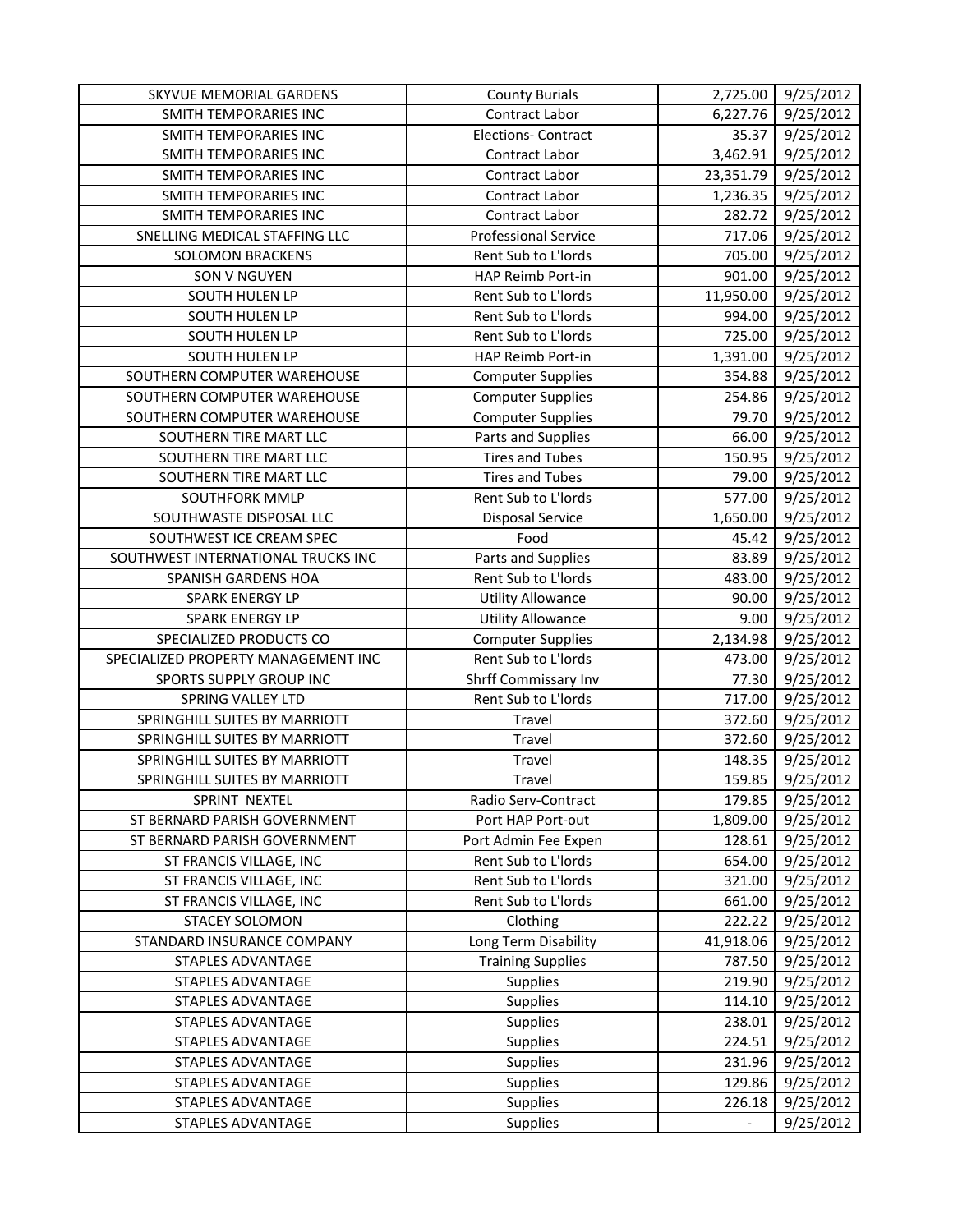| SKYVUE MEMORIAL GARDENS | County Burials | 2,725.00 | 9/25/2012 |
|---|---|---|---|
| SMITH TEMPORARIES INC | Contract Labor | 6,227.76 | 9/25/2012 |
| SMITH TEMPORARIES INC | Elections- Contract | 35.37 | 9/25/2012 |
| SMITH TEMPORARIES INC | Contract Labor | 3,462.91 | 9/25/2012 |
| SMITH TEMPORARIES INC | Contract Labor | 23,351.79 | 9/25/2012 |
| SMITH TEMPORARIES INC | Contract Labor | 1,236.35 | 9/25/2012 |
| SMITH TEMPORARIES INC | Contract Labor | 282.72 | 9/25/2012 |
| SNELLING MEDICAL STAFFING LLC | Professional Service | 717.06 | 9/25/2012 |
| SOLOMON BRACKENS | Rent Sub to L'lords | 705.00 | 9/25/2012 |
| SON V NGUYEN | HAP Reimb Port-in | 901.00 | 9/25/2012 |
| SOUTH HULEN LP | Rent Sub to L'lords | 11,950.00 | 9/25/2012 |
| SOUTH HULEN LP | Rent Sub to L'lords | 994.00 | 9/25/2012 |
| SOUTH HULEN LP | Rent Sub to L'lords | 725.00 | 9/25/2012 |
| SOUTH HULEN LP | HAP Reimb Port-in | 1,391.00 | 9/25/2012 |
| SOUTHERN COMPUTER WAREHOUSE | Computer Supplies | 354.88 | 9/25/2012 |
| SOUTHERN COMPUTER WAREHOUSE | Computer Supplies | 254.86 | 9/25/2012 |
| SOUTHERN COMPUTER WAREHOUSE | Computer Supplies | 79.70 | 9/25/2012 |
| SOUTHERN TIRE MART LLC | Parts and Supplies | 66.00 | 9/25/2012 |
| SOUTHERN TIRE MART LLC | Tires and Tubes | 150.95 | 9/25/2012 |
| SOUTHERN TIRE MART LLC | Tires and Tubes | 79.00 | 9/25/2012 |
| SOUTHFORK MMLP | Rent Sub to L'lords | 577.00 | 9/25/2012 |
| SOUTHWASTE DISPOSAL LLC | Disposal Service | 1,650.00 | 9/25/2012 |
| SOUTHWEST ICE CREAM SPEC | Food | 45.42 | 9/25/2012 |
| SOUTHWEST INTERNATIONAL TRUCKS INC | Parts and Supplies | 83.89 | 9/25/2012 |
| SPANISH GARDENS HOA | Rent Sub to L'lords | 483.00 | 9/25/2012 |
| SPARK ENERGY LP | Utility Allowance | 90.00 | 9/25/2012 |
| SPARK ENERGY LP | Utility Allowance | 9.00 | 9/25/2012 |
| SPECIALIZED PRODUCTS CO | Computer Supplies | 2,134.98 | 9/25/2012 |
| SPECIALIZED PROPERTY MANAGEMENT INC | Rent Sub to L'lords | 473.00 | 9/25/2012 |
| SPORTS SUPPLY GROUP INC | Shrff Commissary Inv | 77.30 | 9/25/2012 |
| SPRING VALLEY LTD | Rent Sub to L'lords | 717.00 | 9/25/2012 |
| SPRINGHILL SUITES BY MARRIOTT | Travel | 372.60 | 9/25/2012 |
| SPRINGHILL SUITES BY MARRIOTT | Travel | 372.60 | 9/25/2012 |
| SPRINGHILL SUITES BY MARRIOTT | Travel | 148.35 | 9/25/2012 |
| SPRINGHILL SUITES BY MARRIOTT | Travel | 159.85 | 9/25/2012 |
| SPRINT NEXTEL | Radio Serv-Contract | 179.85 | 9/25/2012 |
| ST BERNARD PARISH GOVERNMENT | Port HAP Port-out | 1,809.00 | 9/25/2012 |
| ST BERNARD PARISH GOVERNMENT | Port Admin Fee Expen | 128.61 | 9/25/2012 |
| ST FRANCIS VILLAGE, INC | Rent Sub to L'lords | 654.00 | 9/25/2012 |
| ST FRANCIS VILLAGE, INC | Rent Sub to L'lords | 321.00 | 9/25/2012 |
| ST FRANCIS VILLAGE, INC | Rent Sub to L'lords | 661.00 | 9/25/2012 |
| STACEY SOLOMON | Clothing | 222.22 | 9/25/2012 |
| STANDARD INSURANCE COMPANY | Long Term Disability | 41,918.06 | 9/25/2012 |
| STAPLES ADVANTAGE | Training Supplies | 787.50 | 9/25/2012 |
| STAPLES ADVANTAGE | Supplies | 219.90 | 9/25/2012 |
| STAPLES ADVANTAGE | Supplies | 114.10 | 9/25/2012 |
| STAPLES ADVANTAGE | Supplies | 238.01 | 9/25/2012 |
| STAPLES ADVANTAGE | Supplies | 224.51 | 9/25/2012 |
| STAPLES ADVANTAGE | Supplies | 231.96 | 9/25/2012 |
| STAPLES ADVANTAGE | Supplies | 129.86 | 9/25/2012 |
| STAPLES ADVANTAGE | Supplies | 226.18 | 9/25/2012 |
| STAPLES ADVANTAGE | Supplies | - | 9/25/2012 |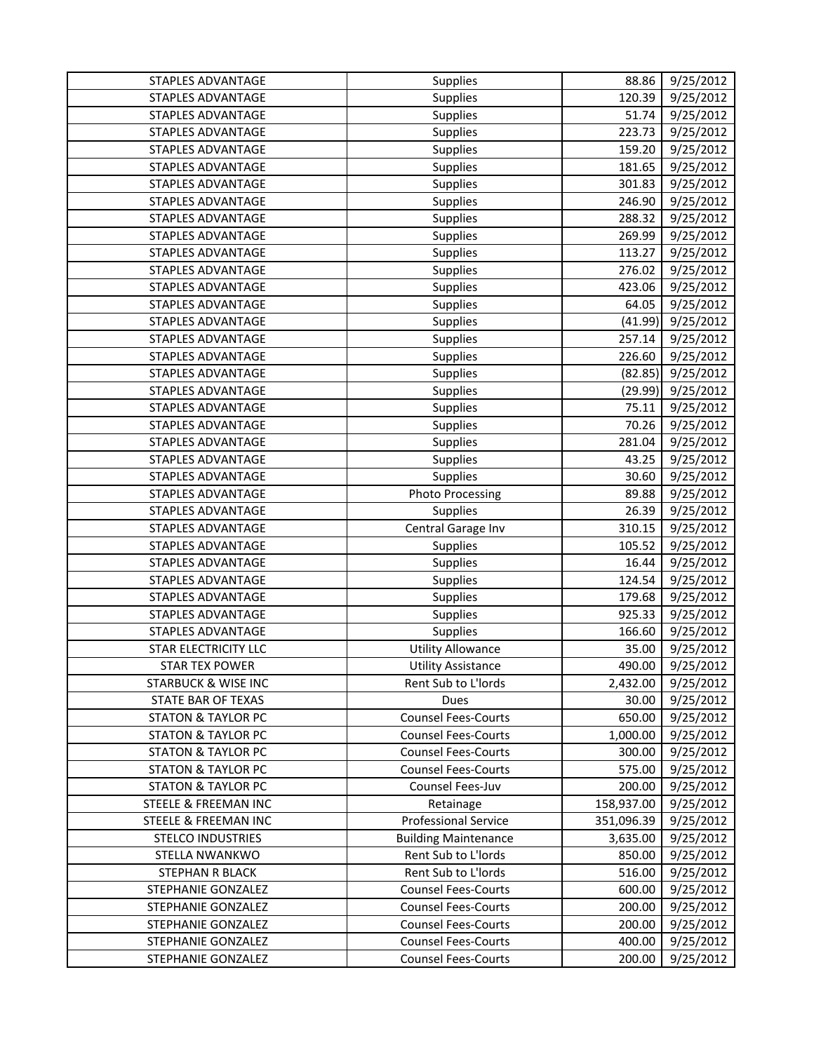| STAPLES ADVANTAGE | Supplies | 88.86 | 9/25/2012 |
|---|---|---|---|
| STAPLES ADVANTAGE | Supplies | 120.39 | 9/25/2012 |
| STAPLES ADVANTAGE | Supplies | 51.74 | 9/25/2012 |
| STAPLES ADVANTAGE | Supplies | 223.73 | 9/25/2012 |
| STAPLES ADVANTAGE | Supplies | 159.20 | 9/25/2012 |
| STAPLES ADVANTAGE | Supplies | 181.65 | 9/25/2012 |
| STAPLES ADVANTAGE | Supplies | 301.83 | 9/25/2012 |
| STAPLES ADVANTAGE | Supplies | 246.90 | 9/25/2012 |
| STAPLES ADVANTAGE | Supplies | 288.32 | 9/25/2012 |
| STAPLES ADVANTAGE | Supplies | 269.99 | 9/25/2012 |
| STAPLES ADVANTAGE | Supplies | 113.27 | 9/25/2012 |
| STAPLES ADVANTAGE | Supplies | 276.02 | 9/25/2012 |
| STAPLES ADVANTAGE | Supplies | 423.06 | 9/25/2012 |
| STAPLES ADVANTAGE | Supplies | 64.05 | 9/25/2012 |
| STAPLES ADVANTAGE | Supplies | (41.99) | 9/25/2012 |
| STAPLES ADVANTAGE | Supplies | 257.14 | 9/25/2012 |
| STAPLES ADVANTAGE | Supplies | 226.60 | 9/25/2012 |
| STAPLES ADVANTAGE | Supplies | (82.85) | 9/25/2012 |
| STAPLES ADVANTAGE | Supplies | (29.99) | 9/25/2012 |
| STAPLES ADVANTAGE | Supplies | 75.11 | 9/25/2012 |
| STAPLES ADVANTAGE | Supplies | 70.26 | 9/25/2012 |
| STAPLES ADVANTAGE | Supplies | 281.04 | 9/25/2012 |
| STAPLES ADVANTAGE | Supplies | 43.25 | 9/25/2012 |
| STAPLES ADVANTAGE | Supplies | 30.60 | 9/25/2012 |
| STAPLES ADVANTAGE | Photo Processing | 89.88 | 9/25/2012 |
| STAPLES ADVANTAGE | Supplies | 26.39 | 9/25/2012 |
| STAPLES ADVANTAGE | Central Garage Inv | 310.15 | 9/25/2012 |
| STAPLES ADVANTAGE | Supplies | 105.52 | 9/25/2012 |
| STAPLES ADVANTAGE | Supplies | 16.44 | 9/25/2012 |
| STAPLES ADVANTAGE | Supplies | 124.54 | 9/25/2012 |
| STAPLES ADVANTAGE | Supplies | 179.68 | 9/25/2012 |
| STAPLES ADVANTAGE | Supplies | 925.33 | 9/25/2012 |
| STAPLES ADVANTAGE | Supplies | 166.60 | 9/25/2012 |
| STAR ELECTRICITY LLC | Utility Allowance | 35.00 | 9/25/2012 |
| STAR TEX POWER | Utility Assistance | 490.00 | 9/25/2012 |
| STARBUCK & WISE INC | Rent Sub to L'lords | 2,432.00 | 9/25/2012 |
| STATE BAR OF TEXAS | Dues | 30.00 | 9/25/2012 |
| STATON & TAYLOR PC | Counsel Fees-Courts | 650.00 | 9/25/2012 |
| STATON & TAYLOR PC | Counsel Fees-Courts | 1,000.00 | 9/25/2012 |
| STATON & TAYLOR PC | Counsel Fees-Courts | 300.00 | 9/25/2012 |
| STATON & TAYLOR PC | Counsel Fees-Courts | 575.00 | 9/25/2012 |
| STATON & TAYLOR PC | Counsel Fees-Juv | 200.00 | 9/25/2012 |
| STEELE & FREEMAN INC | Retainage | 158,937.00 | 9/25/2012 |
| STEELE & FREEMAN INC | Professional Service | 351,096.39 | 9/25/2012 |
| STELCO INDUSTRIES | Building Maintenance | 3,635.00 | 9/25/2012 |
| STELLA NWANKWO | Rent Sub to L'lords | 850.00 | 9/25/2012 |
| STEPHAN R BLACK | Rent Sub to L'lords | 516.00 | 9/25/2012 |
| STEPHANIE GONZALEZ | Counsel Fees-Courts | 600.00 | 9/25/2012 |
| STEPHANIE GONZALEZ | Counsel Fees-Courts | 200.00 | 9/25/2012 |
| STEPHANIE GONZALEZ | Counsel Fees-Courts | 200.00 | 9/25/2012 |
| STEPHANIE GONZALEZ | Counsel Fees-Courts | 400.00 | 9/25/2012 |
| STEPHANIE GONZALEZ | Counsel Fees-Courts | 200.00 | 9/25/2012 |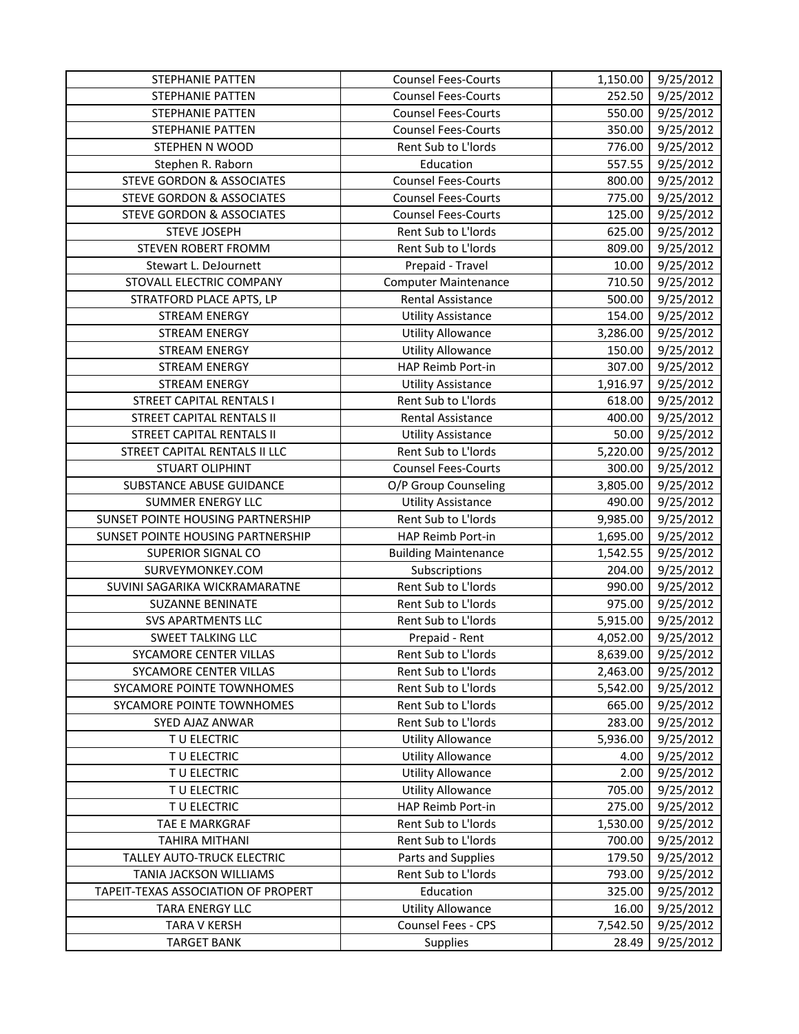| | | | |
|---|---|---|---|
| STEPHANIE PATTEN | Counsel Fees-Courts | 1,150.00 | 9/25/2012 |
| STEPHANIE PATTEN | Counsel Fees-Courts | 252.50 | 9/25/2012 |
| STEPHANIE PATTEN | Counsel Fees-Courts | 550.00 | 9/25/2012 |
| STEPHANIE PATTEN | Counsel Fees-Courts | 350.00 | 9/25/2012 |
| STEPHEN N WOOD | Rent Sub to L'lords | 776.00 | 9/25/2012 |
| Stephen R. Raborn | Education | 557.55 | 9/25/2012 |
| STEVE GORDON & ASSOCIATES | Counsel Fees-Courts | 800.00 | 9/25/2012 |
| STEVE GORDON & ASSOCIATES | Counsel Fees-Courts | 775.00 | 9/25/2012 |
| STEVE GORDON & ASSOCIATES | Counsel Fees-Courts | 125.00 | 9/25/2012 |
| STEVE JOSEPH | Rent Sub to L'lords | 625.00 | 9/25/2012 |
| STEVEN ROBERT FROMM | Rent Sub to L'lords | 809.00 | 9/25/2012 |
| Stewart L. DeJournett | Prepaid - Travel | 10.00 | 9/25/2012 |
| STOVALL ELECTRIC COMPANY | Computer Maintenance | 710.50 | 9/25/2012 |
| STRATFORD PLACE APTS, LP | Rental Assistance | 500.00 | 9/25/2012 |
| STREAM ENERGY | Utility Assistance | 154.00 | 9/25/2012 |
| STREAM ENERGY | Utility Allowance | 3,286.00 | 9/25/2012 |
| STREAM ENERGY | Utility Allowance | 150.00 | 9/25/2012 |
| STREAM ENERGY | HAP Reimb Port-in | 307.00 | 9/25/2012 |
| STREAM ENERGY | Utility Assistance | 1,916.97 | 9/25/2012 |
| STREET CAPITAL RENTALS I | Rent Sub to L'lords | 618.00 | 9/25/2012 |
| STREET CAPITAL RENTALS II | Rental Assistance | 400.00 | 9/25/2012 |
| STREET CAPITAL RENTALS II | Utility Assistance | 50.00 | 9/25/2012 |
| STREET CAPITAL RENTALS II LLC | Rent Sub to L'lords | 5,220.00 | 9/25/2012 |
| STUART OLIPHINT | Counsel Fees-Courts | 300.00 | 9/25/2012 |
| SUBSTANCE ABUSE GUIDANCE | O/P Group Counseling | 3,805.00 | 9/25/2012 |
| SUMMER ENERGY LLC | Utility Assistance | 490.00 | 9/25/2012 |
| SUNSET POINTE HOUSING PARTNERSHIP | Rent Sub to L'lords | 9,985.00 | 9/25/2012 |
| SUNSET POINTE HOUSING PARTNERSHIP | HAP Reimb Port-in | 1,695.00 | 9/25/2012 |
| SUPERIOR SIGNAL CO | Building Maintenance | 1,542.55 | 9/25/2012 |
| SURVEYMONKEY.COM | Subscriptions | 204.00 | 9/25/2012 |
| SUVINI SAGARIKA WICKRAMARATNE | Rent Sub to L'lords | 990.00 | 9/25/2012 |
| SUZANNE BENINATE | Rent Sub to L'lords | 975.00 | 9/25/2012 |
| SVS APARTMENTS LLC | Rent Sub to L'lords | 5,915.00 | 9/25/2012 |
| SWEET TALKING LLC | Prepaid - Rent | 4,052.00 | 9/25/2012 |
| SYCAMORE CENTER VILLAS | Rent Sub to L'lords | 8,639.00 | 9/25/2012 |
| SYCAMORE CENTER VILLAS | Rent Sub to L'lords | 2,463.00 | 9/25/2012 |
| SYCAMORE POINTE TOWNHOMES | Rent Sub to L'lords | 5,542.00 | 9/25/2012 |
| SYCAMORE POINTE TOWNHOMES | Rent Sub to L'lords | 665.00 | 9/25/2012 |
| SYED AJAZ ANWAR | Rent Sub to L'lords | 283.00 | 9/25/2012 |
| T U ELECTRIC | Utility Allowance | 5,936.00 | 9/25/2012 |
| T U ELECTRIC | Utility Allowance | 4.00 | 9/25/2012 |
| T U ELECTRIC | Utility Allowance | 2.00 | 9/25/2012 |
| T U ELECTRIC | Utility Allowance | 705.00 | 9/25/2012 |
| T U ELECTRIC | HAP Reimb Port-in | 275.00 | 9/25/2012 |
| TAE E MARKGRAF | Rent Sub to L'lords | 1,530.00 | 9/25/2012 |
| TAHIRA MITHANI | Rent Sub to L'lords | 700.00 | 9/25/2012 |
| TALLEY AUTO-TRUCK ELECTRIC | Parts and Supplies | 179.50 | 9/25/2012 |
| TANIA JACKSON WILLIAMS | Rent Sub to L'lords | 793.00 | 9/25/2012 |
| TAPEIT-TEXAS ASSOCIATION OF PROPERT | Education | 325.00 | 9/25/2012 |
| TARA ENERGY LLC | Utility Allowance | 16.00 | 9/25/2012 |
| TARA V KERSH | Counsel Fees - CPS | 7,542.50 | 9/25/2012 |
| TARGET BANK | Supplies | 28.49 | 9/25/2012 |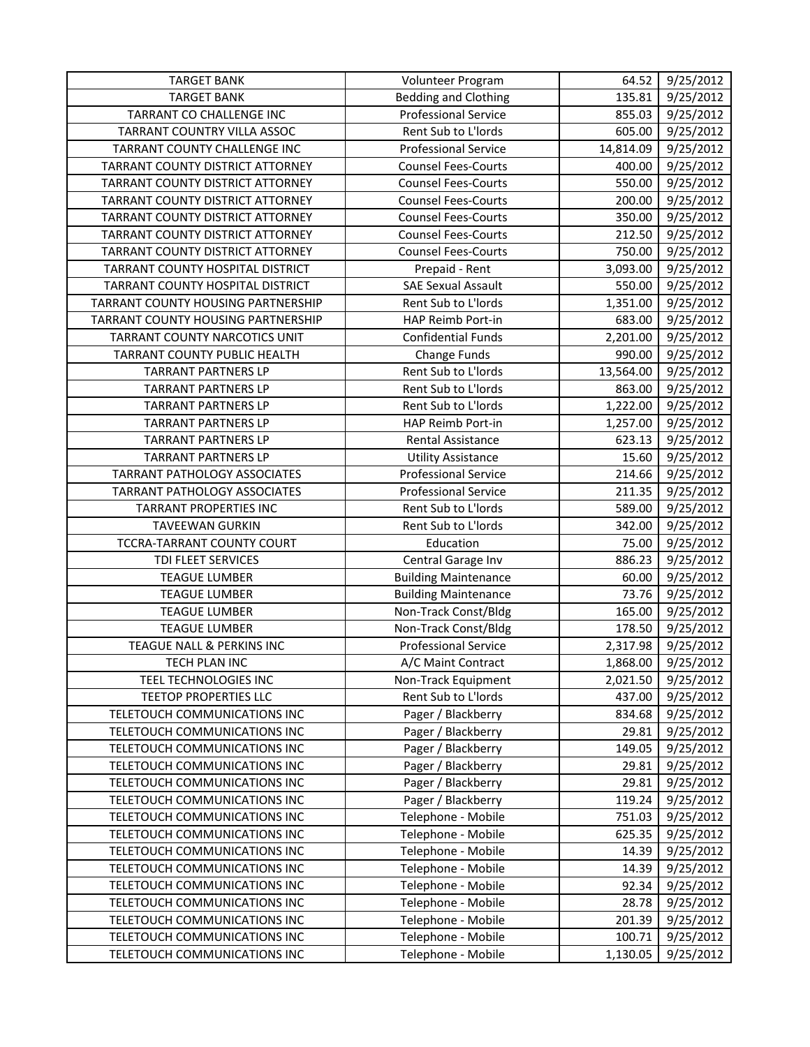| TARGET BANK | Volunteer Program | 64.52 | 9/25/2012 |
|---|---|---|---|
| TARGET BANK | Bedding and Clothing | 135.81 | 9/25/2012 |
| TARRANT CO CHALLENGE INC | Professional Service | 855.03 | 9/25/2012 |
| TARRANT COUNTRY VILLA ASSOC | Rent Sub to L'lords | 605.00 | 9/25/2012 |
| TARRANT COUNTY CHALLENGE INC | Professional Service | 14,814.09 | 9/25/2012 |
| TARRANT COUNTY DISTRICT ATTORNEY | Counsel Fees-Courts | 400.00 | 9/25/2012 |
| TARRANT COUNTY DISTRICT ATTORNEY | Counsel Fees-Courts | 550.00 | 9/25/2012 |
| TARRANT COUNTY DISTRICT ATTORNEY | Counsel Fees-Courts | 200.00 | 9/25/2012 |
| TARRANT COUNTY DISTRICT ATTORNEY | Counsel Fees-Courts | 350.00 | 9/25/2012 |
| TARRANT COUNTY DISTRICT ATTORNEY | Counsel Fees-Courts | 212.50 | 9/25/2012 |
| TARRANT COUNTY DISTRICT ATTORNEY | Counsel Fees-Courts | 750.00 | 9/25/2012 |
| TARRANT COUNTY HOSPITAL DISTRICT | Prepaid - Rent | 3,093.00 | 9/25/2012 |
| TARRANT COUNTY HOSPITAL DISTRICT | SAE Sexual Assault | 550.00 | 9/25/2012 |
| TARRANT COUNTY HOUSING PARTNERSHIP | Rent Sub to L'lords | 1,351.00 | 9/25/2012 |
| TARRANT COUNTY HOUSING PARTNERSHIP | HAP Reimb Port-in | 683.00 | 9/25/2012 |
| TARRANT COUNTY NARCOTICS UNIT | Confidential Funds | 2,201.00 | 9/25/2012 |
| TARRANT COUNTY PUBLIC HEALTH | Change Funds | 990.00 | 9/25/2012 |
| TARRANT PARTNERS LP | Rent Sub to L'lords | 13,564.00 | 9/25/2012 |
| TARRANT PARTNERS LP | Rent Sub to L'lords | 863.00 | 9/25/2012 |
| TARRANT PARTNERS LP | Rent Sub to L'lords | 1,222.00 | 9/25/2012 |
| TARRANT PARTNERS LP | HAP Reimb Port-in | 1,257.00 | 9/25/2012 |
| TARRANT PARTNERS LP | Rental Assistance | 623.13 | 9/25/2012 |
| TARRANT PARTNERS LP | Utility Assistance | 15.60 | 9/25/2012 |
| TARRANT PATHOLOGY ASSOCIATES | Professional Service | 214.66 | 9/25/2012 |
| TARRANT PATHOLOGY ASSOCIATES | Professional Service | 211.35 | 9/25/2012 |
| TARRANT PROPERTIES INC | Rent Sub to L'lords | 589.00 | 9/25/2012 |
| TAVEEWAN GURKIN | Rent Sub to L'lords | 342.00 | 9/25/2012 |
| TCCRA-TARRANT COUNTY COURT | Education | 75.00 | 9/25/2012 |
| TDI FLEET SERVICES | Central Garage Inv | 886.23 | 9/25/2012 |
| TEAGUE LUMBER | Building Maintenance | 60.00 | 9/25/2012 |
| TEAGUE LUMBER | Building Maintenance | 73.76 | 9/25/2012 |
| TEAGUE LUMBER | Non-Track Const/Bldg | 165.00 | 9/25/2012 |
| TEAGUE LUMBER | Non-Track Const/Bldg | 178.50 | 9/25/2012 |
| TEAGUE NALL & PERKINS INC | Professional Service | 2,317.98 | 9/25/2012 |
| TECH PLAN INC | A/C Maint Contract | 1,868.00 | 9/25/2012 |
| TEEL TECHNOLOGIES INC | Non-Track Equipment | 2,021.50 | 9/25/2012 |
| TEETOP PROPERTIES LLC | Rent Sub to L'lords | 437.00 | 9/25/2012 |
| TELETOUCH COMMUNICATIONS INC | Pager / Blackberry | 834.68 | 9/25/2012 |
| TELETOUCH COMMUNICATIONS INC | Pager / Blackberry | 29.81 | 9/25/2012 |
| TELETOUCH COMMUNICATIONS INC | Pager / Blackberry | 149.05 | 9/25/2012 |
| TELETOUCH COMMUNICATIONS INC | Pager / Blackberry | 29.81 | 9/25/2012 |
| TELETOUCH COMMUNICATIONS INC | Pager / Blackberry | 29.81 | 9/25/2012 |
| TELETOUCH COMMUNICATIONS INC | Pager / Blackberry | 119.24 | 9/25/2012 |
| TELETOUCH COMMUNICATIONS INC | Telephone - Mobile | 751.03 | 9/25/2012 |
| TELETOUCH COMMUNICATIONS INC | Telephone - Mobile | 625.35 | 9/25/2012 |
| TELETOUCH COMMUNICATIONS INC | Telephone - Mobile | 14.39 | 9/25/2012 |
| TELETOUCH COMMUNICATIONS INC | Telephone - Mobile | 14.39 | 9/25/2012 |
| TELETOUCH COMMUNICATIONS INC | Telephone - Mobile | 92.34 | 9/25/2012 |
| TELETOUCH COMMUNICATIONS INC | Telephone - Mobile | 28.78 | 9/25/2012 |
| TELETOUCH COMMUNICATIONS INC | Telephone - Mobile | 201.39 | 9/25/2012 |
| TELETOUCH COMMUNICATIONS INC | Telephone - Mobile | 100.71 | 9/25/2012 |
| TELETOUCH COMMUNICATIONS INC | Telephone - Mobile | 1,130.05 | 9/25/2012 |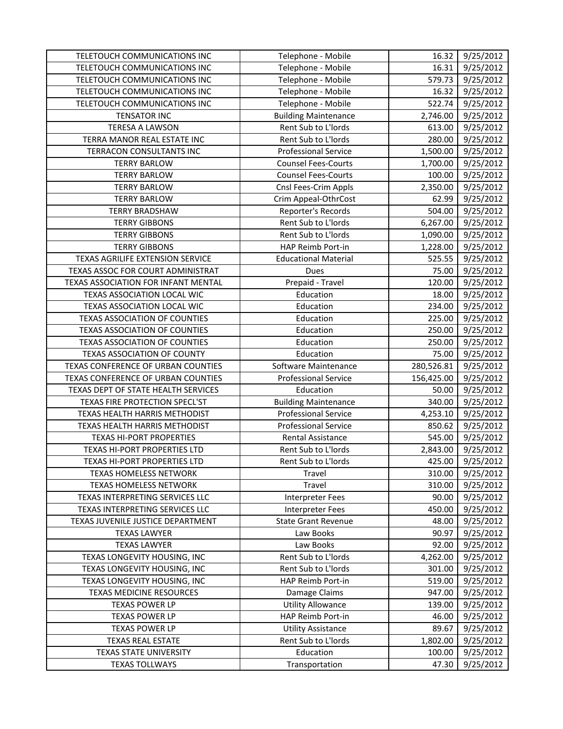| TELETOUCH COMMUNICATIONS INC | Telephone - Mobile | 16.32 | 9/25/2012 |
|---|---|---|---|
| TELETOUCH COMMUNICATIONS INC | Telephone - Mobile | 16.31 | 9/25/2012 |
| TELETOUCH COMMUNICATIONS INC | Telephone - Mobile | 579.73 | 9/25/2012 |
| TELETOUCH COMMUNICATIONS INC | Telephone - Mobile | 16.32 | 9/25/2012 |
| TELETOUCH COMMUNICATIONS INC | Telephone - Mobile | 522.74 | 9/25/2012 |
| TENSATOR INC | Building Maintenance | 2,746.00 | 9/25/2012 |
| TERESA A LAWSON | Rent Sub to L'lords | 613.00 | 9/25/2012 |
| TERRA MANOR REAL ESTATE INC | Rent Sub to L'lords | 280.00 | 9/25/2012 |
| TERRACON CONSULTANTS INC | Professional Service | 1,500.00 | 9/25/2012 |
| TERRY BARLOW | Counsel Fees-Courts | 1,700.00 | 9/25/2012 |
| TERRY BARLOW | Counsel Fees-Courts | 100.00 | 9/25/2012 |
| TERRY BARLOW | Cnsl Fees-Crim Appls | 2,350.00 | 9/25/2012 |
| TERRY BARLOW | Crim Appeal-OthrCost | 62.99 | 9/25/2012 |
| TERRY BRADSHAW | Reporter's Records | 504.00 | 9/25/2012 |
| TERRY GIBBONS | Rent Sub to L'lords | 6,267.00 | 9/25/2012 |
| TERRY GIBBONS | Rent Sub to L'lords | 1,090.00 | 9/25/2012 |
| TERRY GIBBONS | HAP Reimb Port-in | 1,228.00 | 9/25/2012 |
| TEXAS AGRILIFE EXTENSION SERVICE | Educational Material | 525.55 | 9/25/2012 |
| TEXAS ASSOC FOR COURT ADMINISTRAT | Dues | 75.00 | 9/25/2012 |
| TEXAS ASSOCIATION FOR INFANT MENTAL | Prepaid - Travel | 120.00 | 9/25/2012 |
| TEXAS ASSOCIATION LOCAL WIC | Education | 18.00 | 9/25/2012 |
| TEXAS ASSOCIATION LOCAL WIC | Education | 234.00 | 9/25/2012 |
| TEXAS ASSOCIATION OF COUNTIES | Education | 225.00 | 9/25/2012 |
| TEXAS ASSOCIATION OF COUNTIES | Education | 250.00 | 9/25/2012 |
| TEXAS ASSOCIATION OF COUNTIES | Education | 250.00 | 9/25/2012 |
| TEXAS ASSOCIATION OF COUNTY | Education | 75.00 | 9/25/2012 |
| TEXAS CONFERENCE OF URBAN COUNTIES | Software Maintenance | 280,526.81 | 9/25/2012 |
| TEXAS CONFERENCE OF URBAN COUNTIES | Professional Service | 156,425.00 | 9/25/2012 |
| TEXAS DEPT OF STATE HEALTH SERVICES | Education | 50.00 | 9/25/2012 |
| TEXAS FIRE PROTECTION SPECL'ST | Building Maintenance | 340.00 | 9/25/2012 |
| TEXAS HEALTH HARRIS METHODIST | Professional Service | 4,253.10 | 9/25/2012 |
| TEXAS HEALTH HARRIS METHODIST | Professional Service | 850.62 | 9/25/2012 |
| TEXAS HI-PORT PROPERTIES | Rental Assistance | 545.00 | 9/25/2012 |
| TEXAS HI-PORT PROPERTIES LTD | Rent Sub to L'lords | 2,843.00 | 9/25/2012 |
| TEXAS HI-PORT PROPERTIES LTD | Rent Sub to L'lords | 425.00 | 9/25/2012 |
| TEXAS HOMELESS NETWORK | Travel | 310.00 | 9/25/2012 |
| TEXAS HOMELESS NETWORK | Travel | 310.00 | 9/25/2012 |
| TEXAS INTERPRETING SERVICES LLC | Interpreter Fees | 90.00 | 9/25/2012 |
| TEXAS INTERPRETING SERVICES LLC | Interpreter Fees | 450.00 | 9/25/2012 |
| TEXAS JUVENILE JUSTICE DEPARTMENT | State Grant Revenue | 48.00 | 9/25/2012 |
| TEXAS LAWYER | Law Books | 90.97 | 9/25/2012 |
| TEXAS LAWYER | Law Books | 92.00 | 9/25/2012 |
| TEXAS LONGEVITY HOUSING, INC | Rent Sub to L'lords | 4,262.00 | 9/25/2012 |
| TEXAS LONGEVITY HOUSING, INC | Rent Sub to L'lords | 301.00 | 9/25/2012 |
| TEXAS LONGEVITY HOUSING, INC | HAP Reimb Port-in | 519.00 | 9/25/2012 |
| TEXAS MEDICINE RESOURCES | Damage Claims | 947.00 | 9/25/2012 |
| TEXAS POWER LP | Utility Allowance | 139.00 | 9/25/2012 |
| TEXAS POWER LP | HAP Reimb Port-in | 46.00 | 9/25/2012 |
| TEXAS POWER LP | Utility Assistance | 89.67 | 9/25/2012 |
| TEXAS REAL ESTATE | Rent Sub to L'lords | 1,802.00 | 9/25/2012 |
| TEXAS STATE UNIVERSITY | Education | 100.00 | 9/25/2012 |
| TEXAS TOLLWAYS | Transportation | 47.30 | 9/25/2012 |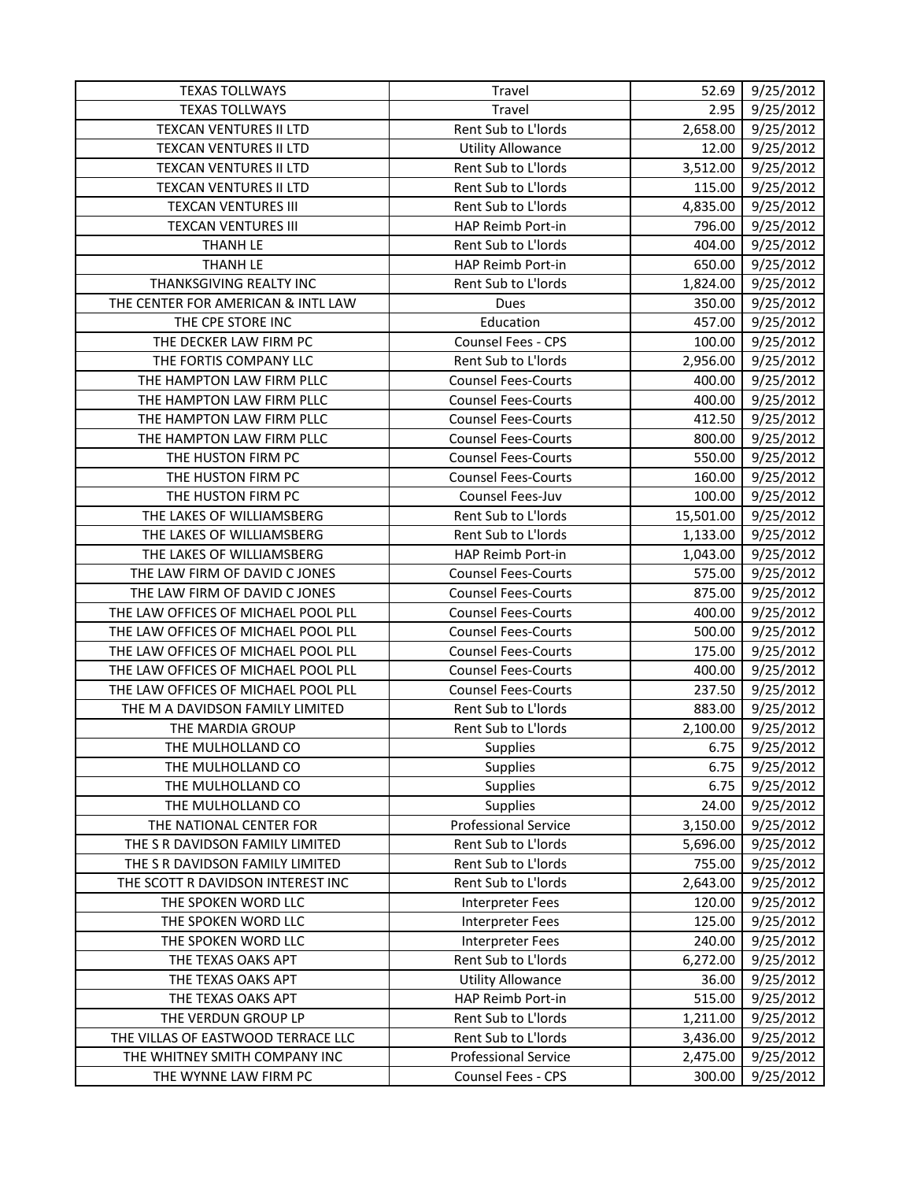| TEXAS TOLLWAYS | Travel | 52.69 | 9/25/2012 |
|---|---|---|---|
| TEXAS TOLLWAYS | Travel | 2.95 | 9/25/2012 |
| TEXCAN VENTURES II LTD | Rent Sub to L'lords | 2,658.00 | 9/25/2012 |
| TEXCAN VENTURES II LTD | Utility Allowance | 12.00 | 9/25/2012 |
| TEXCAN VENTURES II LTD | Rent Sub to L'lords | 3,512.00 | 9/25/2012 |
| TEXCAN VENTURES II LTD | Rent Sub to L'lords | 115.00 | 9/25/2012 |
| TEXCAN VENTURES III | Rent Sub to L'lords | 4,835.00 | 9/25/2012 |
| TEXCAN VENTURES III | HAP Reimb Port-in | 796.00 | 9/25/2012 |
| THANH LE | Rent Sub to L'lords | 404.00 | 9/25/2012 |
| THANH LE | HAP Reimb Port-in | 650.00 | 9/25/2012 |
| THANKSGIVING REALTY INC | Rent Sub to L'lords | 1,824.00 | 9/25/2012 |
| THE CENTER FOR AMERICAN & INTL LAW | Dues | 350.00 | 9/25/2012 |
| THE CPE STORE INC | Education | 457.00 | 9/25/2012 |
| THE DECKER LAW FIRM PC | Counsel Fees - CPS | 100.00 | 9/25/2012 |
| THE FORTIS COMPANY LLC | Rent Sub to L'lords | 2,956.00 | 9/25/2012 |
| THE HAMPTON LAW FIRM PLLC | Counsel Fees-Courts | 400.00 | 9/25/2012 |
| THE HAMPTON LAW FIRM PLLC | Counsel Fees-Courts | 400.00 | 9/25/2012 |
| THE HAMPTON LAW FIRM PLLC | Counsel Fees-Courts | 412.50 | 9/25/2012 |
| THE HAMPTON LAW FIRM PLLC | Counsel Fees-Courts | 800.00 | 9/25/2012 |
| THE HUSTON FIRM PC | Counsel Fees-Courts | 550.00 | 9/25/2012 |
| THE HUSTON FIRM PC | Counsel Fees-Courts | 160.00 | 9/25/2012 |
| THE HUSTON FIRM PC | Counsel Fees-Juv | 100.00 | 9/25/2012 |
| THE LAKES OF WILLIAMSBERG | Rent Sub to L'lords | 15,501.00 | 9/25/2012 |
| THE LAKES OF WILLIAMSBERG | Rent Sub to L'lords | 1,133.00 | 9/25/2012 |
| THE LAKES OF WILLIAMSBERG | HAP Reimb Port-in | 1,043.00 | 9/25/2012 |
| THE LAW FIRM OF DAVID C JONES | Counsel Fees-Courts | 575.00 | 9/25/2012 |
| THE LAW FIRM OF DAVID C JONES | Counsel Fees-Courts | 875.00 | 9/25/2012 |
| THE LAW OFFICES OF MICHAEL POOL PLL | Counsel Fees-Courts | 400.00 | 9/25/2012 |
| THE LAW OFFICES OF MICHAEL POOL PLL | Counsel Fees-Courts | 500.00 | 9/25/2012 |
| THE LAW OFFICES OF MICHAEL POOL PLL | Counsel Fees-Courts | 175.00 | 9/25/2012 |
| THE LAW OFFICES OF MICHAEL POOL PLL | Counsel Fees-Courts | 400.00 | 9/25/2012 |
| THE LAW OFFICES OF MICHAEL POOL PLL | Counsel Fees-Courts | 237.50 | 9/25/2012 |
| THE M A DAVIDSON FAMILY LIMITED | Rent Sub to L'lords | 883.00 | 9/25/2012 |
| THE MARDIA GROUP | Rent Sub to L'lords | 2,100.00 | 9/25/2012 |
| THE MULHOLLAND CO | Supplies | 6.75 | 9/25/2012 |
| THE MULHOLLAND CO | Supplies | 6.75 | 9/25/2012 |
| THE MULHOLLAND CO | Supplies | 6.75 | 9/25/2012 |
| THE MULHOLLAND CO | Supplies | 24.00 | 9/25/2012 |
| THE NATIONAL CENTER FOR | Professional Service | 3,150.00 | 9/25/2012 |
| THE S R DAVIDSON FAMILY LIMITED | Rent Sub to L'lords | 5,696.00 | 9/25/2012 |
| THE S R DAVIDSON FAMILY LIMITED | Rent Sub to L'lords | 755.00 | 9/25/2012 |
| THE SCOTT R DAVIDSON INTEREST INC | Rent Sub to L'lords | 2,643.00 | 9/25/2012 |
| THE SPOKEN WORD LLC | Interpreter Fees | 120.00 | 9/25/2012 |
| THE SPOKEN WORD LLC | Interpreter Fees | 125.00 | 9/25/2012 |
| THE SPOKEN WORD LLC | Interpreter Fees | 240.00 | 9/25/2012 |
| THE TEXAS OAKS APT | Rent Sub to L'lords | 6,272.00 | 9/25/2012 |
| THE TEXAS OAKS APT | Utility Allowance | 36.00 | 9/25/2012 |
| THE TEXAS OAKS APT | HAP Reimb Port-in | 515.00 | 9/25/2012 |
| THE VERDUN GROUP LP | Rent Sub to L'lords | 1,211.00 | 9/25/2012 |
| THE VILLAS OF EASTWOOD TERRACE LLC | Rent Sub to L'lords | 3,436.00 | 9/25/2012 |
| THE WHITNEY SMITH COMPANY INC | Professional Service | 2,475.00 | 9/25/2012 |
| THE WYNNE LAW FIRM PC | Counsel Fees - CPS | 300.00 | 9/25/2012 |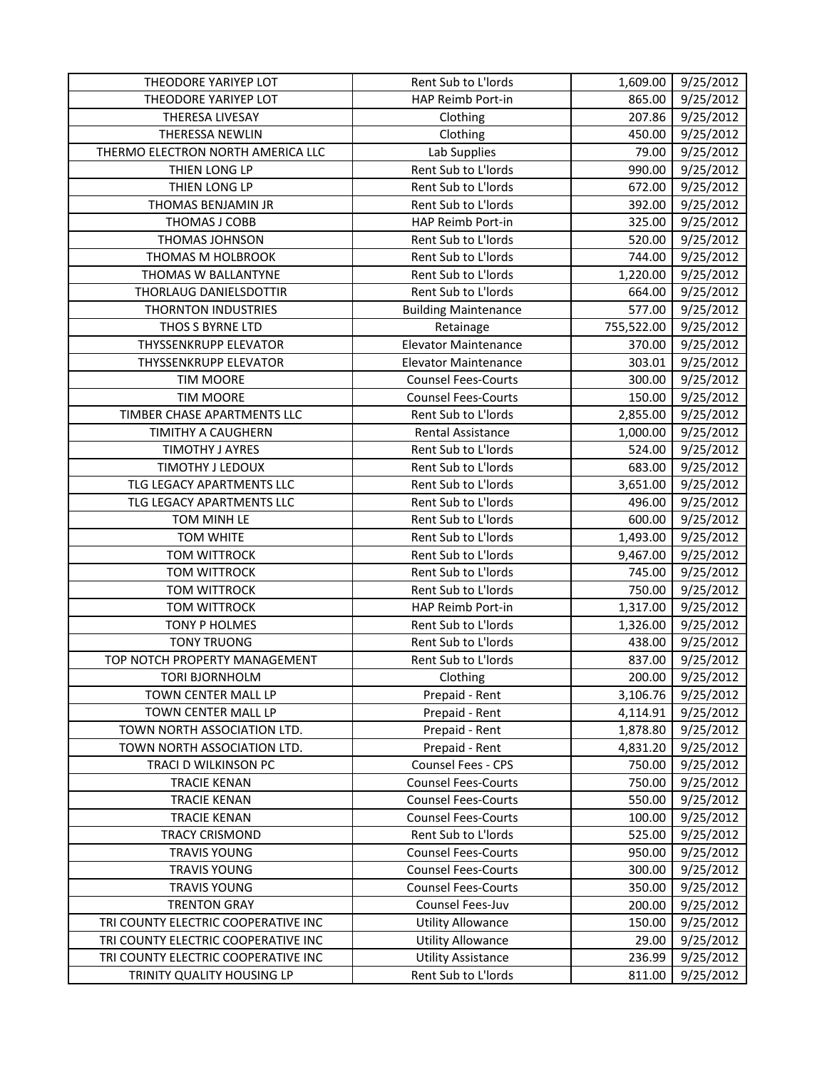| THEODORE YARIYEP LOT | Rent Sub to L'lords | 1,609.00 | 9/25/2012 |
|---|---|---|---|
| THEODORE YARIYEP LOT | HAP Reimb Port-in | 865.00 | 9/25/2012 |
| THERESA LIVESAY | Clothing | 207.86 | 9/25/2012 |
| THERESSA NEWLIN | Clothing | 450.00 | 9/25/2012 |
| THERMO ELECTRON NORTH AMERICA LLC | Lab Supplies | 79.00 | 9/25/2012 |
| THIEN LONG LP | Rent Sub to L'lords | 990.00 | 9/25/2012 |
| THIEN LONG LP | Rent Sub to L'lords | 672.00 | 9/25/2012 |
| THOMAS BENJAMIN JR | Rent Sub to L'lords | 392.00 | 9/25/2012 |
| THOMAS J COBB | HAP Reimb Port-in | 325.00 | 9/25/2012 |
| THOMAS JOHNSON | Rent Sub to L'lords | 520.00 | 9/25/2012 |
| THOMAS M HOLBROOK | Rent Sub to L'lords | 744.00 | 9/25/2012 |
| THOMAS W BALLANTYNE | Rent Sub to L'lords | 1,220.00 | 9/25/2012 |
| THORLAUG DANIELSDOTTIR | Rent Sub to L'lords | 664.00 | 9/25/2012 |
| THORNTON INDUSTRIES | Building Maintenance | 577.00 | 9/25/2012 |
| THOS S BYRNE LTD | Retainage | 755,522.00 | 9/25/2012 |
| THYSSENKRUPP ELEVATOR | Elevator Maintenance | 370.00 | 9/25/2012 |
| THYSSENKRUPP ELEVATOR | Elevator Maintenance | 303.01 | 9/25/2012 |
| TIM MOORE | Counsel Fees-Courts | 300.00 | 9/25/2012 |
| TIM MOORE | Counsel Fees-Courts | 150.00 | 9/25/2012 |
| TIMBER CHASE APARTMENTS LLC | Rent Sub to L'lords | 2,855.00 | 9/25/2012 |
| TIMITHY A CAUGHERN | Rental Assistance | 1,000.00 | 9/25/2012 |
| TIMOTHY J AYRES | Rent Sub to L'lords | 524.00 | 9/25/2012 |
| TIMOTHY J LEDOUX | Rent Sub to L'lords | 683.00 | 9/25/2012 |
| TLG LEGACY APARTMENTS LLC | Rent Sub to L'lords | 3,651.00 | 9/25/2012 |
| TLG LEGACY APARTMENTS LLC | Rent Sub to L'lords | 496.00 | 9/25/2012 |
| TOM MINH LE | Rent Sub to L'lords | 600.00 | 9/25/2012 |
| TOM WHITE | Rent Sub to L'lords | 1,493.00 | 9/25/2012 |
| TOM WITTROCK | Rent Sub to L'lords | 9,467.00 | 9/25/2012 |
| TOM WITTROCK | Rent Sub to L'lords | 745.00 | 9/25/2012 |
| TOM WITTROCK | Rent Sub to L'lords | 750.00 | 9/25/2012 |
| TOM WITTROCK | HAP Reimb Port-in | 1,317.00 | 9/25/2012 |
| TONY P HOLMES | Rent Sub to L'lords | 1,326.00 | 9/25/2012 |
| TONY TRUONG | Rent Sub to L'lords | 438.00 | 9/25/2012 |
| TOP NOTCH PROPERTY MANAGEMENT | Rent Sub to L'lords | 837.00 | 9/25/2012 |
| TORI BJORNHOLM | Clothing | 200.00 | 9/25/2012 |
| TOWN CENTER MALL LP | Prepaid - Rent | 3,106.76 | 9/25/2012 |
| TOWN CENTER MALL LP | Prepaid - Rent | 4,114.91 | 9/25/2012 |
| TOWN NORTH ASSOCIATION LTD. | Prepaid - Rent | 1,878.80 | 9/25/2012 |
| TOWN NORTH ASSOCIATION LTD. | Prepaid - Rent | 4,831.20 | 9/25/2012 |
| TRACI D WILKINSON PC | Counsel Fees - CPS | 750.00 | 9/25/2012 |
| TRACIE KENAN | Counsel Fees-Courts | 750.00 | 9/25/2012 |
| TRACIE KENAN | Counsel Fees-Courts | 550.00 | 9/25/2012 |
| TRACIE KENAN | Counsel Fees-Courts | 100.00 | 9/25/2012 |
| TRACY CRISMOND | Rent Sub to L'lords | 525.00 | 9/25/2012 |
| TRAVIS YOUNG | Counsel Fees-Courts | 950.00 | 9/25/2012 |
| TRAVIS YOUNG | Counsel Fees-Courts | 300.00 | 9/25/2012 |
| TRAVIS YOUNG | Counsel Fees-Courts | 350.00 | 9/25/2012 |
| TRENTON GRAY | Counsel Fees-Juv | 200.00 | 9/25/2012 |
| TRI COUNTY ELECTRIC COOPERATIVE INC | Utility Allowance | 150.00 | 9/25/2012 |
| TRI COUNTY ELECTRIC COOPERATIVE INC | Utility Allowance | 29.00 | 9/25/2012 |
| TRI COUNTY ELECTRIC COOPERATIVE INC | Utility Assistance | 236.99 | 9/25/2012 |
| TRINITY QUALITY HOUSING LP | Rent Sub to L'lords | 811.00 | 9/25/2012 |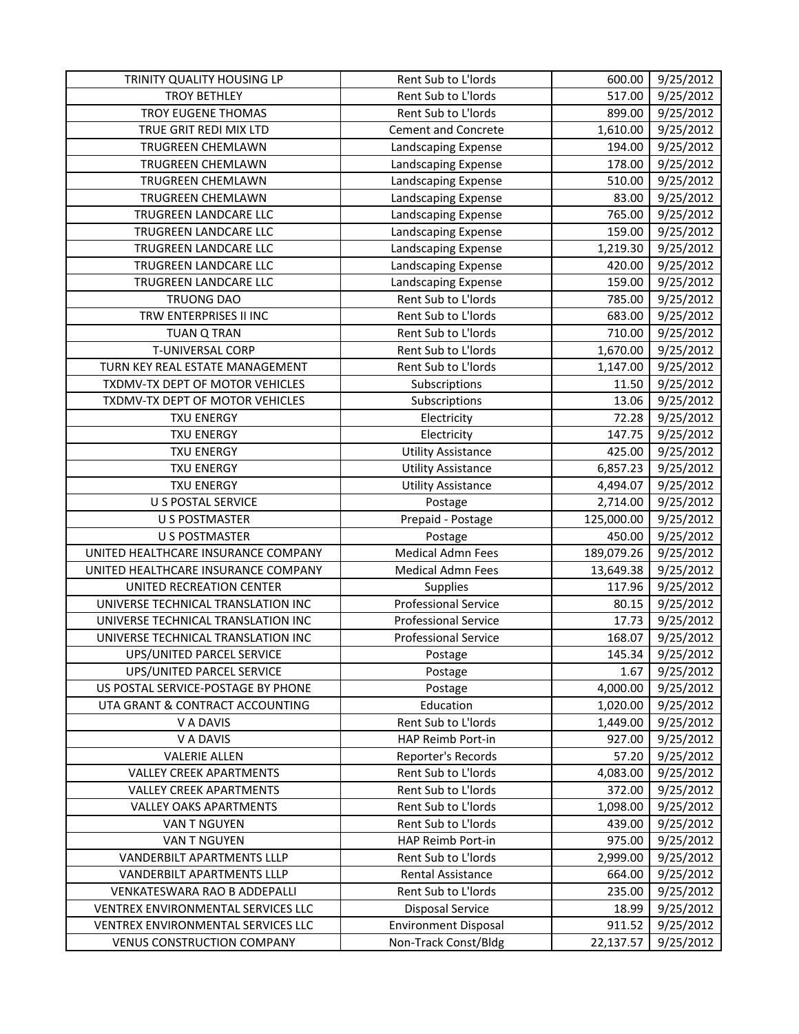| | | | |
|---|---|---|---|
| TRINITY QUALITY HOUSING LP | Rent Sub to L'lords | 600.00 | 9/25/2012 |
| TROY BETHLEY | Rent Sub to L'lords | 517.00 | 9/25/2012 |
| TROY EUGENE THOMAS | Rent Sub to L'lords | 899.00 | 9/25/2012 |
| TRUE GRIT REDI MIX LTD | Cement and Concrete | 1,610.00 | 9/25/2012 |
| TRUGREEN CHEMLAWN | Landscaping Expense | 194.00 | 9/25/2012 |
| TRUGREEN CHEMLAWN | Landscaping Expense | 178.00 | 9/25/2012 |
| TRUGREEN CHEMLAWN | Landscaping Expense | 510.00 | 9/25/2012 |
| TRUGREEN CHEMLAWN | Landscaping Expense | 83.00 | 9/25/2012 |
| TRUGREEN LANDCARE LLC | Landscaping Expense | 765.00 | 9/25/2012 |
| TRUGREEN LANDCARE LLC | Landscaping Expense | 159.00 | 9/25/2012 |
| TRUGREEN LANDCARE LLC | Landscaping Expense | 1,219.30 | 9/25/2012 |
| TRUGREEN LANDCARE LLC | Landscaping Expense | 420.00 | 9/25/2012 |
| TRUGREEN LANDCARE LLC | Landscaping Expense | 159.00 | 9/25/2012 |
| TRUONG DAO | Rent Sub to L'lords | 785.00 | 9/25/2012 |
| TRW ENTERPRISES II INC | Rent Sub to L'lords | 683.00 | 9/25/2012 |
| TUAN Q TRAN | Rent Sub to L'lords | 710.00 | 9/25/2012 |
| T-UNIVERSAL CORP | Rent Sub to L'lords | 1,670.00 | 9/25/2012 |
| TURN KEY REAL ESTATE MANAGEMENT | Rent Sub to L'lords | 1,147.00 | 9/25/2012 |
| TXDMV-TX DEPT OF MOTOR VEHICLES | Subscriptions | 11.50 | 9/25/2012 |
| TXDMV-TX DEPT OF MOTOR VEHICLES | Subscriptions | 13.06 | 9/25/2012 |
| TXU ENERGY | Electricity | 72.28 | 9/25/2012 |
| TXU ENERGY | Electricity | 147.75 | 9/25/2012 |
| TXU ENERGY | Utility Assistance | 425.00 | 9/25/2012 |
| TXU ENERGY | Utility Assistance | 6,857.23 | 9/25/2012 |
| TXU ENERGY | Utility Assistance | 4,494.07 | 9/25/2012 |
| U S POSTAL SERVICE | Postage | 2,714.00 | 9/25/2012 |
| U S POSTMASTER | Prepaid - Postage | 125,000.00 | 9/25/2012 |
| U S POSTMASTER | Postage | 450.00 | 9/25/2012 |
| UNITED HEALTHCARE INSURANCE COMPANY | Medical Admn Fees | 189,079.26 | 9/25/2012 |
| UNITED HEALTHCARE INSURANCE COMPANY | Medical Admn Fees | 13,649.38 | 9/25/2012 |
| UNITED RECREATION CENTER | Supplies | 117.96 | 9/25/2012 |
| UNIVERSE TECHNICAL TRANSLATION INC | Professional Service | 80.15 | 9/25/2012 |
| UNIVERSE TECHNICAL TRANSLATION INC | Professional Service | 17.73 | 9/25/2012 |
| UNIVERSE TECHNICAL TRANSLATION INC | Professional Service | 168.07 | 9/25/2012 |
| UPS/UNITED PARCEL SERVICE | Postage | 145.34 | 9/25/2012 |
| UPS/UNITED PARCEL SERVICE | Postage | 1.67 | 9/25/2012 |
| US POSTAL SERVICE-POSTAGE BY PHONE | Postage | 4,000.00 | 9/25/2012 |
| UTA GRANT & CONTRACT ACCOUNTING | Education | 1,020.00 | 9/25/2012 |
| V A DAVIS | Rent Sub to L'lords | 1,449.00 | 9/25/2012 |
| V A DAVIS | HAP Reimb Port-in | 927.00 | 9/25/2012 |
| VALERIE ALLEN | Reporter's Records | 57.20 | 9/25/2012 |
| VALLEY CREEK APARTMENTS | Rent Sub to L'lords | 4,083.00 | 9/25/2012 |
| VALLEY CREEK APARTMENTS | Rent Sub to L'lords | 372.00 | 9/25/2012 |
| VALLEY OAKS APARTMENTS | Rent Sub to L'lords | 1,098.00 | 9/25/2012 |
| VAN T NGUYEN | Rent Sub to L'lords | 439.00 | 9/25/2012 |
| VAN T NGUYEN | HAP Reimb Port-in | 975.00 | 9/25/2012 |
| VANDERBILT APARTMENTS LLLP | Rent Sub to L'lords | 2,999.00 | 9/25/2012 |
| VANDERBILT APARTMENTS LLLP | Rental Assistance | 664.00 | 9/25/2012 |
| VENKATESWARA RAO B ADDEPALLI | Rent Sub to L'lords | 235.00 | 9/25/2012 |
| VENTREX ENVIRONMENTAL SERVICES LLC | Disposal Service | 18.99 | 9/25/2012 |
| VENTREX ENVIRONMENTAL SERVICES LLC | Environment Disposal | 911.52 | 9/25/2012 |
| VENUS CONSTRUCTION COMPANY | Non-Track Const/Bldg | 22,137.57 | 9/25/2012 |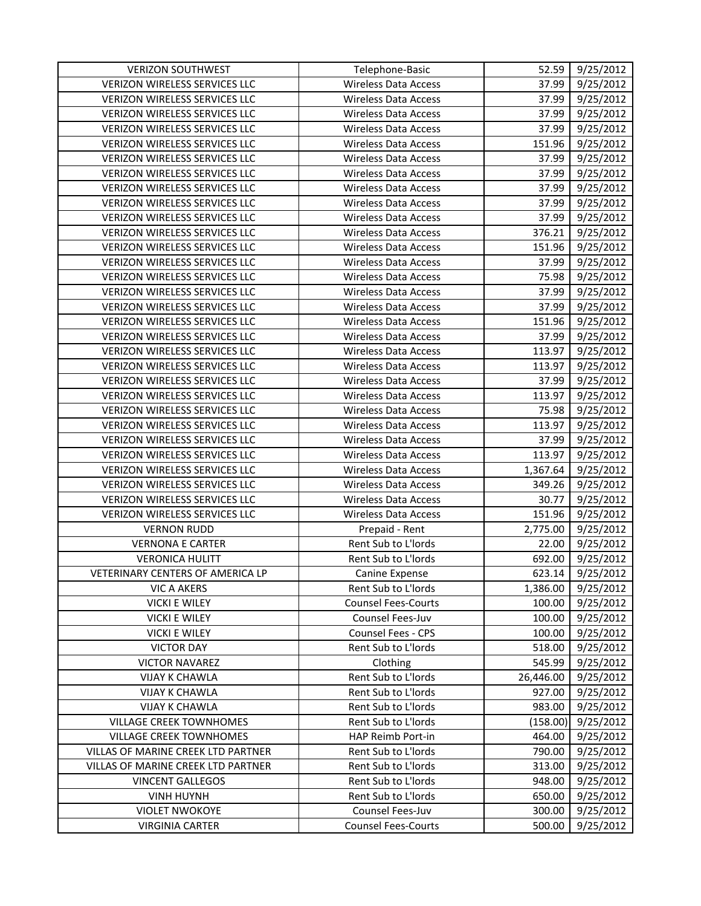| VERIZON SOUTHWEST | Telephone-Basic | 52.59 | 9/25/2012 |
|---|---|---|---|
| VERIZON WIRELESS SERVICES LLC | Wireless Data Access | 37.99 | 9/25/2012 |
| VERIZON WIRELESS SERVICES LLC | Wireless Data Access | 37.99 | 9/25/2012 |
| VERIZON WIRELESS SERVICES LLC | Wireless Data Access | 37.99 | 9/25/2012 |
| VERIZON WIRELESS SERVICES LLC | Wireless Data Access | 37.99 | 9/25/2012 |
| VERIZON WIRELESS SERVICES LLC | Wireless Data Access | 151.96 | 9/25/2012 |
| VERIZON WIRELESS SERVICES LLC | Wireless Data Access | 37.99 | 9/25/2012 |
| VERIZON WIRELESS SERVICES LLC | Wireless Data Access | 37.99 | 9/25/2012 |
| VERIZON WIRELESS SERVICES LLC | Wireless Data Access | 37.99 | 9/25/2012 |
| VERIZON WIRELESS SERVICES LLC | Wireless Data Access | 37.99 | 9/25/2012 |
| VERIZON WIRELESS SERVICES LLC | Wireless Data Access | 37.99 | 9/25/2012 |
| VERIZON WIRELESS SERVICES LLC | Wireless Data Access | 376.21 | 9/25/2012 |
| VERIZON WIRELESS SERVICES LLC | Wireless Data Access | 151.96 | 9/25/2012 |
| VERIZON WIRELESS SERVICES LLC | Wireless Data Access | 37.99 | 9/25/2012 |
| VERIZON WIRELESS SERVICES LLC | Wireless Data Access | 75.98 | 9/25/2012 |
| VERIZON WIRELESS SERVICES LLC | Wireless Data Access | 37.99 | 9/25/2012 |
| VERIZON WIRELESS SERVICES LLC | Wireless Data Access | 37.99 | 9/25/2012 |
| VERIZON WIRELESS SERVICES LLC | Wireless Data Access | 151.96 | 9/25/2012 |
| VERIZON WIRELESS SERVICES LLC | Wireless Data Access | 37.99 | 9/25/2012 |
| VERIZON WIRELESS SERVICES LLC | Wireless Data Access | 113.97 | 9/25/2012 |
| VERIZON WIRELESS SERVICES LLC | Wireless Data Access | 113.97 | 9/25/2012 |
| VERIZON WIRELESS SERVICES LLC | Wireless Data Access | 37.99 | 9/25/2012 |
| VERIZON WIRELESS SERVICES LLC | Wireless Data Access | 113.97 | 9/25/2012 |
| VERIZON WIRELESS SERVICES LLC | Wireless Data Access | 75.98 | 9/25/2012 |
| VERIZON WIRELESS SERVICES LLC | Wireless Data Access | 113.97 | 9/25/2012 |
| VERIZON WIRELESS SERVICES LLC | Wireless Data Access | 37.99 | 9/25/2012 |
| VERIZON WIRELESS SERVICES LLC | Wireless Data Access | 113.97 | 9/25/2012 |
| VERIZON WIRELESS SERVICES LLC | Wireless Data Access | 1,367.64 | 9/25/2012 |
| VERIZON WIRELESS SERVICES LLC | Wireless Data Access | 349.26 | 9/25/2012 |
| VERIZON WIRELESS SERVICES LLC | Wireless Data Access | 30.77 | 9/25/2012 |
| VERIZON WIRELESS SERVICES LLC | Wireless Data Access | 151.96 | 9/25/2012 |
| VERNON RUDD | Prepaid - Rent | 2,775.00 | 9/25/2012 |
| VERNONA E CARTER | Rent Sub to L'lords | 22.00 | 9/25/2012 |
| VERONICA HULITT | Rent Sub to L'lords | 692.00 | 9/25/2012 |
| VETERINARY CENTERS OF AMERICA LP | Canine Expense | 623.14 | 9/25/2012 |
| VIC A AKERS | Rent Sub to L'lords | 1,386.00 | 9/25/2012 |
| VICKI E WILEY | Counsel Fees-Courts | 100.00 | 9/25/2012 |
| VICKI E WILEY | Counsel Fees-Juv | 100.00 | 9/25/2012 |
| VICKI E WILEY | Counsel Fees - CPS | 100.00 | 9/25/2012 |
| VICTOR DAY | Rent Sub to L'lords | 518.00 | 9/25/2012 |
| VICTOR NAVAREZ | Clothing | 545.99 | 9/25/2012 |
| VIJAY K CHAWLA | Rent Sub to L'lords | 26,446.00 | 9/25/2012 |
| VIJAY K CHAWLA | Rent Sub to L'lords | 927.00 | 9/25/2012 |
| VIJAY K CHAWLA | Rent Sub to L'lords | 983.00 | 9/25/2012 |
| VILLAGE CREEK TOWNHOMES | Rent Sub to L'lords | (158.00) | 9/25/2012 |
| VILLAGE CREEK TOWNHOMES | HAP Reimb Port-in | 464.00 | 9/25/2012 |
| VILLAS OF MARINE CREEK LTD PARTNER | Rent Sub to L'lords | 790.00 | 9/25/2012 |
| VILLAS OF MARINE CREEK LTD PARTNER | Rent Sub to L'lords | 313.00 | 9/25/2012 |
| VINCENT GALLEGOS | Rent Sub to L'lords | 948.00 | 9/25/2012 |
| VINH HUYNH | Rent Sub to L'lords | 650.00 | 9/25/2012 |
| VIOLET NWOKOYE | Counsel Fees-Juv | 300.00 | 9/25/2012 |
| VIRGINIA CARTER | Counsel Fees-Courts | 500.00 | 9/25/2012 |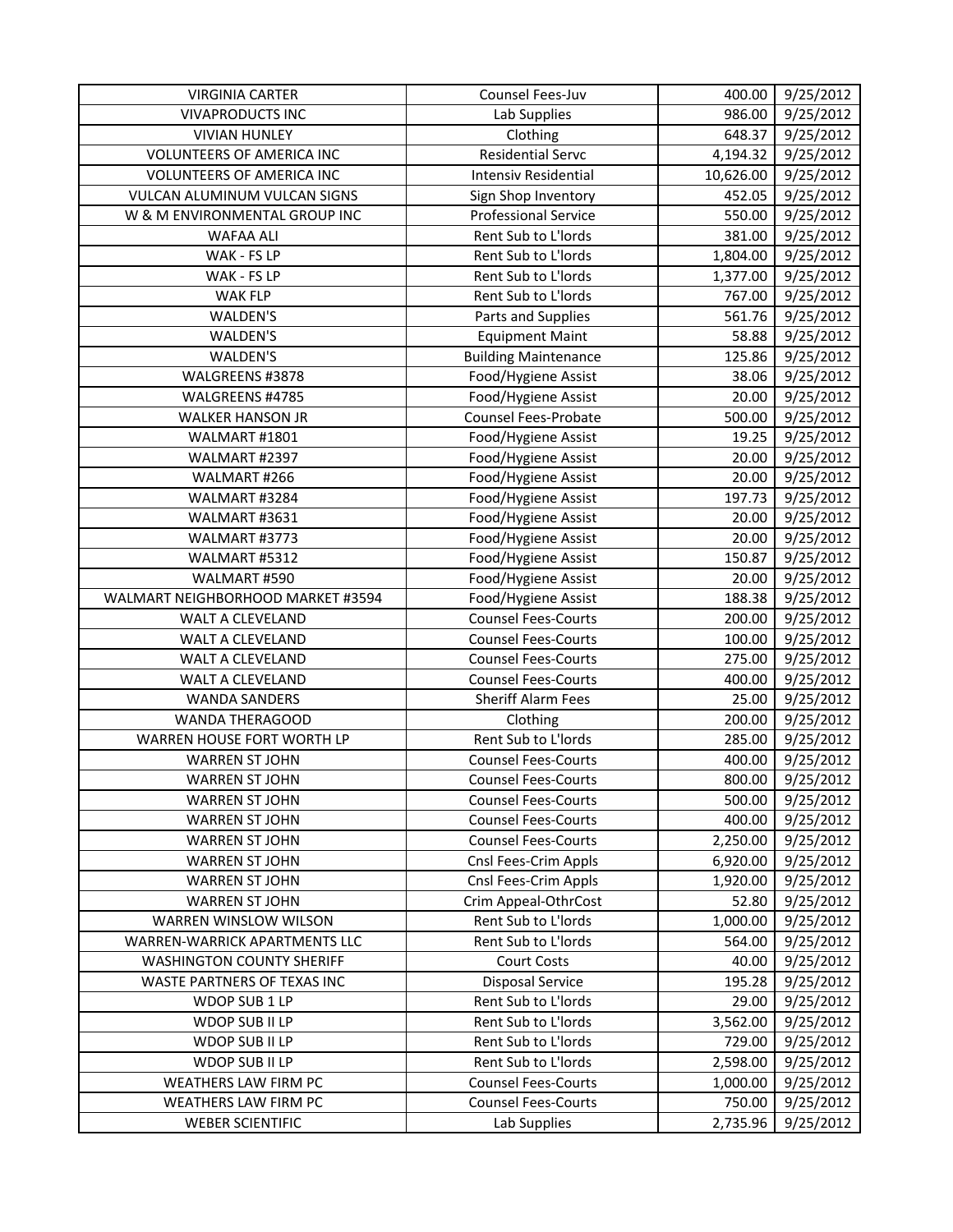| VIRGINIA CARTER | Counsel Fees-Juv | 400.00 | 9/25/2012 |
|---|---|---|---|
| VIVAPRODUCTS INC | Lab Supplies | 986.00 | 9/25/2012 |
| VIVIAN HUNLEY | Clothing | 648.37 | 9/25/2012 |
| VOLUNTEERS OF AMERICA INC | Residential Servc | 4,194.32 | 9/25/2012 |
| VOLUNTEERS OF AMERICA INC | Intensiv Residential | 10,626.00 | 9/25/2012 |
| VULCAN ALUMINUM VULCAN SIGNS | Sign Shop Inventory | 452.05 | 9/25/2012 |
| W & M ENVIRONMENTAL GROUP INC | Professional Service | 550.00 | 9/25/2012 |
| WAFAA ALI | Rent Sub to L'lords | 381.00 | 9/25/2012 |
| WAK - FS LP | Rent Sub to L'lords | 1,804.00 | 9/25/2012 |
| WAK - FS LP | Rent Sub to L'lords | 1,377.00 | 9/25/2012 |
| WAK FLP | Rent Sub to L'lords | 767.00 | 9/25/2012 |
| WALDEN'S | Parts and Supplies | 561.76 | 9/25/2012 |
| WALDEN'S | Equipment Maint | 58.88 | 9/25/2012 |
| WALDEN'S | Building Maintenance | 125.86 | 9/25/2012 |
| WALGREENS #3878 | Food/Hygiene Assist | 38.06 | 9/25/2012 |
| WALGREENS #4785 | Food/Hygiene Assist | 20.00 | 9/25/2012 |
| WALKER HANSON JR | Counsel Fees-Probate | 500.00 | 9/25/2012 |
| WALMART #1801 | Food/Hygiene Assist | 19.25 | 9/25/2012 |
| WALMART #2397 | Food/Hygiene Assist | 20.00 | 9/25/2012 |
| WALMART #266 | Food/Hygiene Assist | 20.00 | 9/25/2012 |
| WALMART #3284 | Food/Hygiene Assist | 197.73 | 9/25/2012 |
| WALMART #3631 | Food/Hygiene Assist | 20.00 | 9/25/2012 |
| WALMART #3773 | Food/Hygiene Assist | 20.00 | 9/25/2012 |
| WALMART #5312 | Food/Hygiene Assist | 150.87 | 9/25/2012 |
| WALMART #590 | Food/Hygiene Assist | 20.00 | 9/25/2012 |
| WALMART NEIGHBORHOOD MARKET #3594 | Food/Hygiene Assist | 188.38 | 9/25/2012 |
| WALT A CLEVELAND | Counsel Fees-Courts | 200.00 | 9/25/2012 |
| WALT A CLEVELAND | Counsel Fees-Courts | 100.00 | 9/25/2012 |
| WALT A CLEVELAND | Counsel Fees-Courts | 275.00 | 9/25/2012 |
| WALT A CLEVELAND | Counsel Fees-Courts | 400.00 | 9/25/2012 |
| WANDA SANDERS | Sheriff Alarm Fees | 25.00 | 9/25/2012 |
| WANDA THERAGOOD | Clothing | 200.00 | 9/25/2012 |
| WARREN HOUSE FORT WORTH LP | Rent Sub to L'lords | 285.00 | 9/25/2012 |
| WARREN ST JOHN | Counsel Fees-Courts | 400.00 | 9/25/2012 |
| WARREN ST JOHN | Counsel Fees-Courts | 800.00 | 9/25/2012 |
| WARREN ST JOHN | Counsel Fees-Courts | 500.00 | 9/25/2012 |
| WARREN ST JOHN | Counsel Fees-Courts | 400.00 | 9/25/2012 |
| WARREN ST JOHN | Counsel Fees-Courts | 2,250.00 | 9/25/2012 |
| WARREN ST JOHN | Cnsl Fees-Crim Appls | 6,920.00 | 9/25/2012 |
| WARREN ST JOHN | Cnsl Fees-Crim Appls | 1,920.00 | 9/25/2012 |
| WARREN ST JOHN | Crim Appeal-OthrCost | 52.80 | 9/25/2012 |
| WARREN WINSLOW WILSON | Rent Sub to L'lords | 1,000.00 | 9/25/2012 |
| WARREN-WARRICK APARTMENTS LLC | Rent Sub to L'lords | 564.00 | 9/25/2012 |
| WASHINGTON COUNTY SHERIFF | Court Costs | 40.00 | 9/25/2012 |
| WASTE PARTNERS OF TEXAS INC | Disposal Service | 195.28 | 9/25/2012 |
| WDOP SUB 1 LP | Rent Sub to L'lords | 29.00 | 9/25/2012 |
| WDOP SUB II LP | Rent Sub to L'lords | 3,562.00 | 9/25/2012 |
| WDOP SUB II LP | Rent Sub to L'lords | 729.00 | 9/25/2012 |
| WDOP SUB II LP | Rent Sub to L'lords | 2,598.00 | 9/25/2012 |
| WEATHERS LAW FIRM PC | Counsel Fees-Courts | 1,000.00 | 9/25/2012 |
| WEATHERS LAW FIRM PC | Counsel Fees-Courts | 750.00 | 9/25/2012 |
| WEBER SCIENTIFIC | Lab Supplies | 2,735.96 | 9/25/2012 |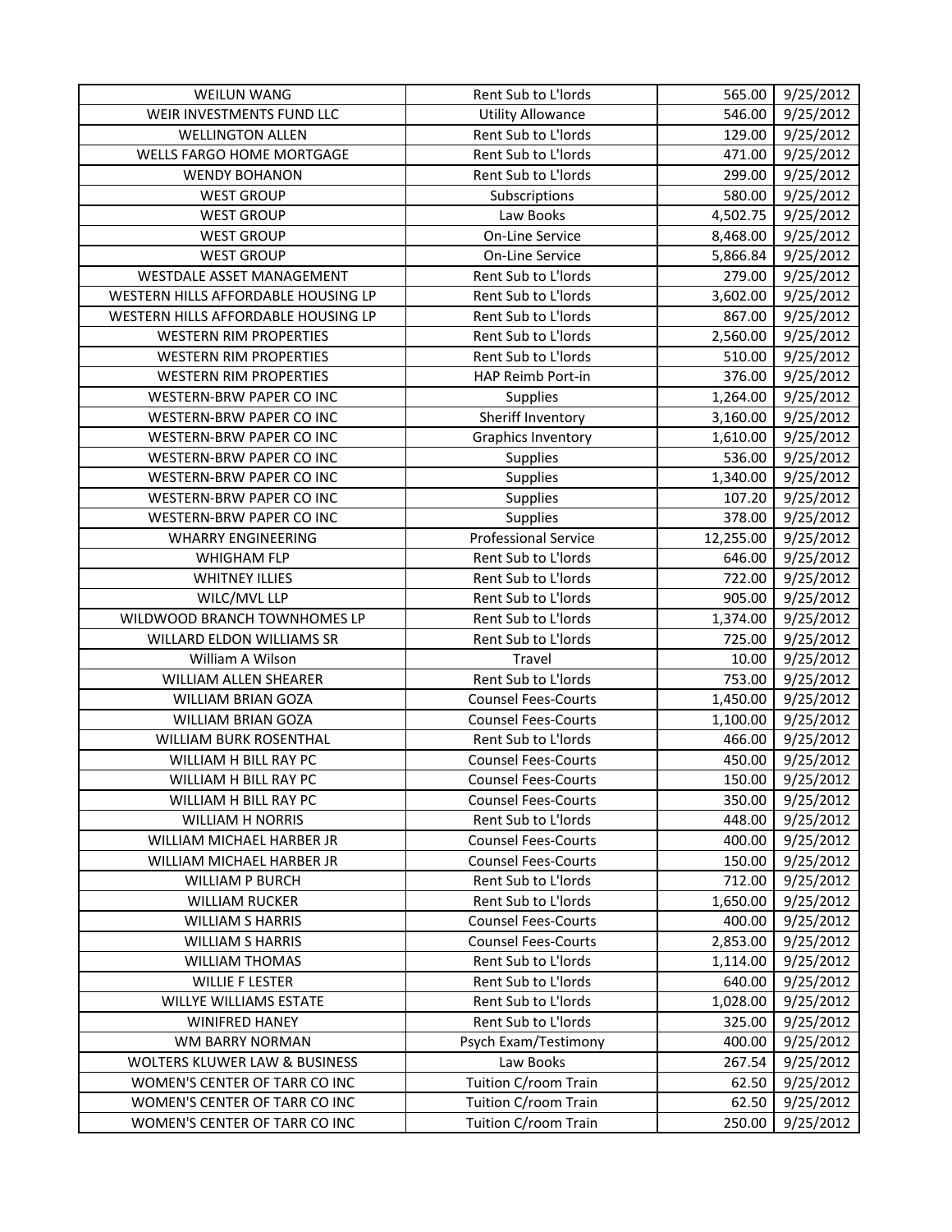| WEILUN WANG | Rent Sub to L'lords | 565.00 | 9/25/2012 |
|---|---|---|---|
| WEIR INVESTMENTS FUND LLC | Utility Allowance | 546.00 | 9/25/2012 |
| WELLINGTON ALLEN | Rent Sub to L'lords | 129.00 | 9/25/2012 |
| WELLS FARGO HOME MORTGAGE | Rent Sub to L'lords | 471.00 | 9/25/2012 |
| WENDY BOHANON | Rent Sub to L'lords | 299.00 | 9/25/2012 |
| WEST GROUP | Subscriptions | 580.00 | 9/25/2012 |
| WEST GROUP | Law Books | 4,502.75 | 9/25/2012 |
| WEST GROUP | On-Line Service | 8,468.00 | 9/25/2012 |
| WEST GROUP | On-Line Service | 5,866.84 | 9/25/2012 |
| WESTDALE ASSET MANAGEMENT | Rent Sub to L'lords | 279.00 | 9/25/2012 |
| WESTERN HILLS AFFORDABLE HOUSING LP | Rent Sub to L'lords | 3,602.00 | 9/25/2012 |
| WESTERN HILLS AFFORDABLE HOUSING LP | Rent Sub to L'lords | 867.00 | 9/25/2012 |
| WESTERN RIM PROPERTIES | Rent Sub to L'lords | 2,560.00 | 9/25/2012 |
| WESTERN RIM PROPERTIES | Rent Sub to L'lords | 510.00 | 9/25/2012 |
| WESTERN RIM PROPERTIES | HAP Reimb Port-in | 376.00 | 9/25/2012 |
| WESTERN-BRW PAPER CO INC | Supplies | 1,264.00 | 9/25/2012 |
| WESTERN-BRW PAPER CO INC | Sheriff Inventory | 3,160.00 | 9/25/2012 |
| WESTERN-BRW PAPER CO INC | Graphics Inventory | 1,610.00 | 9/25/2012 |
| WESTERN-BRW PAPER CO INC | Supplies | 536.00 | 9/25/2012 |
| WESTERN-BRW PAPER CO INC | Supplies | 1,340.00 | 9/25/2012 |
| WESTERN-BRW PAPER CO INC | Supplies | 107.20 | 9/25/2012 |
| WESTERN-BRW PAPER CO INC | Supplies | 378.00 | 9/25/2012 |
| WHARRY ENGINEERING | Professional Service | 12,255.00 | 9/25/2012 |
| WHIGHAM FLP | Rent Sub to L'lords | 646.00 | 9/25/2012 |
| WHITNEY ILLIES | Rent Sub to L'lords | 722.00 | 9/25/2012 |
| WILC/MVL LLP | Rent Sub to L'lords | 905.00 | 9/25/2012 |
| WILDWOOD BRANCH TOWNHOMES LP | Rent Sub to L'lords | 1,374.00 | 9/25/2012 |
| WILLARD ELDON WILLIAMS SR | Rent Sub to L'lords | 725.00 | 9/25/2012 |
| William A Wilson | Travel | 10.00 | 9/25/2012 |
| WILLIAM ALLEN SHEARER | Rent Sub to L'lords | 753.00 | 9/25/2012 |
| WILLIAM BRIAN GOZA | Counsel Fees-Courts | 1,450.00 | 9/25/2012 |
| WILLIAM BRIAN GOZA | Counsel Fees-Courts | 1,100.00 | 9/25/2012 |
| WILLIAM BURK ROSENTHAL | Rent Sub to L'lords | 466.00 | 9/25/2012 |
| WILLIAM H BILL RAY PC | Counsel Fees-Courts | 450.00 | 9/25/2012 |
| WILLIAM H BILL RAY PC | Counsel Fees-Courts | 150.00 | 9/25/2012 |
| WILLIAM H BILL RAY PC | Counsel Fees-Courts | 350.00 | 9/25/2012 |
| WILLIAM H NORRIS | Rent Sub to L'lords | 448.00 | 9/25/2012 |
| WILLIAM MICHAEL HARBER JR | Counsel Fees-Courts | 400.00 | 9/25/2012 |
| WILLIAM MICHAEL HARBER JR | Counsel Fees-Courts | 150.00 | 9/25/2012 |
| WILLIAM P BURCH | Rent Sub to L'lords | 712.00 | 9/25/2012 |
| WILLIAM RUCKER | Rent Sub to L'lords | 1,650.00 | 9/25/2012 |
| WILLIAM S HARRIS | Counsel Fees-Courts | 400.00 | 9/25/2012 |
| WILLIAM S HARRIS | Counsel Fees-Courts | 2,853.00 | 9/25/2012 |
| WILLIAM THOMAS | Rent Sub to L'lords | 1,114.00 | 9/25/2012 |
| WILLIE F LESTER | Rent Sub to L'lords | 640.00 | 9/25/2012 |
| WILLYE WILLIAMS ESTATE | Rent Sub to L'lords | 1,028.00 | 9/25/2012 |
| WINIFRED HANEY | Rent Sub to L'lords | 325.00 | 9/25/2012 |
| WM BARRY NORMAN | Psych Exam/Testimony | 400.00 | 9/25/2012 |
| WOLTERS KLUWER LAW & BUSINESS | Law Books | 267.54 | 9/25/2012 |
| WOMEN'S CENTER OF TARR CO INC | Tuition C/room Train | 62.50 | 9/25/2012 |
| WOMEN'S CENTER OF TARR CO INC | Tuition C/room Train | 62.50 | 9/25/2012 |
| WOMEN'S CENTER OF TARR CO INC | Tuition C/room Train | 250.00 | 9/25/2012 |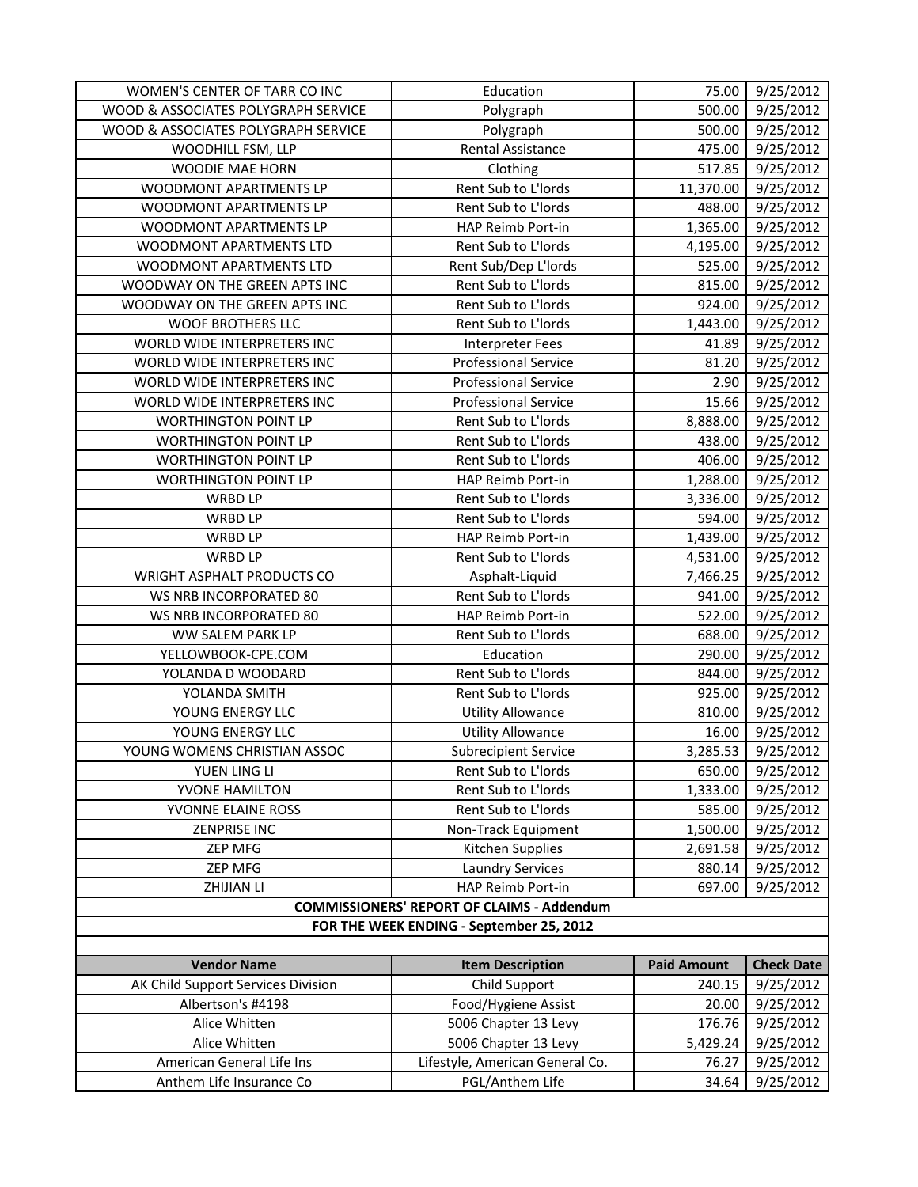| WOMEN'S CENTER OF TARR CO INC | Education | 75.00 | 9/25/2012 |
|---|---|---|---|
| WOOD & ASSOCIATES POLYGRAPH SERVICE | Polygraph | 500.00 | 9/25/2012 |
| WOOD & ASSOCIATES POLYGRAPH SERVICE | Polygraph | 500.00 | 9/25/2012 |
| WOODHILL FSM, LLP | Rental Assistance | 475.00 | 9/25/2012 |
| WOODIE MAE HORN | Clothing | 517.85 | 9/25/2012 |
| WOODMONT APARTMENTS LP | Rent Sub to L'lords | 11,370.00 | 9/25/2012 |
| WOODMONT APARTMENTS LP | Rent Sub to L'lords | 488.00 | 9/25/2012 |
| WOODMONT APARTMENTS LP | HAP Reimb Port-in | 1,365.00 | 9/25/2012 |
| WOODMONT APARTMENTS LTD | Rent Sub to L'lords | 4,195.00 | 9/25/2012 |
| WOODMONT APARTMENTS LTD | Rent Sub/Dep L'lords | 525.00 | 9/25/2012 |
| WOODWAY ON THE GREEN APTS INC | Rent Sub to L'lords | 815.00 | 9/25/2012 |
| WOODWAY ON THE GREEN APTS INC | Rent Sub to L'lords | 924.00 | 9/25/2012 |
| WOOF BROTHERS LLC | Rent Sub to L'lords | 1,443.00 | 9/25/2012 |
| WORLD WIDE INTERPRETERS INC | Interpreter Fees | 41.89 | 9/25/2012 |
| WORLD WIDE INTERPRETERS INC | Professional Service | 81.20 | 9/25/2012 |
| WORLD WIDE INTERPRETERS INC | Professional Service | 2.90 | 9/25/2012 |
| WORLD WIDE INTERPRETERS INC | Professional Service | 15.66 | 9/25/2012 |
| WORTHINGTON POINT LP | Rent Sub to L'lords | 8,888.00 | 9/25/2012 |
| WORTHINGTON POINT LP | Rent Sub to L'lords | 438.00 | 9/25/2012 |
| WORTHINGTON POINT LP | Rent Sub to L'lords | 406.00 | 9/25/2012 |
| WORTHINGTON POINT LP | HAP Reimb Port-in | 1,288.00 | 9/25/2012 |
| WRBD LP | Rent Sub to L'lords | 3,336.00 | 9/25/2012 |
| WRBD LP | Rent Sub to L'lords | 594.00 | 9/25/2012 |
| WRBD LP | HAP Reimb Port-in | 1,439.00 | 9/25/2012 |
| WRBD LP | Rent Sub to L'lords | 4,531.00 | 9/25/2012 |
| WRIGHT ASPHALT PRODUCTS CO | Asphalt-Liquid | 7,466.25 | 9/25/2012 |
| WS NRB INCORPORATED 80 | Rent Sub to L'lords | 941.00 | 9/25/2012 |
| WS NRB INCORPORATED 80 | HAP Reimb Port-in | 522.00 | 9/25/2012 |
| WW SALEM PARK LP | Rent Sub to L'lords | 688.00 | 9/25/2012 |
| YELLOWBOOK-CPE.COM | Education | 290.00 | 9/25/2012 |
| YOLANDA D WOODARD | Rent Sub to L'lords | 844.00 | 9/25/2012 |
| YOLANDA SMITH | Rent Sub to L'lords | 925.00 | 9/25/2012 |
| YOUNG ENERGY LLC | Utility Allowance | 810.00 | 9/25/2012 |
| YOUNG ENERGY LLC | Utility Allowance | 16.00 | 9/25/2012 |
| YOUNG WOMENS CHRISTIAN ASSOC | Subrecipient Service | 3,285.53 | 9/25/2012 |
| YUEN LING LI | Rent Sub to L'lords | 650.00 | 9/25/2012 |
| YVONE HAMILTON | Rent Sub to L'lords | 1,333.00 | 9/25/2012 |
| YVONNE ELAINE ROSS | Rent Sub to L'lords | 585.00 | 9/25/2012 |
| ZENPRISE INC | Non-Track Equipment | 1,500.00 | 9/25/2012 |
| ZEP MFG | Kitchen Supplies | 2,691.58 | 9/25/2012 |
| ZEP MFG | Laundry Services | 880.14 | 9/25/2012 |
| ZHIJIAN LI | HAP Reimb Port-in | 697.00 | 9/25/2012 |

**COMMISSIONERS' REPORT OF CLAIMS - Addendum**

**FOR THE WEEK ENDING - September 25, 2012**

| Vendor Name | Item Description | Paid Amount | Check Date |
|---|---|---|---|
| AK Child Support Services Division | Child Support | 240.15 | 9/25/2012 |
| Albertson's #4198 | Food/Hygiene Assist | 20.00 | 9/25/2012 |
| Alice Whitten | 5006 Chapter 13 Levy | 176.76 | 9/25/2012 |
| Alice Whitten | 5006 Chapter 13 Levy | 5,429.24 | 9/25/2012 |
| American General Life Ins | Lifestyle, American General Co. | 76.27 | 9/25/2012 |
| Anthem Life Insurance Co | PGL/Anthem Life | 34.64 | 9/25/2012 |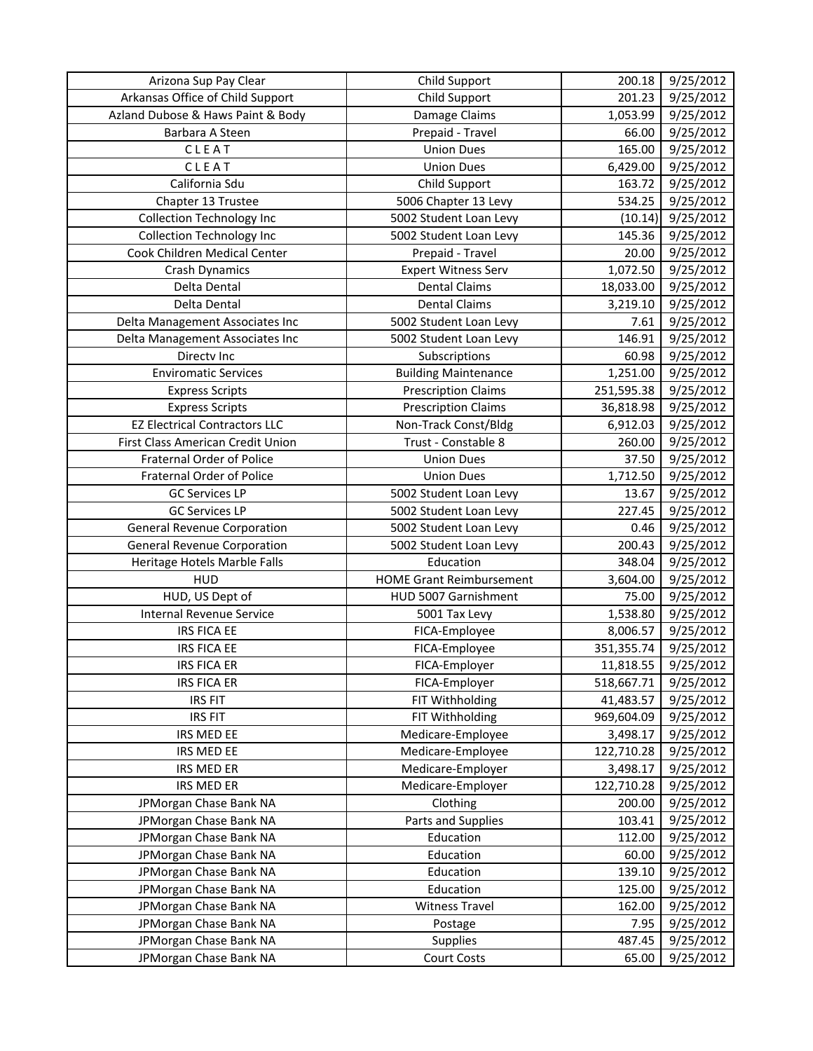| | | | |
|---|---|---|---|
| Arizona Sup Pay Clear | Child Support | 200.18 | 9/25/2012 |
| Arkansas Office of Child Support | Child Support | 201.23 | 9/25/2012 |
| Azland Dubose & Haws Paint & Body | Damage Claims | 1,053.99 | 9/25/2012 |
| Barbara A Steen | Prepaid - Travel | 66.00 | 9/25/2012 |
| C L E A T | Union Dues | 165.00 | 9/25/2012 |
| C L E A T | Union Dues | 6,429.00 | 9/25/2012 |
| California Sdu | Child Support | 163.72 | 9/25/2012 |
| Chapter 13 Trustee | 5006 Chapter 13 Levy | 534.25 | 9/25/2012 |
| Collection Technology Inc | 5002 Student Loan Levy | (10.14) | 9/25/2012 |
| Collection Technology Inc | 5002 Student Loan Levy | 145.36 | 9/25/2012 |
| Cook Children Medical Center | Prepaid - Travel | 20.00 | 9/25/2012 |
| Crash Dynamics | Expert Witness Serv | 1,072.50 | 9/25/2012 |
| Delta Dental | Dental Claims | 18,033.00 | 9/25/2012 |
| Delta Dental | Dental Claims | 3,219.10 | 9/25/2012 |
| Delta Management Associates Inc | 5002 Student Loan Levy | 7.61 | 9/25/2012 |
| Delta Management Associates Inc | 5002 Student Loan Levy | 146.91 | 9/25/2012 |
| Directv Inc | Subscriptions | 60.98 | 9/25/2012 |
| Enviromatic Services | Building Maintenance | 1,251.00 | 9/25/2012 |
| Express Scripts | Prescription Claims | 251,595.38 | 9/25/2012 |
| Express Scripts | Prescription Claims | 36,818.98 | 9/25/2012 |
| EZ Electrical Contractors LLC | Non-Track Const/Bldg | 6,912.03 | 9/25/2012 |
| First Class American Credit Union | Trust - Constable 8 | 260.00 | 9/25/2012 |
| Fraternal Order of Police | Union Dues | 37.50 | 9/25/2012 |
| Fraternal Order of Police | Union Dues | 1,712.50 | 9/25/2012 |
| GC Services LP | 5002 Student Loan Levy | 13.67 | 9/25/2012 |
| GC Services LP | 5002 Student Loan Levy | 227.45 | 9/25/2012 |
| General Revenue Corporation | 5002 Student Loan Levy | 0.46 | 9/25/2012 |
| General Revenue Corporation | 5002 Student Loan Levy | 200.43 | 9/25/2012 |
| Heritage Hotels Marble Falls | Education | 348.04 | 9/25/2012 |
| HUD | HOME Grant Reimbursement | 3,604.00 | 9/25/2012 |
| HUD, US Dept of | HUD 5007 Garnishment | 75.00 | 9/25/2012 |
| Internal Revenue Service | 5001 Tax Levy | 1,538.80 | 9/25/2012 |
| IRS FICA EE | FICA-Employee | 8,006.57 | 9/25/2012 |
| IRS FICA EE | FICA-Employee | 351,355.74 | 9/25/2012 |
| IRS FICA ER | FICA-Employer | 11,818.55 | 9/25/2012 |
| IRS FICA ER | FICA-Employer | 518,667.71 | 9/25/2012 |
| IRS FIT | FIT Withholding | 41,483.57 | 9/25/2012 |
| IRS FIT | FIT Withholding | 969,604.09 | 9/25/2012 |
| IRS MED EE | Medicare-Employee | 3,498.17 | 9/25/2012 |
| IRS MED EE | Medicare-Employee | 122,710.28 | 9/25/2012 |
| IRS MED ER | Medicare-Employer | 3,498.17 | 9/25/2012 |
| IRS MED ER | Medicare-Employer | 122,710.28 | 9/25/2012 |
| JPMorgan Chase Bank NA | Clothing | 200.00 | 9/25/2012 |
| JPMorgan Chase Bank NA | Parts and Supplies | 103.41 | 9/25/2012 |
| JPMorgan Chase Bank NA | Education | 112.00 | 9/25/2012 |
| JPMorgan Chase Bank NA | Education | 60.00 | 9/25/2012 |
| JPMorgan Chase Bank NA | Education | 139.10 | 9/25/2012 |
| JPMorgan Chase Bank NA | Education | 125.00 | 9/25/2012 |
| JPMorgan Chase Bank NA | Witness Travel | 162.00 | 9/25/2012 |
| JPMorgan Chase Bank NA | Postage | 7.95 | 9/25/2012 |
| JPMorgan Chase Bank NA | Supplies | 487.45 | 9/25/2012 |
| JPMorgan Chase Bank NA | Court Costs | 65.00 | 9/25/2012 |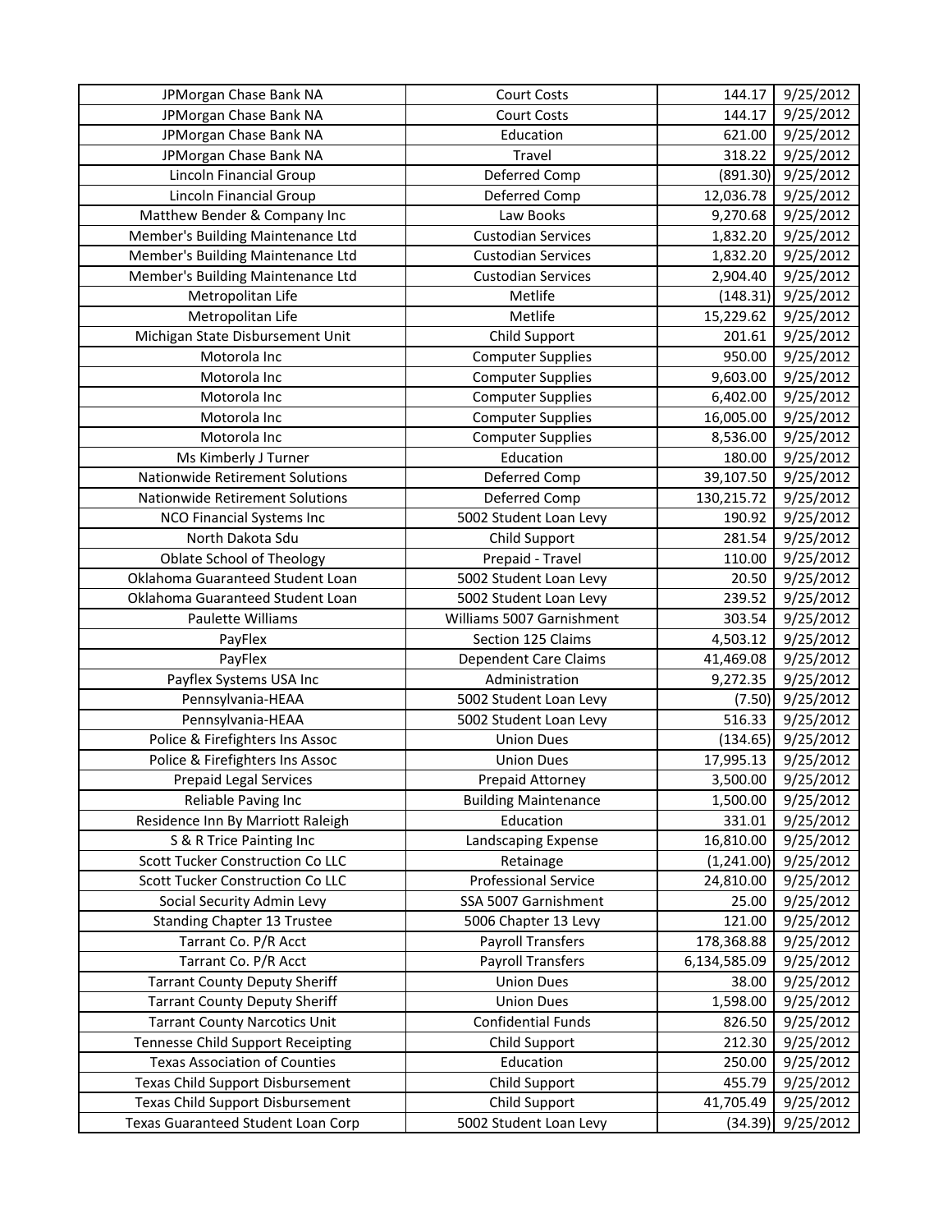| JPMorgan Chase Bank NA | Court Costs | 144.17 | 9/25/2012 |
|---|---|---|---|
| JPMorgan Chase Bank NA | Court Costs | 144.17 | 9/25/2012 |
| JPMorgan Chase Bank NA | Education | 621.00 | 9/25/2012 |
| JPMorgan Chase Bank NA | Travel | 318.22 | 9/25/2012 |
| Lincoln Financial Group | Deferred Comp | (891.30) | 9/25/2012 |
| Lincoln Financial Group | Deferred Comp | 12,036.78 | 9/25/2012 |
| Matthew Bender & Company Inc | Law Books | 9,270.68 | 9/25/2012 |
| Member's Building Maintenance Ltd | Custodian Services | 1,832.20 | 9/25/2012 |
| Member's Building Maintenance Ltd | Custodian Services | 1,832.20 | 9/25/2012 |
| Member's Building Maintenance Ltd | Custodian Services | 2,904.40 | 9/25/2012 |
| Metropolitan Life | Metlife | (148.31) | 9/25/2012 |
| Metropolitan Life | Metlife | 15,229.62 | 9/25/2012 |
| Michigan State Disbursement Unit | Child Support | 201.61 | 9/25/2012 |
| Motorola Inc | Computer Supplies | 950.00 | 9/25/2012 |
| Motorola Inc | Computer Supplies | 9,603.00 | 9/25/2012 |
| Motorola Inc | Computer Supplies | 6,402.00 | 9/25/2012 |
| Motorola Inc | Computer Supplies | 16,005.00 | 9/25/2012 |
| Motorola Inc | Computer Supplies | 8,536.00 | 9/25/2012 |
| Ms Kimberly J Turner | Education | 180.00 | 9/25/2012 |
| Nationwide Retirement Solutions | Deferred Comp | 39,107.50 | 9/25/2012 |
| Nationwide Retirement Solutions | Deferred Comp | 130,215.72 | 9/25/2012 |
| NCO Financial Systems Inc | 5002 Student Loan Levy | 190.92 | 9/25/2012 |
| North Dakota Sdu | Child Support | 281.54 | 9/25/2012 |
| Oblate School of Theology | Prepaid - Travel | 110.00 | 9/25/2012 |
| Oklahoma Guaranteed Student Loan | 5002 Student Loan Levy | 20.50 | 9/25/2012 |
| Oklahoma Guaranteed Student Loan | 5002 Student Loan Levy | 239.52 | 9/25/2012 |
| Paulette Williams | Williams 5007 Garnishment | 303.54 | 9/25/2012 |
| PayFlex | Section 125 Claims | 4,503.12 | 9/25/2012 |
| PayFlex | Dependent Care Claims | 41,469.08 | 9/25/2012 |
| Payflex Systems USA Inc | Administration | 9,272.35 | 9/25/2012 |
| Pennsylvania-HEAA | 5002 Student Loan Levy | (7.50) | 9/25/2012 |
| Pennsylvania-HEAA | 5002 Student Loan Levy | 516.33 | 9/25/2012 |
| Police & Firefighters Ins Assoc | Union Dues | (134.65) | 9/25/2012 |
| Police & Firefighters Ins Assoc | Union Dues | 17,995.13 | 9/25/2012 |
| Prepaid Legal Services | Prepaid Attorney | 3,500.00 | 9/25/2012 |
| Reliable Paving Inc | Building Maintenance | 1,500.00 | 9/25/2012 |
| Residence Inn By Marriott Raleigh | Education | 331.01 | 9/25/2012 |
| S & R Trice Painting Inc | Landscaping Expense | 16,810.00 | 9/25/2012 |
| Scott Tucker Construction Co LLC | Retainage | (1,241.00) | 9/25/2012 |
| Scott Tucker Construction Co LLC | Professional Service | 24,810.00 | 9/25/2012 |
| Social Security Admin Levy | SSA 5007 Garnishment | 25.00 | 9/25/2012 |
| Standing Chapter 13 Trustee | 5006 Chapter 13 Levy | 121.00 | 9/25/2012 |
| Tarrant Co. P/R Acct | Payroll Transfers | 178,368.88 | 9/25/2012 |
| Tarrant Co. P/R Acct | Payroll Transfers | 6,134,585.09 | 9/25/2012 |
| Tarrant County Deputy Sheriff | Union Dues | 38.00 | 9/25/2012 |
| Tarrant County Deputy Sheriff | Union Dues | 1,598.00 | 9/25/2012 |
| Tarrant County Narcotics Unit | Confidential Funds | 826.50 | 9/25/2012 |
| Tennessee Child Support Receipting | Child Support | 212.30 | 9/25/2012 |
| Texas Association of Counties | Education | 250.00 | 9/25/2012 |
| Texas Child Support Disbursement | Child Support | 455.79 | 9/25/2012 |
| Texas Child Support Disbursement | Child Support | 41,705.49 | 9/25/2012 |
| Texas Guaranteed Student Loan Corp | 5002 Student Loan Levy | (34.39) | 9/25/2012 |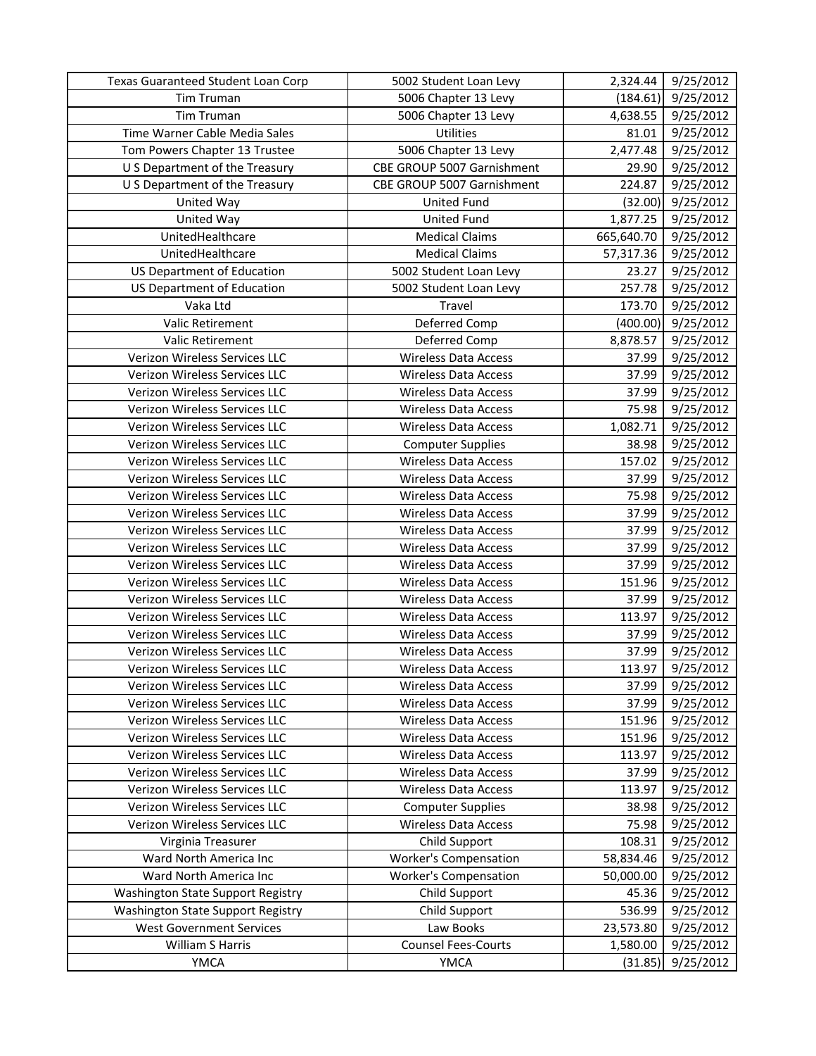| Texas Guaranteed Student Loan Corp | 5002 Student Loan Levy | 2,324.44 | 9/25/2012 |
|---|---|---|---|
| Tim Truman | 5006 Chapter 13 Levy | (184.61) | 9/25/2012 |
| Tim Truman | 5006 Chapter 13 Levy | 4,638.55 | 9/25/2012 |
| Time Warner Cable Media Sales | Utilities | 81.01 | 9/25/2012 |
| Tom Powers Chapter 13 Trustee | 5006 Chapter 13 Levy | 2,477.48 | 9/25/2012 |
| U S Department of the Treasury | CBE GROUP 5007 Garnishment | 29.90 | 9/25/2012 |
| U S Department of the Treasury | CBE GROUP 5007 Garnishment | 224.87 | 9/25/2012 |
| United Way | United Fund | (32.00) | 9/25/2012 |
| United Way | United Fund | 1,877.25 | 9/25/2012 |
| UnitedHealthcare | Medical Claims | 665,640.70 | 9/25/2012 |
| UnitedHealthcare | Medical Claims | 57,317.36 | 9/25/2012 |
| US Department of Education | 5002 Student Loan Levy | 23.27 | 9/25/2012 |
| US Department of Education | 5002 Student Loan Levy | 257.78 | 9/25/2012 |
| Vaka Ltd | Travel | 173.70 | 9/25/2012 |
| Valic Retirement | Deferred Comp | (400.00) | 9/25/2012 |
| Valic Retirement | Deferred Comp | 8,878.57 | 9/25/2012 |
| Verizon Wireless Services LLC | Wireless Data Access | 37.99 | 9/25/2012 |
| Verizon Wireless Services LLC | Wireless Data Access | 37.99 | 9/25/2012 |
| Verizon Wireless Services LLC | Wireless Data Access | 37.99 | 9/25/2012 |
| Verizon Wireless Services LLC | Wireless Data Access | 75.98 | 9/25/2012 |
| Verizon Wireless Services LLC | Wireless Data Access | 1,082.71 | 9/25/2012 |
| Verizon Wireless Services LLC | Computer Supplies | 38.98 | 9/25/2012 |
| Verizon Wireless Services LLC | Wireless Data Access | 157.02 | 9/25/2012 |
| Verizon Wireless Services LLC | Wireless Data Access | 37.99 | 9/25/2012 |
| Verizon Wireless Services LLC | Wireless Data Access | 75.98 | 9/25/2012 |
| Verizon Wireless Services LLC | Wireless Data Access | 37.99 | 9/25/2012 |
| Verizon Wireless Services LLC | Wireless Data Access | 37.99 | 9/25/2012 |
| Verizon Wireless Services LLC | Wireless Data Access | 37.99 | 9/25/2012 |
| Verizon Wireless Services LLC | Wireless Data Access | 37.99 | 9/25/2012 |
| Verizon Wireless Services LLC | Wireless Data Access | 151.96 | 9/25/2012 |
| Verizon Wireless Services LLC | Wireless Data Access | 37.99 | 9/25/2012 |
| Verizon Wireless Services LLC | Wireless Data Access | 113.97 | 9/25/2012 |
| Verizon Wireless Services LLC | Wireless Data Access | 37.99 | 9/25/2012 |
| Verizon Wireless Services LLC | Wireless Data Access | 37.99 | 9/25/2012 |
| Verizon Wireless Services LLC | Wireless Data Access | 113.97 | 9/25/2012 |
| Verizon Wireless Services LLC | Wireless Data Access | 37.99 | 9/25/2012 |
| Verizon Wireless Services LLC | Wireless Data Access | 37.99 | 9/25/2012 |
| Verizon Wireless Services LLC | Wireless Data Access | 151.96 | 9/25/2012 |
| Verizon Wireless Services LLC | Wireless Data Access | 151.96 | 9/25/2012 |
| Verizon Wireless Services LLC | Wireless Data Access | 113.97 | 9/25/2012 |
| Verizon Wireless Services LLC | Wireless Data Access | 37.99 | 9/25/2012 |
| Verizon Wireless Services LLC | Wireless Data Access | 113.97 | 9/25/2012 |
| Verizon Wireless Services LLC | Computer Supplies | 38.98 | 9/25/2012 |
| Verizon Wireless Services LLC | Wireless Data Access | 75.98 | 9/25/2012 |
| Virginia Treasurer | Child Support | 108.31 | 9/25/2012 |
| Ward North America Inc | Worker's Compensation | 58,834.46 | 9/25/2012 |
| Ward North America Inc | Worker's Compensation | 50,000.00 | 9/25/2012 |
| Washington State Support Registry | Child Support | 45.36 | 9/25/2012 |
| Washington State Support Registry | Child Support | 536.99 | 9/25/2012 |
| West Government Services | Law Books | 23,573.80 | 9/25/2012 |
| William S Harris | Counsel Fees-Courts | 1,580.00 | 9/25/2012 |
| YMCA | YMCA | (31.85) | 9/25/2012 |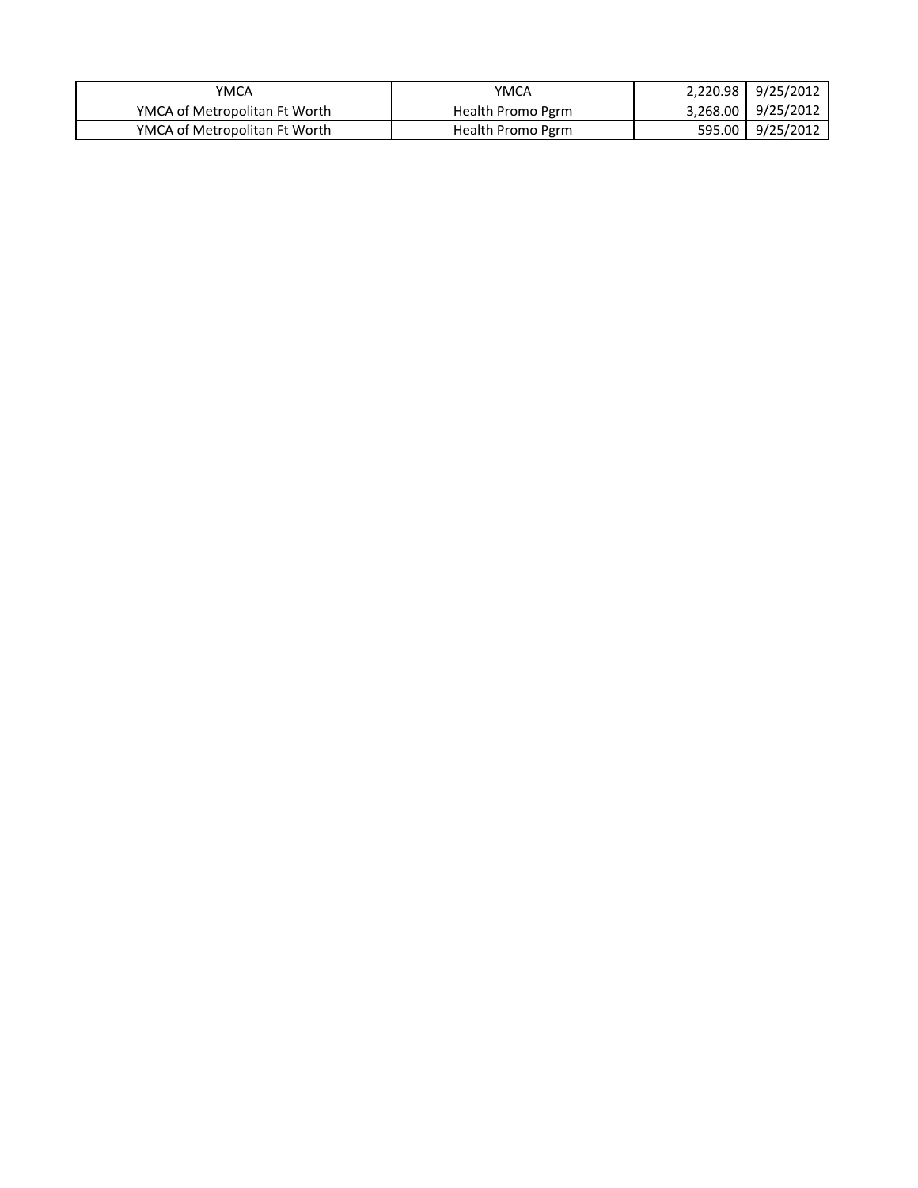| | | | |
|---|---|---|---|
| YMCA | YMCA | 2,220.98 | 9/25/2012 |
| YMCA of Metropolitan Ft Worth | Health Promo Pgrm | 3,268.00 | 9/25/2012 |
| YMCA of Metropolitan Ft Worth | Health Promo Pgrm | 595.00 | 9/25/2012 |